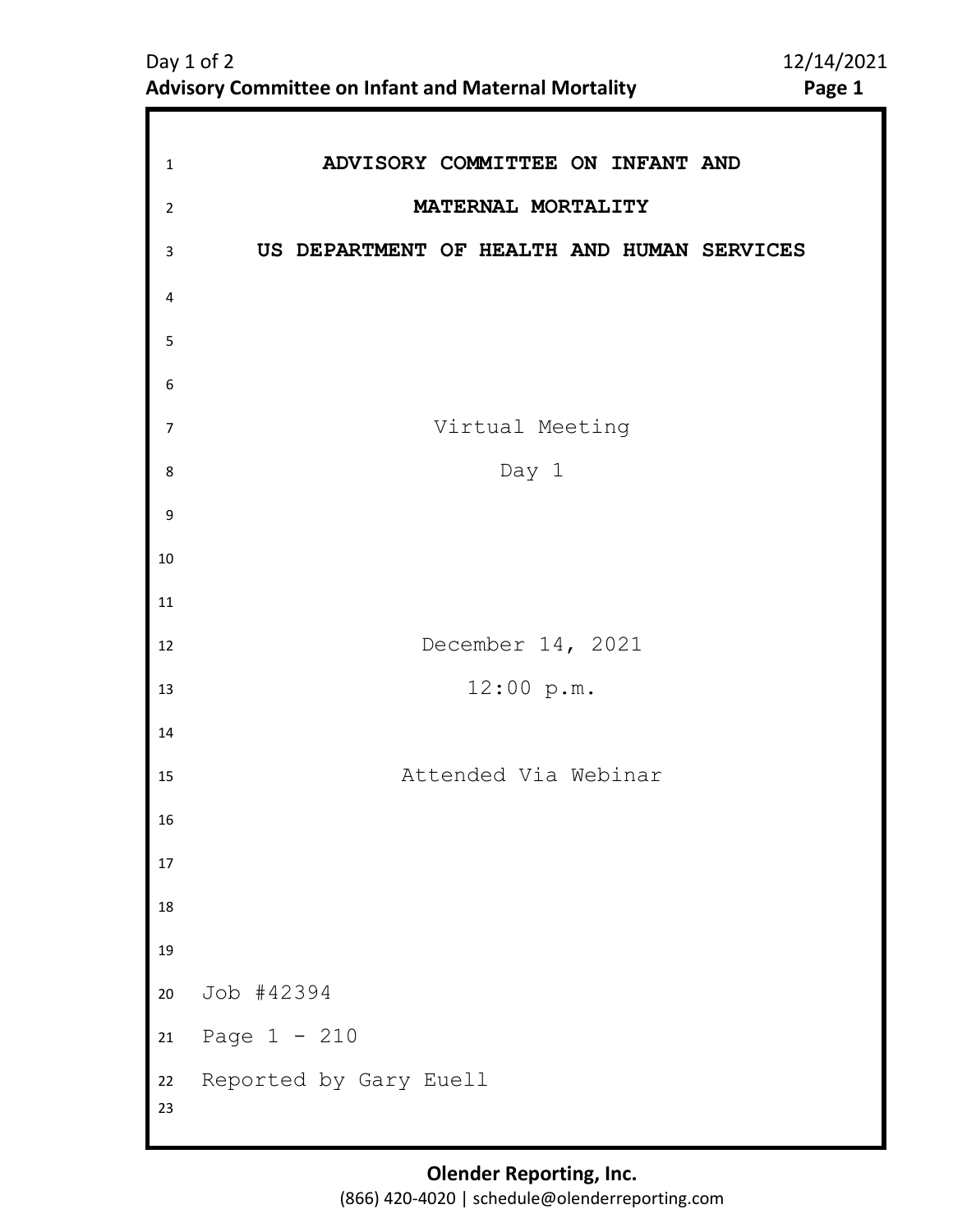# ADVISORY COMMITTEE ON INFANT AND MATERNAL MORTALITY

## US DEPARTMENT OF HEALTH AND HUMAN SERVICES

Virtual Meeting

Day 1

December 14, 2021

12:00 p.m.

Attended Via Webinar

Job #42394

Page 1 - 210

Reported by Gary Euell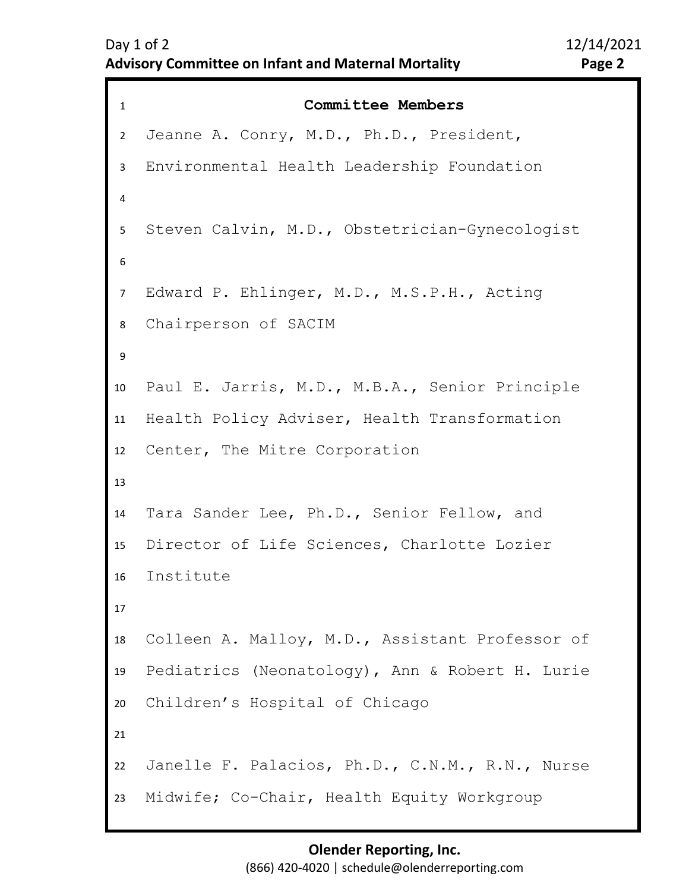## Committee Members

Jeanne A. Conry, M.D., Ph.D., President, Environmental Health Leadership Foundation

Steven Calvin, M.D., Obstetrician-Gynecologist

Edward P. Ehlinger, M.D., M.S.P.H., Acting Chairperson of SACIM

Paul E. Jarris, M.D., M.B.A., Senior Principle Health Policy Adviser, Health Transformation Center, The Mitre Corporation

Tara Sander Lee, Ph.D., Senior Fellow, and Director of Life Sciences, Charlotte Lozier Institute

Colleen A. Malloy, M.D., Assistant Professor of Pediatrics (Neonatology), Ann & Robert H. Lurie Children's Hospital of Chicago

Janelle F. Palacios, Ph.D., C.N.M., R.N., Nurse Midwife; Co-Chair, Health Equity Workgroup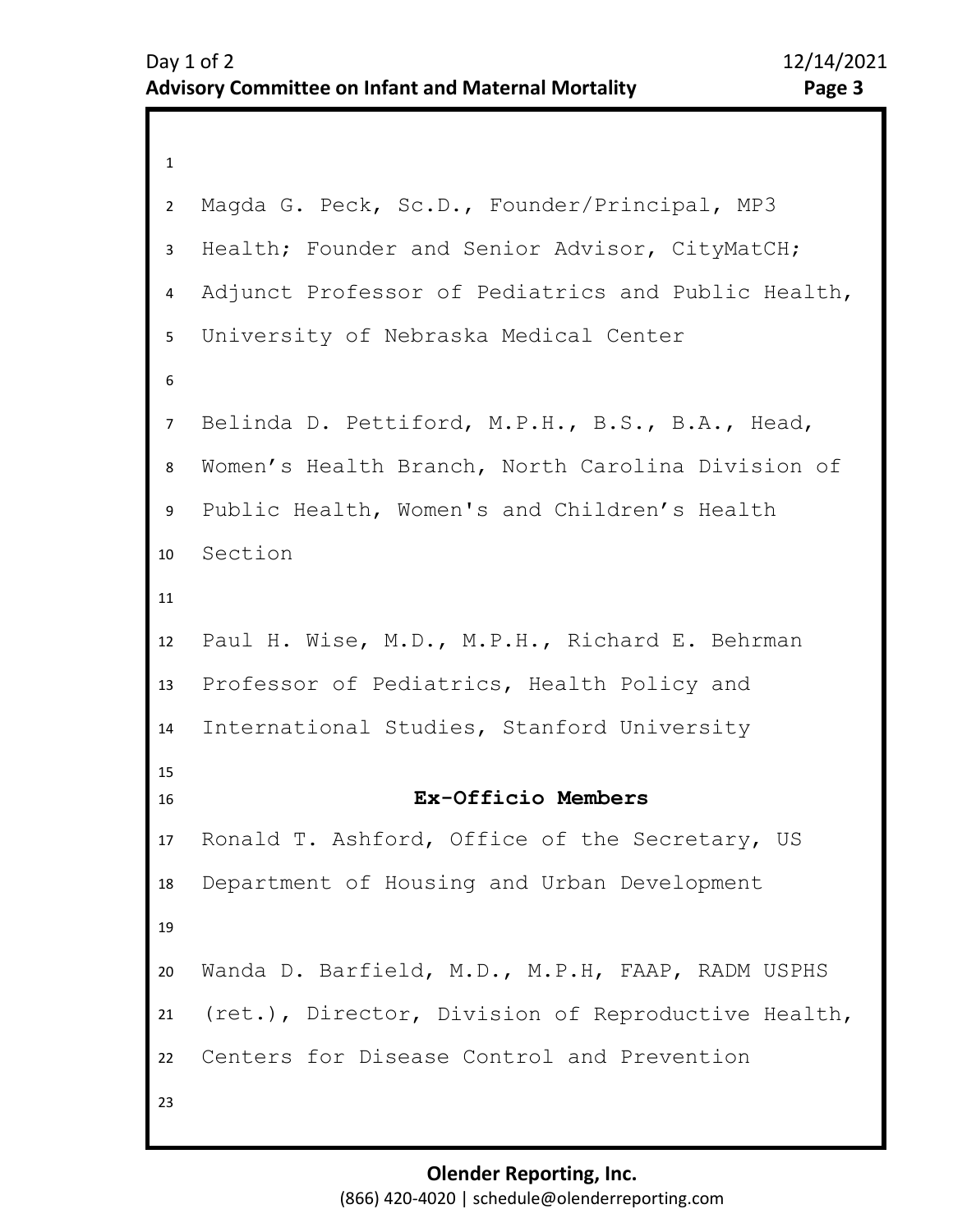Magda G. Peck, Sc.D., Founder/Principal, MP3 Health; Founder and Senior Advisor, CityMatCH; Adjunct Professor of Pediatrics and Public Health, University of Nebraska Medical Center

Belinda D. Pettiford, M.P.H., B.S., B.A., Head, Women's Health Branch, North Carolina Division of Public Health, Women's and Children's Health Section

Paul H. Wise, M.D., M.P.H., Richard E. Behrman Professor of Pediatrics, Health Policy and International Studies, Stanford University

**Ex-Officio Members**

Ronald T. Ashford, Office of the Secretary, US Department of Housing and Urban Development

Wanda D. Barfield, M.D., M.P.H, FAAP, RADM USPHS (ret.), Director, Division of Reproductive Health, Centers for Disease Control and Prevention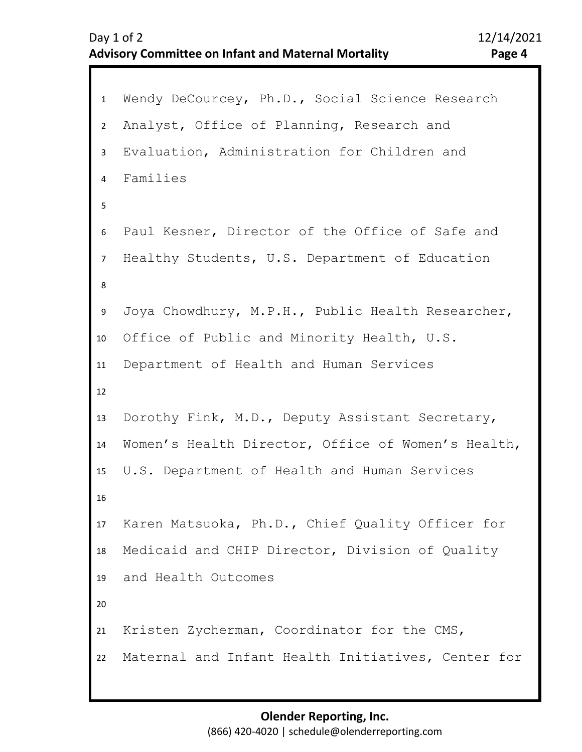Wendy DeCourcey, Ph.D., Social Science Research Analyst, Office of Planning, Research and Evaluation, Administration for Children and Families

Paul Kesner, Director of the Office of Safe and Healthy Students, U.S. Department of Education

Joya Chowdhury, M.P.H., Public Health Researcher, Office of Public and Minority Health, U.S. Department of Health and Human Services

Dorothy Fink, M.D., Deputy Assistant Secretary, Women's Health Director, Office of Women's Health, U.S. Department of Health and Human Services

Karen Matsuoka, Ph.D., Chief Quality Officer for Medicaid and CHIP Director, Division of Quality and Health Outcomes

Kristen Zycherman, Coordinator for the CMS, Maternal and Infant Health Initiatives, Center for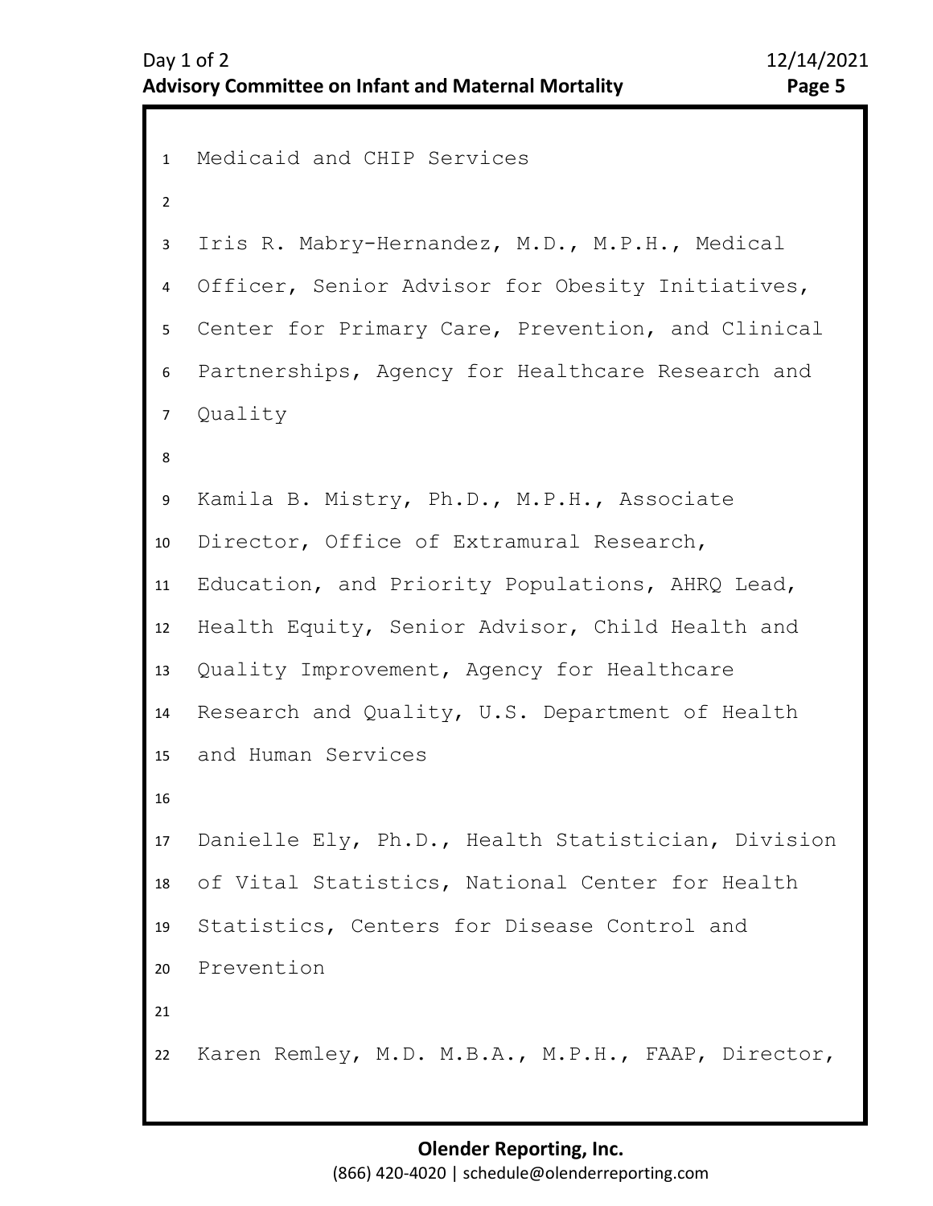Medicaid and CHIP Services

Iris R. Mabry-Hernandez, M.D., M.P.H., Medical Officer, Senior Advisor for Obesity Initiatives, Center for Primary Care, Prevention, and Clinical Partnerships, Agency for Healthcare Research and Quality

Kamila B. Mistry, Ph.D., M.P.H., Associate Director, Office of Extramural Research, Education, and Priority Populations, AHRQ Lead, Health Equity, Senior Advisor, Child Health and Quality Improvement, Agency for Healthcare Research and Quality, U.S. Department of Health and Human Services

Danielle Ely, Ph.D., Health Statistician, Division of Vital Statistics, National Center for Health Statistics, Centers for Disease Control and Prevention

Karen Remley, M.D. M.B.A., M.P.H., FAAP, Director,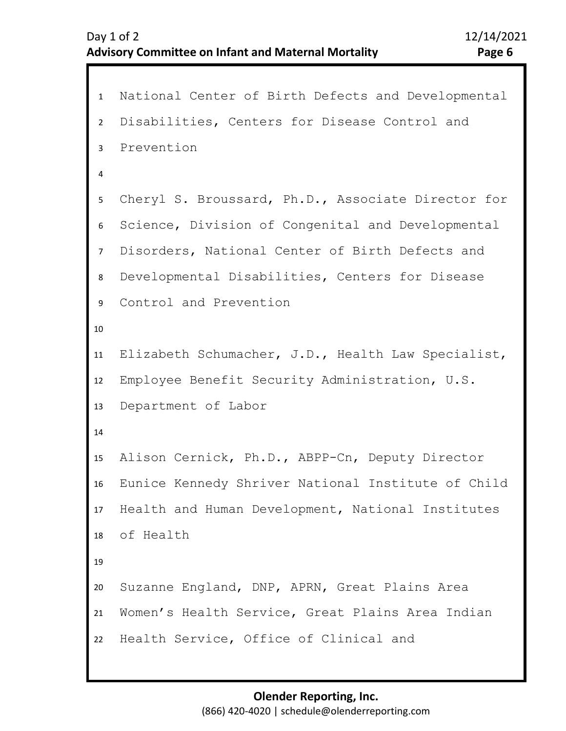National Center of Birth Defects and Developmental Disabilities, Centers for Disease Control and Prevention

Cheryl S. Broussard, Ph.D., Associate Director for Science, Division of Congenital and Developmental Disorders, National Center of Birth Defects and Developmental Disabilities, Centers for Disease Control and Prevention

Elizabeth Schumacher, J.D., Health Law Specialist, Employee Benefit Security Administration, U.S. Department of Labor

Alison Cernick, Ph.D., ABPP-Cn, Deputy Director Eunice Kennedy Shriver National Institute of Child Health and Human Development, National Institutes of Health

Suzanne England, DNP, APRN, Great Plains Area Women's Health Service, Great Plains Area Indian Health Service, Office of Clinical and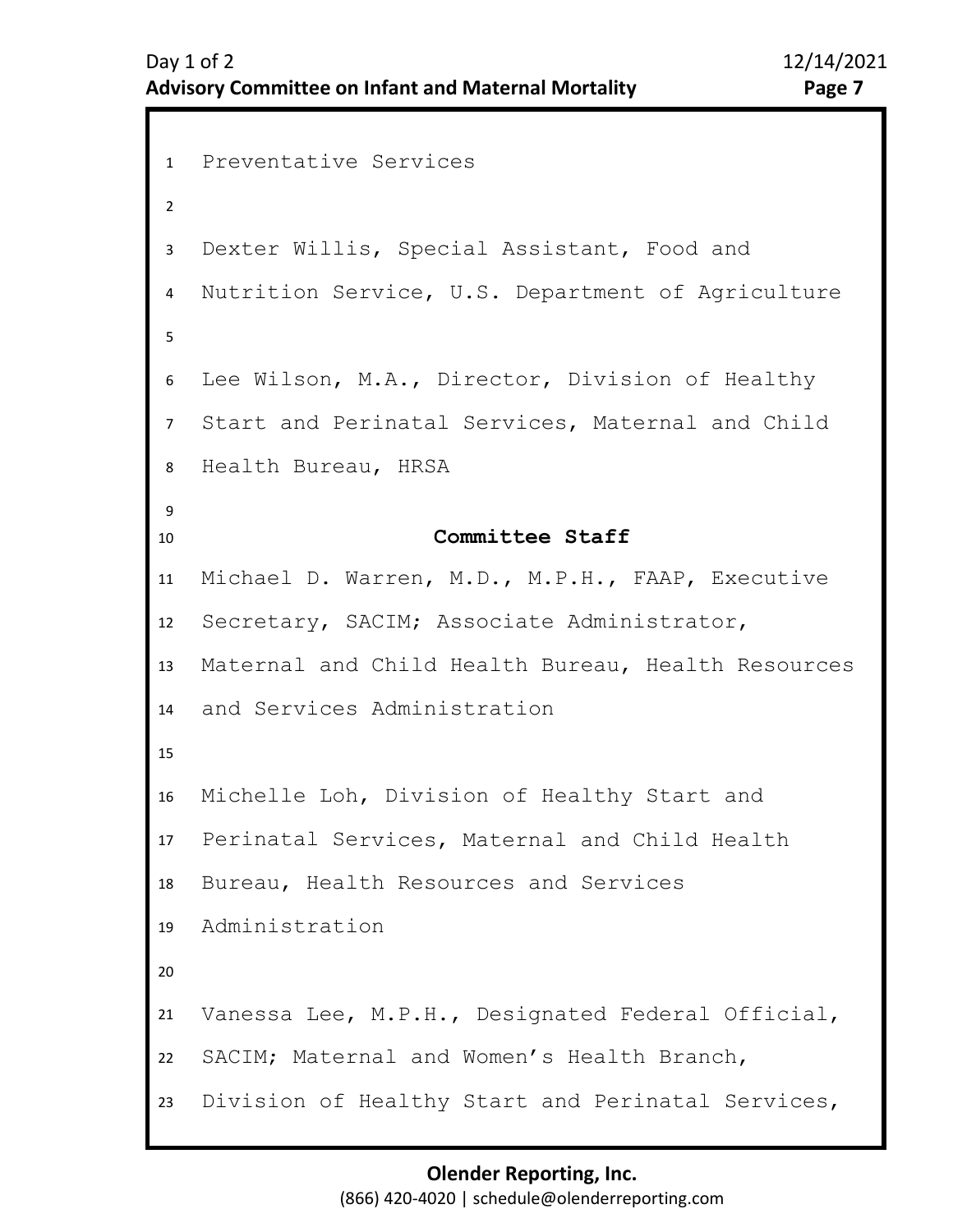Preventative Services

Dexter Willis, Special Assistant, Food and Nutrition Service, U.S. Department of Agriculture

Lee Wilson, M.A., Director, Division of Healthy Start and Perinatal Services, Maternal and Child Health Bureau, HRSA

## Committee Staff

Michael D. Warren, M.D., M.P.H., FAAP, Executive Secretary, SACIM; Associate Administrator, Maternal and Child Health Bureau, Health Resources and Services Administration

Michelle Loh, Division of Healthy Start and Perinatal Services, Maternal and Child Health Bureau, Health Resources and Services Administration

Vanessa Lee, M.P.H., Designated Federal Official, SACIM; Maternal and Women's Health Branch, Division of Healthy Start and Perinatal Services,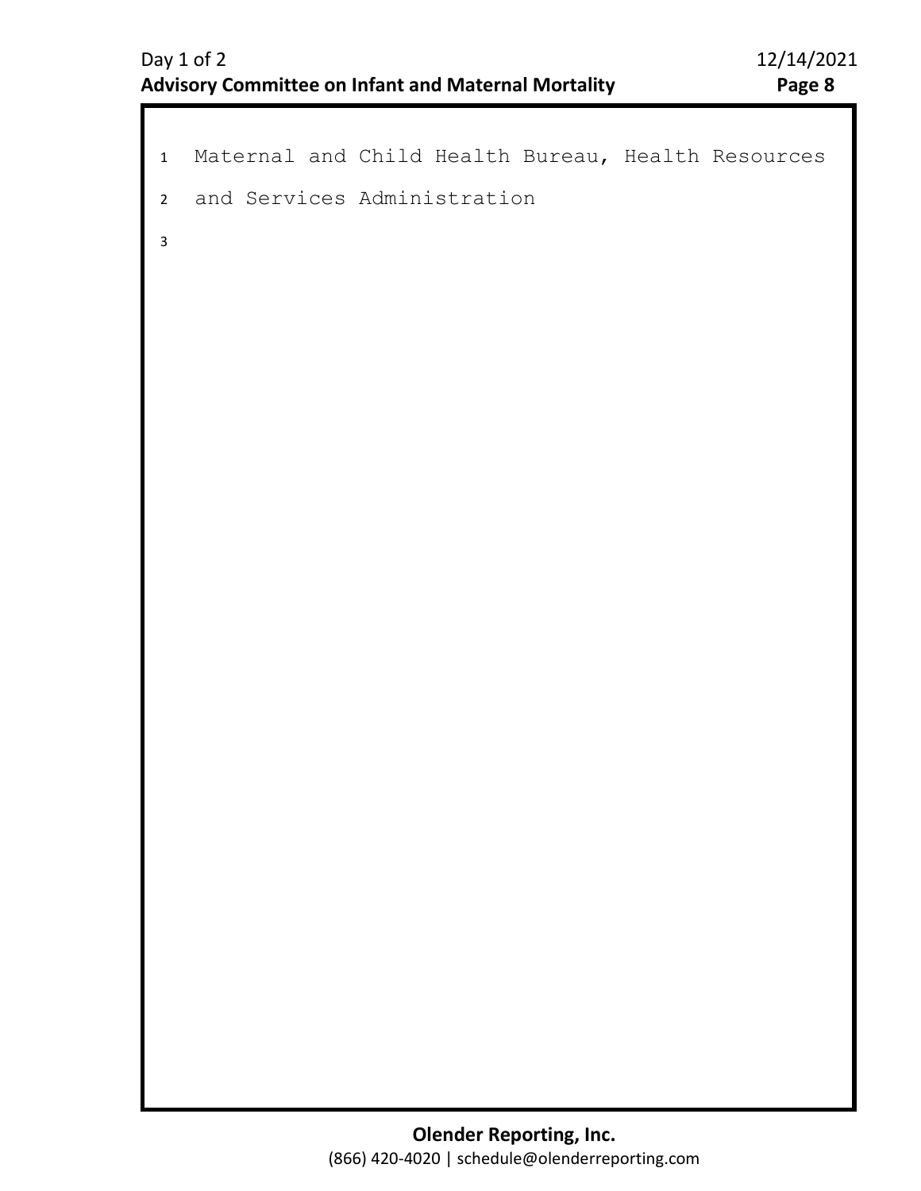Maternal and Child Health Bureau, Health Resources and Services Administration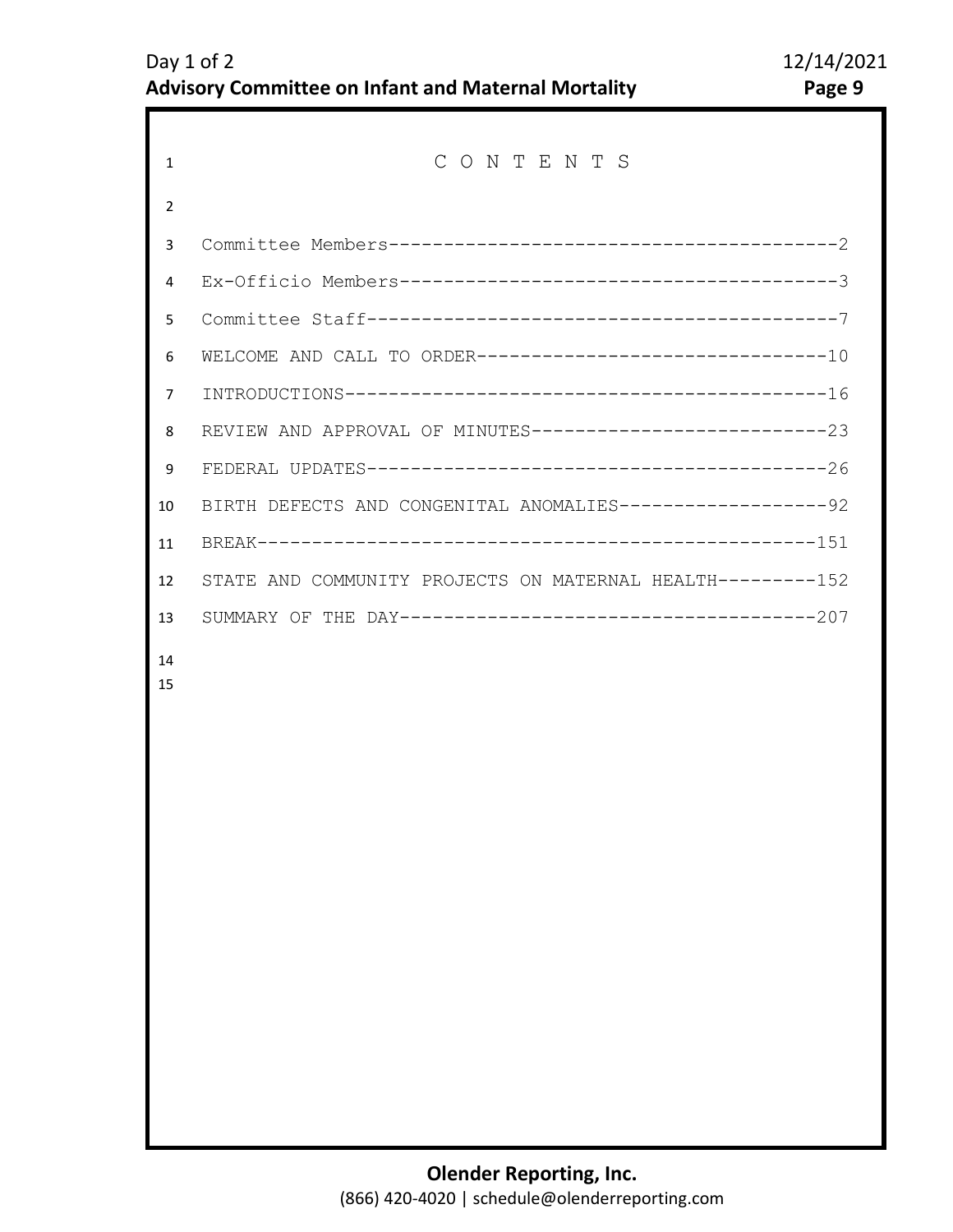# C O N T E N T S

| Section | Page |
|---|---|
| Committee Members | 2 |
| Ex-Officio Members | 3 |
| Committee Staff | 7 |
| WELCOME AND CALL TO ORDER | 10 |
| INTRODUCTIONS | 16 |
| REVIEW AND APPROVAL OF MINUTES | 23 |
| FEDERAL UPDATES | 26 |
| BIRTH DEFECTS AND CONGENITAL ANOMALIES | 92 |
| BREAK | 151 |
| STATE AND COMMUNITY PROJECTS ON MATERNAL HEALTH | 152 |
| SUMMARY OF THE DAY | 207 |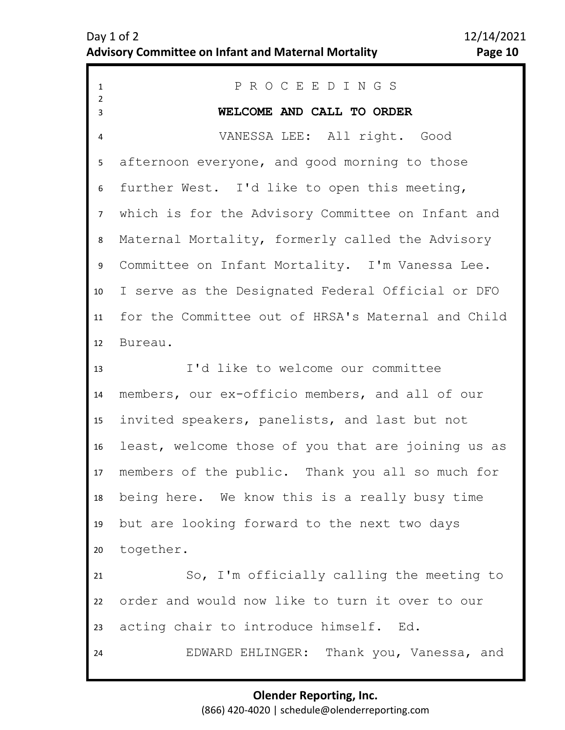P R O C E E D I N G S

## WELCOME AND CALL TO ORDER

VANESSA LEE: All right. Good afternoon everyone, and good morning to those further West. I'd like to open this meeting, which is for the Advisory Committee on Infant and Maternal Mortality, formerly called the Advisory Committee on Infant Mortality. I'm Vanessa Lee. I serve as the Designated Federal Official or DFO for the Committee out of HRSA's Maternal and Child Bureau.

I'd like to welcome our committee members, our ex-officio members, and all of our invited speakers, panelists, and last but not least, welcome those of you that are joining us as members of the public. Thank you all so much for being here. We know this is a really busy time but are looking forward to the next two days together.

So, I'm officially calling the meeting to order and would now like to turn it over to our acting chair to introduce himself. Ed.

EDWARD EHLINGER: Thank you, Vanessa, and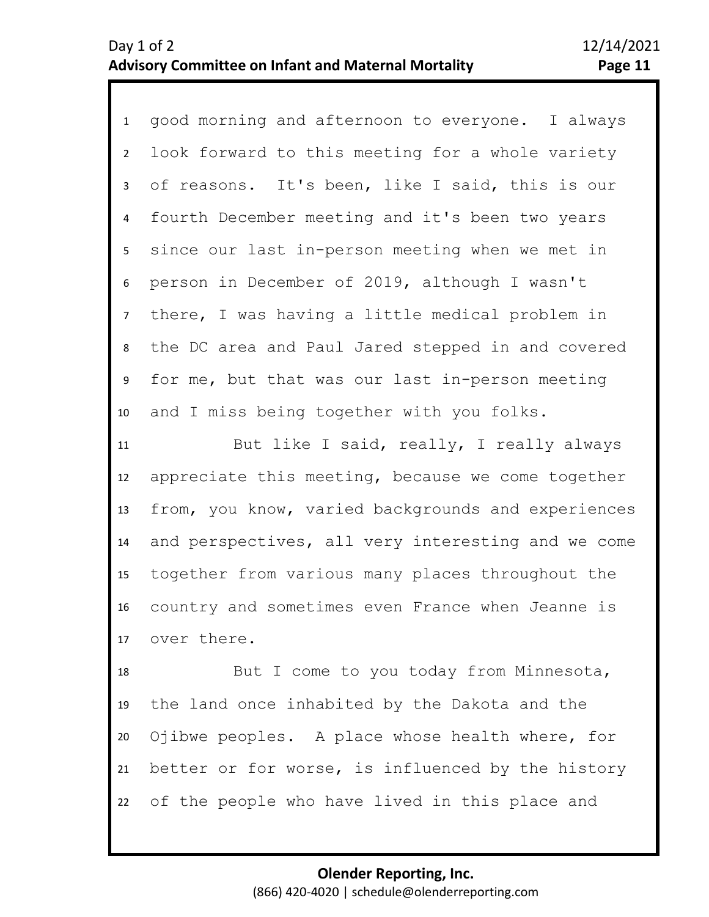good morning and afternoon to everyone. I always look forward to this meeting for a whole variety of reasons. It's been, like I said, this is our fourth December meeting and it's been two years since our last in-person meeting when we met in person in December of 2019, although I wasn't there, I was having a little medical problem in the DC area and Paul Jared stepped in and covered for me, but that was our last in-person meeting and I miss being together with you folks.

But like I said, really, I really always appreciate this meeting, because we come together from, you know, varied backgrounds and experiences and perspectives, all very interesting and we come together from various many places throughout the country and sometimes even France when Jeanne is over there.

But I come to you today from Minnesota, the land once inhabited by the Dakota and the Ojibwe peoples. A place whose health where, for better or for worse, is influenced by the history of the people who have lived in this place and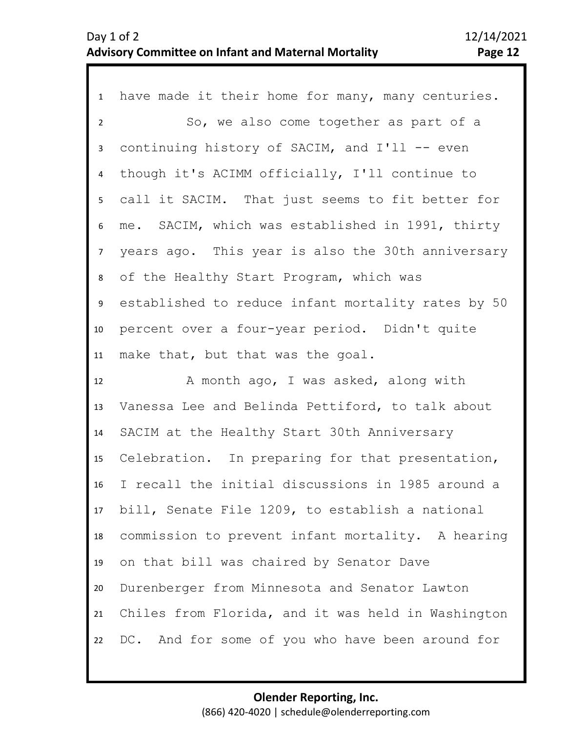have made it their home for many, many centuries.

So, we also come together as part of a continuing history of SACIM, and I'll -- even though it's ACIMM officially, I'll continue to call it SACIM. That just seems to fit better for me. SACIM, which was established in 1991, thirty years ago. This year is also the 30th anniversary of the Healthy Start Program, which was established to reduce infant mortality rates by 50 percent over a four-year period. Didn't quite make that, but that was the goal.

A month ago, I was asked, along with Vanessa Lee and Belinda Pettiford, to talk about SACIM at the Healthy Start 30th Anniversary Celebration. In preparing for that presentation, I recall the initial discussions in 1985 around a bill, Senate File 1209, to establish a national commission to prevent infant mortality. A hearing on that bill was chaired by Senator Dave Durenberger from Minnesota and Senator Lawton Chiles from Florida, and it was held in Washington DC. And for some of you who have been around for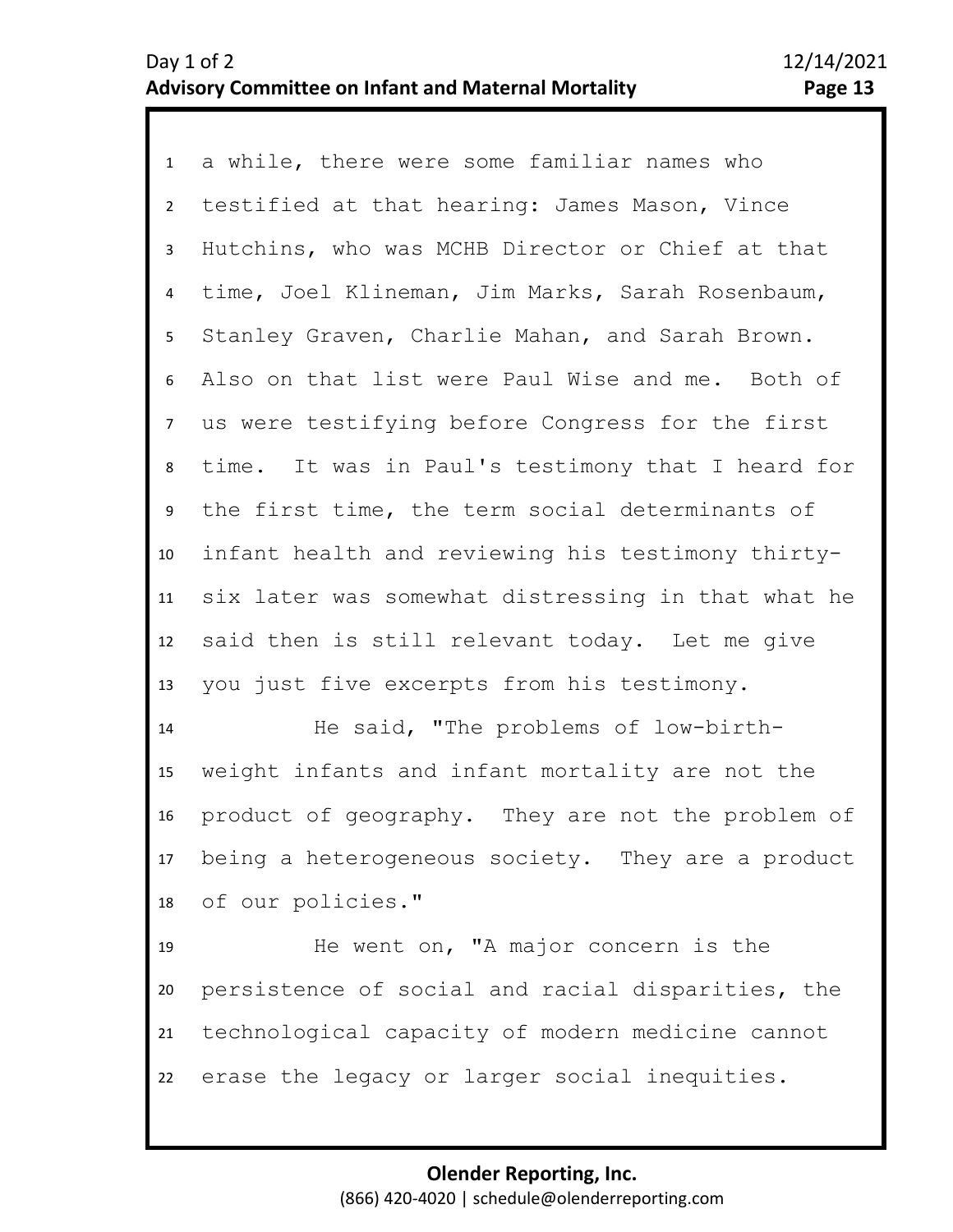a while, there were some familiar names who testified at that hearing: James Mason, Vince Hutchins, who was MCHB Director or Chief at that time, Joel Klineman, Jim Marks, Sarah Rosenbaum, Stanley Graven, Charlie Mahan, and Sarah Brown. Also on that list were Paul Wise and me. Both of us were testifying before Congress for the first time. It was in Paul's testimony that I heard for the first time, the term social determinants of infant health and reviewing his testimony thirty-six later was somewhat distressing in that what he said then is still relevant today. Let me give you just five excerpts from his testimony.

He said, "The problems of low-birth-weight infants and infant mortality are not the product of geography. They are not the problem of being a heterogeneous society. They are a product of our policies."

He went on, "A major concern is the persistence of social and racial disparities, the technological capacity of modern medicine cannot erase the legacy or larger social inequities.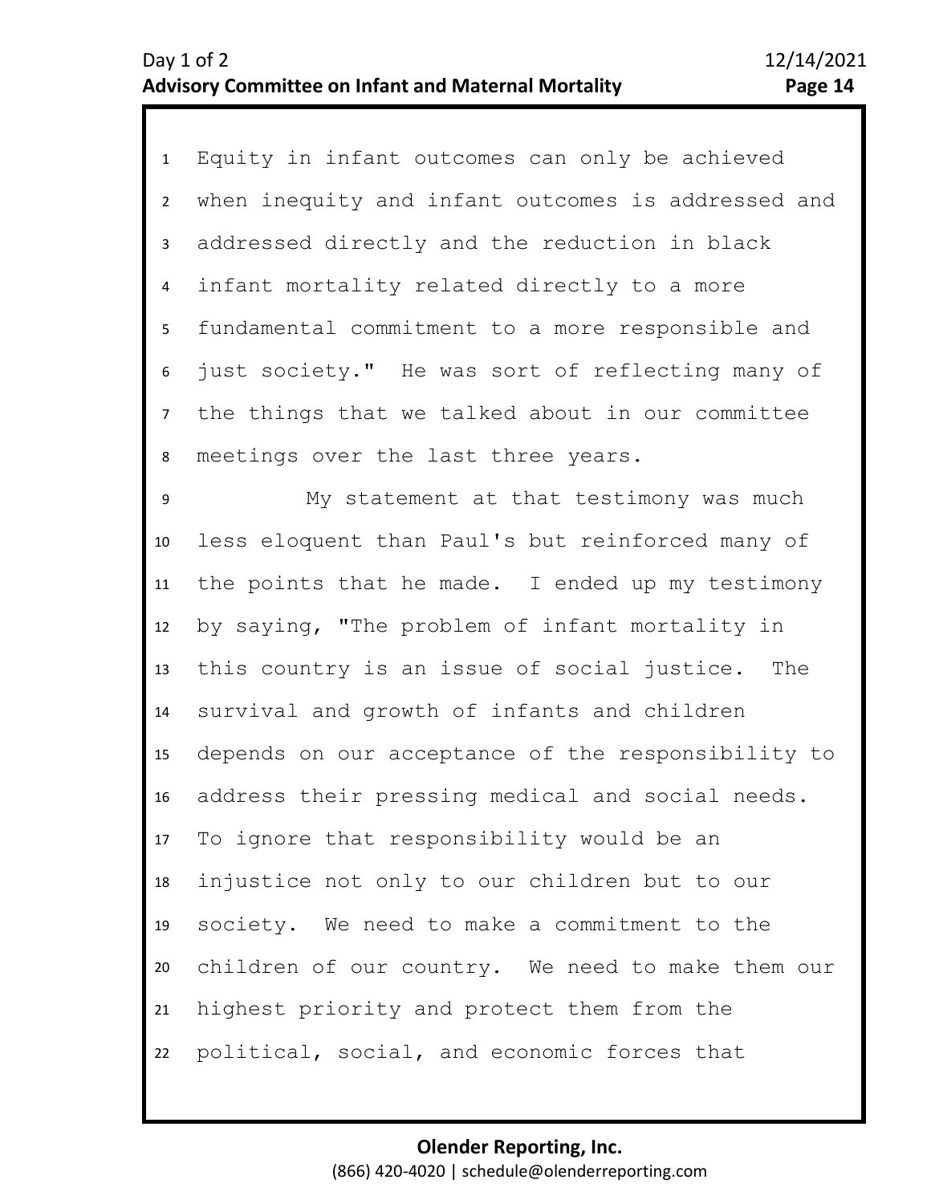Equity in infant outcomes can only be achieved when inequity and infant outcomes is addressed and addressed directly and the reduction in black infant mortality related directly to a more fundamental commitment to a more responsible and just society." He was sort of reflecting many of the things that we talked about in our committee meetings over the last three years.

My statement at that testimony was much less eloquent than Paul's but reinforced many of the points that he made. I ended up my testimony by saying, "The problem of infant mortality in this country is an issue of social justice. The survival and growth of infants and children depends on our acceptance of the responsibility to address their pressing medical and social needs. To ignore that responsibility would be an injustice not only to our children but to our society. We need to make a commitment to the children of our country. We need to make them our highest priority and protect them from the political, social, and economic forces that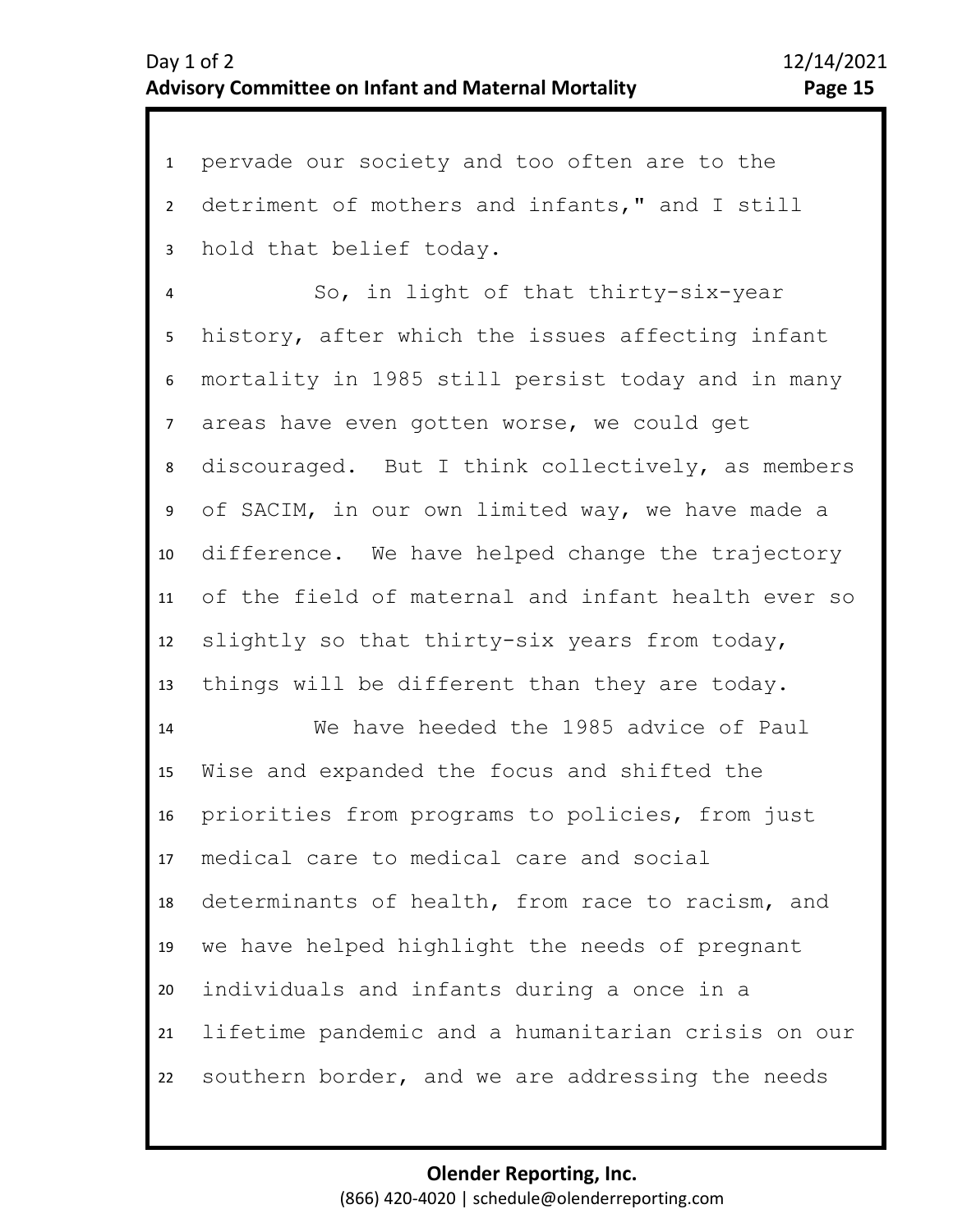pervade our society and too often are to the detriment of mothers and infants," and I still hold that belief today.

So, in light of that thirty-six-year history, after which the issues affecting infant mortality in 1985 still persist today and in many areas have even gotten worse, we could get discouraged. But I think collectively, as members of SACIM, in our own limited way, we have made a difference. We have helped change the trajectory of the field of maternal and infant health ever so slightly so that thirty-six years from today, things will be different than they are today.

We have heeded the 1985 advice of Paul Wise and expanded the focus and shifted the priorities from programs to policies, from just medical care to medical care and social determinants of health, from race to racism, and we have helped highlight the needs of pregnant individuals and infants during a once in a lifetime pandemic and a humanitarian crisis on our southern border, and we are addressing the needs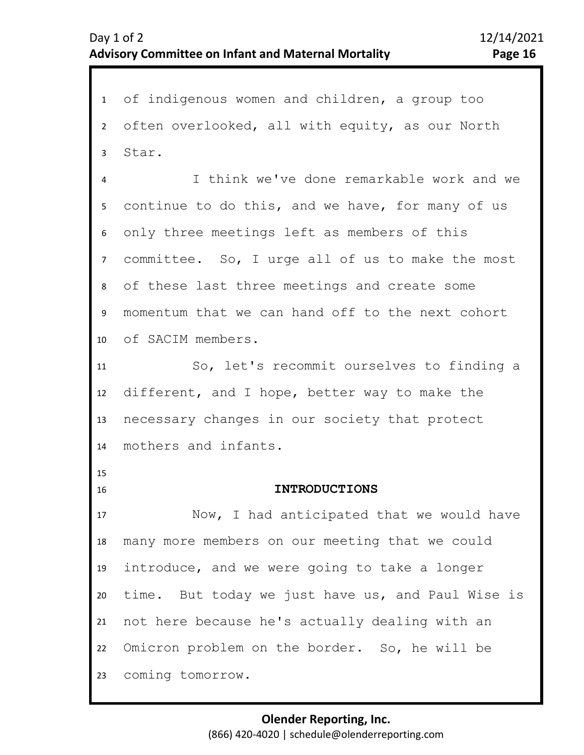of indigenous women and children, a group too often overlooked, all with equity, as our North Star.

I think we've done remarkable work and we continue to do this, and we have, for many of us only three meetings left as members of this committee. So, I urge all of us to make the most of these last three meetings and create some momentum that we can hand off to the next cohort of SACIM members.

So, let's recommit ourselves to finding a different, and I hope, better way to make the necessary changes in our society that protect mothers and infants.

## INTRODUCTIONS

Now, I had anticipated that we would have many more members on our meeting that we could introduce, and we were going to take a longer time. But today we just have us, and Paul Wise is not here because he's actually dealing with an Omicron problem on the border. So, he will be coming tomorrow.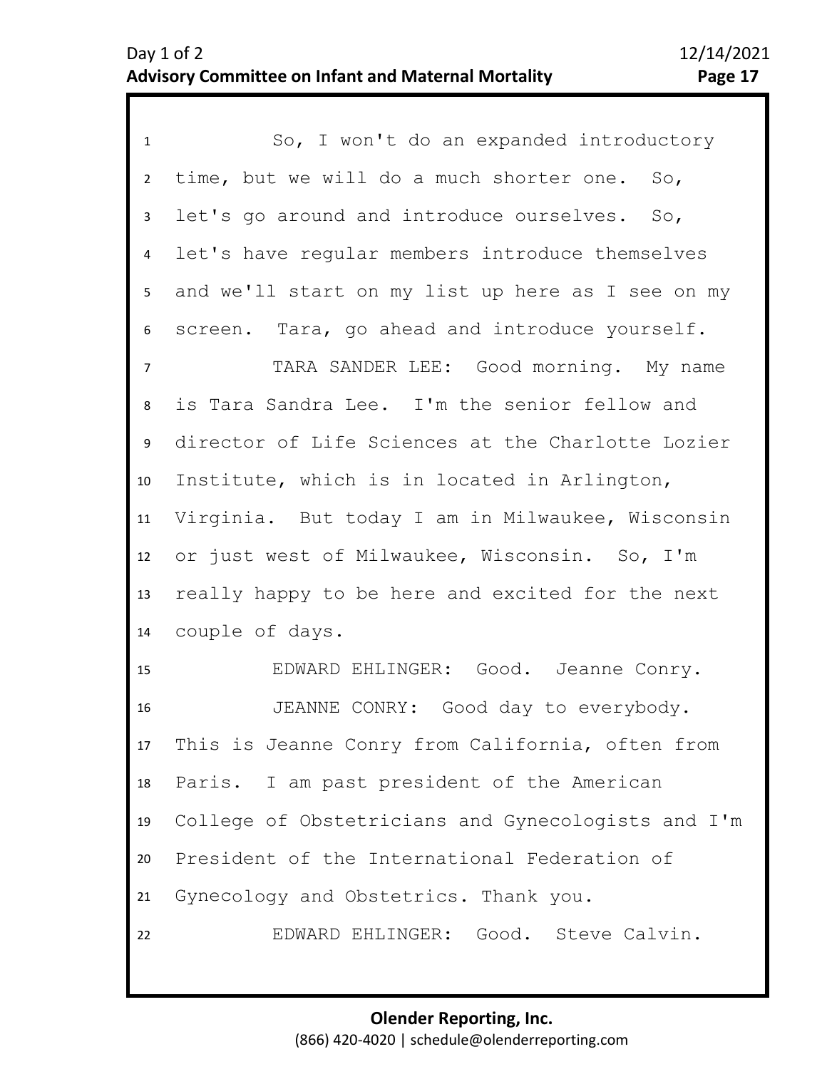So, I won't do an expanded introductory time, but we will do a much shorter one. So, let's go around and introduce ourselves. So, let's have regular members introduce themselves and we'll start on my list up here as I see on my screen. Tara, go ahead and introduce yourself.

TARA SANDER LEE: Good morning. My name is Tara Sandra Lee. I'm the senior fellow and director of Life Sciences at the Charlotte Lozier Institute, which is in located in Arlington, Virginia. But today I am in Milwaukee, Wisconsin or just west of Milwaukee, Wisconsin. So, I'm really happy to be here and excited for the next couple of days.

EDWARD EHLINGER: Good. Jeanne Conry.

JEANNE CONRY: Good day to everybody. This is Jeanne Conry from California, often from Paris. I am past president of the American College of Obstetricians and Gynecologists and I'm President of the International Federation of Gynecology and Obstetrics. Thank you.

EDWARD EHLINGER: Good. Steve Calvin.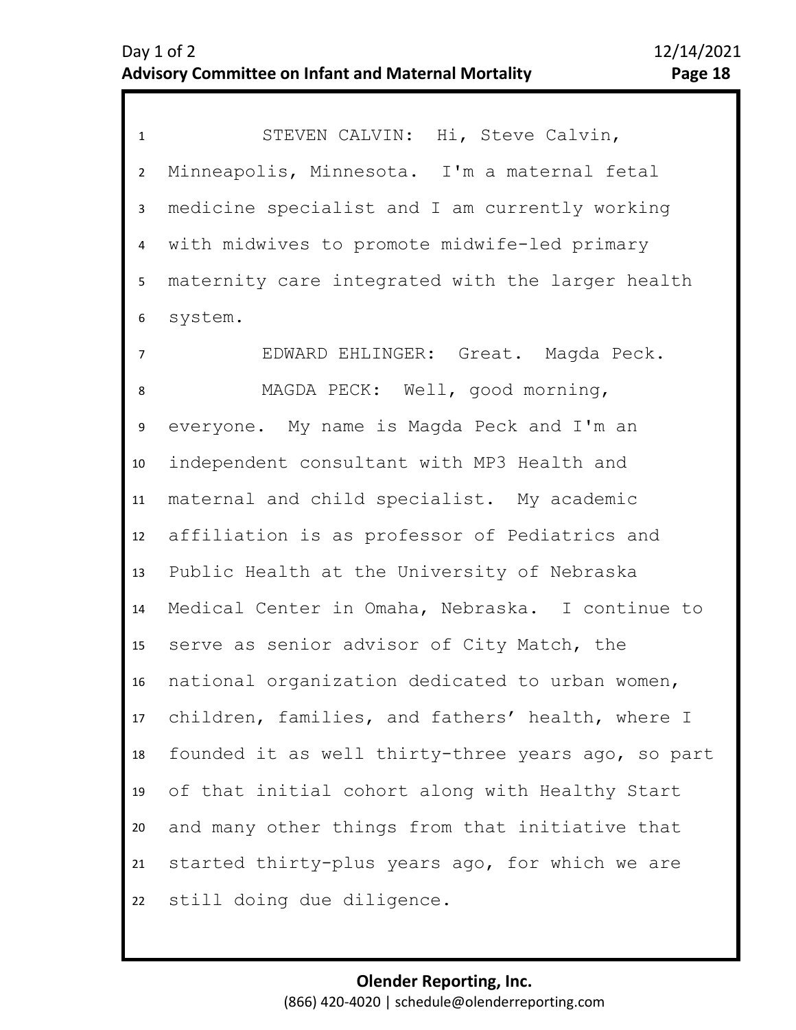STEVEN CALVIN: Hi, Steve Calvin, Minneapolis, Minnesota. I'm a maternal fetal medicine specialist and I am currently working with midwives to promote midwife-led primary maternity care integrated with the larger health system.

EDWARD EHLINGER: Great. Magda Peck.

MAGDA PECK: Well, good morning, everyone. My name is Magda Peck and I'm an independent consultant with MP3 Health and maternal and child specialist. My academic affiliation is as professor of Pediatrics and Public Health at the University of Nebraska Medical Center in Omaha, Nebraska. I continue to serve as senior advisor of City Match, the national organization dedicated to urban women, children, families, and fathers' health, where I founded it as well thirty-three years ago, so part of that initial cohort along with Healthy Start and many other things from that initiative that started thirty-plus years ago, for which we are still doing due diligence.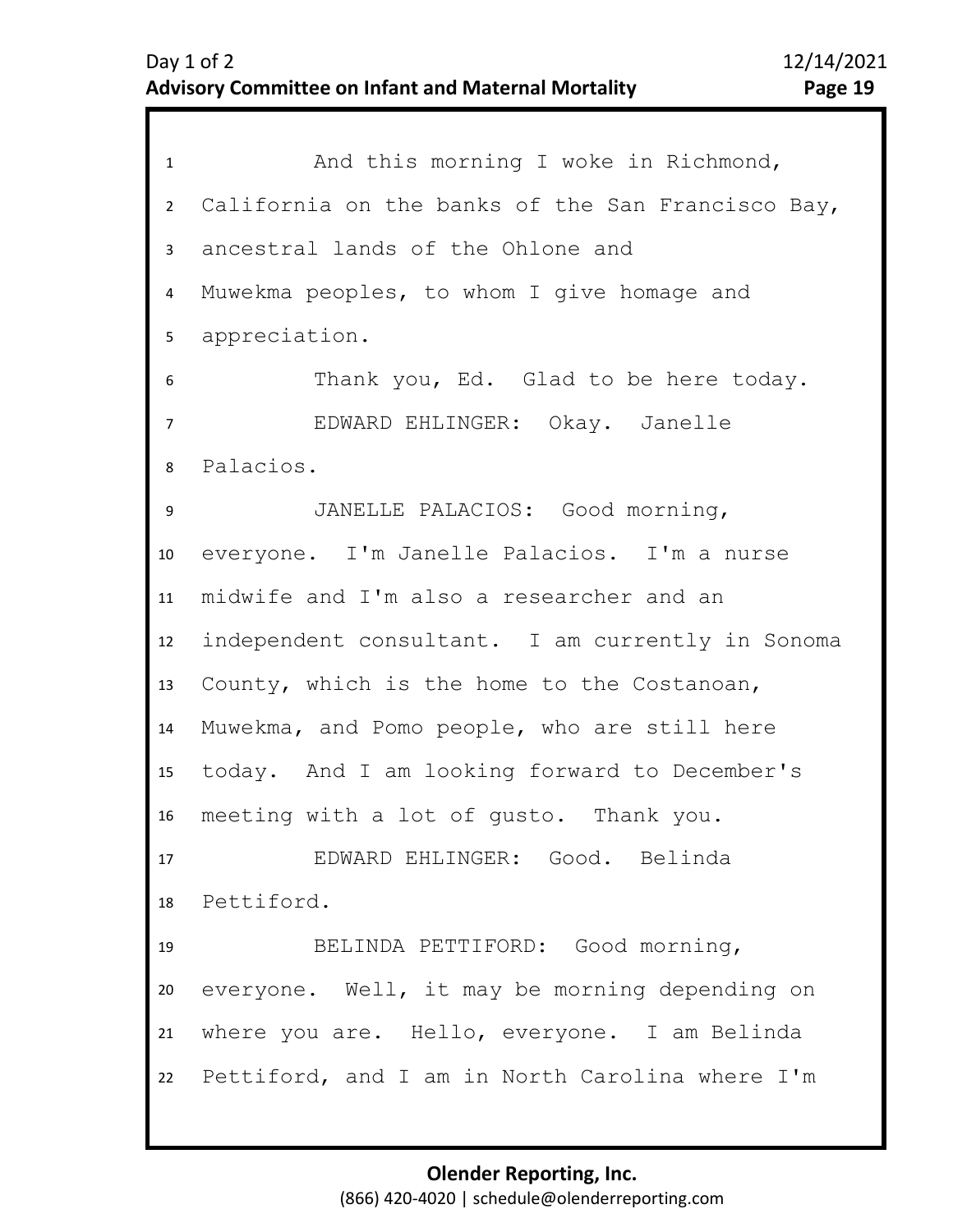And this morning I woke in Richmond, California on the banks of the San Francisco Bay, ancestral lands of the Ohlone and Muwekma peoples, to whom I give homage and appreciation.

Thank you, Ed. Glad to be here today.

EDWARD EHLINGER: Okay. Janelle Palacios.

JANELLE PALACIOS: Good morning, everyone. I'm Janelle Palacios. I'm a nurse midwife and I'm also a researcher and an independent consultant. I am currently in Sonoma County, which is the home to the Costanoan, Muwekma, and Pomo people, who are still here today. And I am looking forward to December's meeting with a lot of gusto. Thank you.

EDWARD EHLINGER: Good. Belinda Pettiford.

BELINDA PETTIFORD: Good morning, everyone. Well, it may be morning depending on where you are. Hello, everyone. I am Belinda Pettiford, and I am in North Carolina where I'm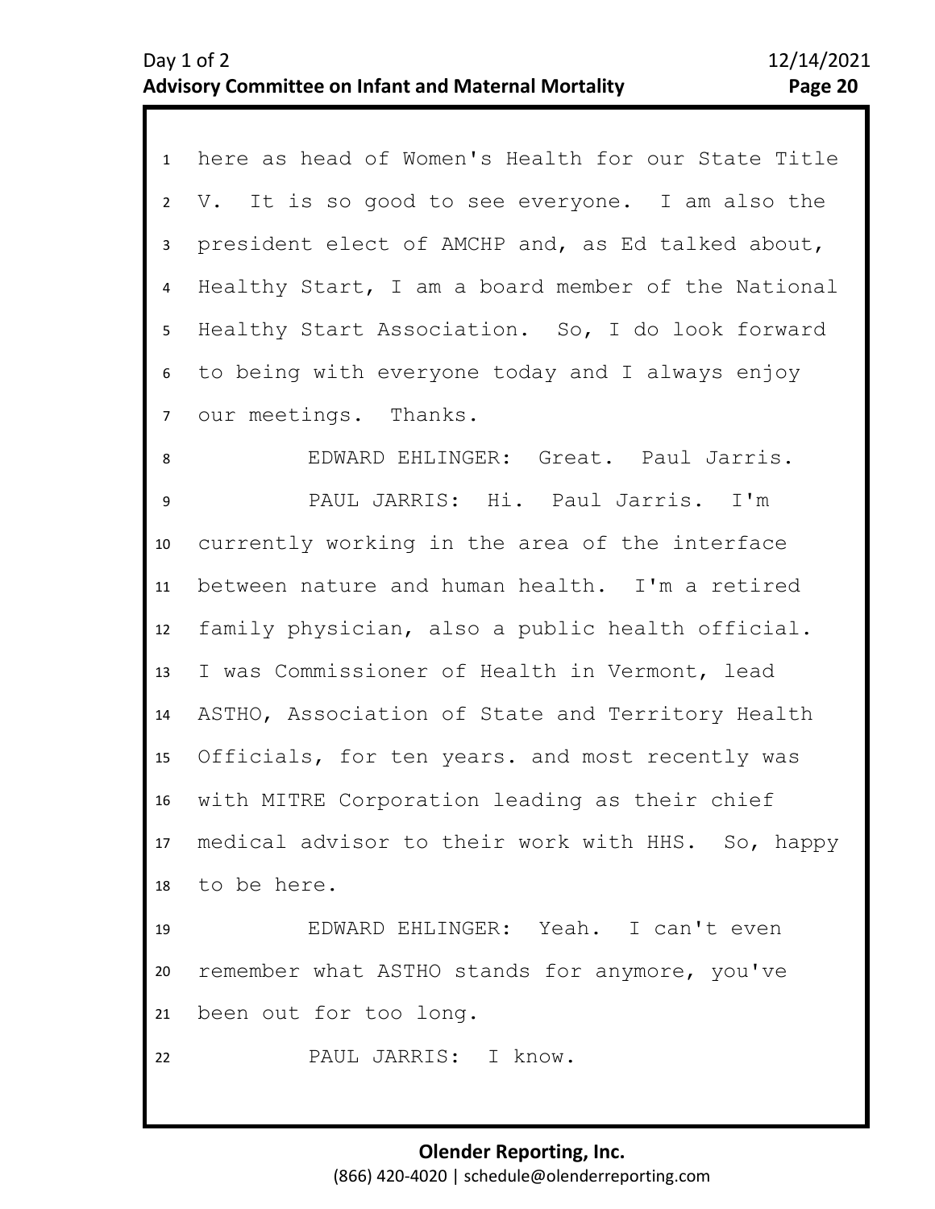here as head of Women's Health for our State Title V. It is so good to see everyone. I am also the president elect of AMCHP and, as Ed talked about, Healthy Start, I am a board member of the National Healthy Start Association. So, I do look forward to being with everyone today and I always enjoy our meetings. Thanks.

EDWARD EHLINGER: Great. Paul Jarris.

PAUL JARRIS: Hi. Paul Jarris. I'm currently working in the area of the interface between nature and human health. I'm a retired family physician, also a public health official. I was Commissioner of Health in Vermont, lead ASTHO, Association of State and Territory Health Officials, for ten years. and most recently was with MITRE Corporation leading as their chief medical advisor to their work with HHS. So, happy to be here.

EDWARD EHLINGER: Yeah. I can't even remember what ASTHO stands for anymore, you've been out for too long.

PAUL JARRIS: I know.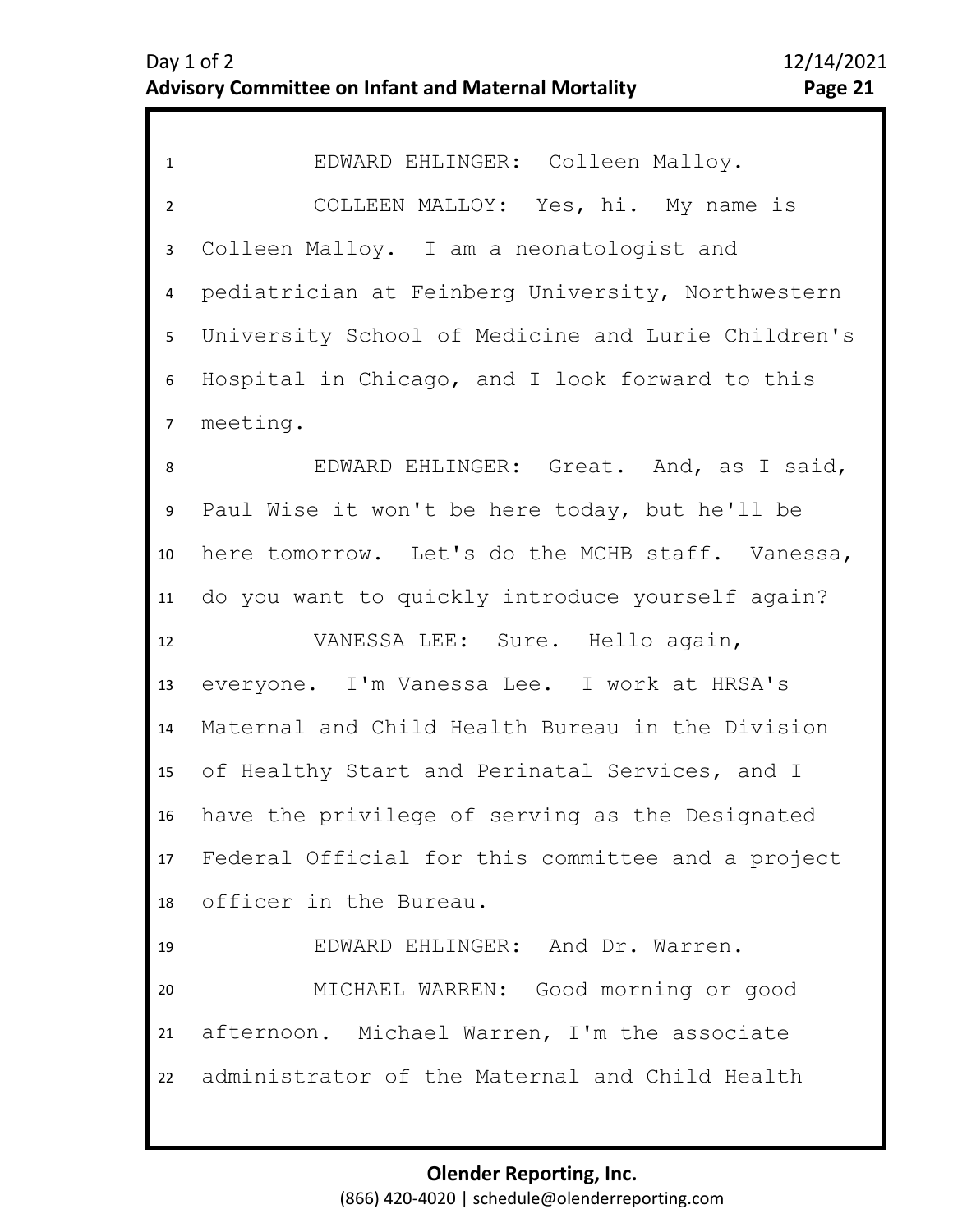EDWARD EHLINGER: Colleen Malloy.

COLLEEN MALLOY: Yes, hi. My name is Colleen Malloy. I am a neonatologist and pediatrician at Feinberg University, Northwestern University School of Medicine and Lurie Children's Hospital in Chicago, and I look forward to this meeting.

EDWARD EHLINGER: Great. And, as I said, Paul Wise it won't be here today, but he'll be here tomorrow. Let's do the MCHB staff. Vanessa, do you want to quickly introduce yourself again?

VANESSA LEE: Sure. Hello again, everyone. I'm Vanessa Lee. I work at HRSA's Maternal and Child Health Bureau in the Division of Healthy Start and Perinatal Services, and I have the privilege of serving as the Designated Federal Official for this committee and a project officer in the Bureau.

EDWARD EHLINGER: And Dr. Warren.

MICHAEL WARREN: Good morning or good afternoon. Michael Warren, I'm the associate administrator of the Maternal and Child Health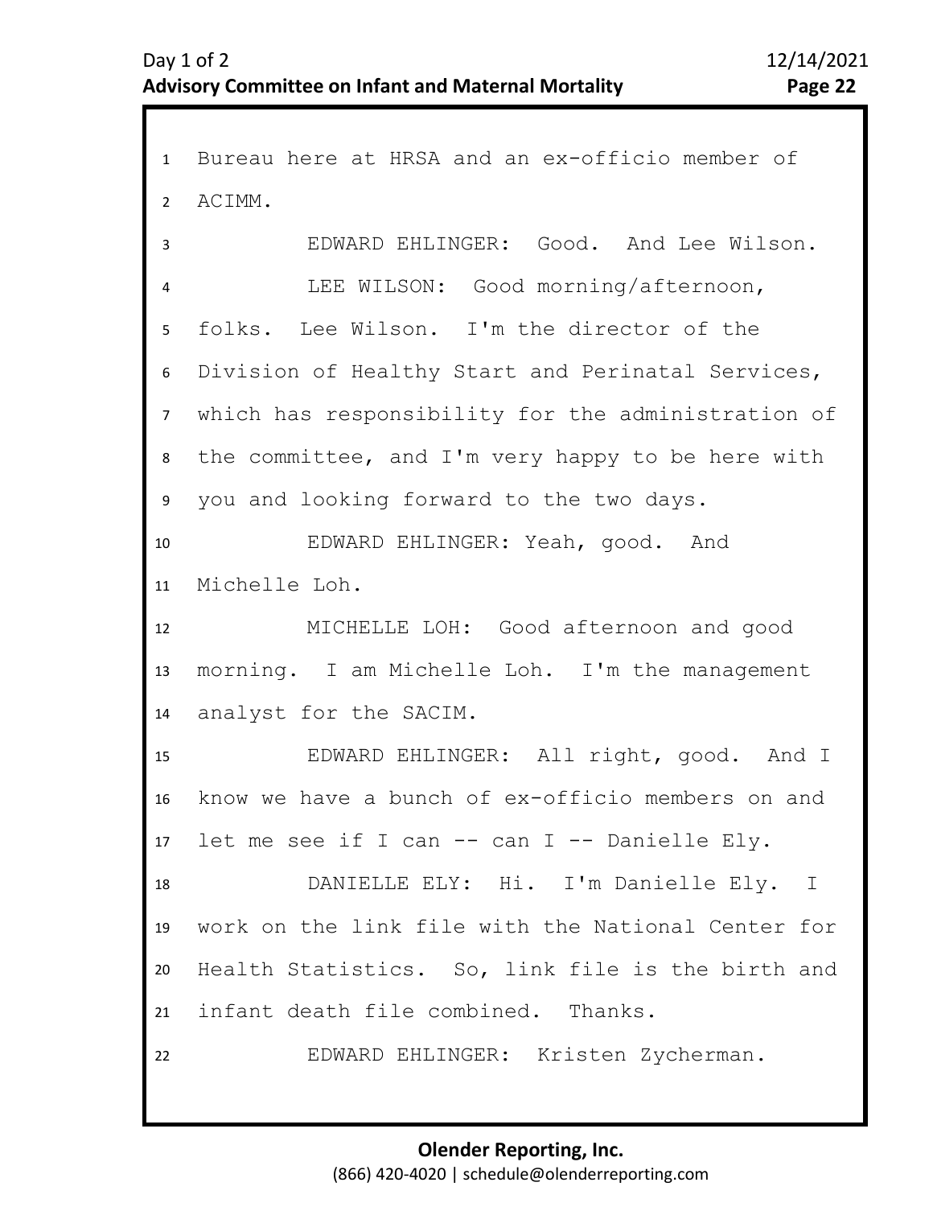Bureau here at HRSA and an ex-officio member of ACIMM.

EDWARD EHLINGER: Good. And Lee Wilson.

LEE WILSON: Good morning/afternoon, folks. Lee Wilson. I'm the director of the Division of Healthy Start and Perinatal Services, which has responsibility for the administration of the committee, and I'm very happy to be here with you and looking forward to the two days.

EDWARD EHLINGER: Yeah, good. And Michelle Loh.

MICHELLE LOH: Good afternoon and good morning. I am Michelle Loh. I'm the management analyst for the SACIM.

EDWARD EHLINGER: All right, good. And I know we have a bunch of ex-officio members on and let me see if I can -- can I -- Danielle Ely.

DANIELLE ELY: Hi. I'm Danielle Ely. I work on the link file with the National Center for Health Statistics. So, link file is the birth and infant death file combined. Thanks.

EDWARD EHLINGER: Kristen Zycherman.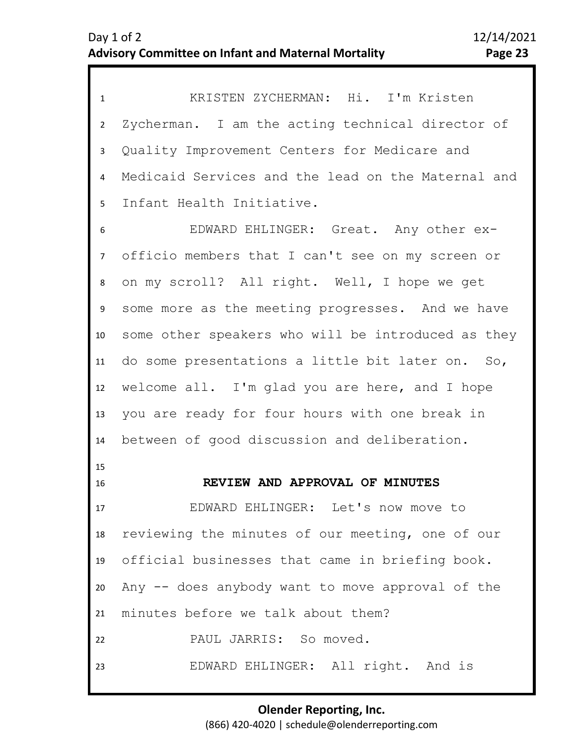KRISTEN ZYCHERMAN: Hi. I'm Kristen Zycherman. I am the acting technical director of Quality Improvement Centers for Medicare and Medicaid Services and the lead on the Maternal and Infant Health Initiative.

EDWARD EHLINGER: Great. Any other ex-officio members that I can't see on my screen or on my scroll? All right. Well, I hope we get some more as the meeting progresses. And we have some other speakers who will be introduced as they do some presentations a little bit later on. So, welcome all. I'm glad you are here, and I hope you are ready for four hours with one break in between of good discussion and deliberation.

## REVIEW AND APPROVAL OF MINUTES

EDWARD EHLINGER: Let's now move to reviewing the minutes of our meeting, one of our official businesses that came in briefing book. Any -- does anybody want to move approval of the minutes before we talk about them?

PAUL JARRIS: So moved.

EDWARD EHLINGER: All right. And is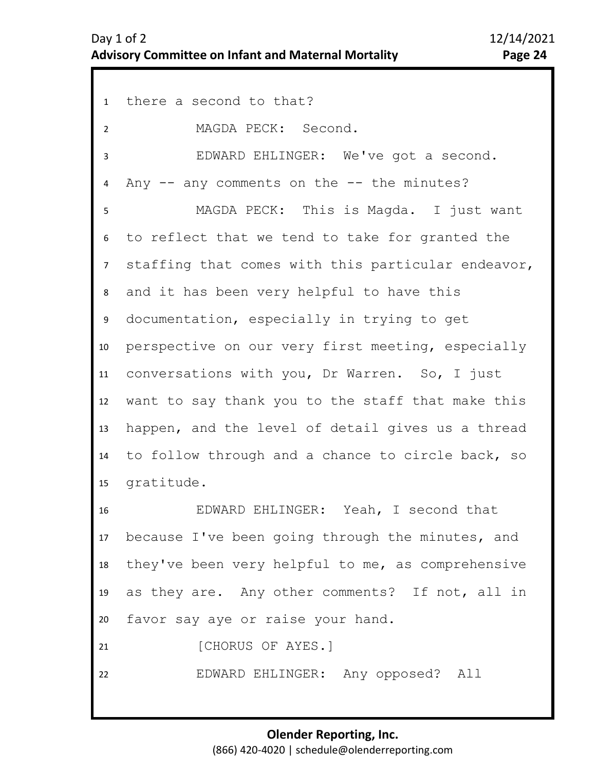there a second to that?

MAGDA PECK: Second.

EDWARD EHLINGER: We've got a second. Any -- any comments on the -- the minutes?

MAGDA PECK: This is Magda. I just want to reflect that we tend to take for granted the staffing that comes with this particular endeavor, and it has been very helpful to have this documentation, especially in trying to get perspective on our very first meeting, especially conversations with you, Dr Warren. So, I just want to say thank you to the staff that make this happen, and the level of detail gives us a thread to follow through and a chance to circle back, so gratitude.

EDWARD EHLINGER: Yeah, I second that because I've been going through the minutes, and they've been very helpful to me, as comprehensive as they are. Any other comments? If not, all in favor say aye or raise your hand.

[CHORUS OF AYES.]

EDWARD EHLINGER: Any opposed? All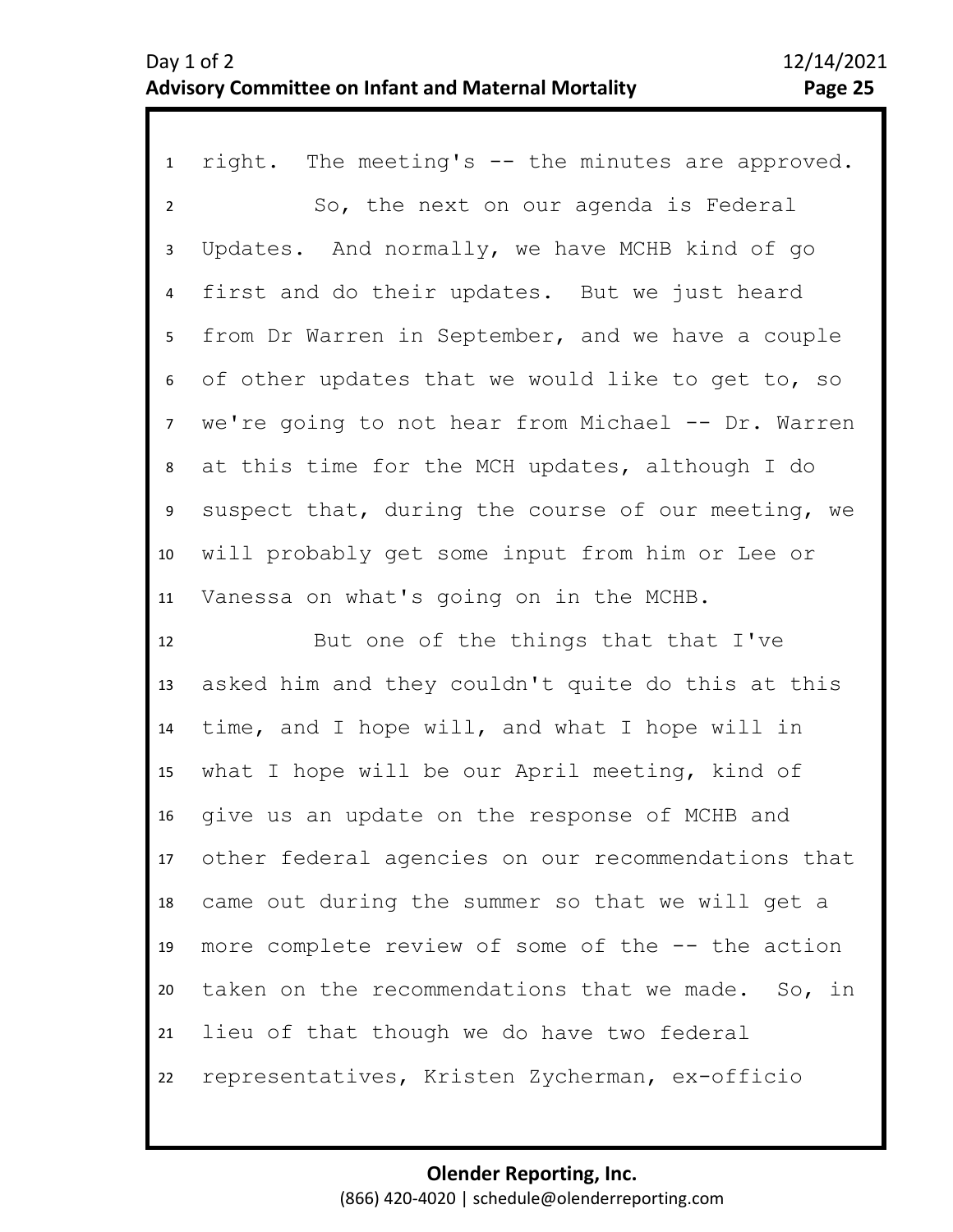right. The meeting's -- the minutes are approved.

So, the next on our agenda is Federal Updates. And normally, we have MCHB kind of go first and do their updates. But we just heard from Dr Warren in September, and we have a couple of other updates that we would like to get to, so we're going to not hear from Michael -- Dr. Warren at this time for the MCH updates, although I do suspect that, during the course of our meeting, we will probably get some input from him or Lee or Vanessa on what's going on in the MCHB.

But one of the things that that I've asked him and they couldn't quite do this at this time, and I hope will, and what I hope will in what I hope will be our April meeting, kind of give us an update on the response of MCHB and other federal agencies on our recommendations that came out during the summer so that we will get a more complete review of some of the -- the action taken on the recommendations that we made. So, in lieu of that though we do have two federal representatives, Kristen Zycherman, ex-officio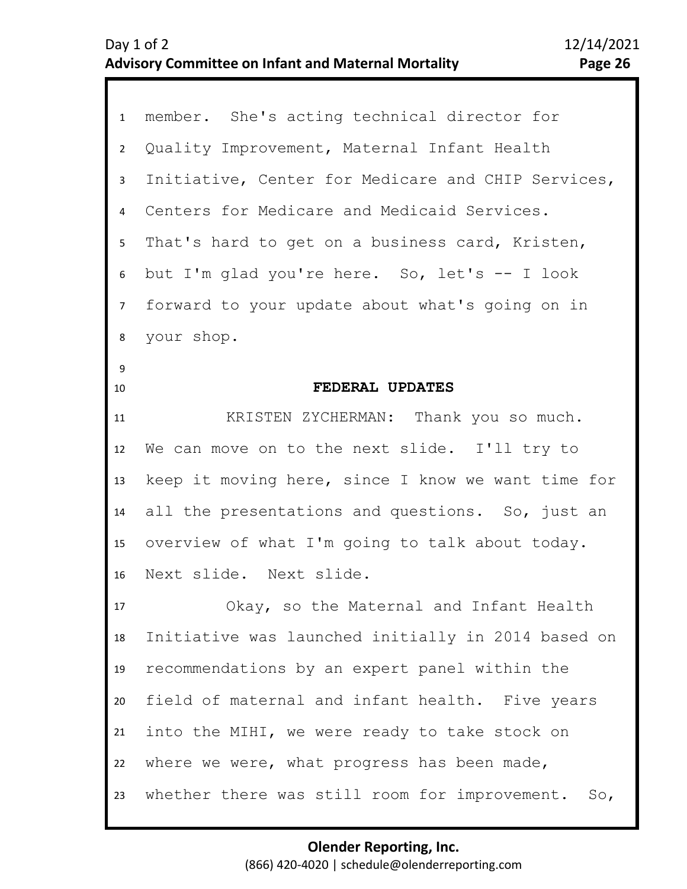member. She's acting technical director for Quality Improvement, Maternal Infant Health Initiative, Center for Medicare and CHIP Services, Centers for Medicare and Medicaid Services. That's hard to get on a business card, Kristen, but I'm glad you're here. So, let's -- I look forward to your update about what's going on in your shop.

## FEDERAL UPDATES

KRISTEN ZYCHERMAN: Thank you so much. We can move on to the next slide. I'll try to keep it moving here, since I know we want time for all the presentations and questions. So, just an overview of what I'm going to talk about today. Next slide. Next slide.

Okay, so the Maternal and Infant Health Initiative was launched initially in 2014 based on recommendations by an expert panel within the field of maternal and infant health. Five years into the MIHI, we were ready to take stock on where we were, what progress has been made, whether there was still room for improvement. So,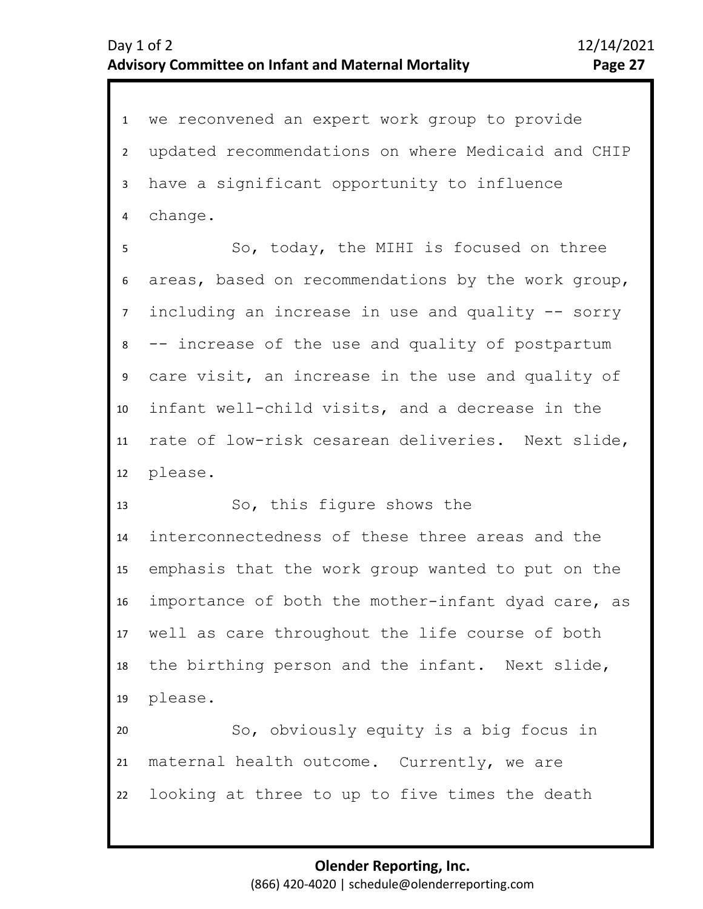we reconvened an expert work group to provide updated recommendations on where Medicaid and CHIP have a significant opportunity to influence change.

So, today, the MIHI is focused on three areas, based on recommendations by the work group, including an increase in use and quality -- sorry -- increase of the use and quality of postpartum care visit, an increase in the use and quality of infant well-child visits, and a decrease in the rate of low-risk cesarean deliveries. Next slide, please.

So, this figure shows the interconnectedness of these three areas and the emphasis that the work group wanted to put on the importance of both the mother-infant dyad care, as well as care throughout the life course of both the birthing person and the infant. Next slide, please.

So, obviously equity is a big focus in maternal health outcome. Currently, we are looking at three to up to five times the death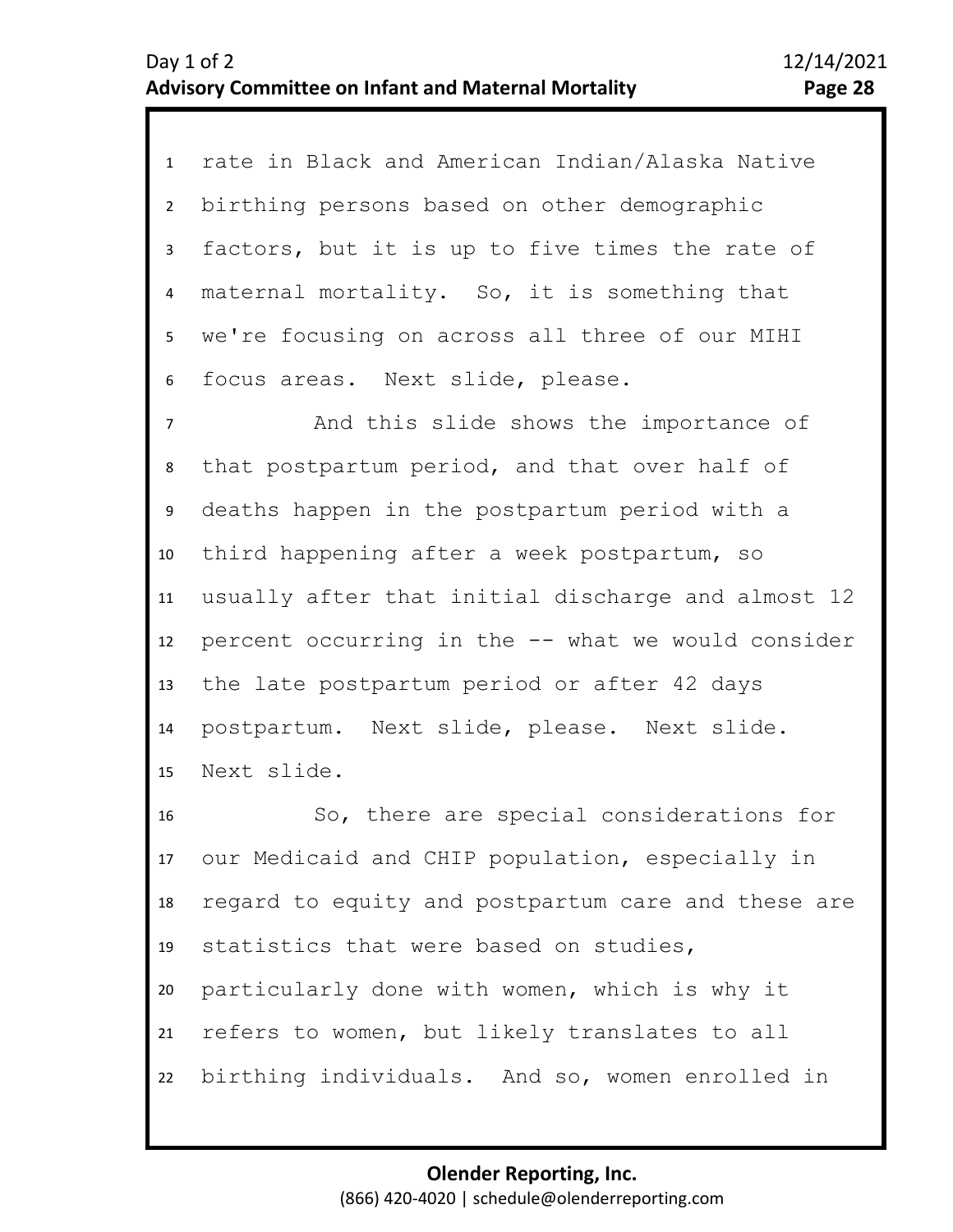rate in Black and American Indian/Alaska Native birthing persons based on other demographic factors, but it is up to five times the rate of maternal mortality. So, it is something that we're focusing on across all three of our MIHI focus areas. Next slide, please.

And this slide shows the importance of that postpartum period, and that over half of deaths happen in the postpartum period with a third happening after a week postpartum, so usually after that initial discharge and almost 12 percent occurring in the -- what we would consider the late postpartum period or after 42 days postpartum. Next slide, please. Next slide. Next slide.

So, there are special considerations for our Medicaid and CHIP population, especially in regard to equity and postpartum care and these are statistics that were based on studies, particularly done with women, which is why it refers to women, but likely translates to all birthing individuals. And so, women enrolled in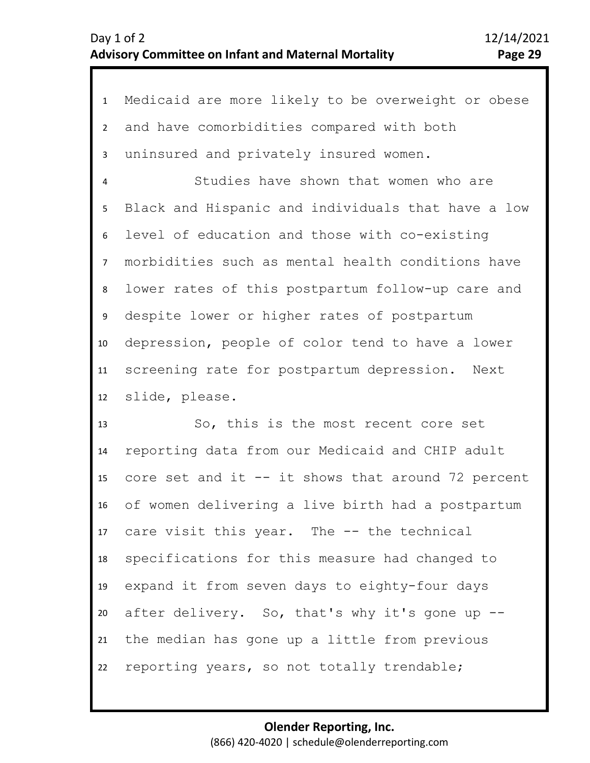Medicaid are more likely to be overweight or obese and have comorbidities compared with both uninsured and privately insured women.

Studies have shown that women who are Black and Hispanic and individuals that have a low level of education and those with co-existing morbidities such as mental health conditions have lower rates of this postpartum follow-up care and despite lower or higher rates of postpartum depression, people of color tend to have a lower screening rate for postpartum depression. Next slide, please.

So, this is the most recent core set reporting data from our Medicaid and CHIP adult core set and it -- it shows that around 72 percent of women delivering a live birth had a postpartum care visit this year. The -- the technical specifications for this measure had changed to expand it from seven days to eighty-four days after delivery. So, that's why it's gone up -- the median has gone up a little from previous reporting years, so not totally trendable;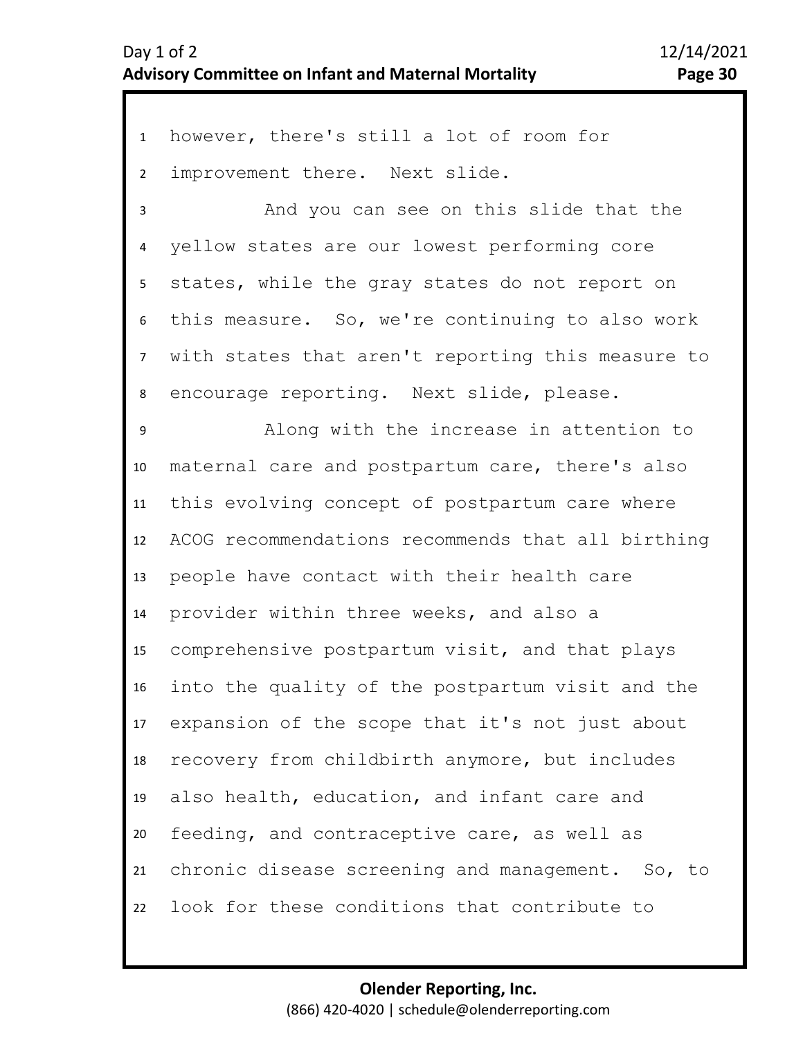however, there's still a lot of room for improvement there. Next slide.

And you can see on this slide that the yellow states are our lowest performing core states, while the gray states do not report on this measure. So, we're continuing to also work with states that aren't reporting this measure to encourage reporting. Next slide, please.

Along with the increase in attention to maternal care and postpartum care, there's also this evolving concept of postpartum care where ACOG recommendations recommends that all birthing people have contact with their health care provider within three weeks, and also a comprehensive postpartum visit, and that plays into the quality of the postpartum visit and the expansion of the scope that it's not just about recovery from childbirth anymore, but includes also health, education, and infant care and feeding, and contraceptive care, as well as chronic disease screening and management. So, to look for these conditions that contribute to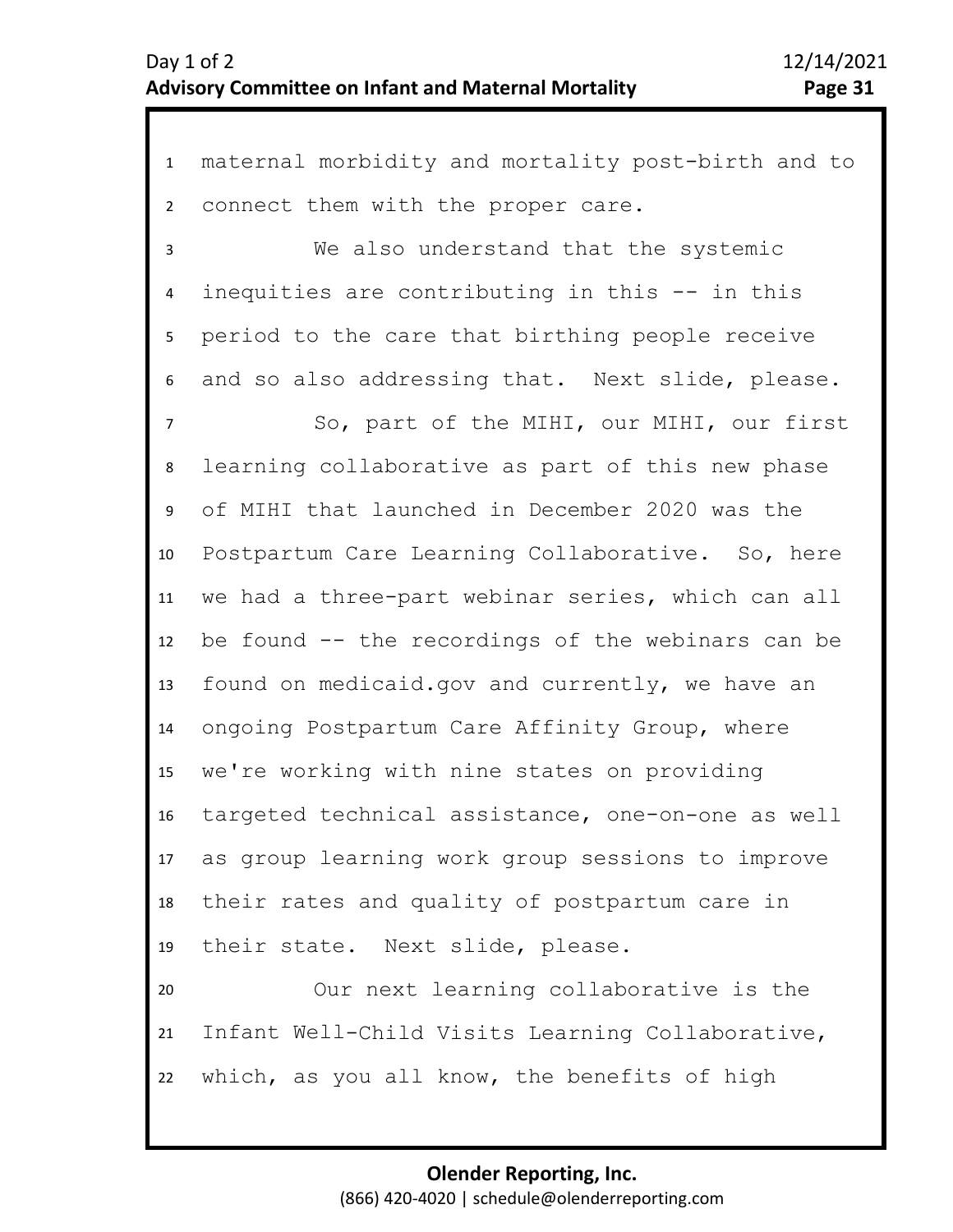maternal morbidity and mortality post-birth and to connect them with the proper care.

We also understand that the systemic inequities are contributing in this -- in this period to the care that birthing people receive and so also addressing that. Next slide, please.

So, part of the MIHI, our MIHI, our first learning collaborative as part of this new phase of MIHI that launched in December 2020 was the Postpartum Care Learning Collaborative. So, here we had a three-part webinar series, which can all be found -- the recordings of the webinars can be found on medicaid.gov and currently, we have an ongoing Postpartum Care Affinity Group, where we're working with nine states on providing targeted technical assistance, one-on-one as well as group learning work group sessions to improve their rates and quality of postpartum care in their state. Next slide, please.

Our next learning collaborative is the Infant Well-Child Visits Learning Collaborative, which, as you all know, the benefits of high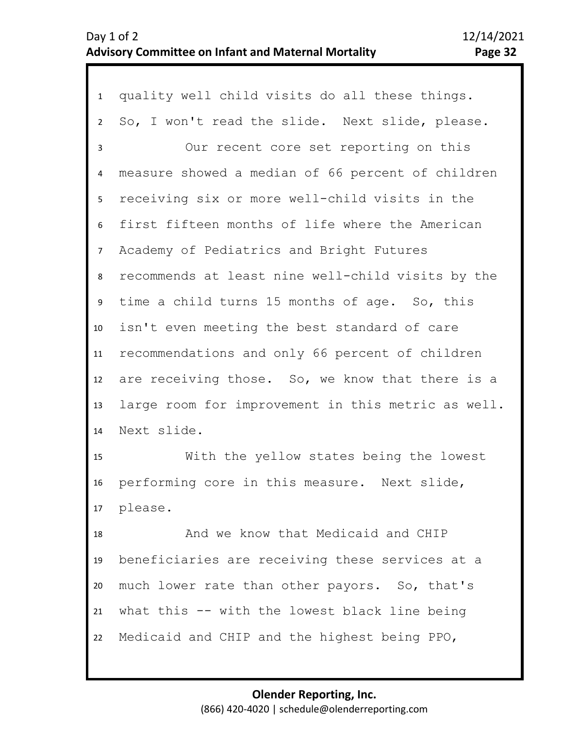1 quality well child visits do all these things.
2 So, I won't read the slide. Next slide, please.
3 Our recent core set reporting on this
4 measure showed a median of 66 percent of children
5 receiving six or more well-child visits in the
6 first fifteen months of life where the American
7 Academy of Pediatrics and Bright Futures
8 recommends at least nine well-child visits by the
9 time a child turns 15 months of age. So, this
10 isn't even meeting the best standard of care
11 recommendations and only 66 percent of children
12 are receiving those. So, we know that there is a
13 large room for improvement in this metric as well.
14 Next slide.
15 With the yellow states being the lowest
16 performing core in this measure. Next slide,
17 please.
18 And we know that Medicaid and CHIP
19 beneficiaries are receiving these services at a
20 much lower rate than other payors. So, that's
21 what this -- with the lowest black line being
22 Medicaid and CHIP and the highest being PPO,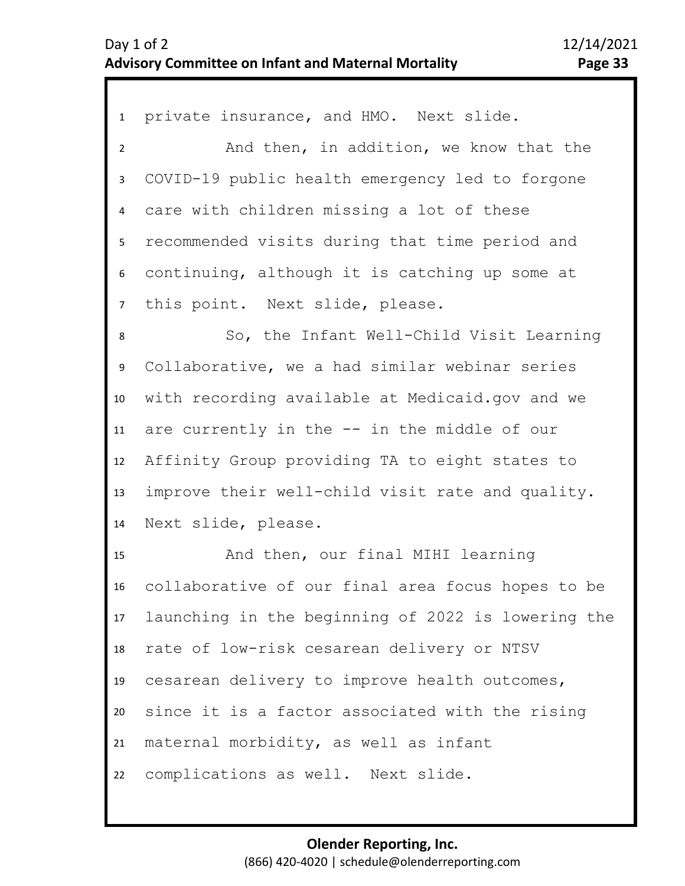private insurance, and HMO. Next slide.

And then, in addition, we know that the COVID-19 public health emergency led to forgone care with children missing a lot of these recommended visits during that time period and continuing, although it is catching up some at this point. Next slide, please.

So, the Infant Well-Child Visit Learning Collaborative, we a had similar webinar series with recording available at Medicaid.gov and we are currently in the -- in the middle of our Affinity Group providing TA to eight states to improve their well-child visit rate and quality. Next slide, please.

And then, our final MIHI learning collaborative of our final area focus hopes to be launching in the beginning of 2022 is lowering the rate of low-risk cesarean delivery or NTSV cesarean delivery to improve health outcomes, since it is a factor associated with the rising maternal morbidity, as well as infant complications as well. Next slide.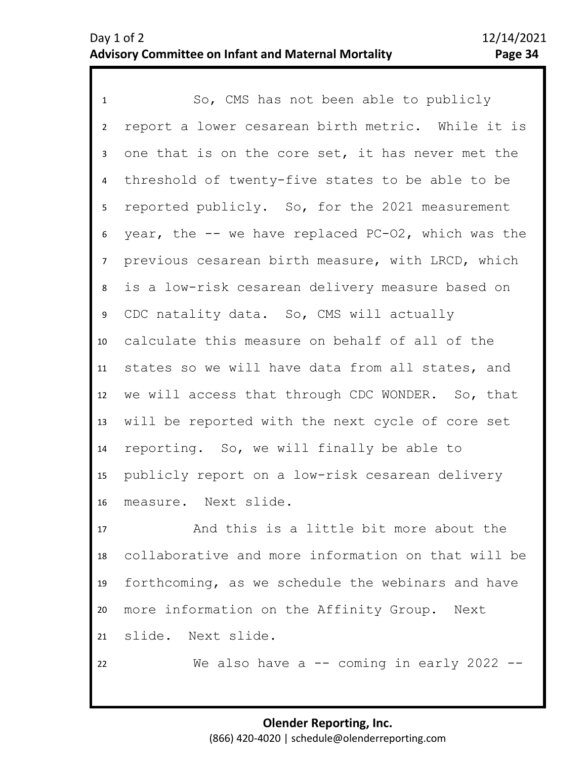So, CMS has not been able to publicly report a lower cesarean birth metric. While it is one that is on the core set, it has never met the threshold of twenty-five states to be able to be reported publicly. So, for the 2021 measurement year, the -- we have replaced PC-02, which was the previous cesarean birth measure, with LRCD, which is a low-risk cesarean delivery measure based on CDC natality data. So, CMS will actually calculate this measure on behalf of all of the states so we will have data from all states, and we will access that through CDC WONDER. So, that will be reported with the next cycle of core set reporting. So, we will finally be able to publicly report on a low-risk cesarean delivery measure. Next slide.

And this is a little bit more about the collaborative and more information on that will be forthcoming, as we schedule the webinars and have more information on the Affinity Group. Next slide. Next slide.

We also have a -- coming in early 2022 --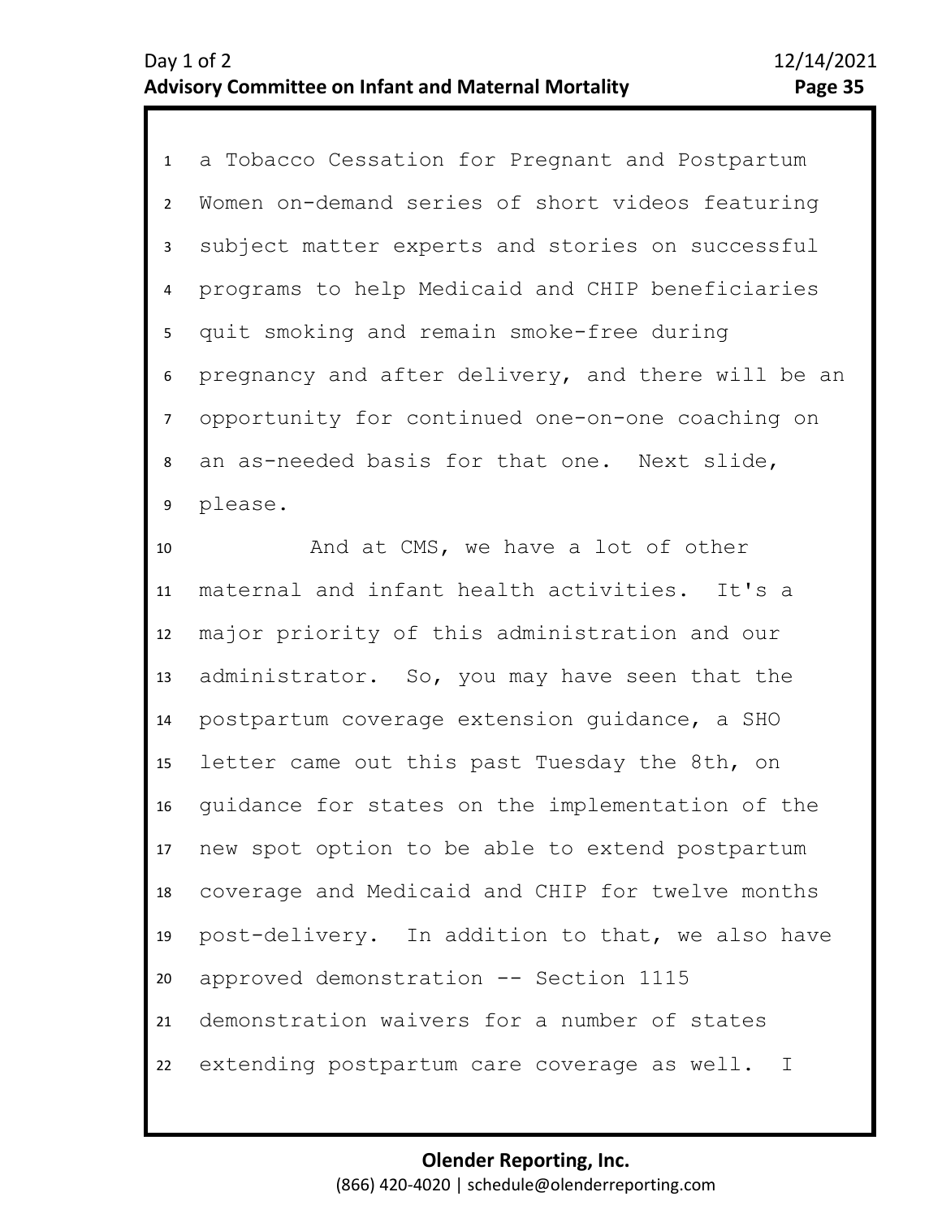a Tobacco Cessation for Pregnant and Postpartum Women on-demand series of short videos featuring subject matter experts and stories on successful programs to help Medicaid and CHIP beneficiaries quit smoking and remain smoke-free during pregnancy and after delivery, and there will be an opportunity for continued one-on-one coaching on an as-needed basis for that one. Next slide, please.

And at CMS, we have a lot of other maternal and infant health activities. It's a major priority of this administration and our administrator. So, you may have seen that the postpartum coverage extension guidance, a SHO letter came out this past Tuesday the 8th, on guidance for states on the implementation of the new spot option to be able to extend postpartum coverage and Medicaid and CHIP for twelve months post-delivery. In addition to that, we also have approved demonstration -- Section 1115 demonstration waivers for a number of states extending postpartum care coverage as well. I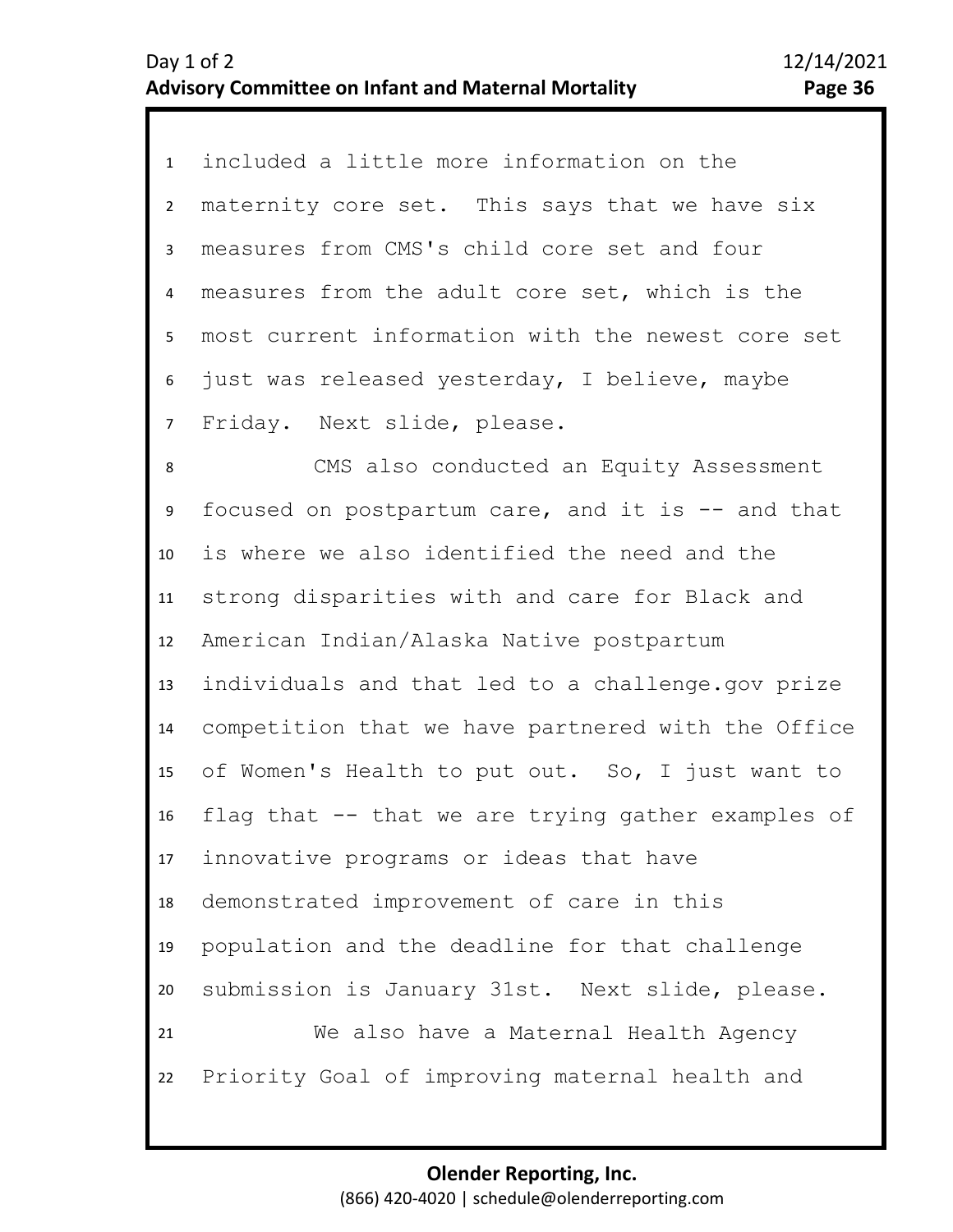included a little more information on the maternity core set. This says that we have six measures from CMS's child core set and four measures from the adult core set, which is the most current information with the newest core set just was released yesterday, I believe, maybe Friday. Next slide, please.

CMS also conducted an Equity Assessment focused on postpartum care, and it is -- and that is where we also identified the need and the strong disparities with and care for Black and American Indian/Alaska Native postpartum individuals and that led to a challenge.gov prize competition that we have partnered with the Office of Women's Health to put out. So, I just want to flag that -- that we are trying gather examples of innovative programs or ideas that have demonstrated improvement of care in this population and the deadline for that challenge submission is January 31st. Next slide, please.

We also have a Maternal Health Agency Priority Goal of improving maternal health and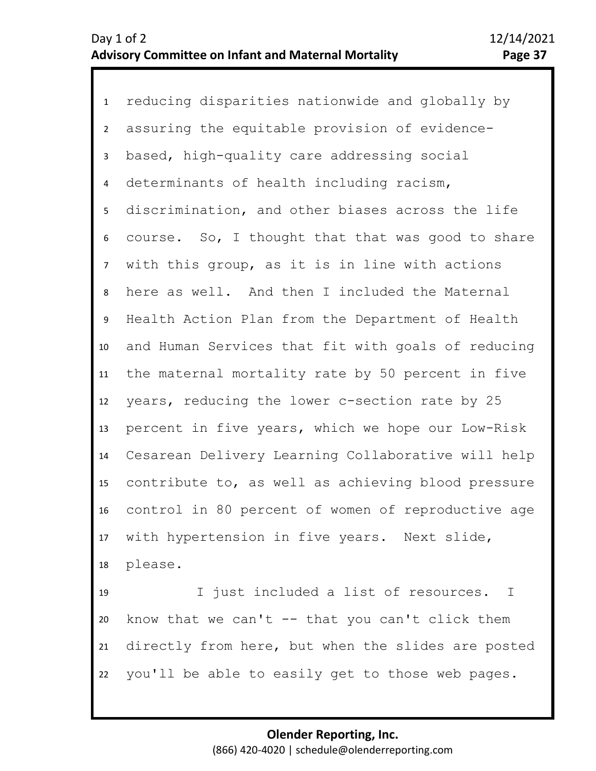reducing disparities nationwide and globally by assuring the equitable provision of evidence-based, high-quality care addressing social determinants of health including racism, discrimination, and other biases across the life course. So, I thought that that was good to share with this group, as it is in line with actions here as well. And then I included the Maternal Health Action Plan from the Department of Health and Human Services that fit with goals of reducing the maternal mortality rate by 50 percent in five years, reducing the lower c-section rate by 25 percent in five years, which we hope our Low-Risk Cesarean Delivery Learning Collaborative will help contribute to, as well as achieving blood pressure control in 80 percent of women of reproductive age with hypertension in five years. Next slide, please.

I just included a list of resources. I know that we can't -- that you can't click them directly from here, but when the slides are posted you'll be able to easily get to those web pages.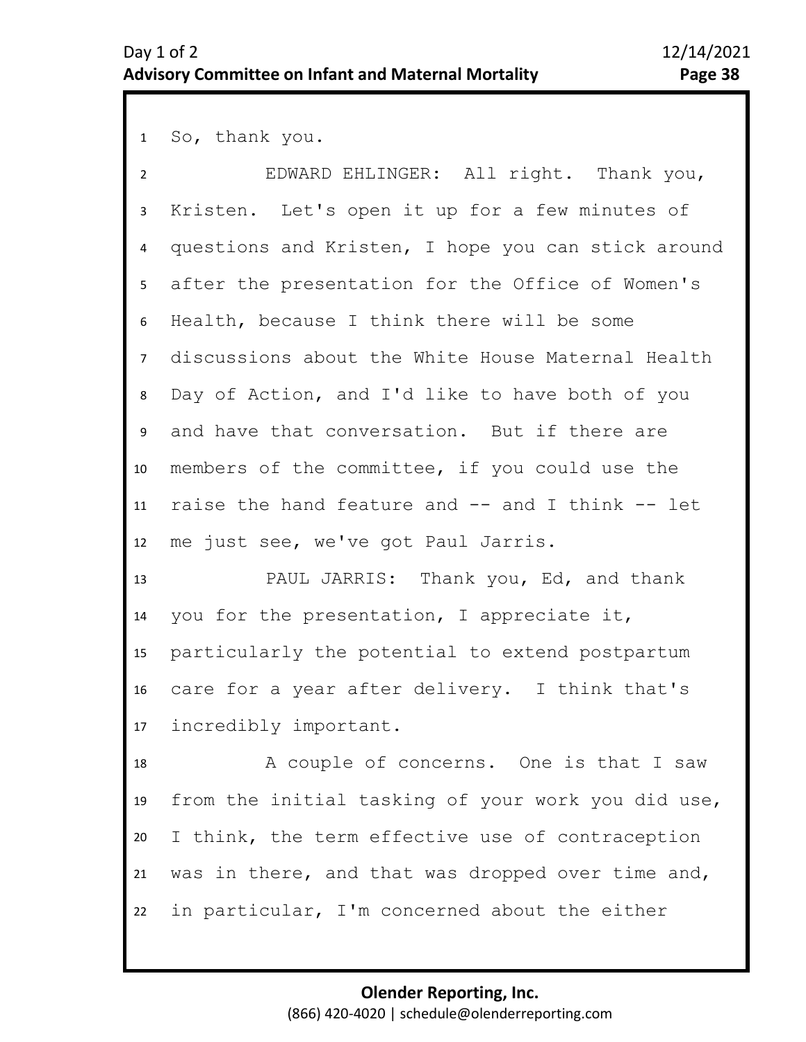So, thank you.

EDWARD EHLINGER: All right. Thank you, Kristen. Let's open it up for a few minutes of questions and Kristen, I hope you can stick around after the presentation for the Office of Women's Health, because I think there will be some discussions about the White House Maternal Health Day of Action, and I'd like to have both of you and have that conversation. But if there are members of the committee, if you could use the raise the hand feature and -- and I think -- let me just see, we've got Paul Jarris.

PAUL JARRIS: Thank you, Ed, and thank you for the presentation, I appreciate it, particularly the potential to extend postpartum care for a year after delivery. I think that's incredibly important.

A couple of concerns. One is that I saw from the initial tasking of your work you did use, I think, the term effective use of contraception was in there, and that was dropped over time and, in particular, I'm concerned about the either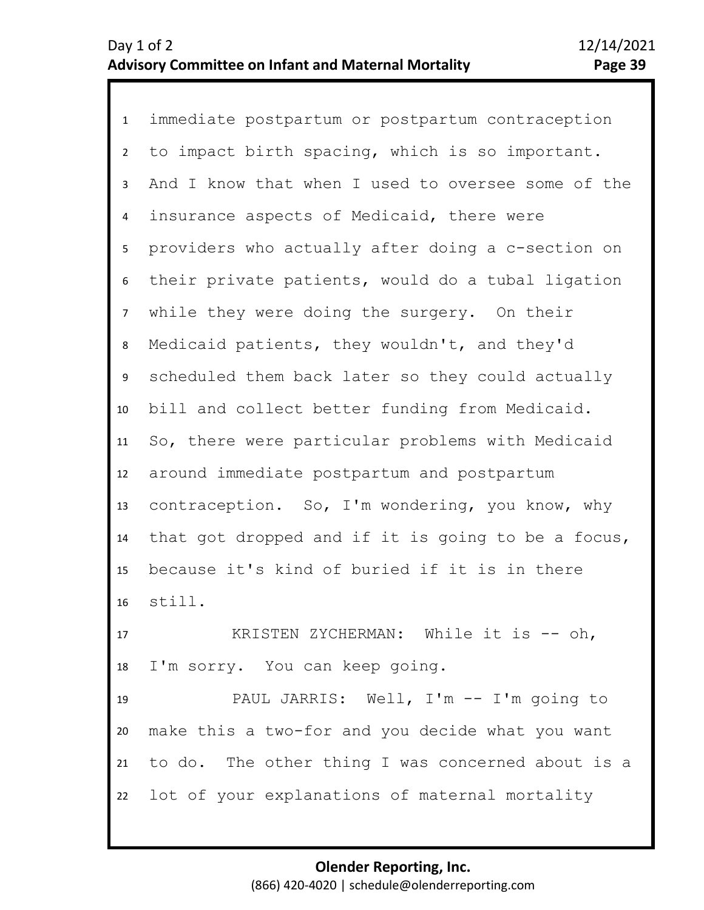immediate postpartum or postpartum contraception to impact birth spacing, which is so important. And I know that when I used to oversee some of the insurance aspects of Medicaid, there were providers who actually after doing a c-section on their private patients, would do a tubal ligation while they were doing the surgery. On their Medicaid patients, they wouldn't, and they'd scheduled them back later so they could actually bill and collect better funding from Medicaid. So, there were particular problems with Medicaid around immediate postpartum and postpartum contraception. So, I'm wondering, you know, why that got dropped and if it is going to be a focus, because it's kind of buried if it is in there still.

KRISTEN ZYCHERMAN: While it is -- oh, I'm sorry. You can keep going.

PAUL JARRIS: Well, I'm -- I'm going to make this a two-for and you decide what you want to do. The other thing I was concerned about is a lot of your explanations of maternal mortality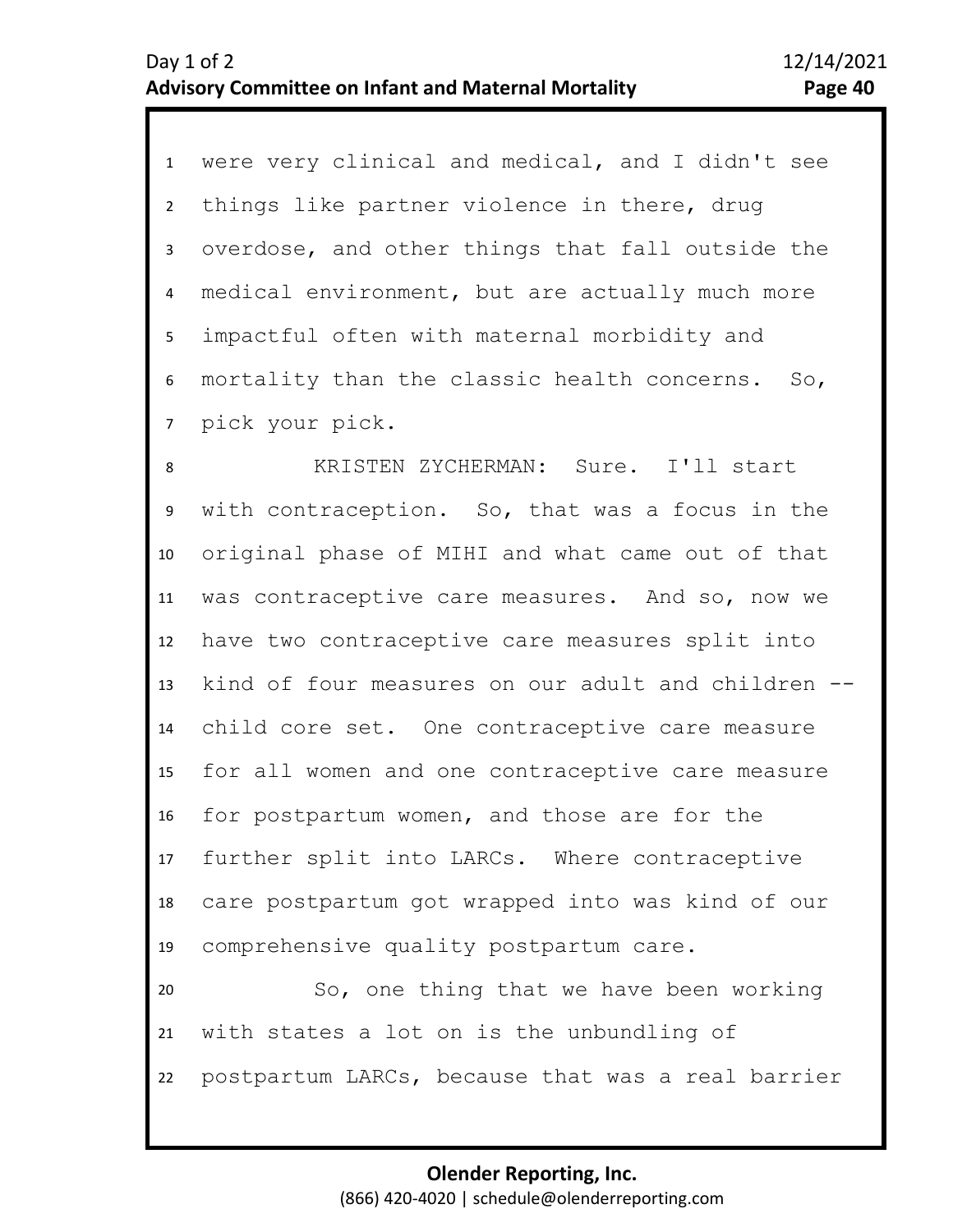were very clinical and medical, and I didn't see things like partner violence in there, drug overdose, and other things that fall outside the medical environment, but are actually much more impactful often with maternal morbidity and mortality than the classic health concerns. So, pick your pick.

KRISTEN ZYCHERMAN: Sure. I'll start with contraception. So, that was a focus in the original phase of MIHI and what came out of that was contraceptive care measures. And so, now we have two contraceptive care measures split into kind of four measures on our adult and children -- child core set. One contraceptive care measure for all women and one contraceptive care measure for postpartum women, and those are for the further split into LARCs. Where contraceptive care postpartum got wrapped into was kind of our comprehensive quality postpartum care.

So, one thing that we have been working with states a lot on is the unbundling of postpartum LARCs, because that was a real barrier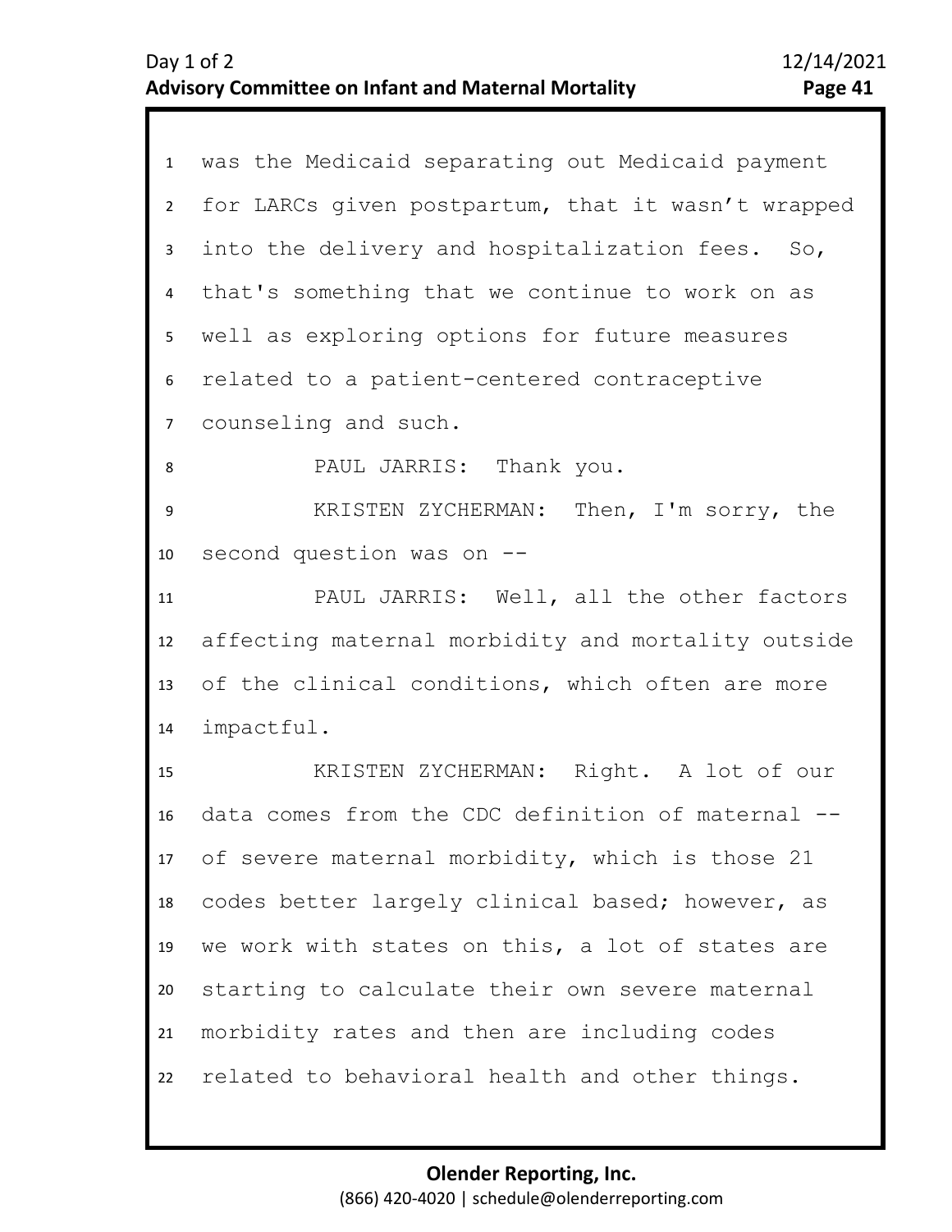was the Medicaid separating out Medicaid payment for LARCs given postpartum, that it wasn't wrapped into the delivery and hospitalization fees. So, that's something that we continue to work on as well as exploring options for future measures related to a patient-centered contraceptive counseling and such.

PAUL JARRIS: Thank you.

KRISTEN ZYCHERMAN: Then, I'm sorry, the second question was on --

PAUL JARRIS: Well, all the other factors affecting maternal morbidity and mortality outside of the clinical conditions, which often are more impactful.

KRISTEN ZYCHERMAN: Right. A lot of our data comes from the CDC definition of maternal -- of severe maternal morbidity, which is those 21 codes better largely clinical based; however, as we work with states on this, a lot of states are starting to calculate their own severe maternal morbidity rates and then are including codes related to behavioral health and other things.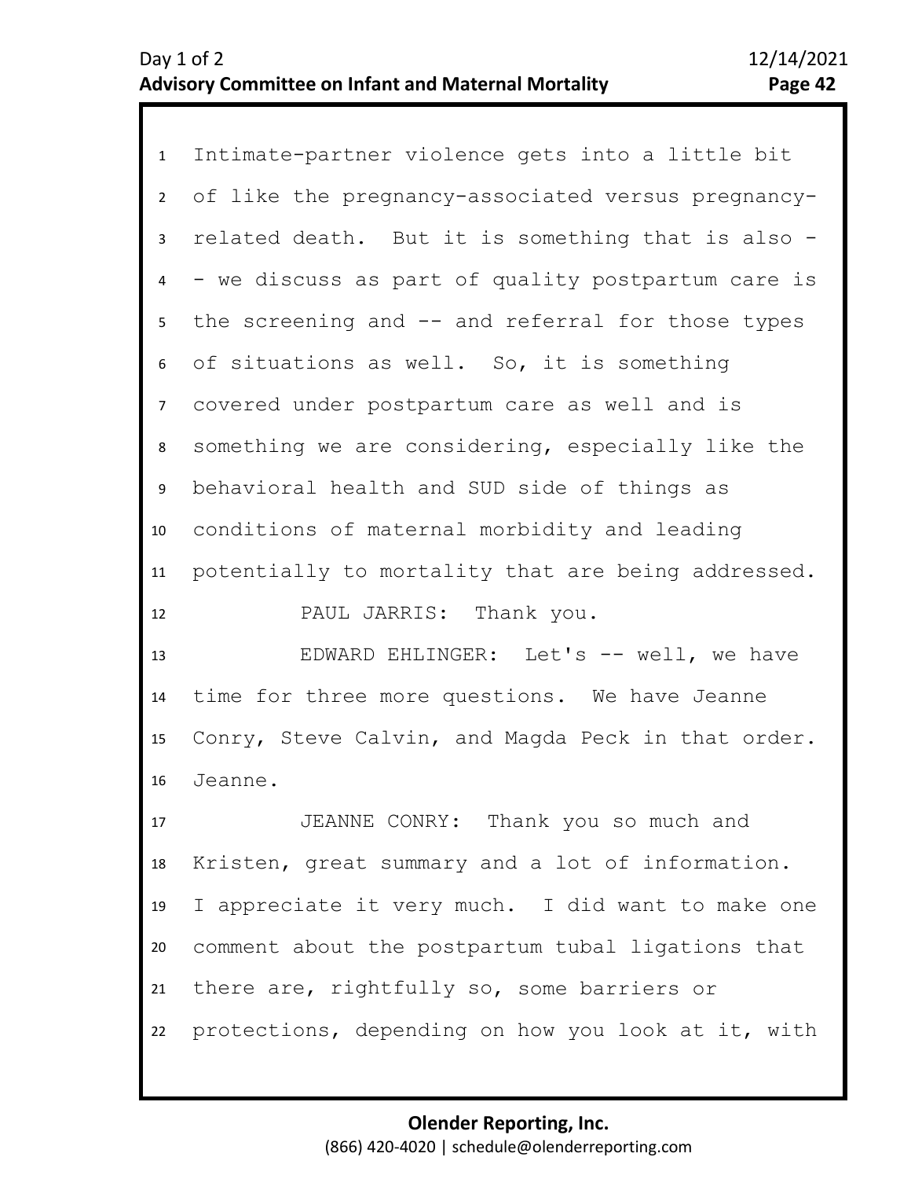Intimate-partner violence gets into a little bit of like the pregnancy-associated versus pregnancy-related death. But it is something that is also -- we discuss as part of quality postpartum care is the screening and -- and referral for those types of situations as well. So, it is something covered under postpartum care as well and is something we are considering, especially like the behavioral health and SUD side of things as conditions of maternal morbidity and leading potentially to mortality that are being addressed.

PAUL JARRIS: Thank you.

EDWARD EHLINGER: Let's -- well, we have time for three more questions. We have Jeanne Conry, Steve Calvin, and Magda Peck in that order. Jeanne.

JEANNE CONRY: Thank you so much and Kristen, great summary and a lot of information. I appreciate it very much. I did want to make one comment about the postpartum tubal ligations that there are, rightfully so, some barriers or protections, depending on how you look at it, with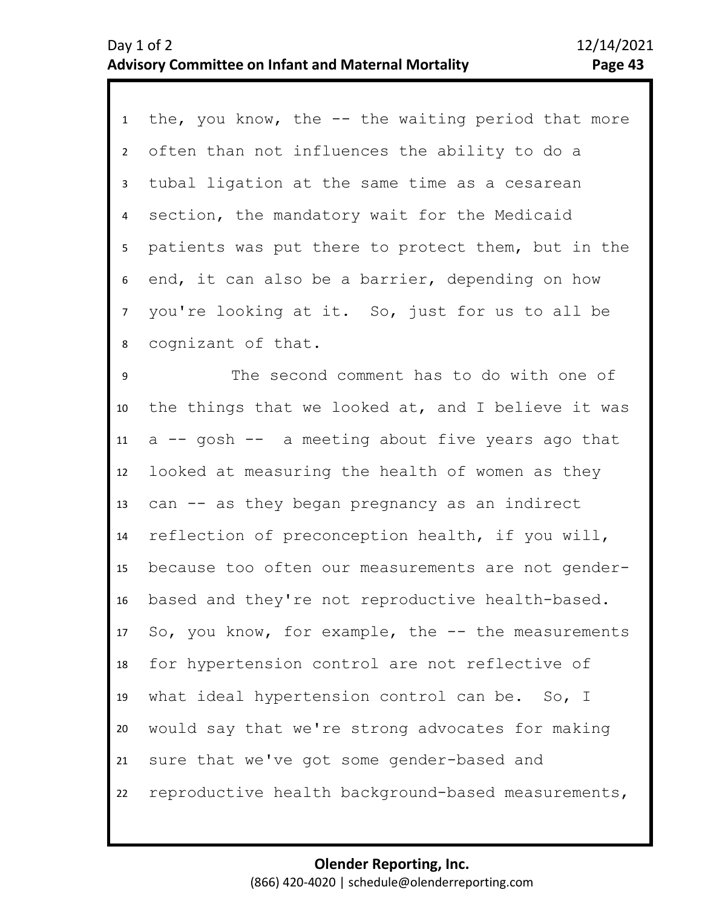the, you know, the -- the waiting period that more often than not influences the ability to do a tubal ligation at the same time as a cesarean section, the mandatory wait for the Medicaid patients was put there to protect them, but in the end, it can also be a barrier, depending on how you're looking at it. So, just for us to all be cognizant of that.

The second comment has to do with one of the things that we looked at, and I believe it was a -- gosh -- a meeting about five years ago that looked at measuring the health of women as they can -- as they began pregnancy as an indirect reflection of preconception health, if you will, because too often our measurements are not gender-based and they're not reproductive health-based. So, you know, for example, the -- the measurements for hypertension control are not reflective of what ideal hypertension control can be. So, I would say that we're strong advocates for making sure that we've got some gender-based and reproductive health background-based measurements,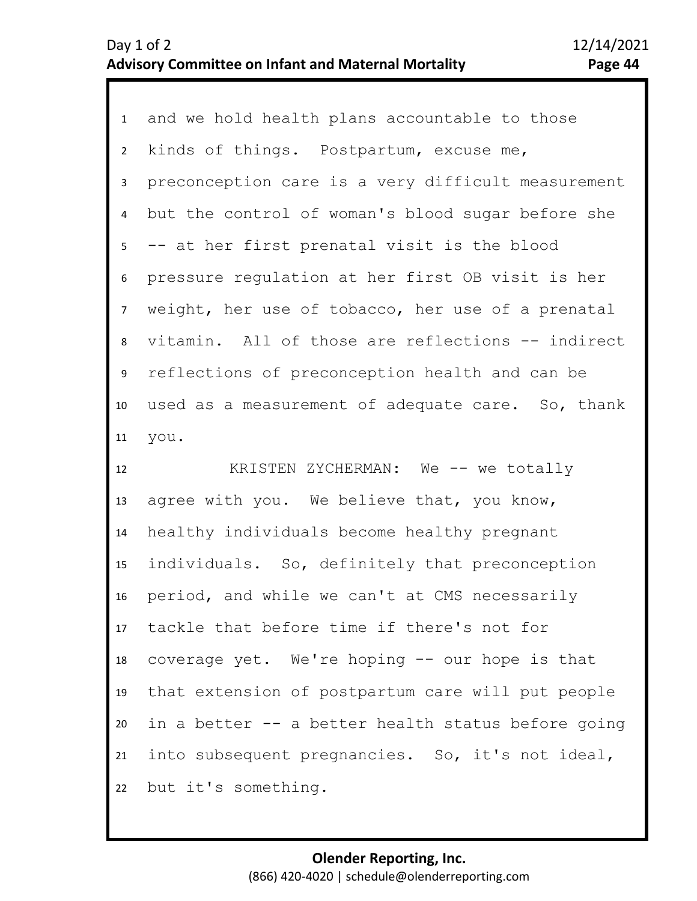and we hold health plans accountable to those kinds of things. Postpartum, excuse me, preconception care is a very difficult measurement but the control of woman's blood sugar before she -- at her first prenatal visit is the blood pressure regulation at her first OB visit is her weight, her use of tobacco, her use of a prenatal vitamin. All of those are reflections -- indirect reflections of preconception health and can be used as a measurement of adequate care. So, thank you.

KRISTEN ZYCHERMAN: We -- we totally agree with you. We believe that, you know, healthy individuals become healthy pregnant individuals. So, definitely that preconception period, and while we can't at CMS necessarily tackle that before time if there's not for coverage yet. We're hoping -- our hope is that that extension of postpartum care will put people in a better -- a better health status before going into subsequent pregnancies. So, it's not ideal, but it's something.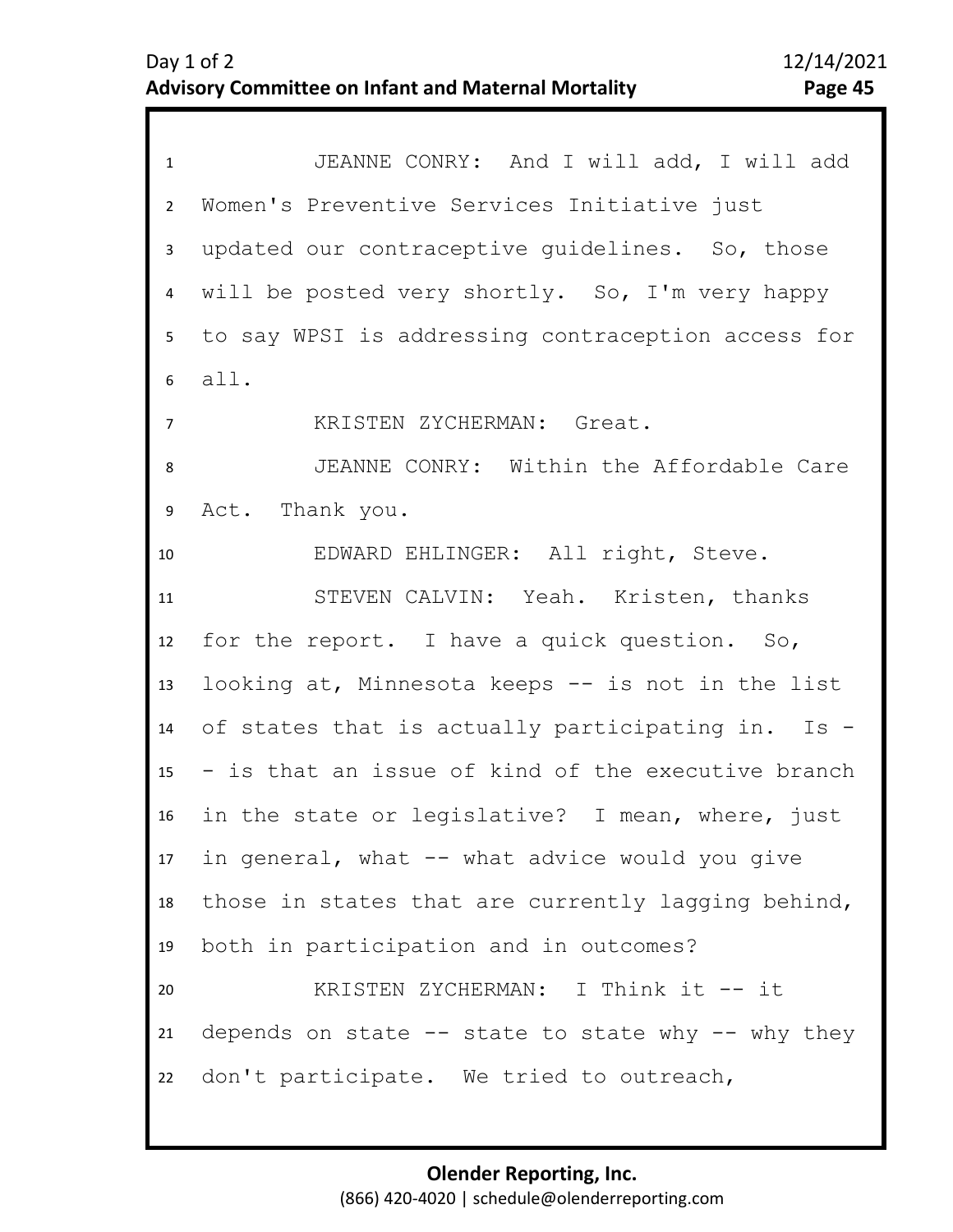JEANNE CONRY: And I will add, I will add Women's Preventive Services Initiative just updated our contraceptive guidelines. So, those will be posted very shortly. So, I'm very happy to say WPSI is addressing contraception access for all.

KRISTEN ZYCHERMAN: Great.

JEANNE CONRY: Within the Affordable Care Act. Thank you.

EDWARD EHLINGER: All right, Steve.

STEVEN CALVIN: Yeah. Kristen, thanks for the report. I have a quick question. So, looking at, Minnesota keeps -- is not in the list of states that is actually participating in. Is -- is that an issue of kind of the executive branch in the state or legislative? I mean, where, just in general, what -- what advice would you give those in states that are currently lagging behind, both in participation and in outcomes?

KRISTEN ZYCHERMAN: I Think it -- it depends on state -- state to state why -- why they don't participate. We tried to outreach,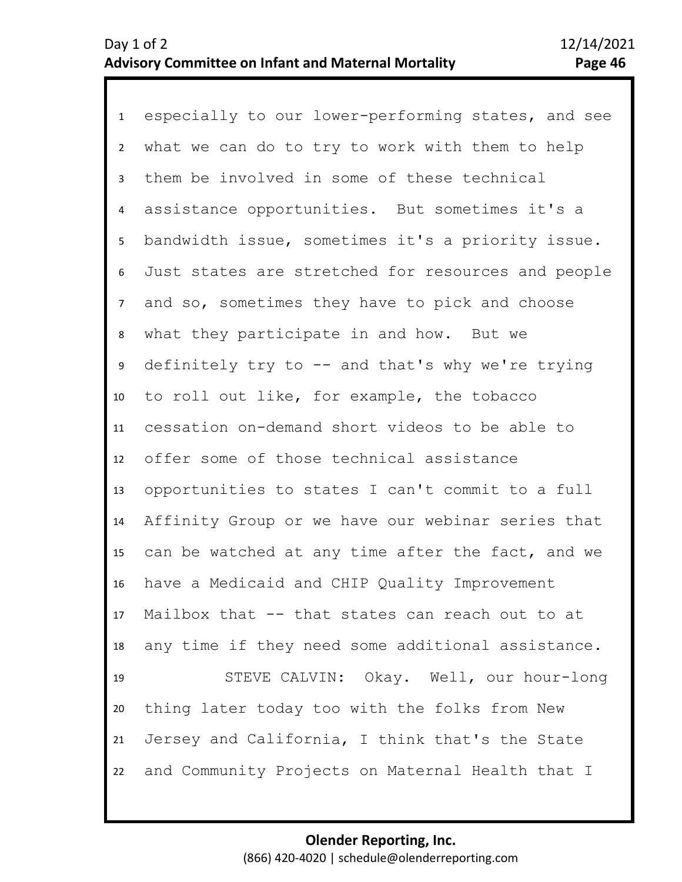especially to our lower-performing states, and see what we can do to try to work with them to help them be involved in some of these technical assistance opportunities. But sometimes it's a bandwidth issue, sometimes it's a priority issue. Just states are stretched for resources and people and so, sometimes they have to pick and choose what they participate in and how. But we definitely try to -- and that's why we're trying to roll out like, for example, the tobacco cessation on-demand short videos to be able to offer some of those technical assistance opportunities to states I can't commit to a full Affinity Group or we have our webinar series that can be watched at any time after the fact, and we have a Medicaid and CHIP Quality Improvement Mailbox that -- that states can reach out to at any time if they need some additional assistance.

STEVE CALVIN: Okay. Well, our hour-long thing later today too with the folks from New Jersey and California, I think that's the State and Community Projects on Maternal Health that I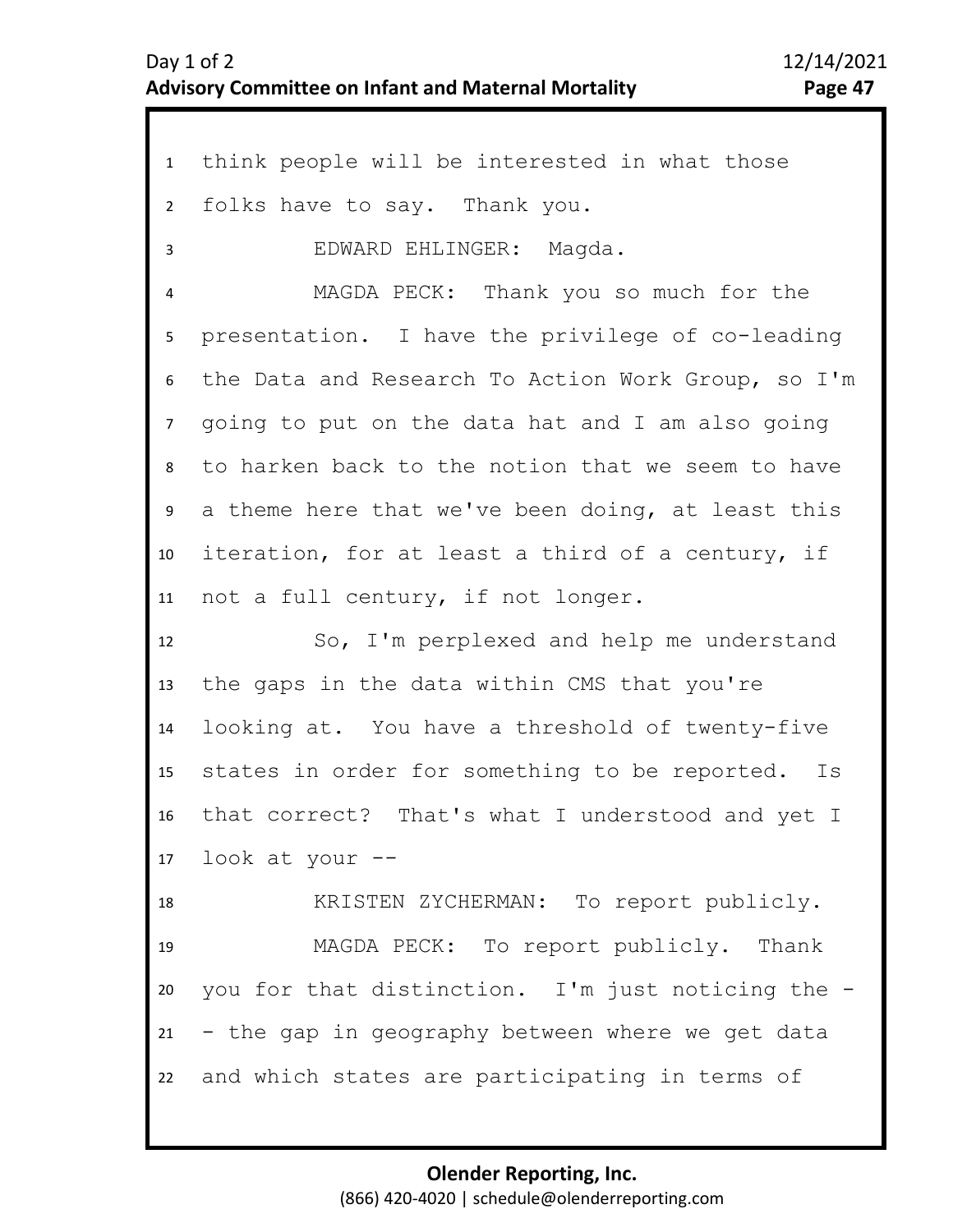think people will be interested in what those folks have to say. Thank you.

EDWARD EHLINGER: Magda.

MAGDA PECK: Thank you so much for the presentation. I have the privilege of co-leading the Data and Research To Action Work Group, so I'm going to put on the data hat and I am also going to harken back to the notion that we seem to have a theme here that we've been doing, at least this iteration, for at least a third of a century, if not a full century, if not longer.

So, I'm perplexed and help me understand the gaps in the data within CMS that you're looking at. You have a threshold of twenty-five states in order for something to be reported. Is that correct? That's what I understood and yet I look at your --

KRISTEN ZYCHERMAN: To report publicly.

MAGDA PECK: To report publicly. Thank you for that distinction. I'm just noticing the -- the gap in geography between where we get data and which states are participating in terms of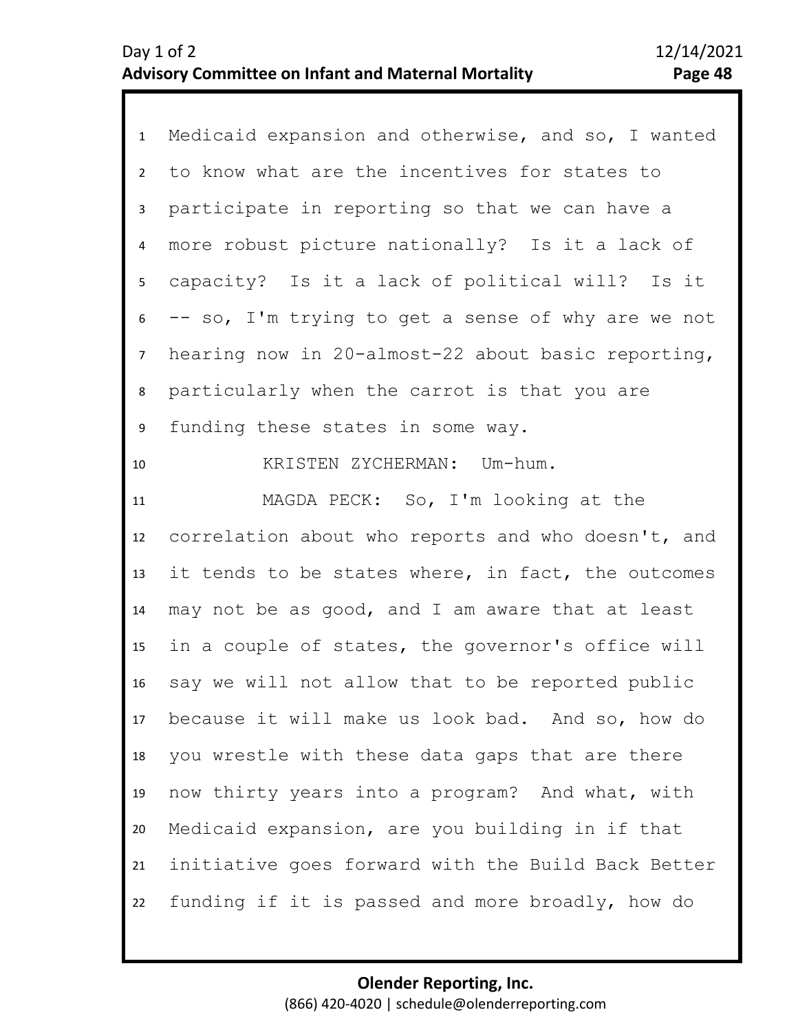Medicaid expansion and otherwise, and so, I wanted to know what are the incentives for states to participate in reporting so that we can have a more robust picture nationally? Is it a lack of capacity? Is it a lack of political will? Is it -- so, I'm trying to get a sense of why are we not hearing now in 20-almost-22 about basic reporting, particularly when the carrot is that you are funding these states in some way.

KRISTEN ZYCHERMAN: Um-hum.

MAGDA PECK: So, I'm looking at the correlation about who reports and who doesn't, and it tends to be states where, in fact, the outcomes may not be as good, and I am aware that at least in a couple of states, the governor's office will say we will not allow that to be reported public because it will make us look bad. And so, how do you wrestle with these data gaps that are there now thirty years into a program? And what, with Medicaid expansion, are you building in if that initiative goes forward with the Build Back Better funding if it is passed and more broadly, how do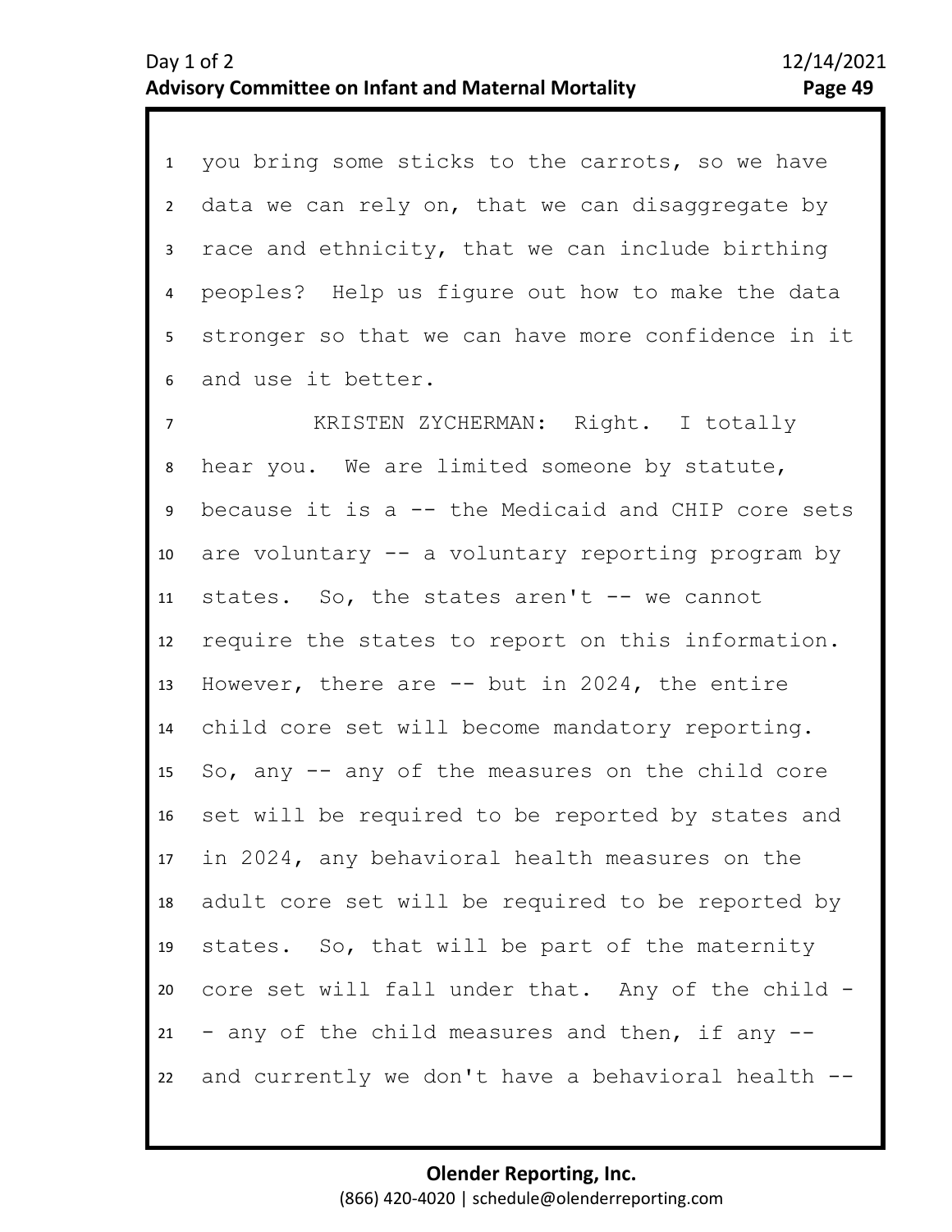you bring some sticks to the carrots, so we have data we can rely on, that we can disaggregate by race and ethnicity, that we can include birthing peoples? Help us figure out how to make the data stronger so that we can have more confidence in it and use it better.

KRISTEN ZYCHERMAN: Right. I totally hear you. We are limited someone by statute, because it is a -- the Medicaid and CHIP core sets are voluntary -- a voluntary reporting program by states. So, the states aren't -- we cannot require the states to report on this information. However, there are -- but in 2024, the entire child core set will become mandatory reporting. So, any -- any of the measures on the child core set will be required to be reported by states and in 2024, any behavioral health measures on the adult core set will be required to be reported by states. So, that will be part of the maternity core set will fall under that. Any of the child -- any of the child measures and then, if any -- and currently we don't have a behavioral health --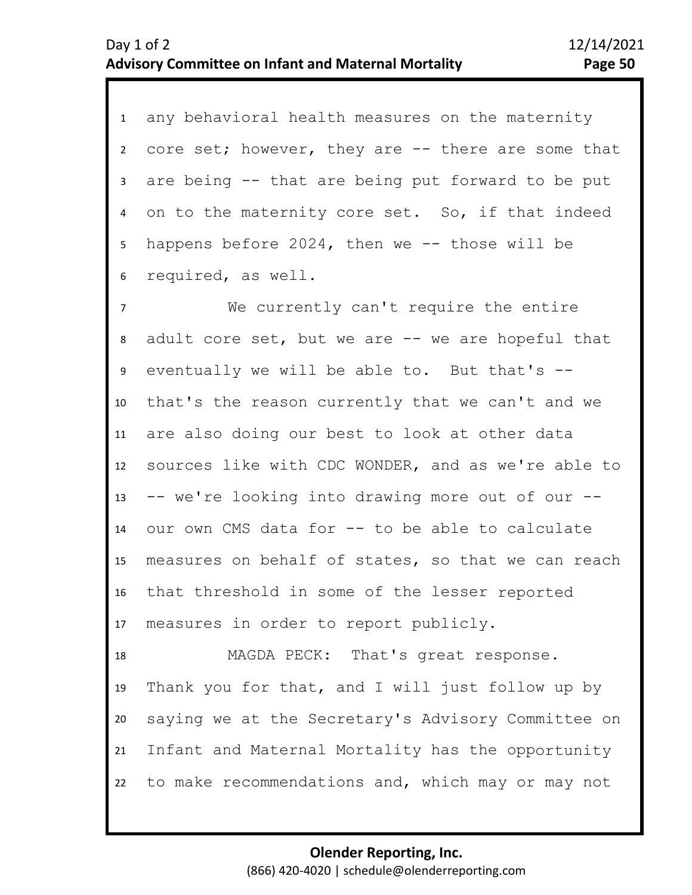any behavioral health measures on the maternity core set; however, they are -- there are some that are being -- that are being put forward to be put on to the maternity core set. So, if that indeed happens before 2024, then we -- those will be required, as well.

We currently can't require the entire adult core set, but we are -- we are hopeful that eventually we will be able to. But that's -- that's the reason currently that we can't and we are also doing our best to look at other data sources like with CDC WONDER, and as we're able to -- we're looking into drawing more out of our -- our own CMS data for -- to be able to calculate measures on behalf of states, so that we can reach that threshold in some of the lesser reported measures in order to report publicly.

MAGDA PECK: That's great response. Thank you for that, and I will just follow up by saying we at the Secretary's Advisory Committee on Infant and Maternal Mortality has the opportunity to make recommendations and, which may or may not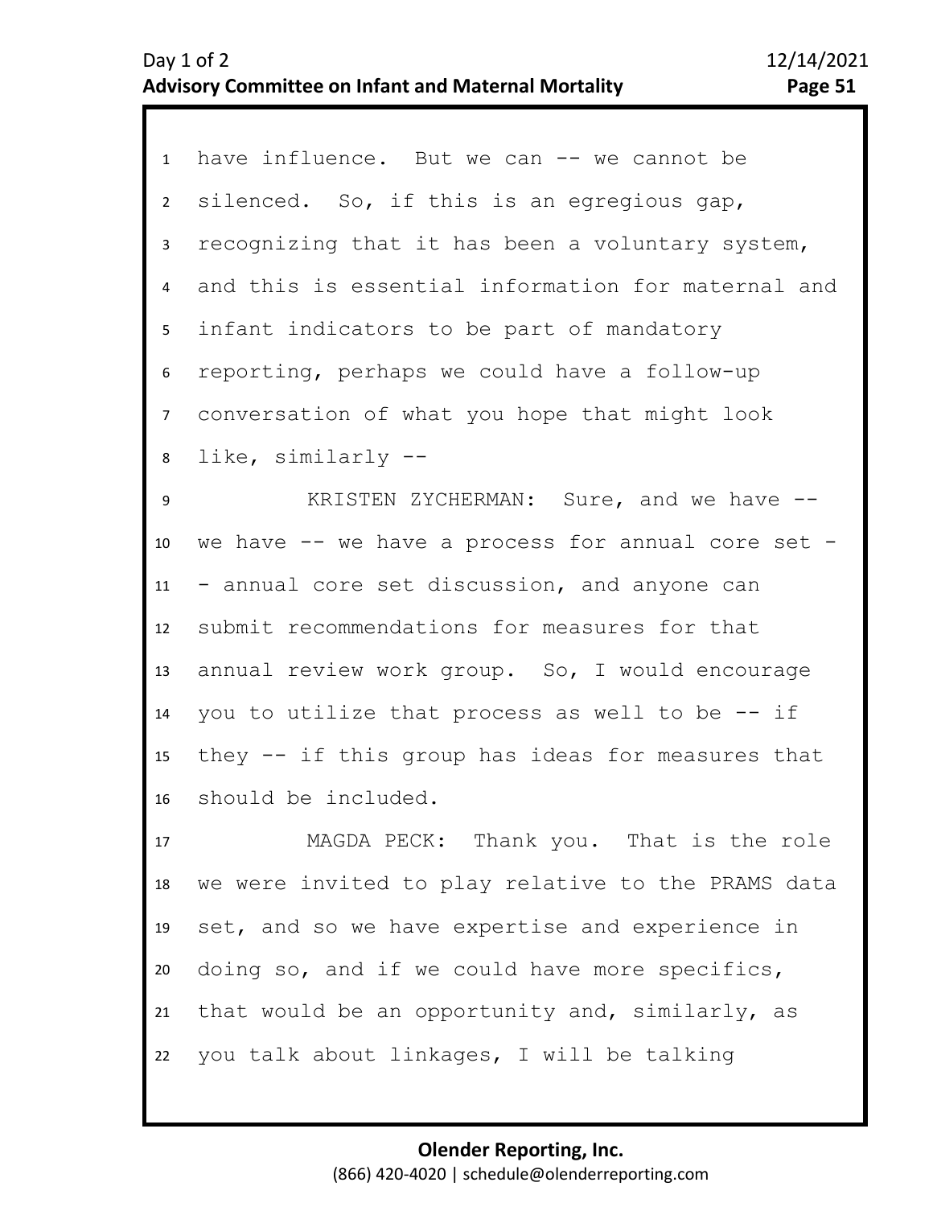have influence. But we can -- we cannot be silenced. So, if this is an egregious gap, recognizing that it has been a voluntary system, and this is essential information for maternal and infant indicators to be part of mandatory reporting, perhaps we could have a follow-up conversation of what you hope that might look like, similarly --

KRISTEN ZYCHERMAN: Sure, and we have -- we have -- we have a process for annual core set -- annual core set discussion, and anyone can submit recommendations for measures for that annual review work group. So, I would encourage you to utilize that process as well to be -- if they -- if this group has ideas for measures that should be included.

MAGDA PECK: Thank you. That is the role we were invited to play relative to the PRAMS data set, and so we have expertise and experience in doing so, and if we could have more specifics, that would be an opportunity and, similarly, as you talk about linkages, I will be talking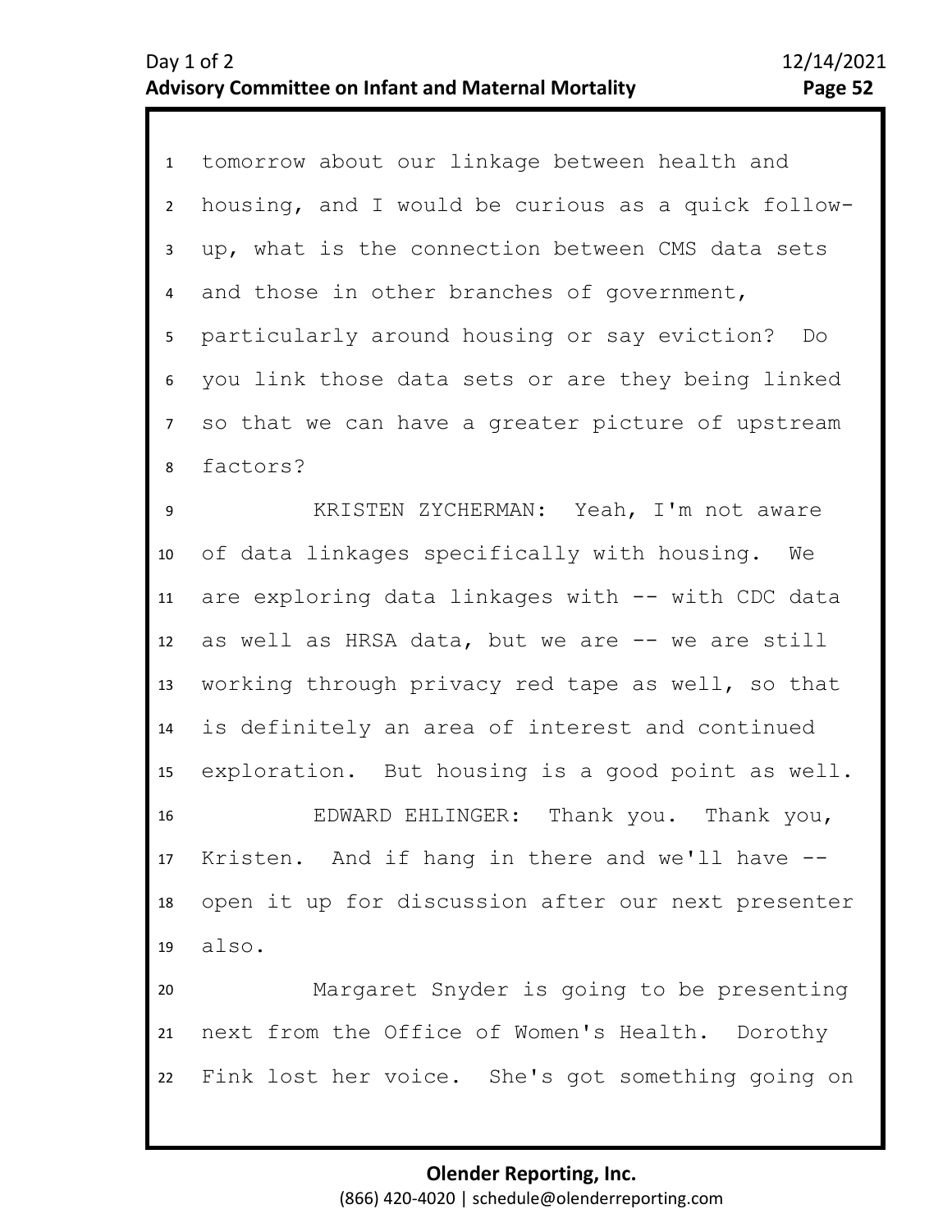tomorrow about our linkage between health and housing, and I would be curious as a quick follow-up, what is the connection between CMS data sets and those in other branches of government, particularly around housing or say eviction? Do you link those data sets or are they being linked so that we can have a greater picture of upstream factors?

KRISTEN ZYCHERMAN: Yeah, I'm not aware of data linkages specifically with housing. We are exploring data linkages with -- with CDC data as well as HRSA data, but we are -- we are still working through privacy red tape as well, so that is definitely an area of interest and continued exploration. But housing is a good point as well.

EDWARD EHLINGER: Thank you. Thank you, Kristen. And if hang in there and we'll have -- open it up for discussion after our next presenter also.

Margaret Snyder is going to be presenting next from the Office of Women's Health. Dorothy Fink lost her voice. She's got something going on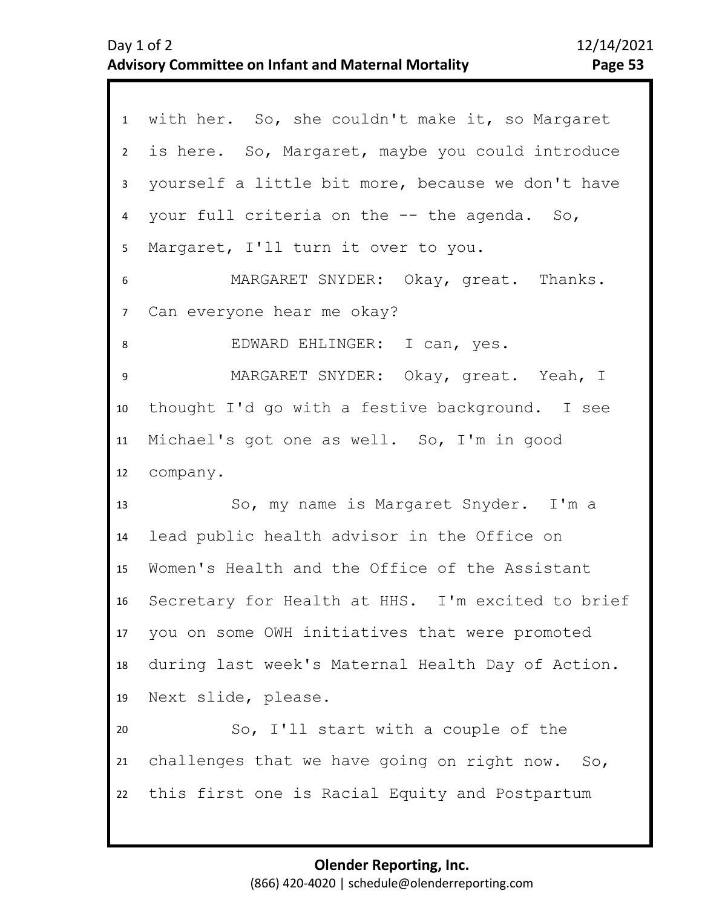with her. So, she couldn't make it, so Margaret is here. So, Margaret, maybe you could introduce yourself a little bit more, because we don't have your full criteria on the -- the agenda. So, Margaret, I'll turn it over to you.

MARGARET SNYDER: Okay, great. Thanks. Can everyone hear me okay?

EDWARD EHLINGER: I can, yes.

MARGARET SNYDER: Okay, great. Yeah, I thought I'd go with a festive background. I see Michael's got one as well. So, I'm in good company.

So, my name is Margaret Snyder. I'm a lead public health advisor in the Office on Women's Health and the Office of the Assistant Secretary for Health at HHS. I'm excited to brief you on some OWH initiatives that were promoted during last week's Maternal Health Day of Action. Next slide, please.

So, I'll start with a couple of the challenges that we have going on right now. So, this first one is Racial Equity and Postpartum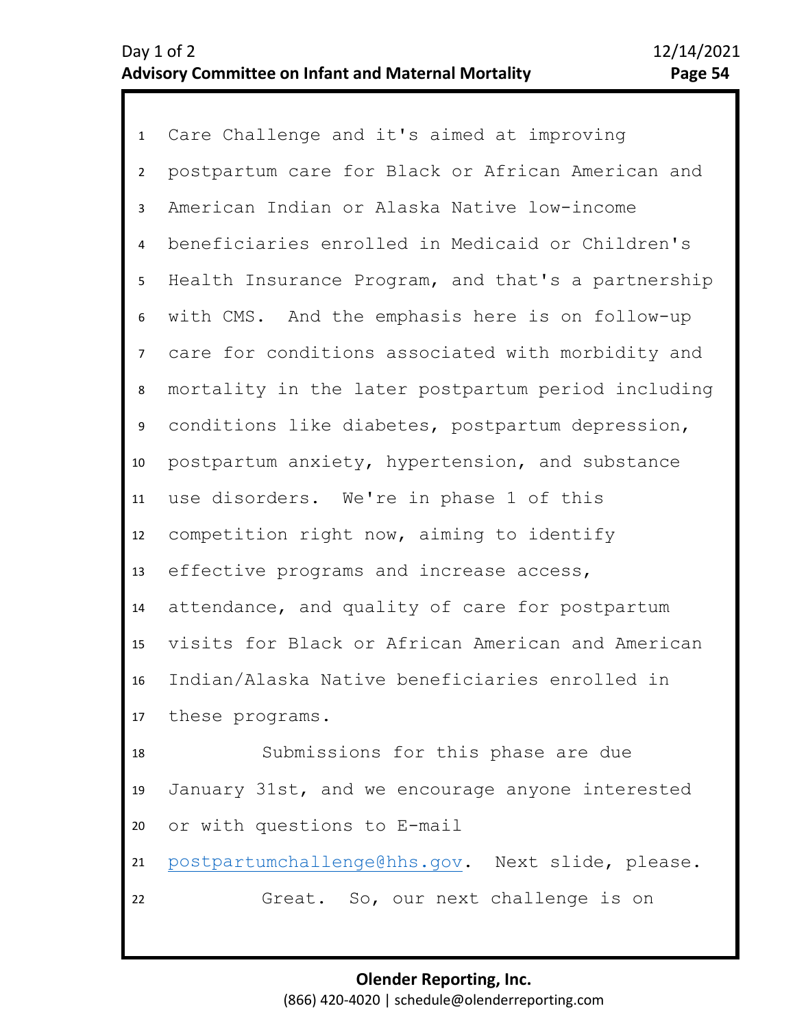Care Challenge and it's aimed at improving postpartum care for Black or African American and American Indian or Alaska Native low-income beneficiaries enrolled in Medicaid or Children's Health Insurance Program, and that's a partnership with CMS. And the emphasis here is on follow-up care for conditions associated with morbidity and mortality in the later postpartum period including conditions like diabetes, postpartum depression, postpartum anxiety, hypertension, and substance use disorders. We're in phase 1 of this competition right now, aiming to identify effective programs and increase access, attendance, and quality of care for postpartum visits for Black or African American and American Indian/Alaska Native beneficiaries enrolled in these programs.

Submissions for this phase are due January 31st, and we encourage anyone interested or with questions to E-mail postpartumchallenge@hhs.gov. Next slide, please.

Great. So, our next challenge is on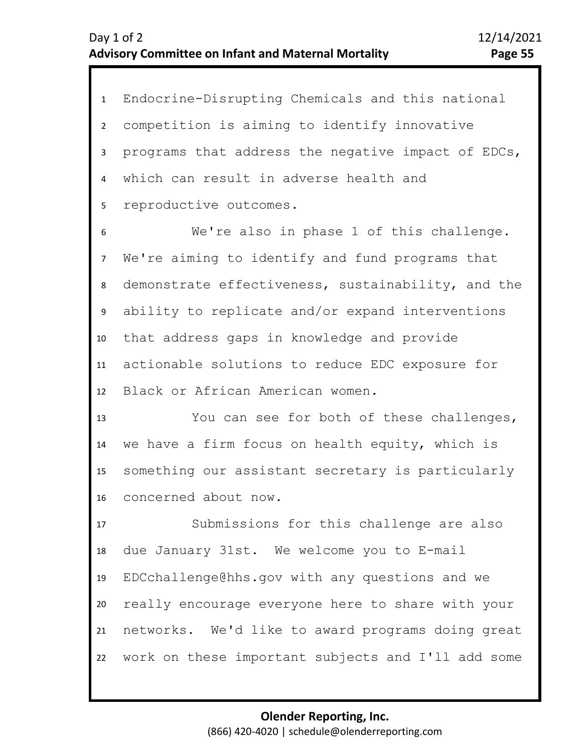Endocrine-Disrupting Chemicals and this national competition is aiming to identify innovative programs that address the negative impact of EDCs, which can result in adverse health and reproductive outcomes.

We're also in phase 1 of this challenge. We're aiming to identify and fund programs that demonstrate effectiveness, sustainability, and the ability to replicate and/or expand interventions that address gaps in knowledge and provide actionable solutions to reduce EDC exposure for Black or African American women.

You can see for both of these challenges, we have a firm focus on health equity, which is something our assistant secretary is particularly concerned about now.

Submissions for this challenge are also due January 31st. We welcome you to E-mail EDCchallenge@hhs.gov with any questions and we really encourage everyone here to share with your networks. We'd like to award programs doing great work on these important subjects and I'll add some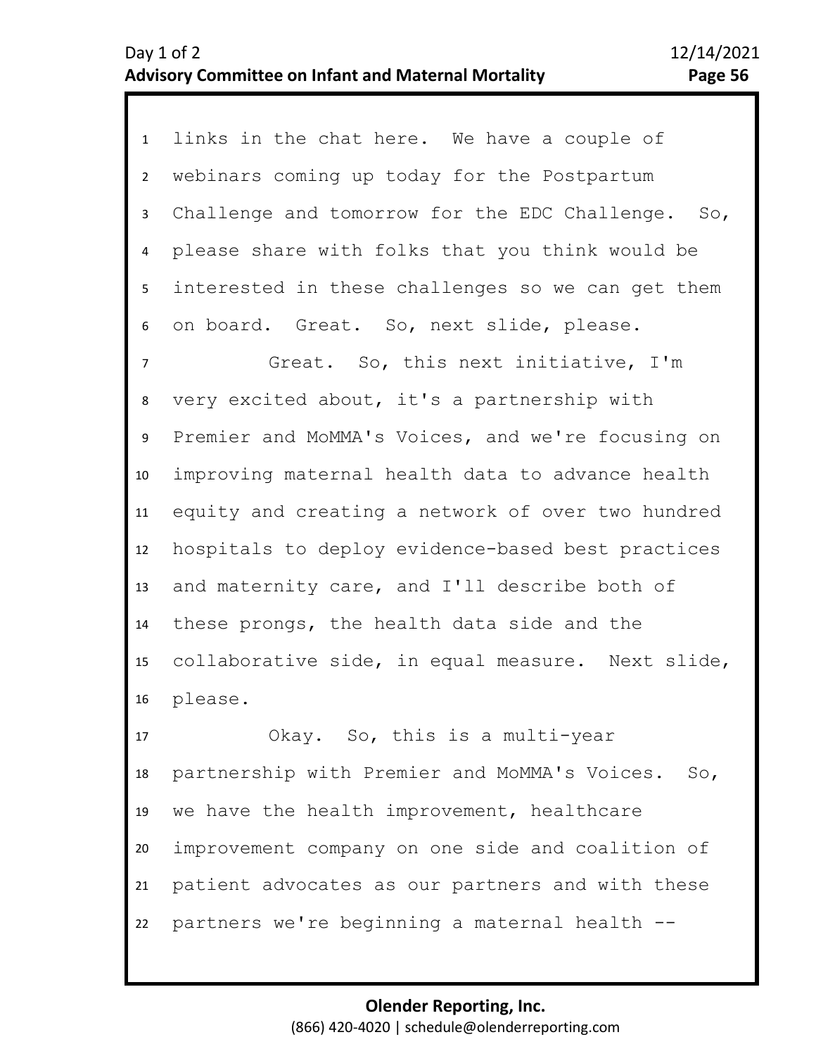links in the chat here. We have a couple of webinars coming up today for the Postpartum Challenge and tomorrow for the EDC Challenge. So, please share with folks that you think would be interested in these challenges so we can get them on board. Great. So, next slide, please.

Great. So, this next initiative, I'm very excited about, it's a partnership with Premier and MoMMA's Voices, and we're focusing on improving maternal health data to advance health equity and creating a network of over two hundred hospitals to deploy evidence-based best practices and maternity care, and I'll describe both of these prongs, the health data side and the collaborative side, in equal measure. Next slide, please.

Okay. So, this is a multi-year partnership with Premier and MoMMA's Voices. So, we have the health improvement, healthcare improvement company on one side and coalition of patient advocates as our partners and with these partners we're beginning a maternal health --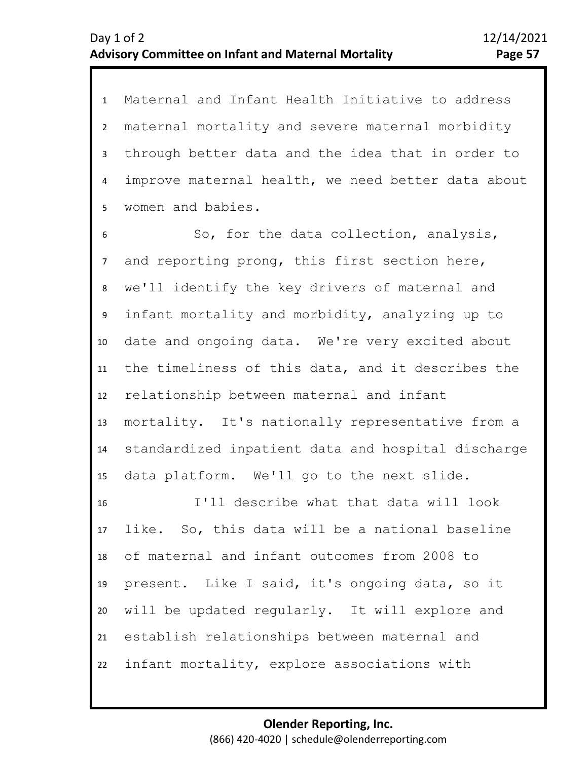Maternal and Infant Health Initiative to address maternal mortality and severe maternal morbidity through better data and the idea that in order to improve maternal health, we need better data about women and babies.

So, for the data collection, analysis, and reporting prong, this first section here, we'll identify the key drivers of maternal and infant mortality and morbidity, analyzing up to date and ongoing data. We're very excited about the timeliness of this data, and it describes the relationship between maternal and infant mortality. It's nationally representative from a standardized inpatient data and hospital discharge data platform. We'll go to the next slide.

I'll describe what that data will look like. So, this data will be a national baseline of maternal and infant outcomes from 2008 to present. Like I said, it's ongoing data, so it will be updated regularly. It will explore and establish relationships between maternal and infant mortality, explore associations with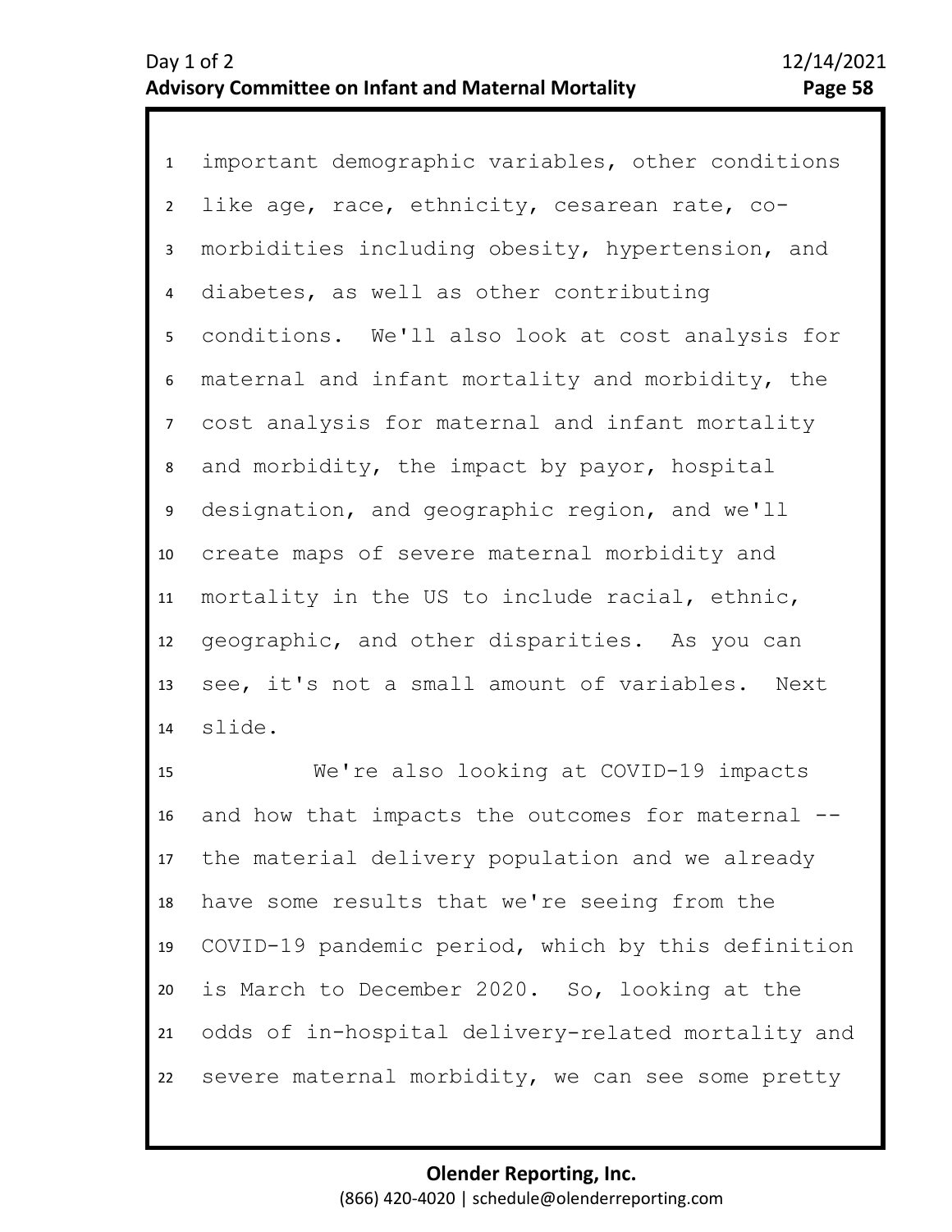important demographic variables, other conditions like age, race, ethnicity, cesarean rate, co-morbidities including obesity, hypertension, and diabetes, as well as other contributing conditions. We'll also look at cost analysis for maternal and infant mortality and morbidity, the cost analysis for maternal and infant mortality and morbidity, the impact by payor, hospital designation, and geographic region, and we'll create maps of severe maternal morbidity and mortality in the US to include racial, ethnic, geographic, and other disparities. As you can see, it's not a small amount of variables. Next slide.

We're also looking at COVID-19 impacts and how that impacts the outcomes for maternal -- the material delivery population and we already have some results that we're seeing from the COVID-19 pandemic period, which by this definition is March to December 2020. So, looking at the odds of in-hospital delivery-related mortality and severe maternal morbidity, we can see some pretty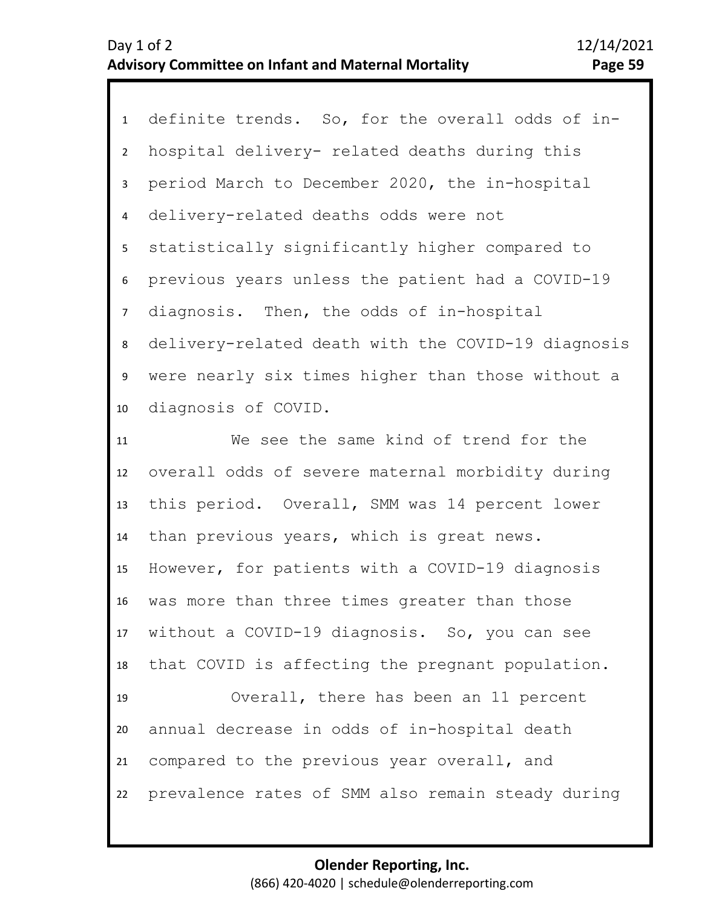definite trends. So, for the overall odds of in-hospital delivery- related deaths during this period March to December 2020, the in-hospital delivery-related deaths odds were not statistically significantly higher compared to previous years unless the patient had a COVID-19 diagnosis. Then, the odds of in-hospital delivery-related death with the COVID-19 diagnosis were nearly six times higher than those without a diagnosis of COVID.

We see the same kind of trend for the overall odds of severe maternal morbidity during this period. Overall, SMM was 14 percent lower than previous years, which is great news. However, for patients with a COVID-19 diagnosis was more than three times greater than those without a COVID-19 diagnosis. So, you can see that COVID is affecting the pregnant population.

Overall, there has been an 11 percent annual decrease in odds of in-hospital death compared to the previous year overall, and prevalence rates of SMM also remain steady during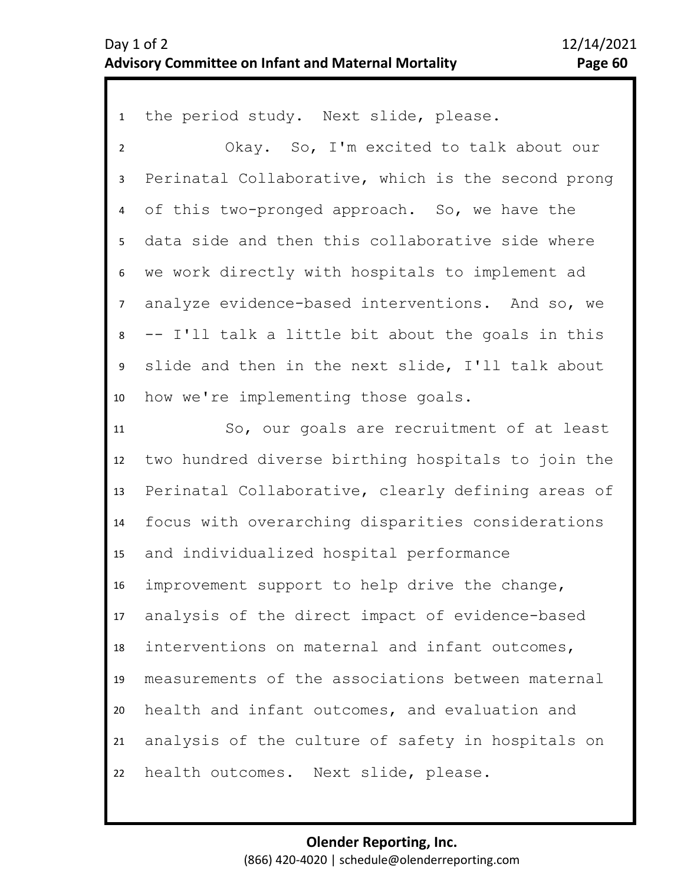the period study. Next slide, please.

Okay. So, I'm excited to talk about our Perinatal Collaborative, which is the second prong of this two-pronged approach. So, we have the data side and then this collaborative side where we work directly with hospitals to implement ad analyze evidence-based interventions. And so, we -- I'll talk a little bit about the goals in this slide and then in the next slide, I'll talk about how we're implementing those goals.

So, our goals are recruitment of at least two hundred diverse birthing hospitals to join the Perinatal Collaborative, clearly defining areas of focus with overarching disparities considerations and individualized hospital performance improvement support to help drive the change, analysis of the direct impact of evidence-based interventions on maternal and infant outcomes, measurements of the associations between maternal health and infant outcomes, and evaluation and analysis of the culture of safety in hospitals on health outcomes. Next slide, please.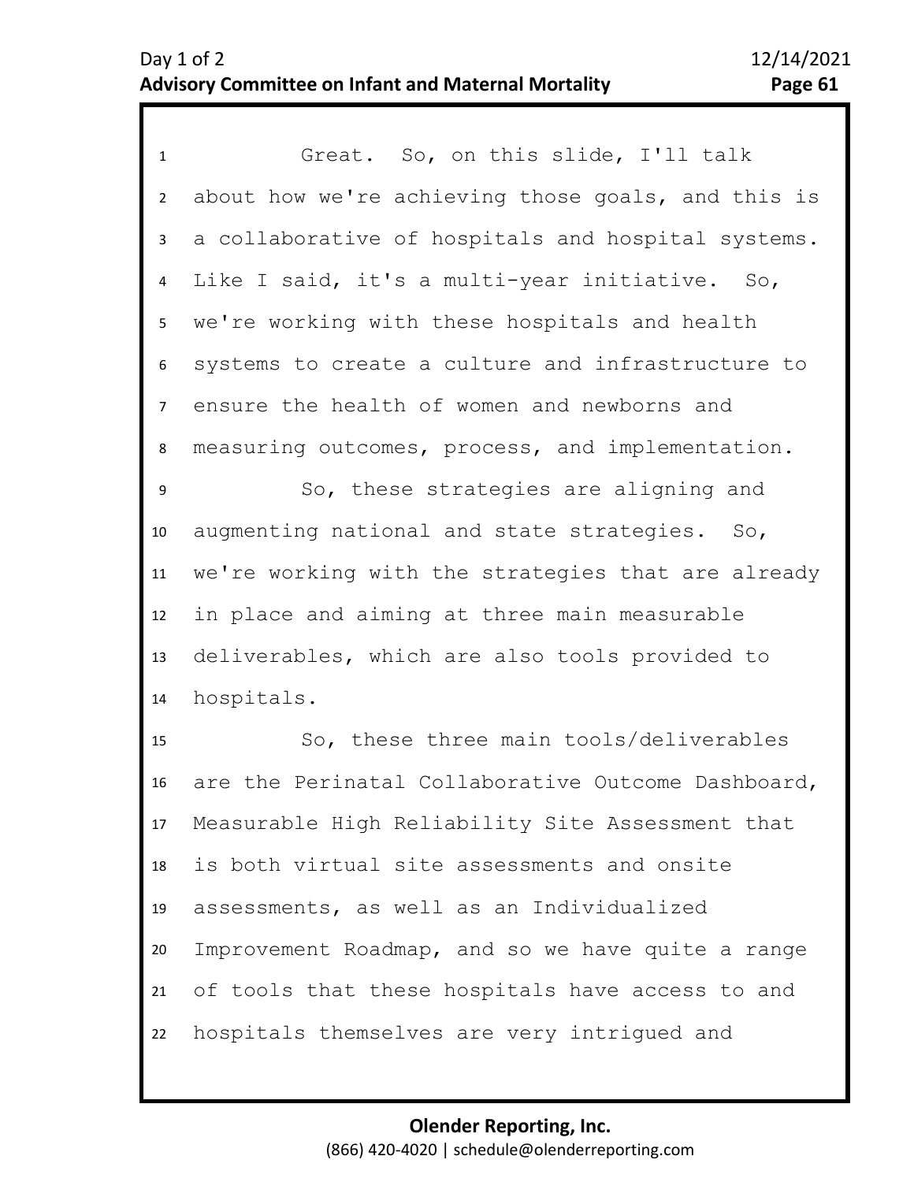Great. So, on this slide, I'll talk about how we're achieving those goals, and this is a collaborative of hospitals and hospital systems. Like I said, it's a multi-year initiative. So, we're working with these hospitals and health systems to create a culture and infrastructure to ensure the health of women and newborns and measuring outcomes, process, and implementation.

So, these strategies are aligning and augmenting national and state strategies. So, we're working with the strategies that are already in place and aiming at three main measurable deliverables, which are also tools provided to hospitals.

So, these three main tools/deliverables are the Perinatal Collaborative Outcome Dashboard, Measurable High Reliability Site Assessment that is both virtual site assessments and onsite assessments, as well as an Individualized Improvement Roadmap, and so we have quite a range of tools that these hospitals have access to and hospitals themselves are very intrigued and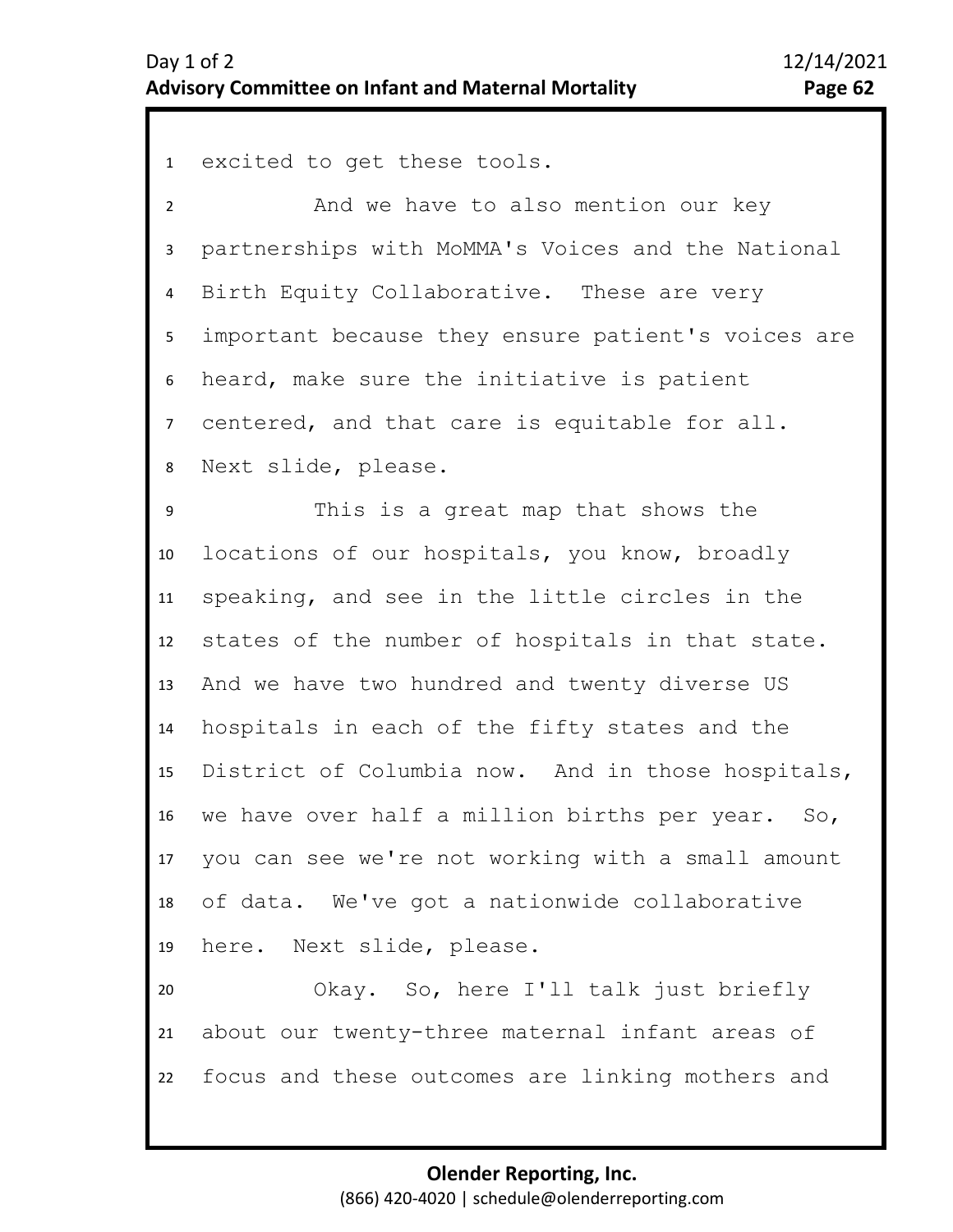excited to get these tools.

And we have to also mention our key partnerships with MoMMA's Voices and the National Birth Equity Collaborative. These are very important because they ensure patient's voices are heard, make sure the initiative is patient centered, and that care is equitable for all. Next slide, please.

This is a great map that shows the locations of our hospitals, you know, broadly speaking, and see in the little circles in the states of the number of hospitals in that state. And we have two hundred and twenty diverse US hospitals in each of the fifty states and the District of Columbia now. And in those hospitals, we have over half a million births per year. So, you can see we're not working with a small amount of data. We've got a nationwide collaborative here. Next slide, please.

Okay. So, here I'll talk just briefly about our twenty-three maternal infant areas of focus and these outcomes are linking mothers and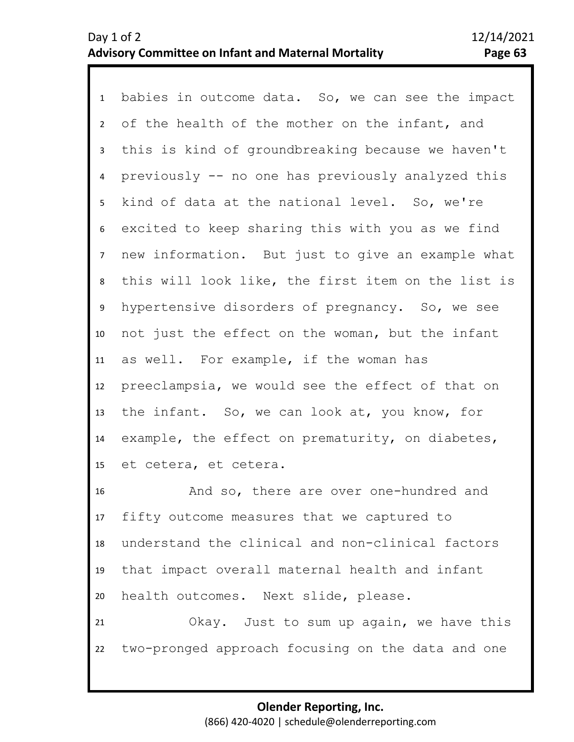babies in outcome data. So, we can see the impact of the health of the mother on the infant, and this is kind of groundbreaking because we haven't previously -- no one has previously analyzed this kind of data at the national level. So, we're excited to keep sharing this with you as we find new information. But just to give an example what this will look like, the first item on the list is hypertensive disorders of pregnancy. So, we see not just the effect on the woman, but the infant as well. For example, if the woman has preeclampsia, we would see the effect of that on the infant. So, we can look at, you know, for example, the effect on prematurity, on diabetes, et cetera, et cetera.

And so, there are over one-hundred and fifty outcome measures that we captured to understand the clinical and non-clinical factors that impact overall maternal health and infant health outcomes. Next slide, please.

Okay. Just to sum up again, we have this two-pronged approach focusing on the data and one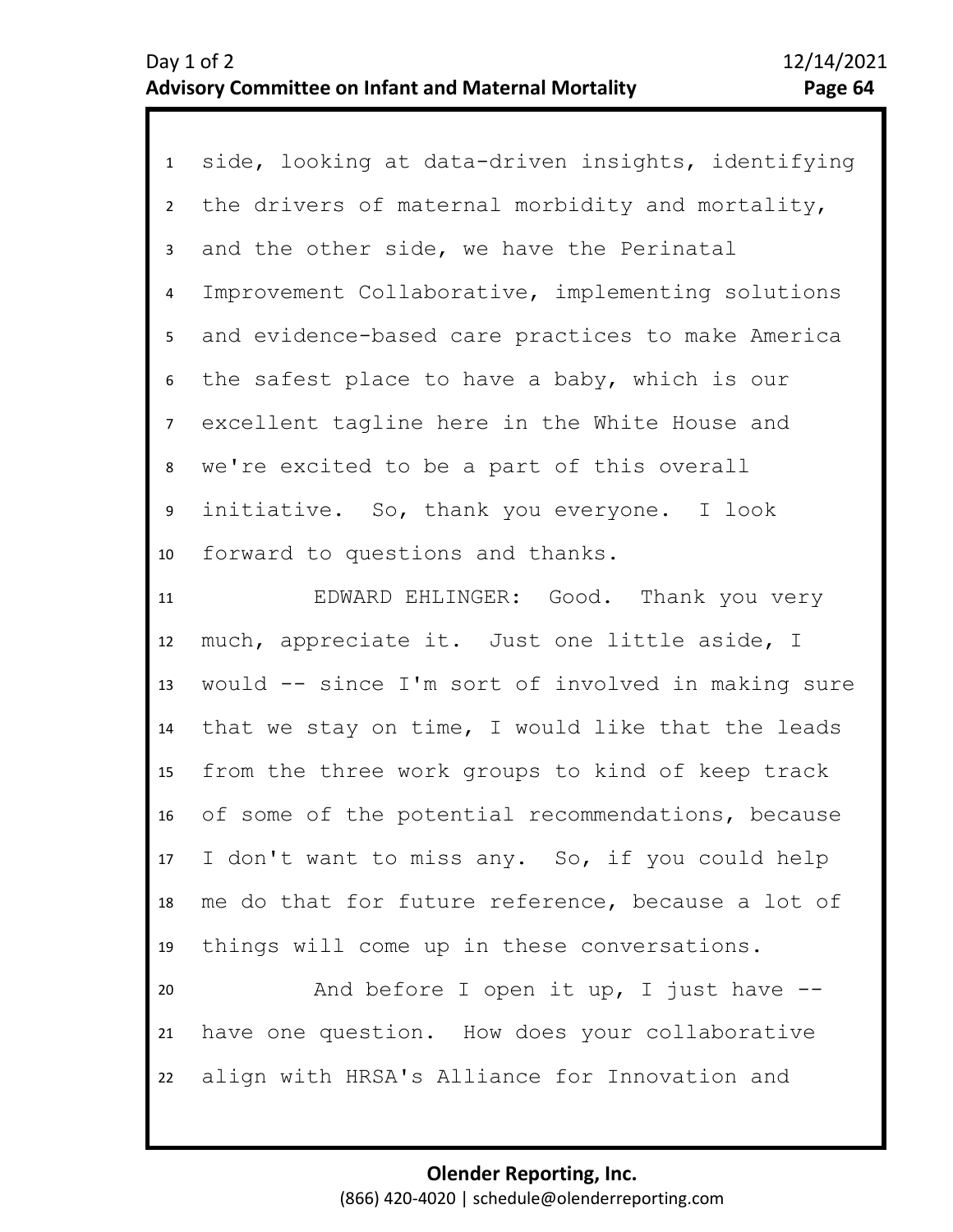side, looking at data-driven insights, identifying the drivers of maternal morbidity and mortality, and the other side, we have the Perinatal Improvement Collaborative, implementing solutions and evidence-based care practices to make America the safest place to have a baby, which is our excellent tagline here in the White House and we're excited to be a part of this overall initiative. So, thank you everyone. I look forward to questions and thanks.

EDWARD EHLINGER: Good. Thank you very much, appreciate it. Just one little aside, I would -- since I'm sort of involved in making sure that we stay on time, I would like that the leads from the three work groups to kind of keep track of some of the potential recommendations, because I don't want to miss any. So, if you could help me do that for future reference, because a lot of things will come up in these conversations.

And before I open it up, I just have -- have one question. How does your collaborative align with HRSA's Alliance for Innovation and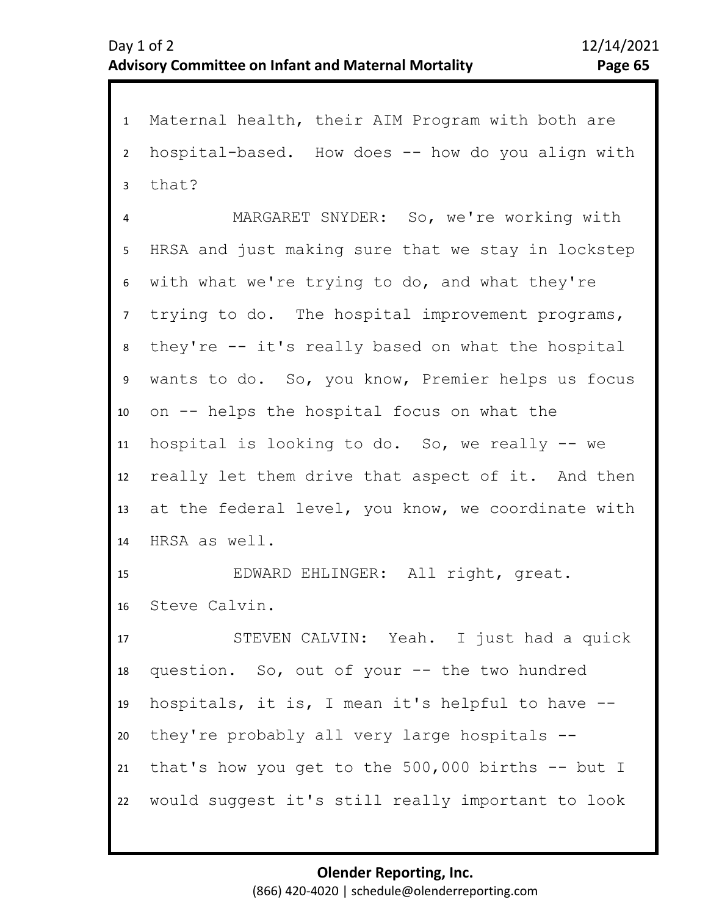Maternal health, their AIM Program with both are hospital-based. How does -- how do you align with that?

MARGARET SNYDER: So, we're working with HRSA and just making sure that we stay in lockstep with what we're trying to do, and what they're trying to do. The hospital improvement programs, they're -- it's really based on what the hospital wants to do. So, you know, Premier helps us focus on -- helps the hospital focus on what the hospital is looking to do. So, we really -- we really let them drive that aspect of it. And then at the federal level, you know, we coordinate with HRSA as well.

EDWARD EHLINGER: All right, great. Steve Calvin.

STEVEN CALVIN: Yeah. I just had a quick question. So, out of your -- the two hundred hospitals, it is, I mean it's helpful to have -- they're probably all very large hospitals -- that's how you get to the 500,000 births -- but I would suggest it's still really important to look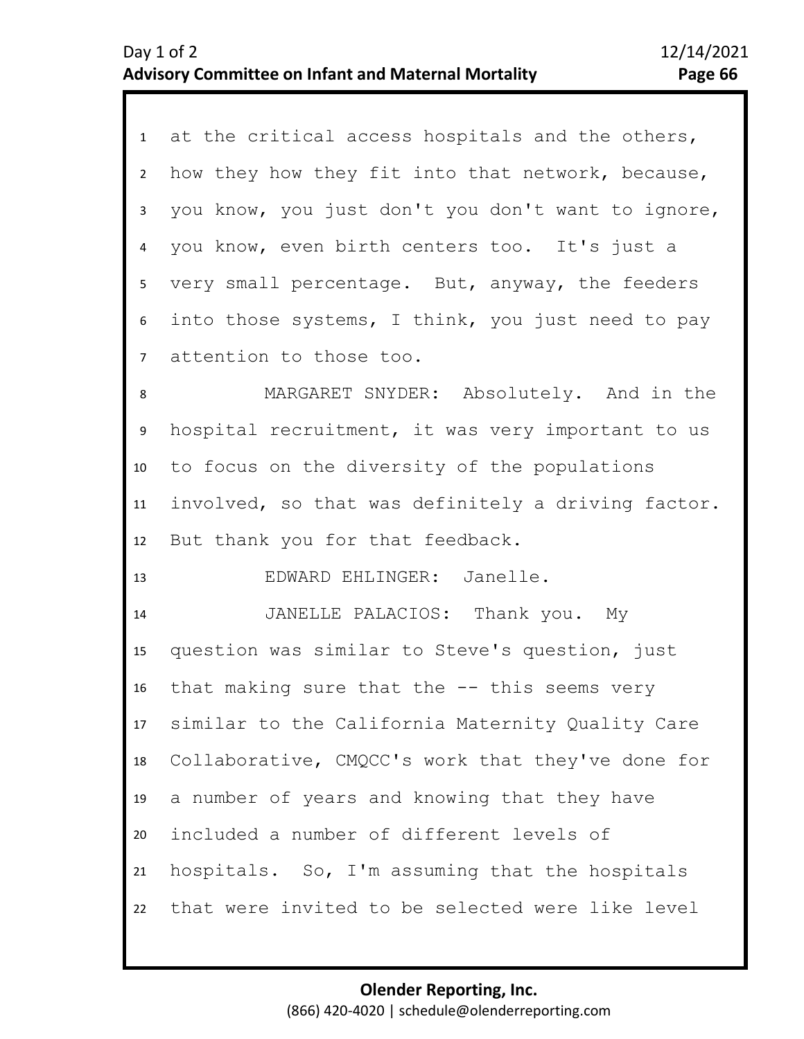at the critical access hospitals and the others, how they how they fit into that network, because, you know, you just don't you don't want to ignore, you know, even birth centers too. It's just a very small percentage. But, anyway, the feeders into those systems, I think, you just need to pay attention to those too.

MARGARET SNYDER: Absolutely. And in the hospital recruitment, it was very important to us to focus on the diversity of the populations involved, so that was definitely a driving factor. But thank you for that feedback.

EDWARD EHLINGER: Janelle.

JANELLE PALACIOS: Thank you. My question was similar to Steve's question, just that making sure that the -- this seems very similar to the California Maternity Quality Care Collaborative, CMQCC's work that they've done for a number of years and knowing that they have included a number of different levels of hospitals. So, I'm assuming that the hospitals that were invited to be selected were like level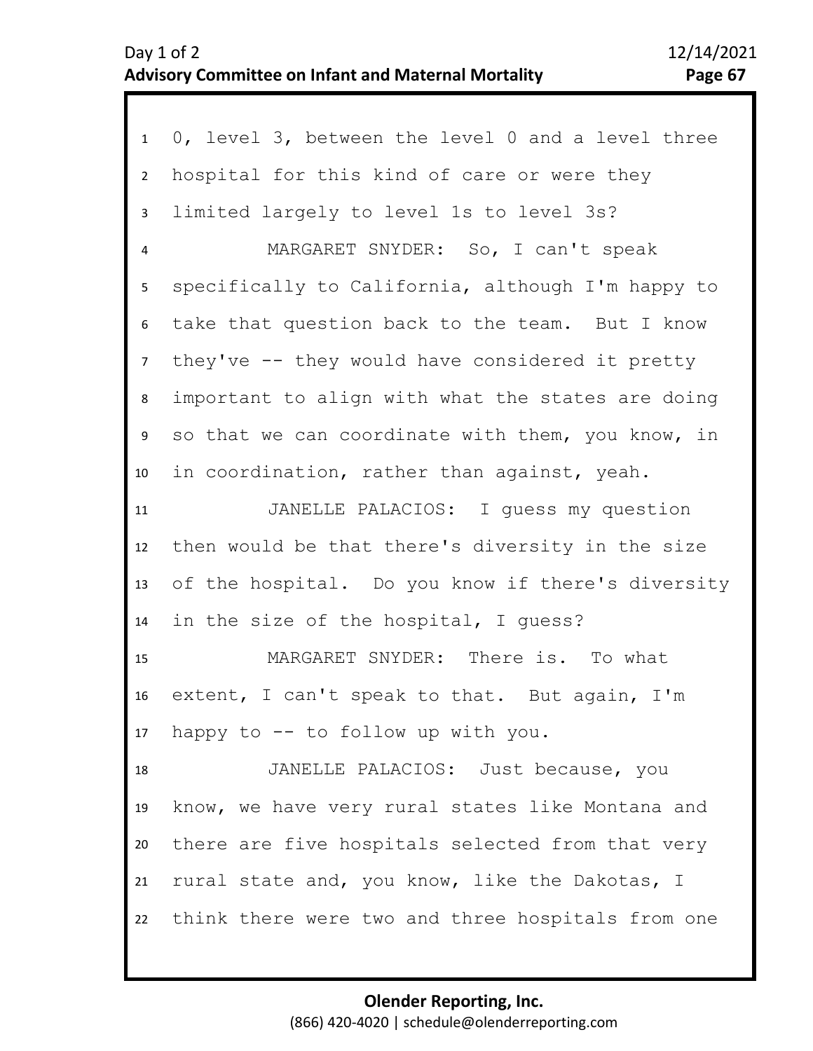0, level 3, between the level 0 and a level three hospital for this kind of care or were they limited largely to level 1s to level 3s?

MARGARET SNYDER: So, I can't speak specifically to California, although I'm happy to take that question back to the team. But I know they've -- they would have considered it pretty important to align with what the states are doing so that we can coordinate with them, you know, in in coordination, rather than against, yeah.

JANELLE PALACIOS: I guess my question then would be that there's diversity in the size of the hospital. Do you know if there's diversity in the size of the hospital, I guess?

MARGARET SNYDER: There is. To what extent, I can't speak to that. But again, I'm happy to -- to follow up with you.

JANELLE PALACIOS: Just because, you know, we have very rural states like Montana and there are five hospitals selected from that very rural state and, you know, like the Dakotas, I think there were two and three hospitals from one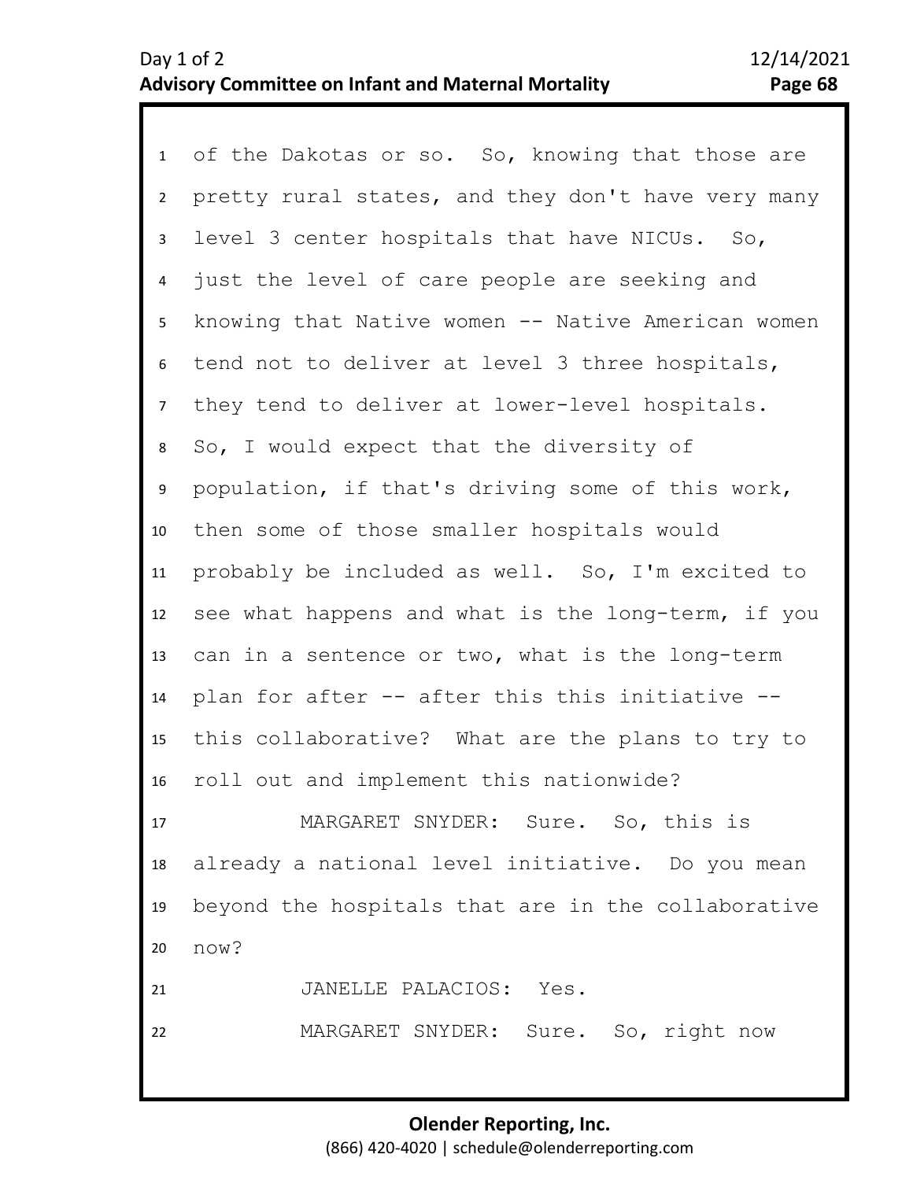of the Dakotas or so. So, knowing that those are pretty rural states, and they don't have very many level 3 center hospitals that have NICUs. So, just the level of care people are seeking and knowing that Native women -- Native American women tend not to deliver at level 3 three hospitals, they tend to deliver at lower-level hospitals. So, I would expect that the diversity of population, if that's driving some of this work, then some of those smaller hospitals would probably be included as well. So, I'm excited to see what happens and what is the long-term, if you can in a sentence or two, what is the long-term plan for after -- after this this initiative -- this collaborative? What are the plans to try to roll out and implement this nationwide?

MARGARET SNYDER: Sure. So, this is already a national level initiative. Do you mean beyond the hospitals that are in the collaborative now?

JANELLE PALACIOS: Yes.

MARGARET SNYDER: Sure. So, right now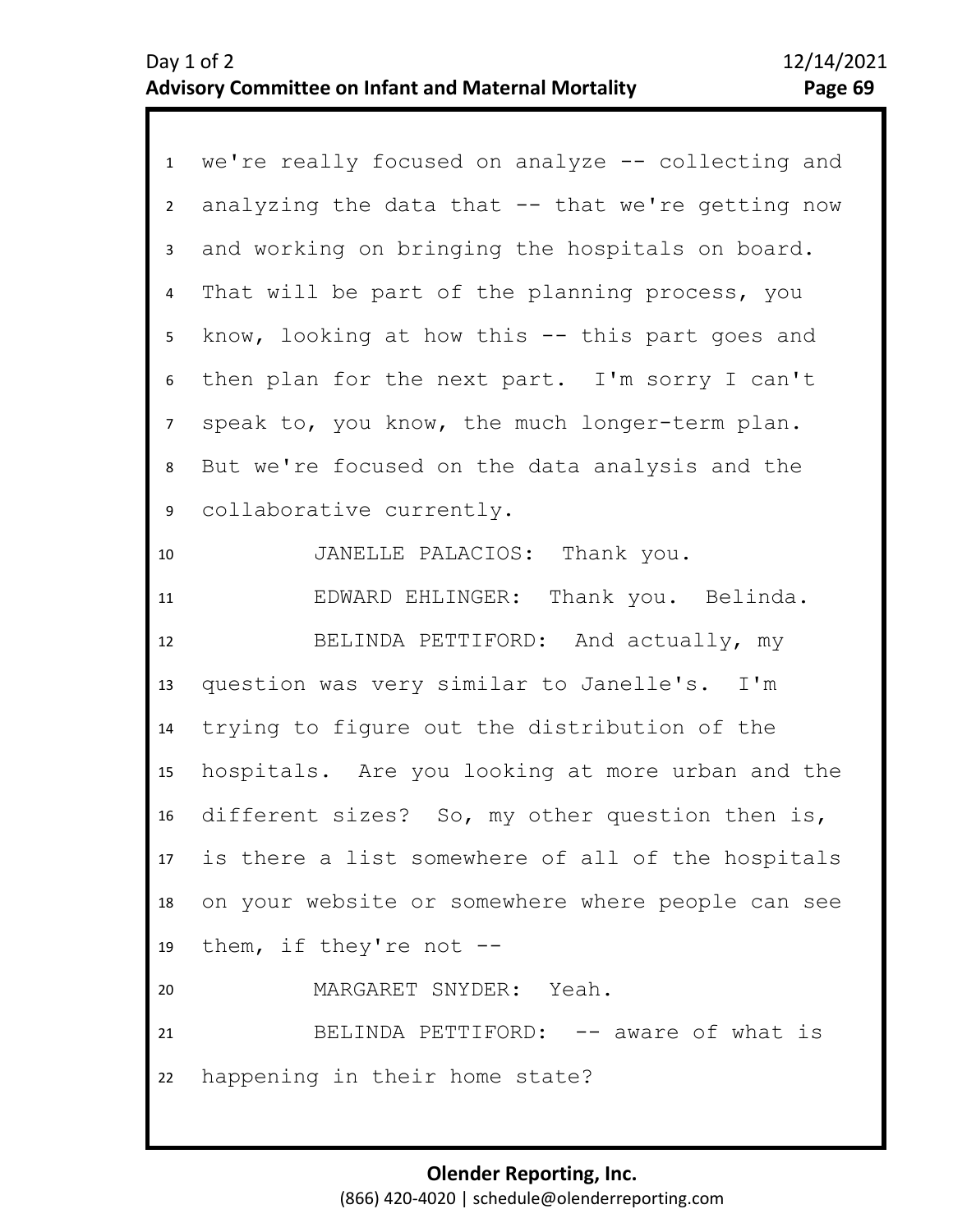we're really focused on analyze -- collecting and analyzing the data that -- that we're getting now and working on bringing the hospitals on board. That will be part of the planning process, you know, looking at how this -- this part goes and then plan for the next part. I'm sorry I can't speak to, you know, the much longer-term plan. But we're focused on the data analysis and the collaborative currently.

JANELLE PALACIOS: Thank you.

EDWARD EHLINGER: Thank you. Belinda.

BELINDA PETTIFORD: And actually, my question was very similar to Janelle's. I'm trying to figure out the distribution of the hospitals. Are you looking at more urban and the different sizes? So, my other question then is, is there a list somewhere of all of the hospitals on your website or somewhere where people can see them, if they're not --

MARGARET SNYDER: Yeah.

BELINDA PETTIFORD: -- aware of what is happening in their home state?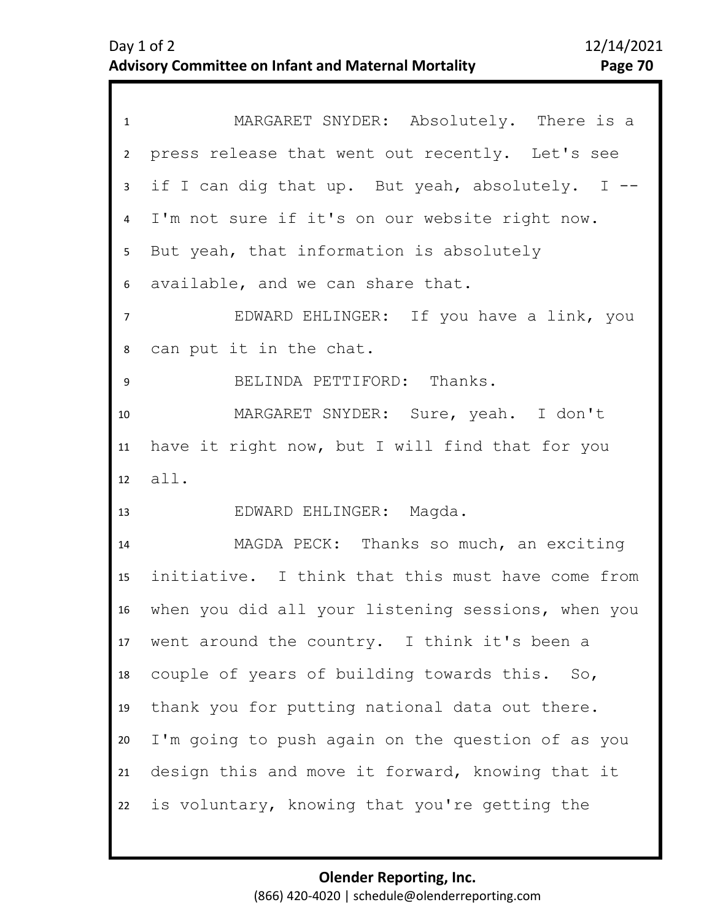MARGARET SNYDER: Absolutely. There is a press release that went out recently. Let's see if I can dig that up. But yeah, absolutely. I -- I'm not sure if it's on our website right now. But yeah, that information is absolutely available, and we can share that.

EDWARD EHLINGER: If you have a link, you can put it in the chat.

BELINDA PETTIFORD: Thanks.

MARGARET SNYDER: Sure, yeah. I don't have it right now, but I will find that for you all.

EDWARD EHLINGER: Magda.

MAGDA PECK: Thanks so much, an exciting initiative. I think that this must have come from when you did all your listening sessions, when you went around the country. I think it's been a couple of years of building towards this. So, thank you for putting national data out there. I'm going to push again on the question of as you design this and move it forward, knowing that it is voluntary, knowing that you're getting the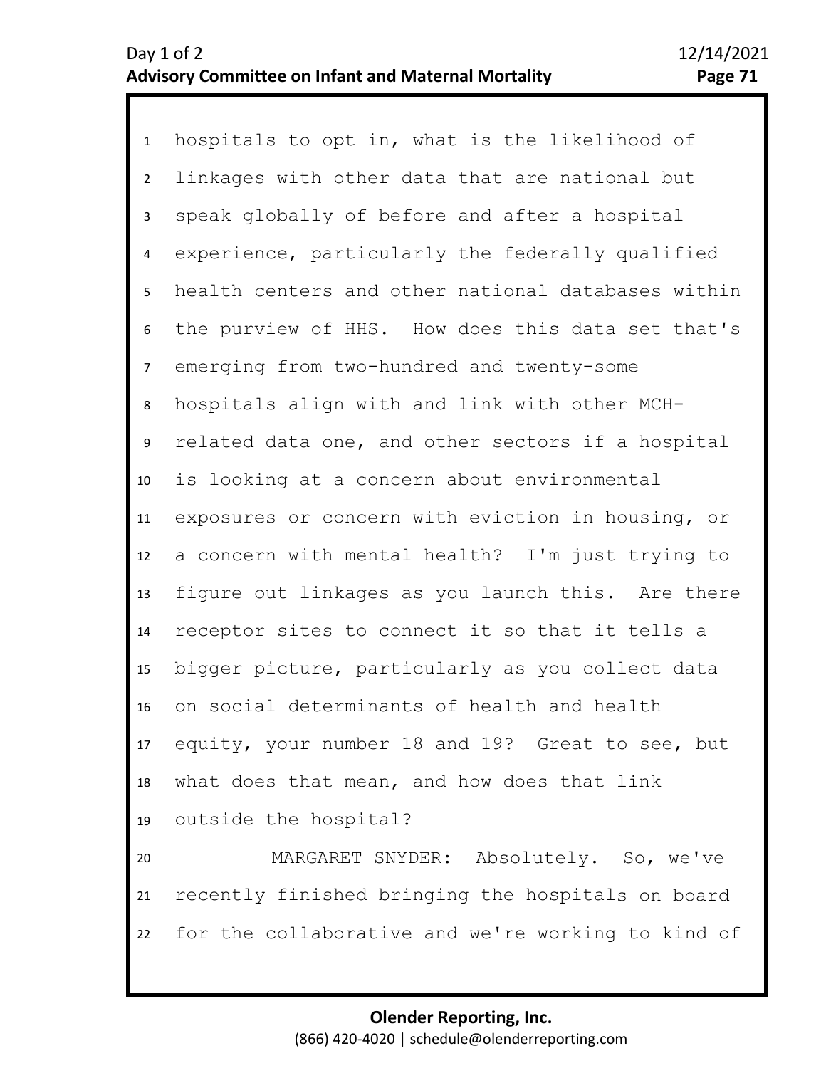hospitals to opt in, what is the likelihood of linkages with other data that are national but speak globally of before and after a hospital experience, particularly the federally qualified health centers and other national databases within the purview of HHS. How does this data set that's emerging from two-hundred and twenty-some hospitals align with and link with other MCH-related data one, and other sectors if a hospital is looking at a concern about environmental exposures or concern with eviction in housing, or a concern with mental health? I'm just trying to figure out linkages as you launch this. Are there receptor sites to connect it so that it tells a bigger picture, particularly as you collect data on social determinants of health and health equity, your number 18 and 19? Great to see, but what does that mean, and how does that link outside the hospital?

MARGARET SNYDER: Absolutely. So, we've recently finished bringing the hospitals on board for the collaborative and we're working to kind of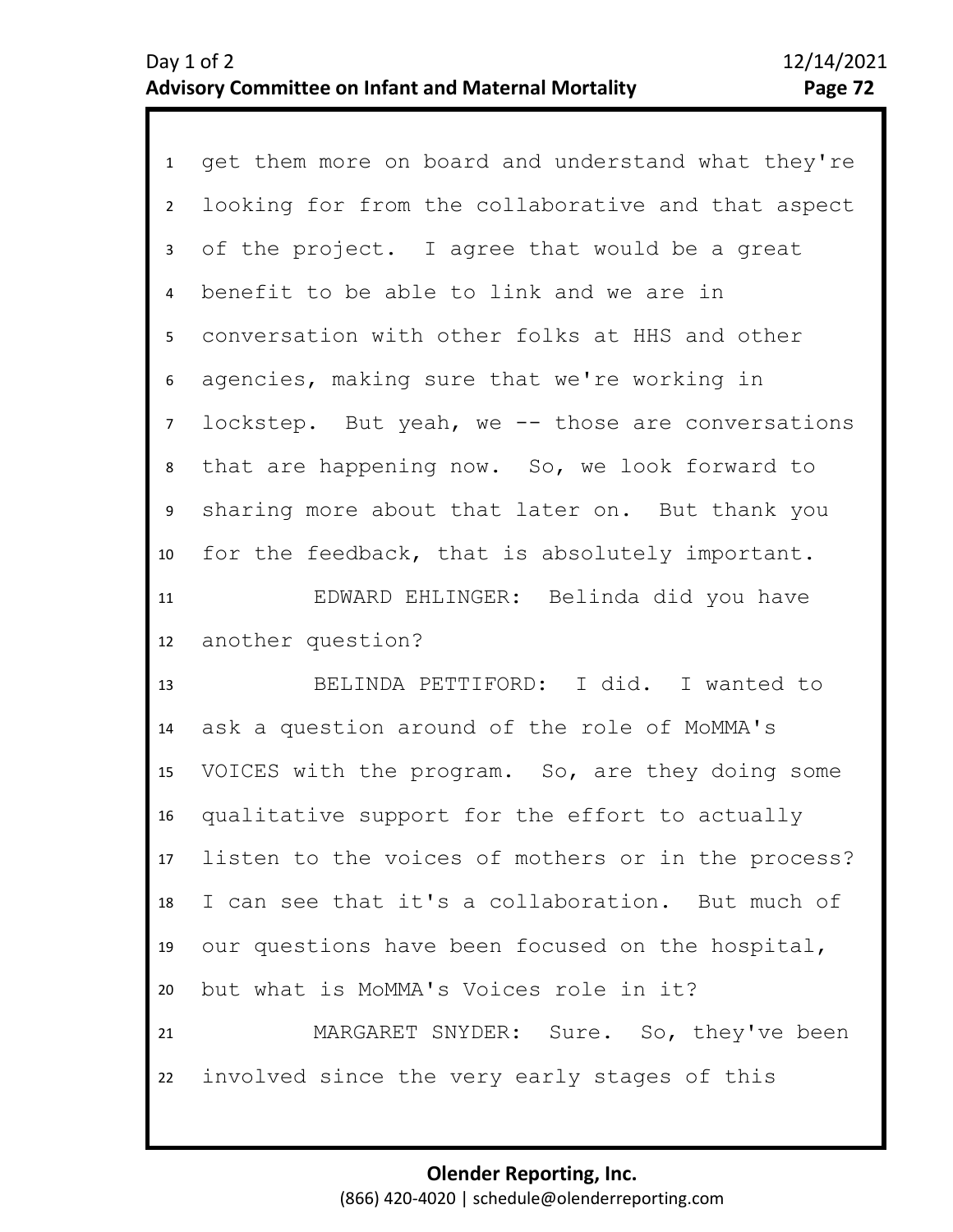get them more on board and understand what they're looking for from the collaborative and that aspect of the project. I agree that would be a great benefit to be able to link and we are in conversation with other folks at HHS and other agencies, making sure that we're working in lockstep. But yeah, we -- those are conversations that are happening now. So, we look forward to sharing more about that later on. But thank you for the feedback, that is absolutely important.

EDWARD EHLINGER: Belinda did you have another question?

BELINDA PETTIFORD: I did. I wanted to ask a question around of the role of MoMMA's VOICES with the program. So, are they doing some qualitative support for the effort to actually listen to the voices of mothers or in the process? I can see that it's a collaboration. But much of our questions have been focused on the hospital, but what is MoMMA's Voices role in it?

MARGARET SNYDER: Sure. So, they've been involved since the very early stages of this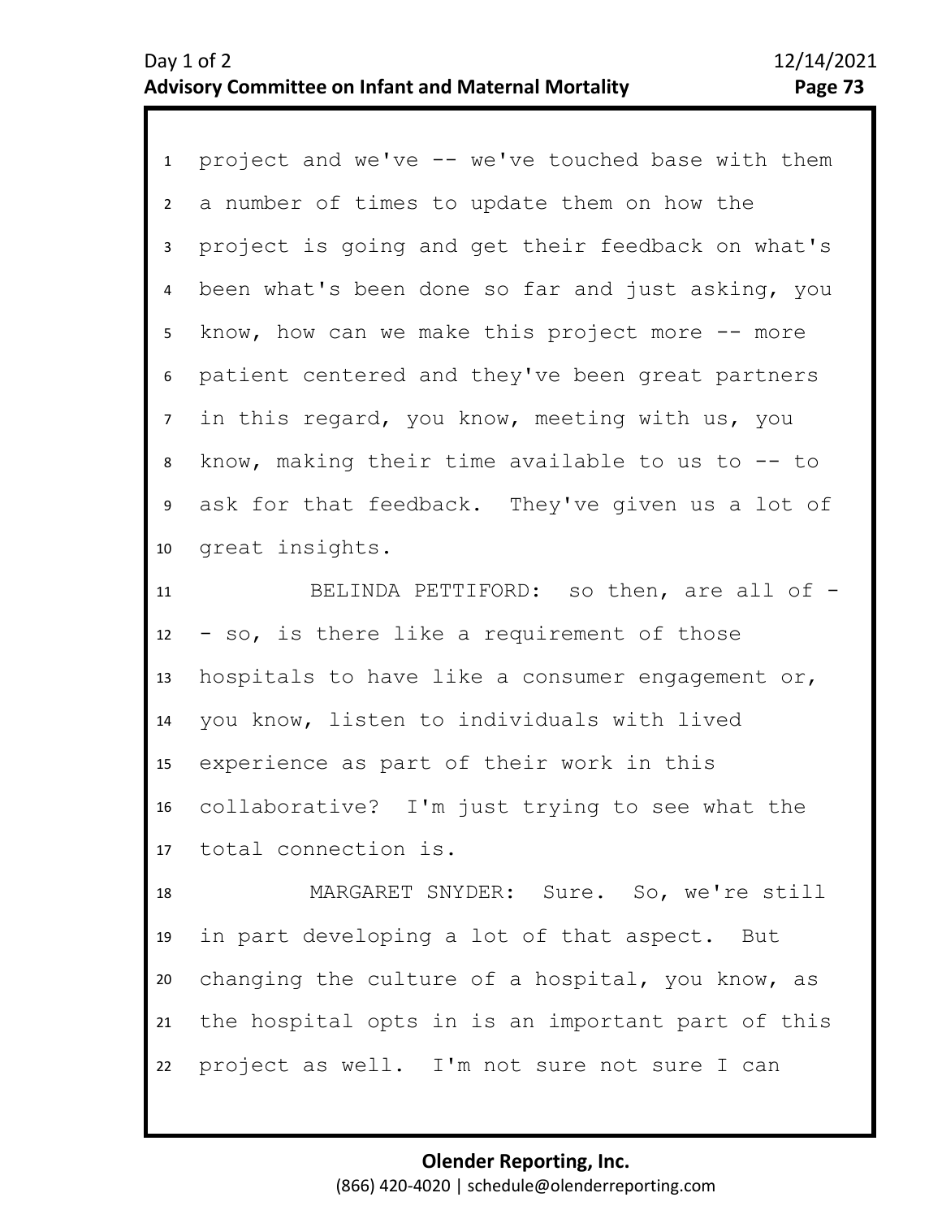project and we've -- we've touched base with them a number of times to update them on how the project is going and get their feedback on what's been what's been done so far and just asking, you know, how can we make this project more -- more patient centered and they've been great partners in this regard, you know, meeting with us, you know, making their time available to us to -- to ask for that feedback. They've given us a lot of great insights.

BELINDA PETTIFORD: so then, are all of -- so, is there like a requirement of those hospitals to have like a consumer engagement or, you know, listen to individuals with lived experience as part of their work in this collaborative? I'm just trying to see what the total connection is.

MARGARET SNYDER: Sure. So, we're still in part developing a lot of that aspect. But changing the culture of a hospital, you know, as the hospital opts in is an important part of this project as well. I'm not sure not sure I can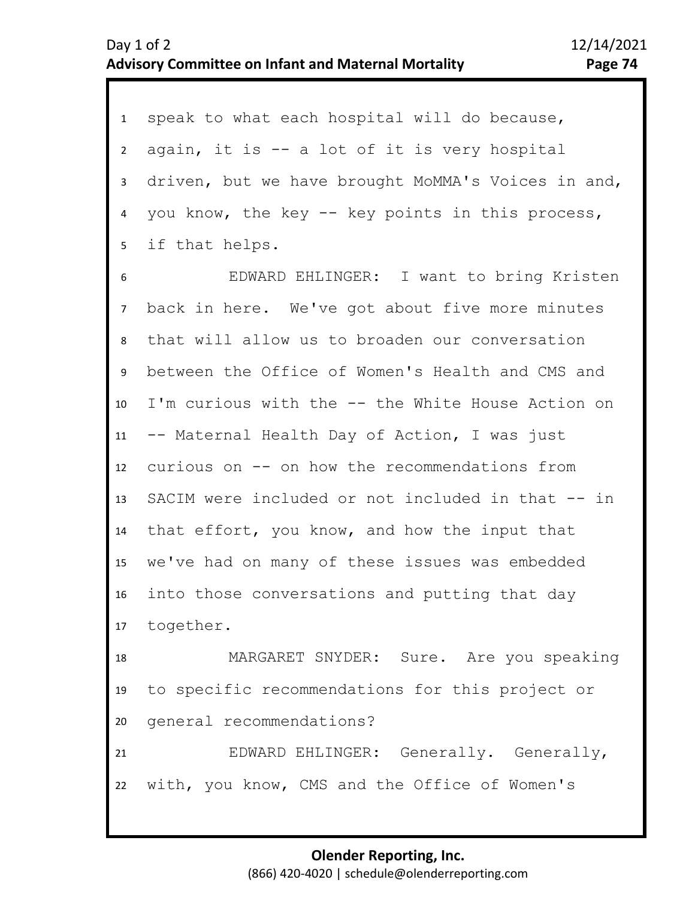speak to what each hospital will do because, again, it is -- a lot of it is very hospital driven, but we have brought MoMMA's Voices in and, you know, the key -- key points in this process, if that helps.

EDWARD EHLINGER: I want to bring Kristen back in here. We've got about five more minutes that will allow us to broaden our conversation between the Office of Women's Health and CMS and I'm curious with the -- the White House Action on -- Maternal Health Day of Action, I was just curious on -- on how the recommendations from SACIM were included or not included in that -- in that effort, you know, and how the input that we've had on many of these issues was embedded into those conversations and putting that day together.

MARGARET SNYDER: Sure. Are you speaking to specific recommendations for this project or general recommendations?

EDWARD EHLINGER: Generally. Generally, with, you know, CMS and the Office of Women's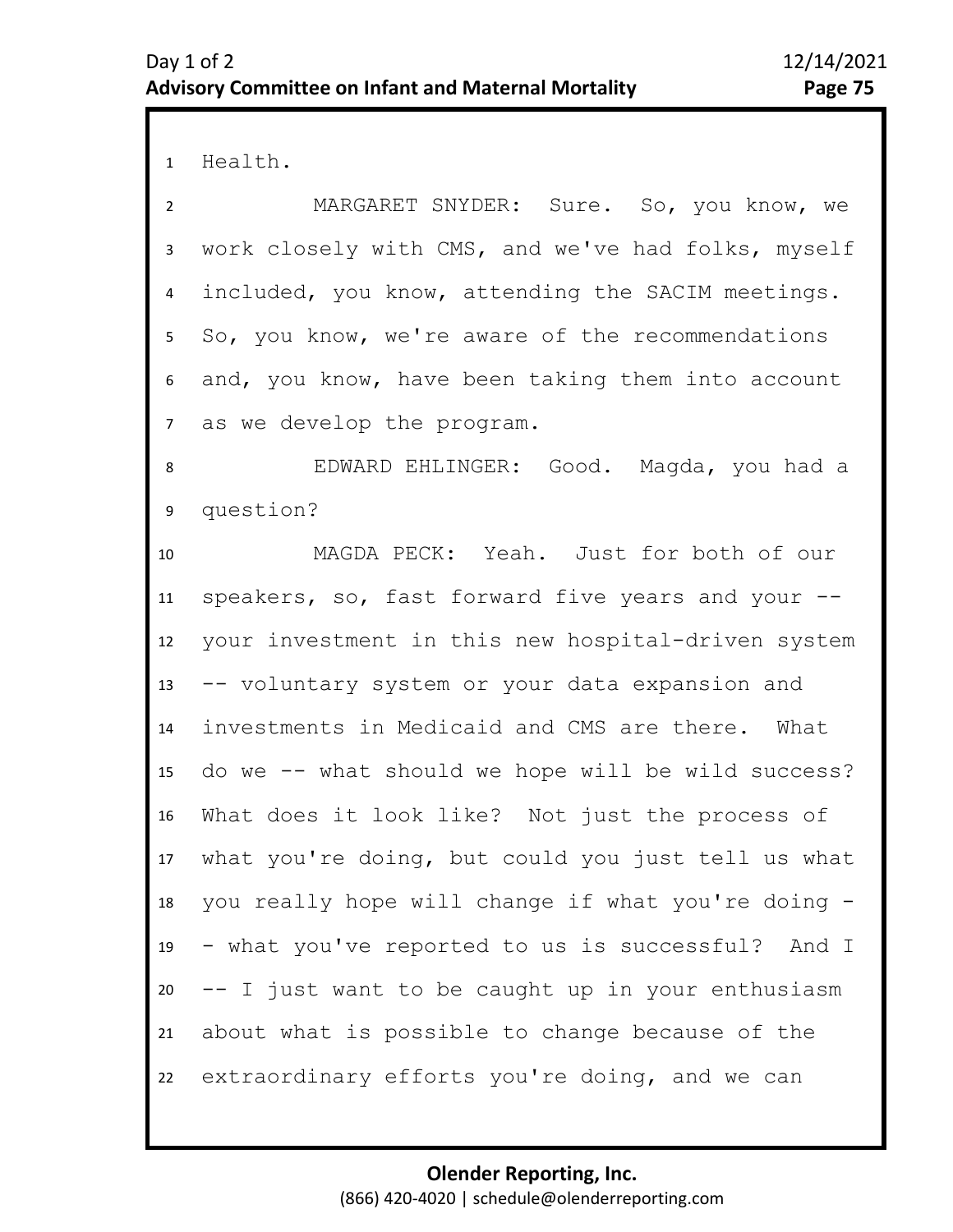Health.

MARGARET SNYDER: Sure. So, you know, we work closely with CMS, and we've had folks, myself included, you know, attending the SACIM meetings. So, you know, we're aware of the recommendations and, you know, have been taking them into account as we develop the program.

EDWARD EHLINGER: Good. Magda, you had a question?

MAGDA PECK: Yeah. Just for both of our speakers, so, fast forward five years and your -- your investment in this new hospital-driven system -- voluntary system or your data expansion and investments in Medicaid and CMS are there. What do we -- what should we hope will be wild success? What does it look like? Not just the process of what you're doing, but could you just tell us what you really hope will change if what you're doing -- what you've reported to us is successful? And I -- I just want to be caught up in your enthusiasm about what is possible to change because of the extraordinary efforts you're doing, and we can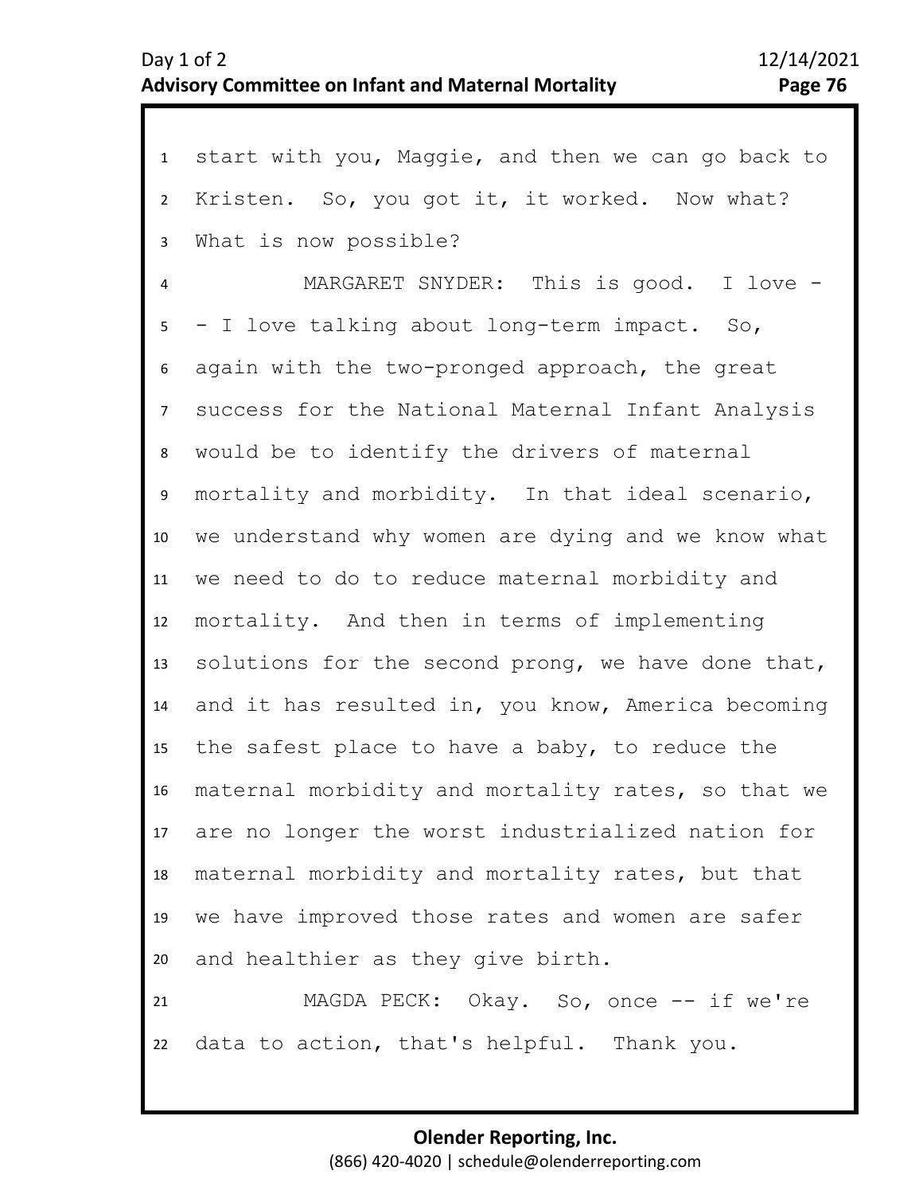start with you, Maggie, and then we can go back to Kristen. So, you got it, it worked. Now what? What is now possible?

MARGARET SNYDER: This is good. I love -- I love talking about long-term impact. So, again with the two-pronged approach, the great success for the National Maternal Infant Analysis would be to identify the drivers of maternal mortality and morbidity. In that ideal scenario, we understand why women are dying and we know what we need to do to reduce maternal morbidity and mortality. And then in terms of implementing solutions for the second prong, we have done that, and it has resulted in, you know, America becoming the safest place to have a baby, to reduce the maternal morbidity and mortality rates, so that we are no longer the worst industrialized nation for maternal morbidity and mortality rates, but that we have improved those rates and women are safer and healthier as they give birth.

MAGDA PECK: Okay. So, once -- if we're data to action, that's helpful. Thank you.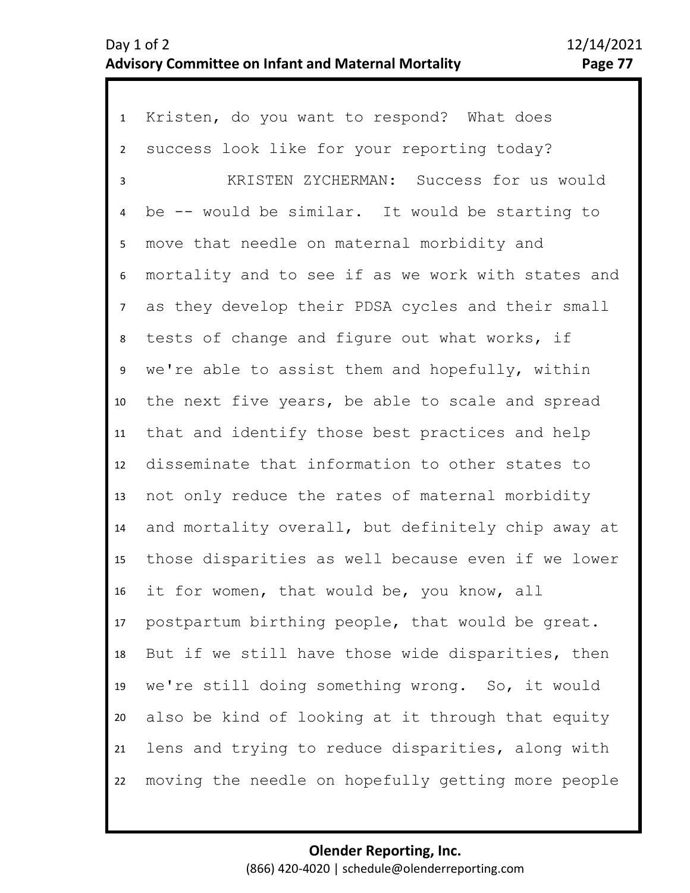Kristen, do you want to respond? What does success look like for your reporting today?

KRISTEN ZYCHERMAN: Success for us would be -- would be similar. It would be starting to move that needle on maternal morbidity and mortality and to see if as we work with states and as they develop their PDSA cycles and their small tests of change and figure out what works, if we're able to assist them and hopefully, within the next five years, be able to scale and spread that and identify those best practices and help disseminate that information to other states to not only reduce the rates of maternal morbidity and mortality overall, but definitely chip away at those disparities as well because even if we lower it for women, that would be, you know, all postpartum birthing people, that would be great. But if we still have those wide disparities, then we're still doing something wrong. So, it would also be kind of looking at it through that equity lens and trying to reduce disparities, along with moving the needle on hopefully getting more people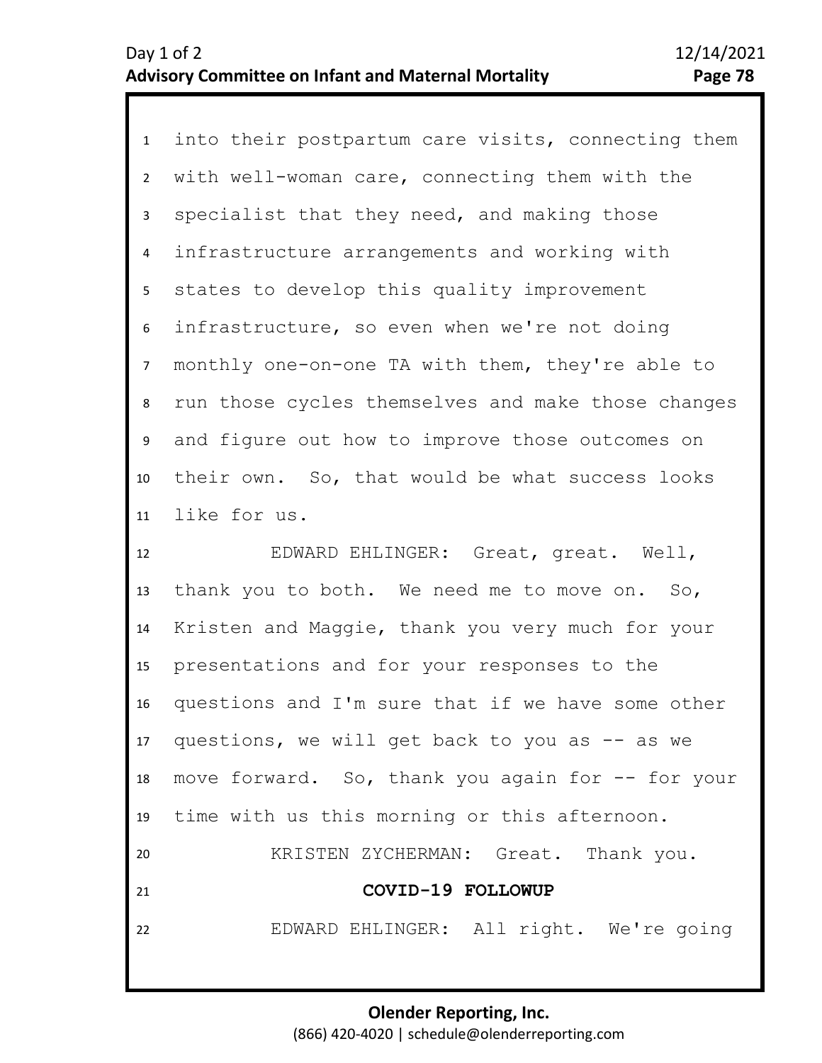into their postpartum care visits, connecting them with well-woman care, connecting them with the specialist that they need, and making those infrastructure arrangements and working with states to develop this quality improvement infrastructure, so even when we're not doing monthly one-on-one TA with them, they're able to run those cycles themselves and make those changes and figure out how to improve those outcomes on their own. So, that would be what success looks like for us.

EDWARD EHLINGER: Great, great. Well, thank you to both. We need me to move on. So, Kristen and Maggie, thank you very much for your presentations and for your responses to the questions and I'm sure that if we have some other questions, we will get back to you as -- as we move forward. So, thank you again for -- for your time with us this morning or this afternoon.

KRISTEN ZYCHERMAN: Great. Thank you.

**COVID-19 FOLLOWUP**

EDWARD EHLINGER: All right. We're going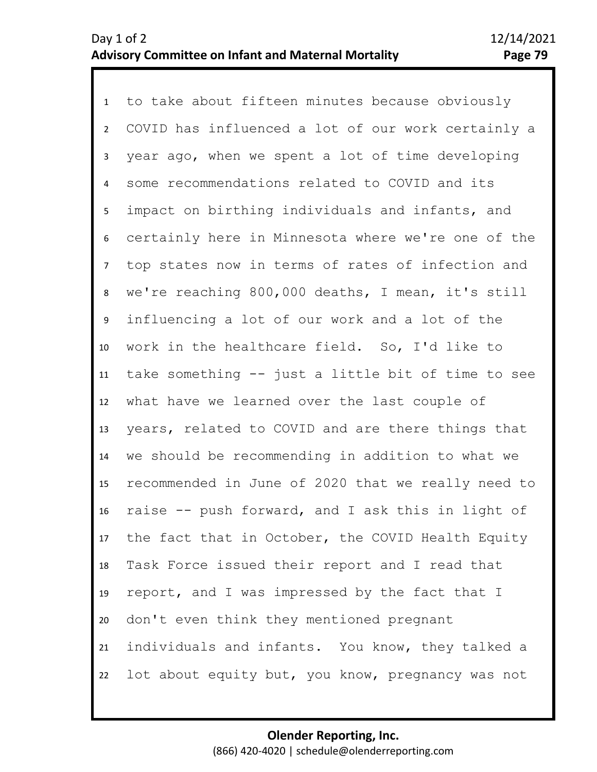1 to take about fifteen minutes because obviously
2 COVID has influenced a lot of our work certainly a
3 year ago, when we spent a lot of time developing
4 some recommendations related to COVID and its
5 impact on birthing individuals and infants, and
6 certainly here in Minnesota where we're one of the
7 top states now in terms of rates of infection and
8 we're reaching 800,000 deaths, I mean, it's still
9 influencing a lot of our work and a lot of the
10 work in the healthcare field. So, I'd like to
11 take something -- just a little bit of time to see
12 what have we learned over the last couple of
13 years, related to COVID and are there things that
14 we should be recommending in addition to what we
15 recommended in June of 2020 that we really need to
16 raise -- push forward, and I ask this in light of
17 the fact that in October, the COVID Health Equity
18 Task Force issued their report and I read that
19 report, and I was impressed by the fact that I
20 don't even think they mentioned pregnant
21 individuals and infants. You know, they talked a
22 lot about equity but, you know, pregnancy was not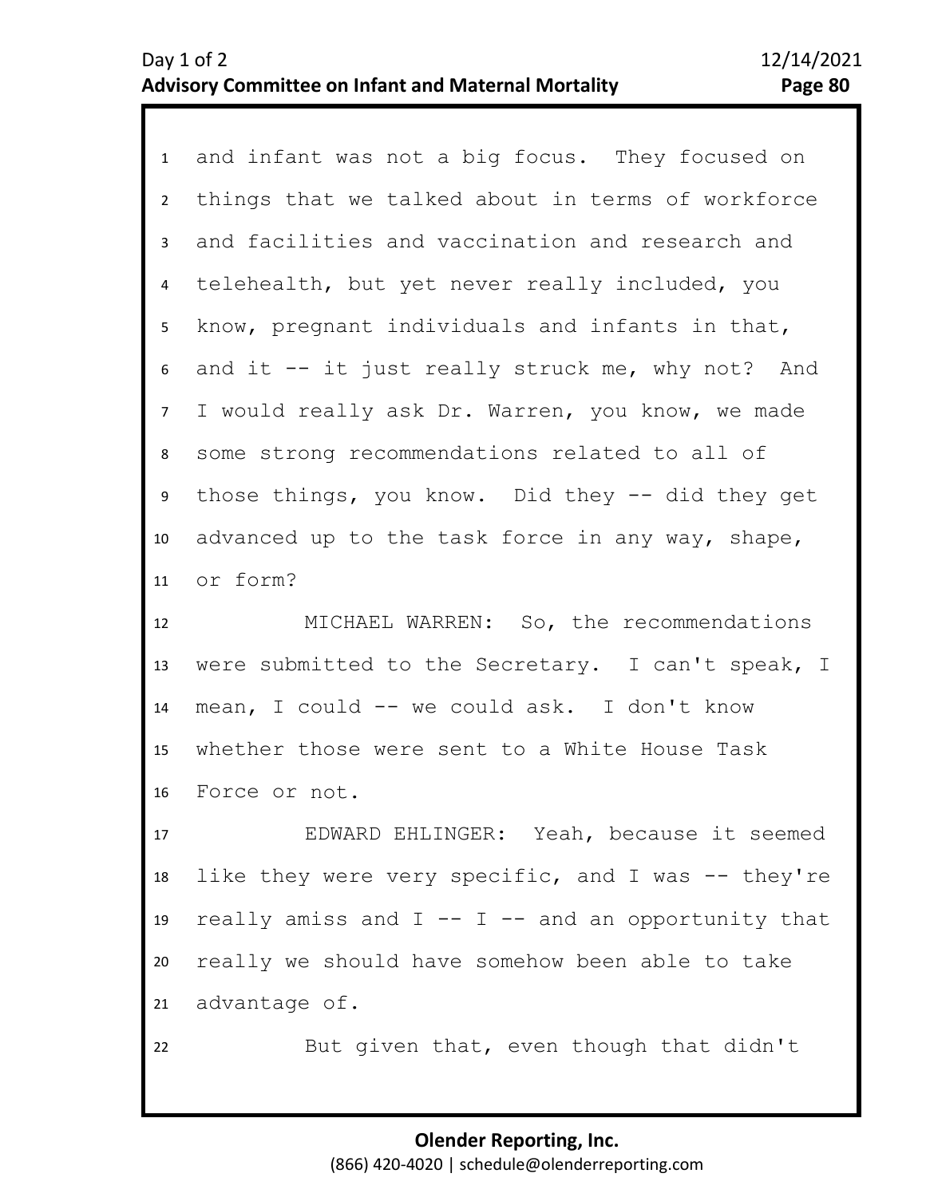and infant was not a big focus. They focused on things that we talked about in terms of workforce and facilities and vaccination and research and telehealth, but yet never really included, you know, pregnant individuals and infants in that, and it -- it just really struck me, why not? And I would really ask Dr. Warren, you know, we made some strong recommendations related to all of those things, you know. Did they -- did they get advanced up to the task force in any way, shape, or form?

MICHAEL WARREN: So, the recommendations were submitted to the Secretary. I can't speak, I mean, I could -- we could ask. I don't know whether those were sent to a White House Task Force or not.

EDWARD EHLINGER: Yeah, because it seemed like they were very specific, and I was -- they're really amiss and I -- I -- and an opportunity that really we should have somehow been able to take advantage of.

But given that, even though that didn't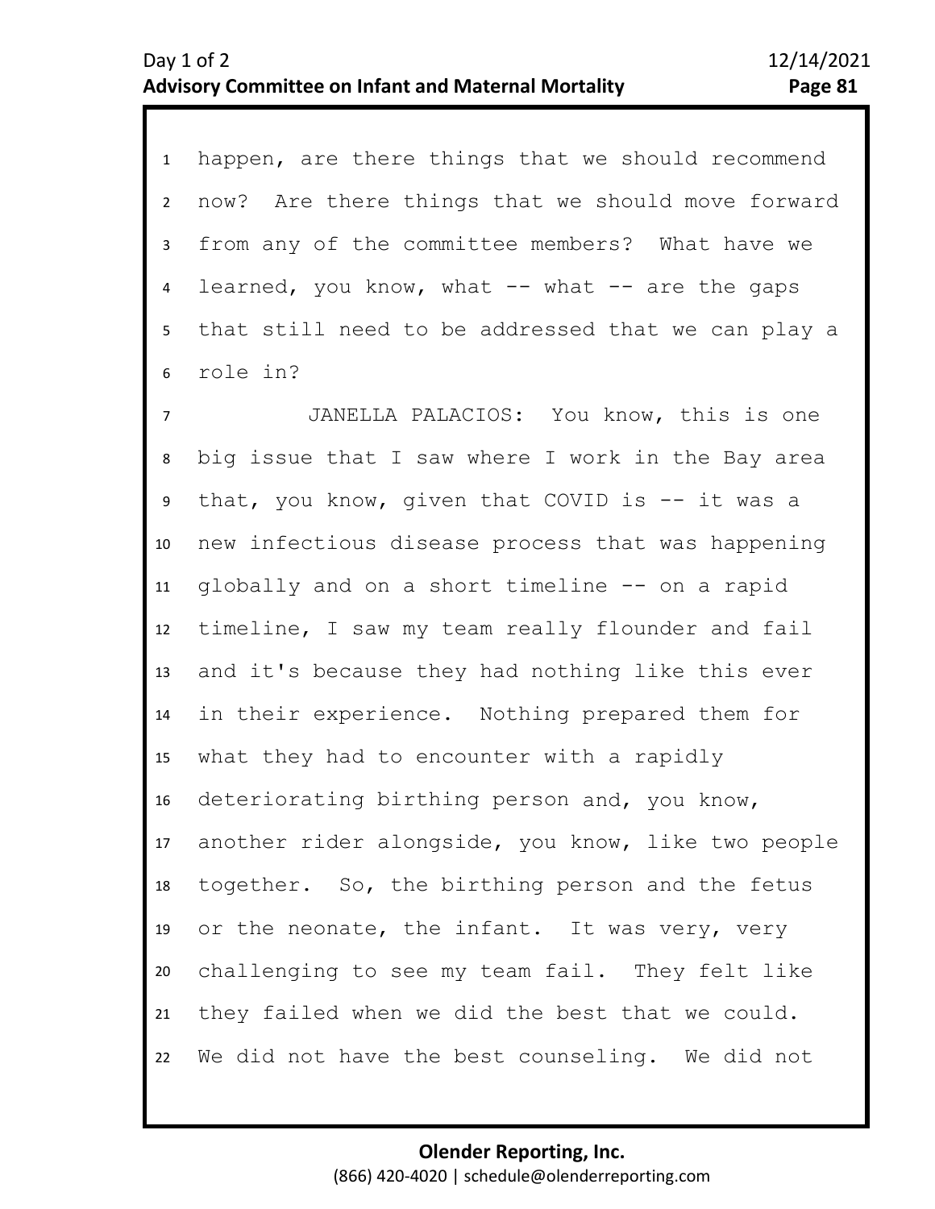happen, are there things that we should recommend now? Are there things that we should move forward from any of the committee members? What have we learned, you know, what -- what -- are the gaps that still need to be addressed that we can play a role in?

JANELLA PALACIOS: You know, this is one big issue that I saw where I work in the Bay area that, you know, given that COVID is -- it was a new infectious disease process that was happening globally and on a short timeline -- on a rapid timeline, I saw my team really flounder and fail and it's because they had nothing like this ever in their experience. Nothing prepared them for what they had to encounter with a rapidly deteriorating birthing person and, you know, another rider alongside, you know, like two people together. So, the birthing person and the fetus or the neonate, the infant. It was very, very challenging to see my team fail. They felt like they failed when we did the best that we could. We did not have the best counseling. We did not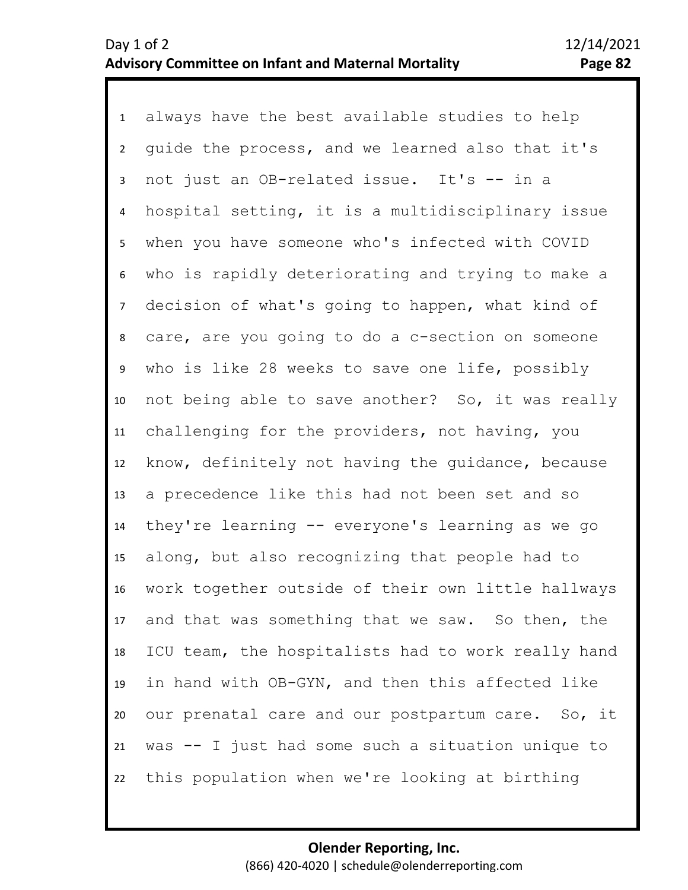always have the best available studies to help guide the process, and we learned also that it's not just an OB-related issue. It's -- in a hospital setting, it is a multidisciplinary issue when you have someone who's infected with COVID who is rapidly deteriorating and trying to make a decision of what's going to happen, what kind of care, are you going to do a c-section on someone who is like 28 weeks to save one life, possibly not being able to save another? So, it was really challenging for the providers, not having, you know, definitely not having the guidance, because a precedence like this had not been set and so they're learning -- everyone's learning as we go along, but also recognizing that people had to work together outside of their own little hallways and that was something that we saw. So then, the ICU team, the hospitalists had to work really hand in hand with OB-GYN, and then this affected like our prenatal care and our postpartum care. So, it was -- I just had some such a situation unique to this population when we're looking at birthing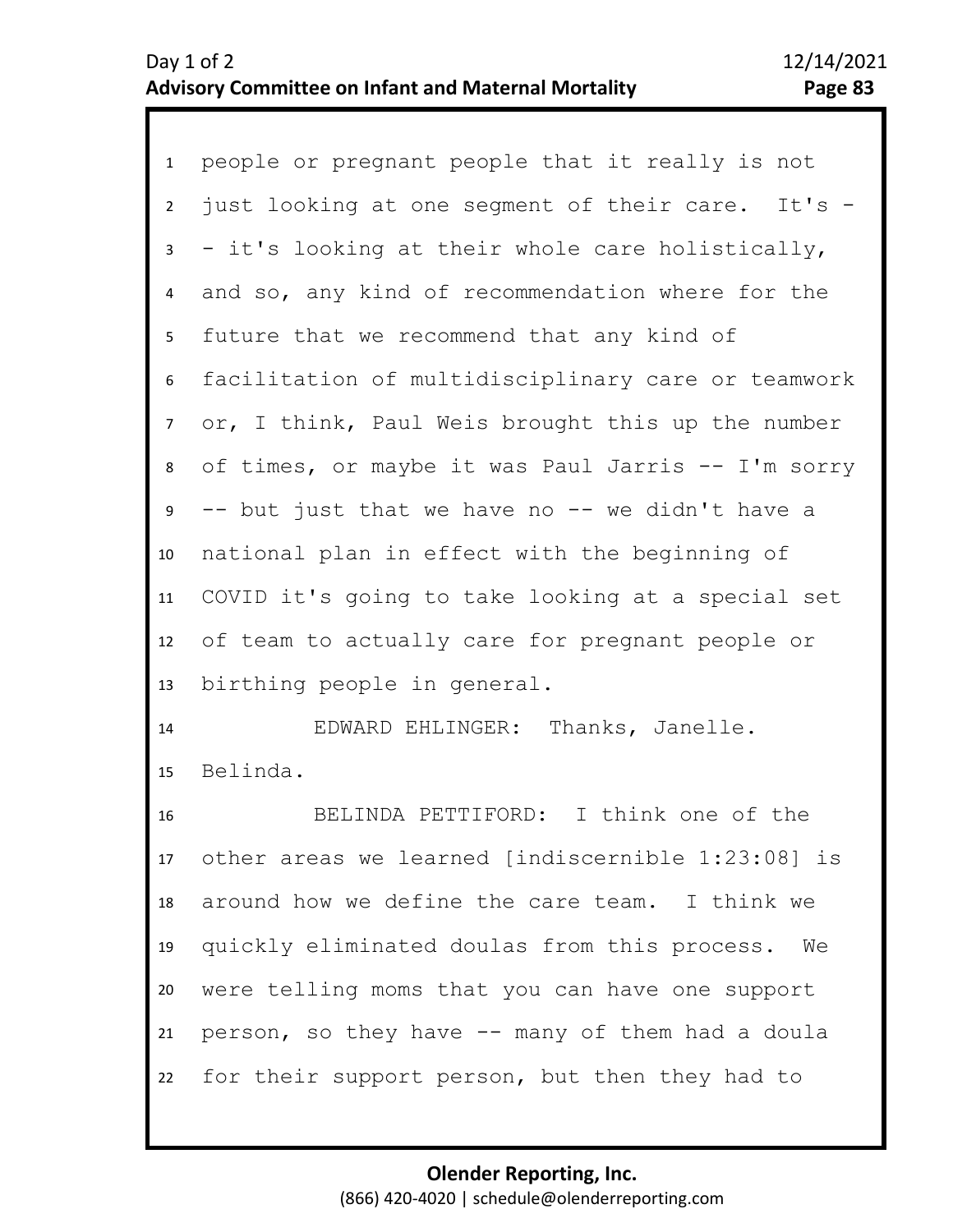people or pregnant people that it really is not just looking at one segment of their care. It's -- it's looking at their whole care holistically, and so, any kind of recommendation where for the future that we recommend that any kind of facilitation of multidisciplinary care or teamwork or, I think, Paul Weis brought this up the number of times, or maybe it was Paul Jarris -- I'm sorry -- but just that we have no -- we didn't have a national plan in effect with the beginning of COVID it's going to take looking at a special set of team to actually care for pregnant people or birthing people in general.

EDWARD EHLINGER: Thanks, Janelle. Belinda.

BELINDA PETTIFORD: I think one of the other areas we learned [indiscernible 1:23:08] is around how we define the care team. I think we quickly eliminated doulas from this process. We were telling moms that you can have one support person, so they have -- many of them had a doula for their support person, but then they had to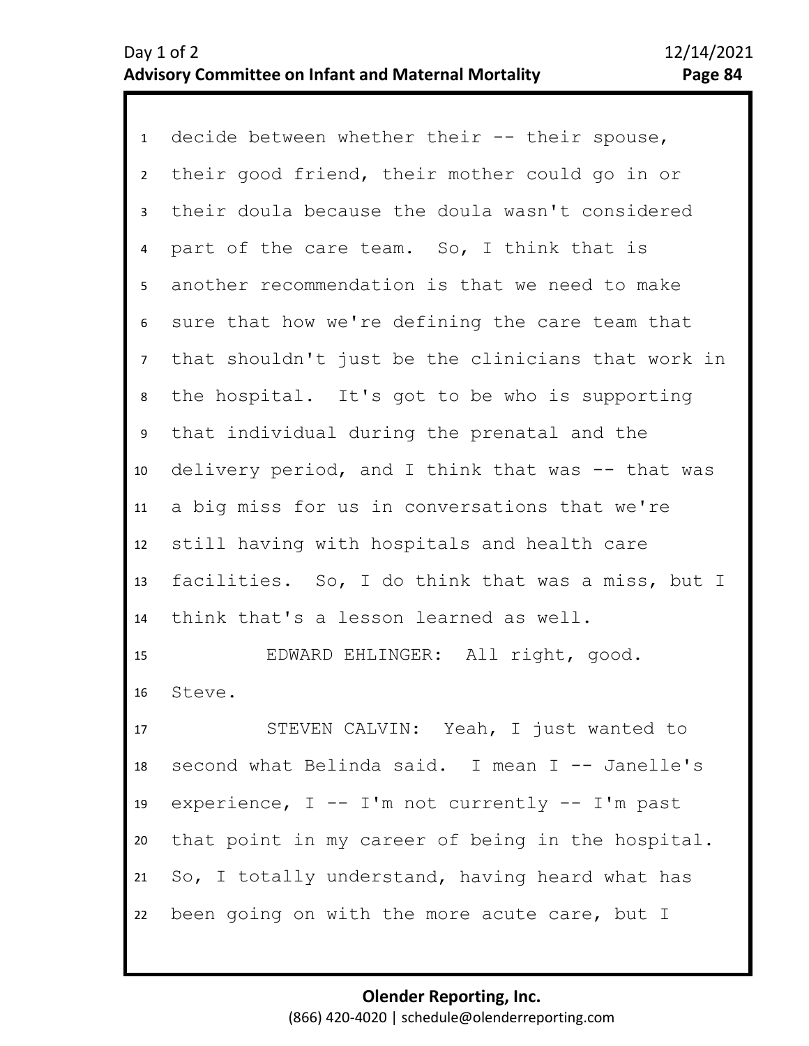decide between whether their -- their spouse, their good friend, their mother could go in or their doula because the doula wasn't considered part of the care team. So, I think that is another recommendation is that we need to make sure that how we're defining the care team that that shouldn't just be the clinicians that work in the hospital. It's got to be who is supporting that individual during the prenatal and the delivery period, and I think that was -- that was a big miss for us in conversations that we're still having with hospitals and health care facilities. So, I do think that was a miss, but I think that's a lesson learned as well.

EDWARD EHLINGER: All right, good. Steve.

STEVEN CALVIN: Yeah, I just wanted to second what Belinda said. I mean I -- Janelle's experience, I -- I'm not currently -- I'm past that point in my career of being in the hospital. So, I totally understand, having heard what has been going on with the more acute care, but I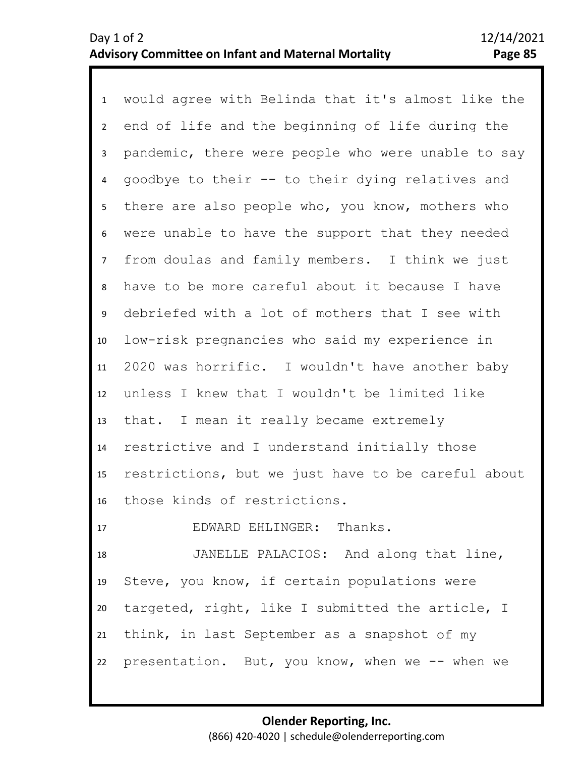would agree with Belinda that it's almost like the end of life and the beginning of life during the pandemic, there were people who were unable to say goodbye to their -- to their dying relatives and there are also people who, you know, mothers who were unable to have the support that they needed from doulas and family members. I think we just have to be more careful about it because I have debriefed with a lot of mothers that I see with low-risk pregnancies who said my experience in 2020 was horrific. I wouldn't have another baby unless I knew that I wouldn't be limited like that. I mean it really became extremely restrictive and I understand initially those restrictions, but we just have to be careful about those kinds of restrictions.

EDWARD EHLINGER: Thanks.

JANELLE PALACIOS: And along that line, Steve, you know, if certain populations were targeted, right, like I submitted the article, I think, in last September as a snapshot of my presentation. But, you know, when we -- when we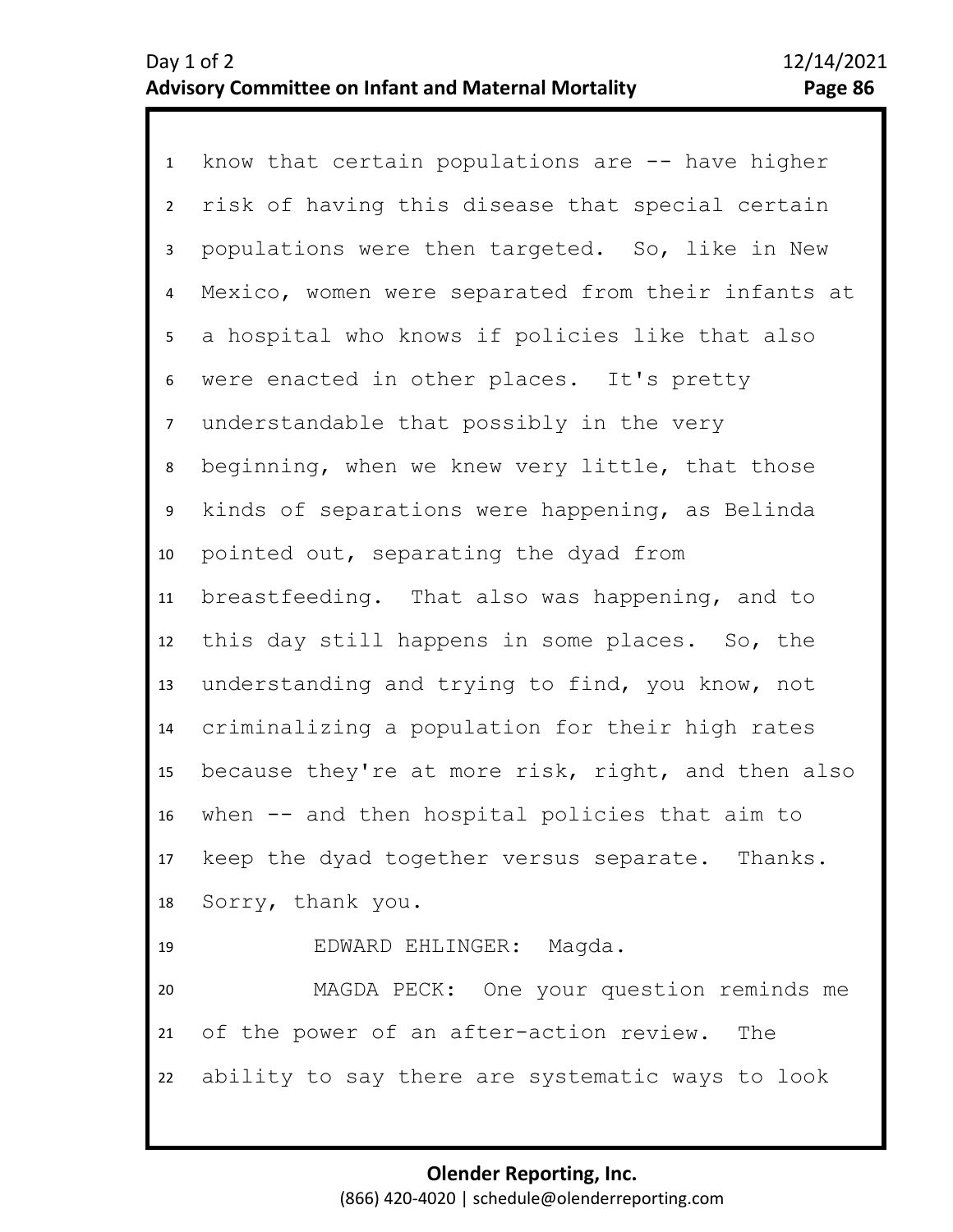know that certain populations are -- have higher risk of having this disease that special certain populations were then targeted. So, like in New Mexico, women were separated from their infants at a hospital who knows if policies like that also were enacted in other places. It's pretty understandable that possibly in the very beginning, when we knew very little, that those kinds of separations were happening, as Belinda pointed out, separating the dyad from breastfeeding. That also was happening, and to this day still happens in some places. So, the understanding and trying to find, you know, not criminalizing a population for their high rates because they're at more risk, right, and then also when -- and then hospital policies that aim to keep the dyad together versus separate. Thanks. Sorry, thank you.

EDWARD EHLINGER: Magda.

MAGDA PECK: One your question reminds me of the power of an after-action review. The ability to say there are systematic ways to look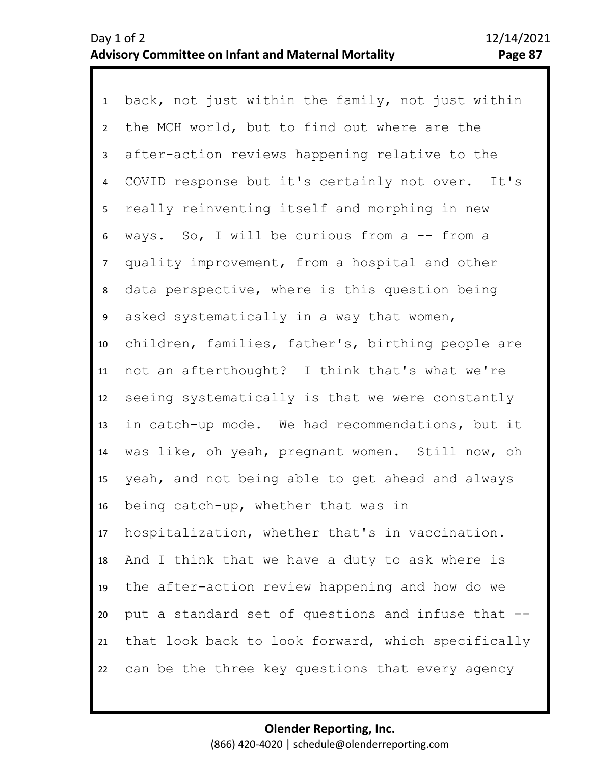1 back, not just within the family, not just within
2 the MCH world, but to find out where are the
3 after-action reviews happening relative to the
4 COVID response but it's certainly not over.  It's
5 really reinventing itself and morphing in new
6 ways.  So, I will be curious from a -- from a
7 quality improvement, from a hospital and other
8 data perspective, where is this question being
9 asked systematically in a way that women,
10 children, families, father's, birthing people are
11 not an afterthought?  I think that's what we're
12 seeing systematically is that we were constantly
13 in catch-up mode.  We had recommendations, but it
14 was like, oh yeah, pregnant women.  Still now, oh
15 yeah, and not being able to get ahead and always
16 being catch-up, whether that was in
17 hospitalization, whether that's in vaccination.
18 And I think that we have a duty to ask where is
19 the after-action review happening and how do we
20 put a standard set of questions and infuse that --
21 that look back to look forward, which specifically
22 can be the three key questions that every agency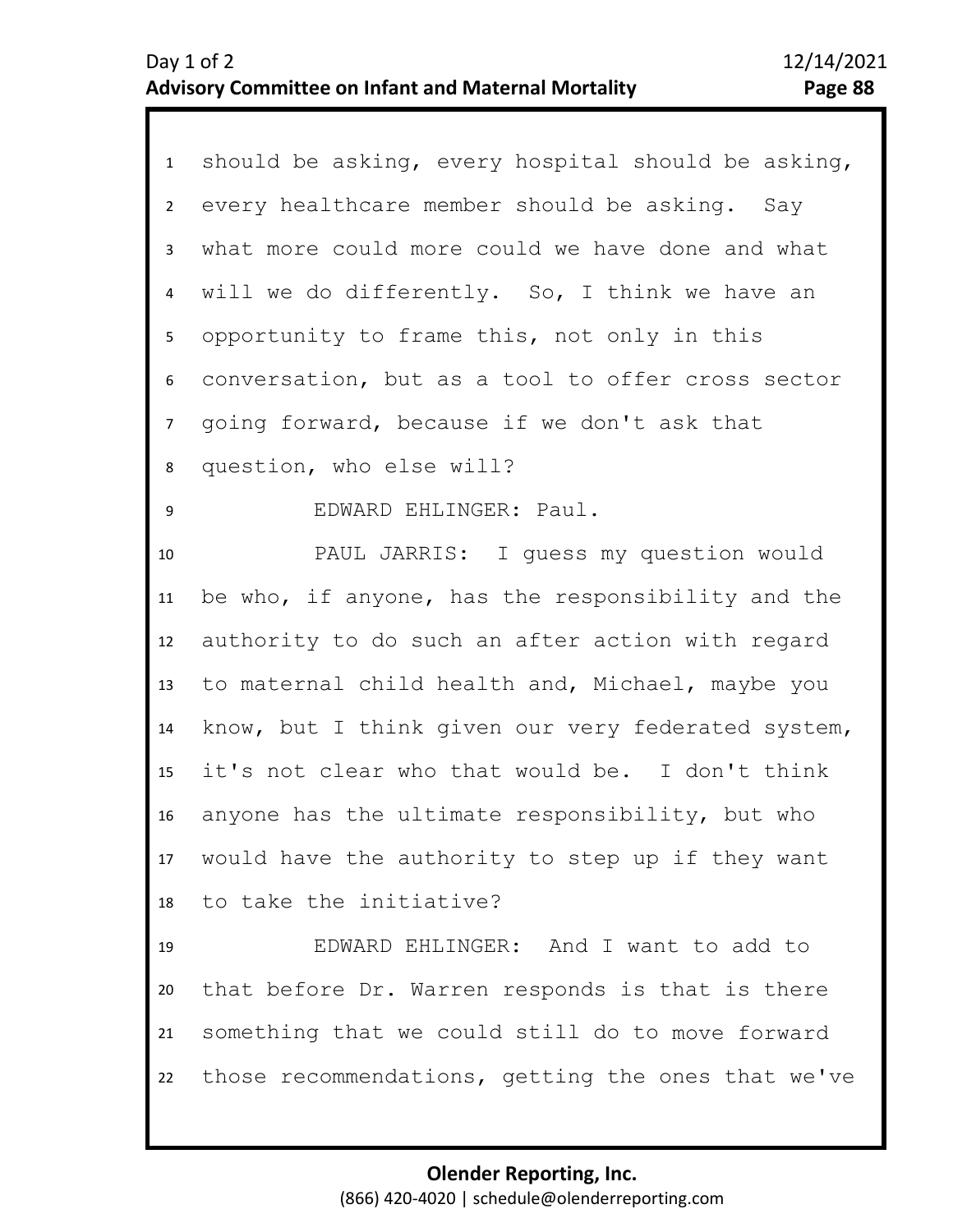should be asking, every hospital should be asking, every healthcare member should be asking. Say what more could more could we have done and what will we do differently. So, I think we have an opportunity to frame this, not only in this conversation, but as a tool to offer cross sector going forward, because if we don't ask that question, who else will?

EDWARD EHLINGER: Paul.

PAUL JARRIS: I guess my question would be who, if anyone, has the responsibility and the authority to do such an after action with regard to maternal child health and, Michael, maybe you know, but I think given our very federated system, it's not clear who that would be. I don't think anyone has the ultimate responsibility, but who would have the authority to step up if they want to take the initiative?

EDWARD EHLINGER: And I want to add to that before Dr. Warren responds is that is there something that we could still do to move forward those recommendations, getting the ones that we've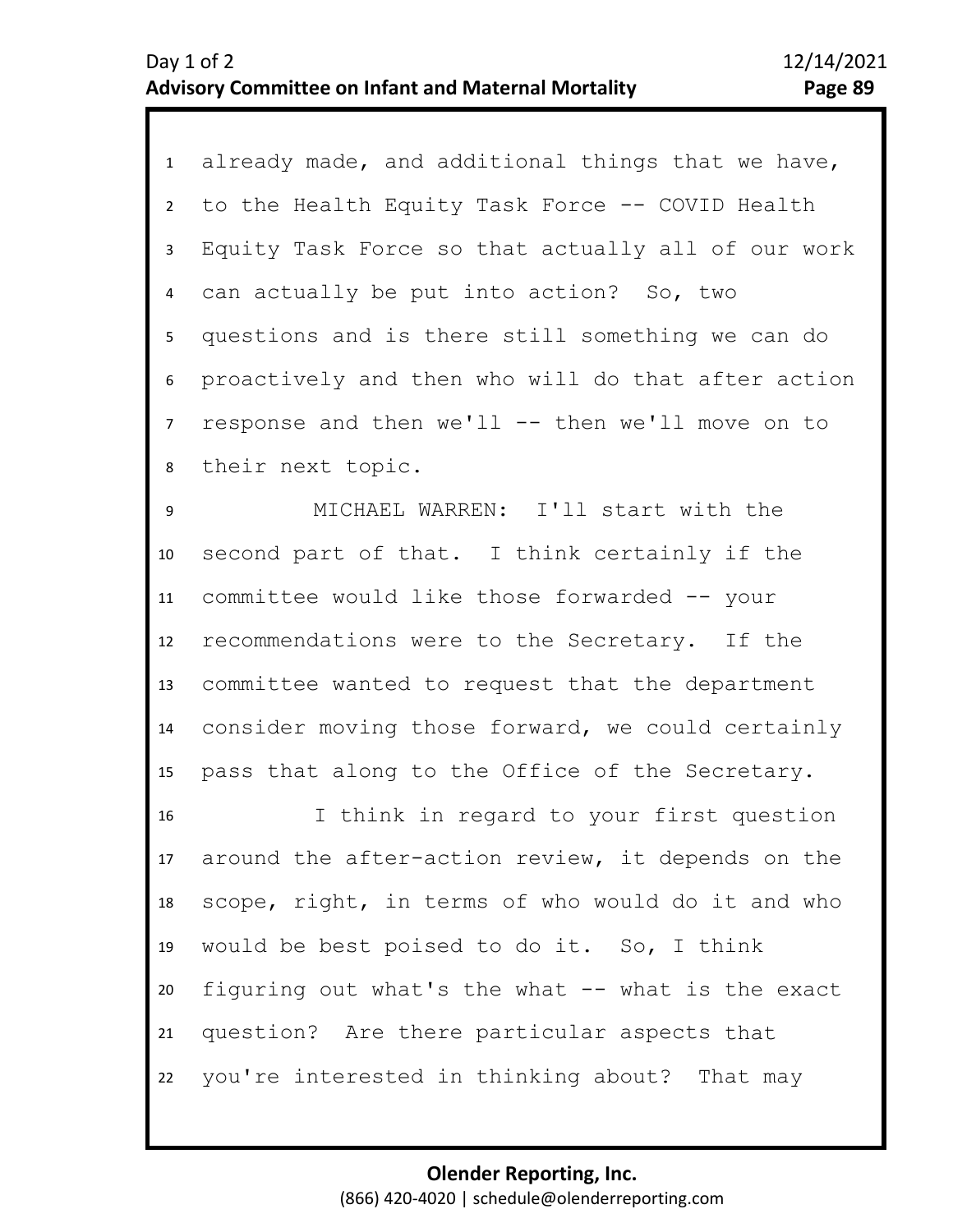already made, and additional things that we have, to the Health Equity Task Force -- COVID Health Equity Task Force so that actually all of our work can actually be put into action? So, two questions and is there still something we can do proactively and then who will do that after action response and then we'll -- then we'll move on to their next topic.

MICHAEL WARREN: I'll start with the second part of that. I think certainly if the committee would like those forwarded -- your recommendations were to the Secretary. If the committee wanted to request that the department consider moving those forward, we could certainly pass that along to the Office of the Secretary.

I think in regard to your first question around the after-action review, it depends on the scope, right, in terms of who would do it and who would be best poised to do it. So, I think figuring out what's the what -- what is the exact question? Are there particular aspects that you're interested in thinking about? That may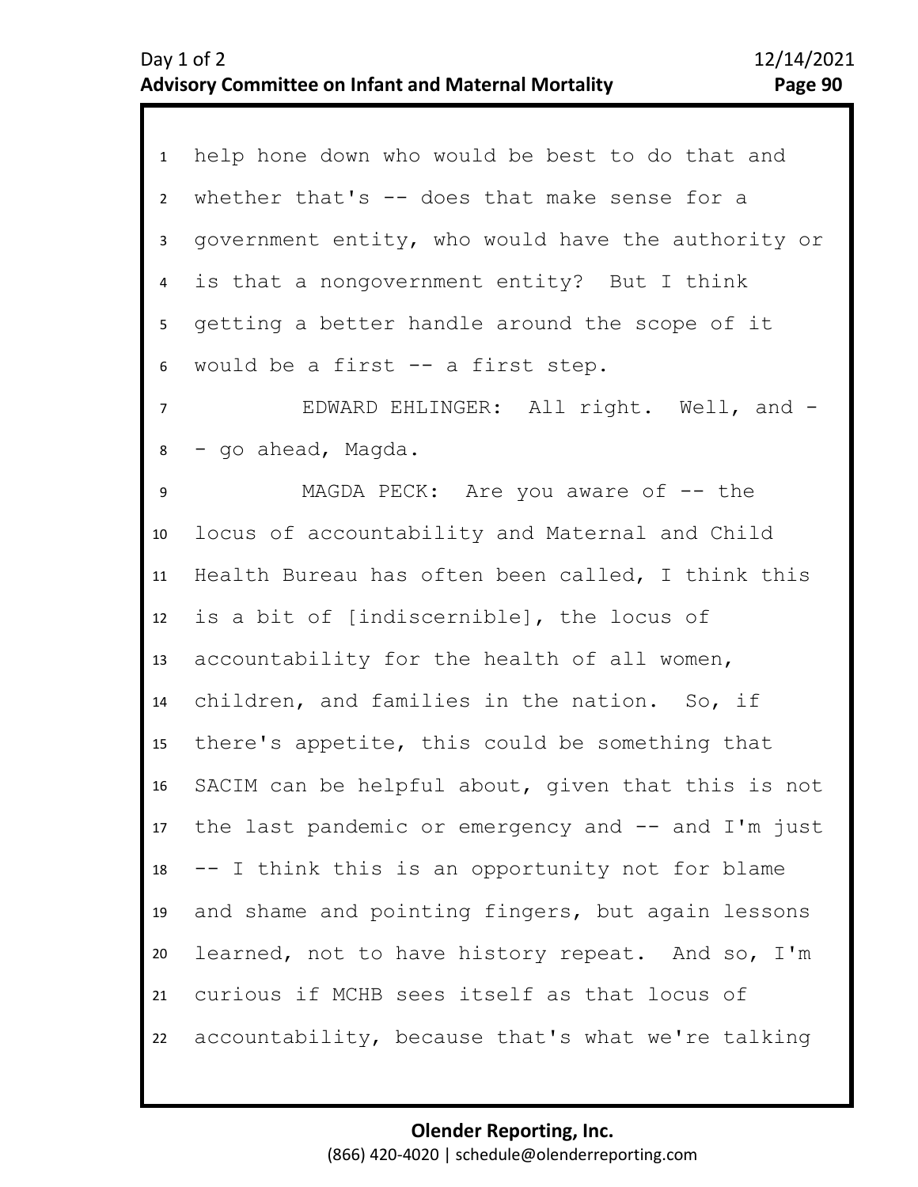help hone down who would be best to do that and whether that's -- does that make sense for a government entity, who would have the authority or is that a nongovernment entity? But I think getting a better handle around the scope of it would be a first -- a first step.

EDWARD EHLINGER: All right. Well, and -- go ahead, Magda.

MAGDA PECK: Are you aware of -- the locus of accountability and Maternal and Child Health Bureau has often been called, I think this is a bit of [indiscernible], the locus of accountability for the health of all women, children, and families in the nation. So, if there's appetite, this could be something that SACIM can be helpful about, given that this is not the last pandemic or emergency and -- and I'm just -- I think this is an opportunity not for blame and shame and pointing fingers, but again lessons learned, not to have history repeat. And so, I'm curious if MCHB sees itself as that locus of accountability, because that's what we're talking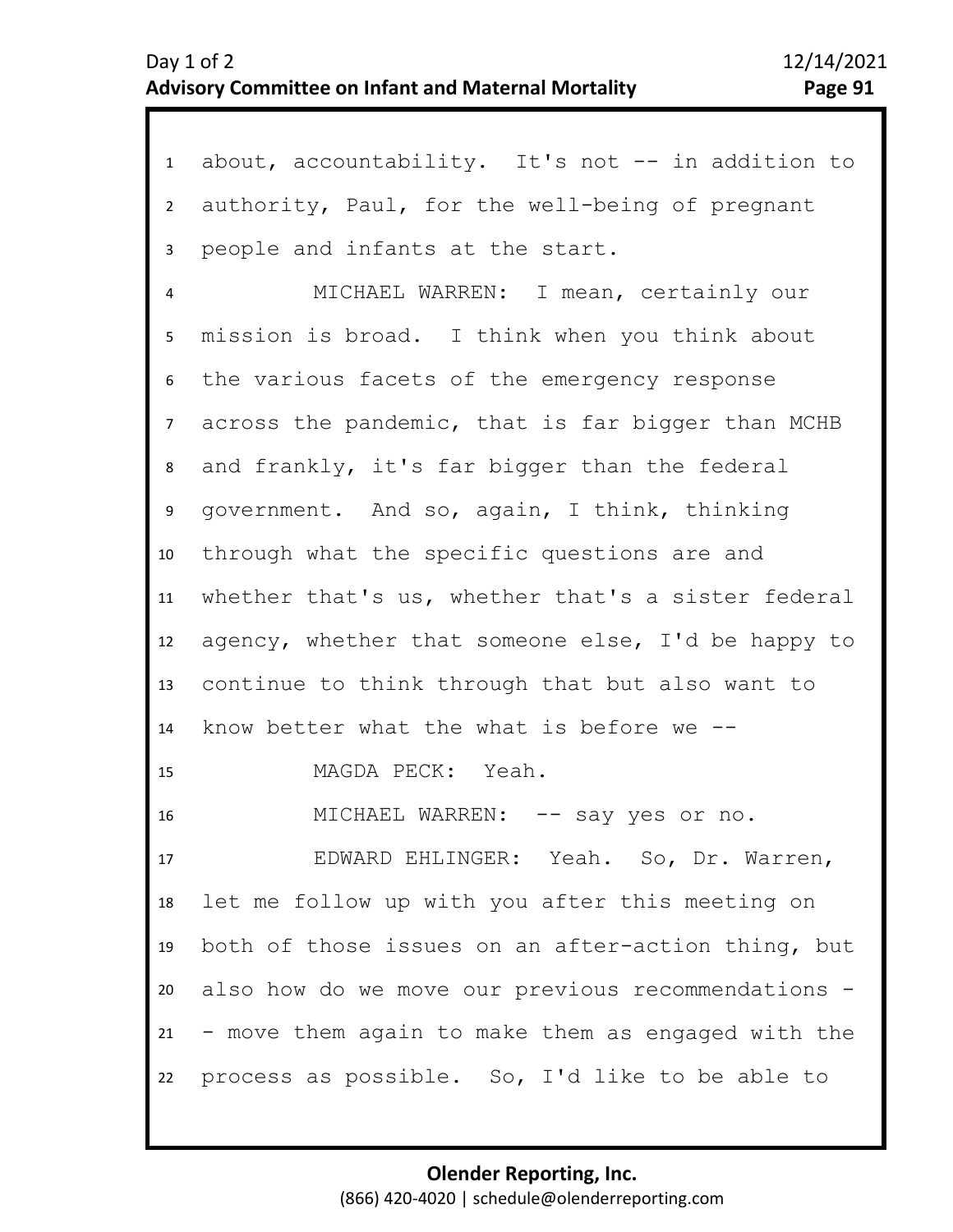1 about, accountability. It's not -- in addition to
2 authority, Paul, for the well-being of pregnant
3 people and infants at the start.

4 MICHAEL WARREN: I mean, certainly our
5 mission is broad. I think when you think about
6 the various facets of the emergency response
7 across the pandemic, that is far bigger than MCHB
8 and frankly, it's far bigger than the federal
9 government. And so, again, I think, thinking
10 through what the specific questions are and
11 whether that's us, whether that's a sister federal
12 agency, whether that someone else, I'd be happy to
13 continue to think through that but also want to
14 know better what the what is before we --

15 MAGDA PECK: Yeah.

16 MICHAEL WARREN: -- say yes or no.

17 EDWARD EHLINGER: Yeah. So, Dr. Warren,
18 let me follow up with you after this meeting on
19 both of those issues on an after-action thing, but
20 also how do we move our previous recommendations -
21 - move them again to make them as engaged with the
22 process as possible. So, I'd like to be able to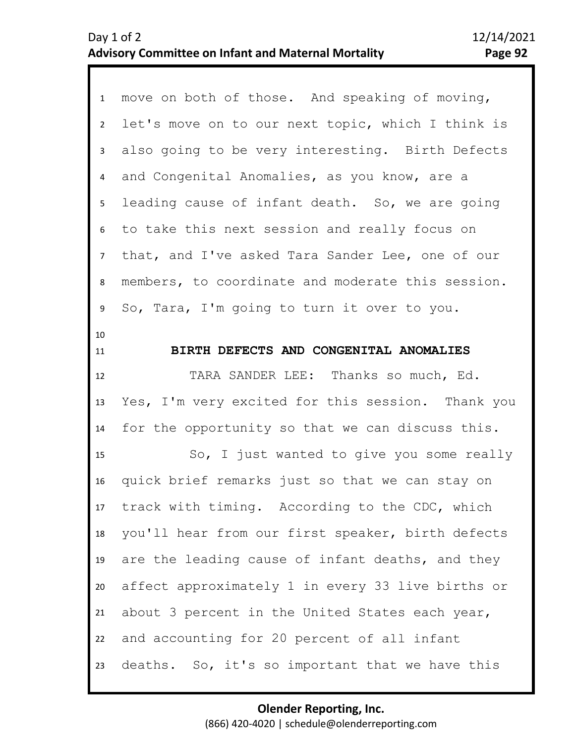move on both of those. And speaking of moving, let's move on to our next topic, which I think is also going to be very interesting. Birth Defects and Congenital Anomalies, as you know, are a leading cause of infant death. So, we are going to take this next session and really focus on that, and I've asked Tara Sander Lee, one of our members, to coordinate and moderate this session. So, Tara, I'm going to turn it over to you.

## BIRTH DEFECTS AND CONGENITAL ANOMALIES

TARA SANDER LEE: Thanks so much, Ed. Yes, I'm very excited for this session. Thank you for the opportunity so that we can discuss this.

So, I just wanted to give you some really quick brief remarks just so that we can stay on track with timing. According to the CDC, which you'll hear from our first speaker, birth defects are the leading cause of infant deaths, and they affect approximately 1 in every 33 live births or about 3 percent in the United States each year, and accounting for 20 percent of all infant deaths. So, it's so important that we have this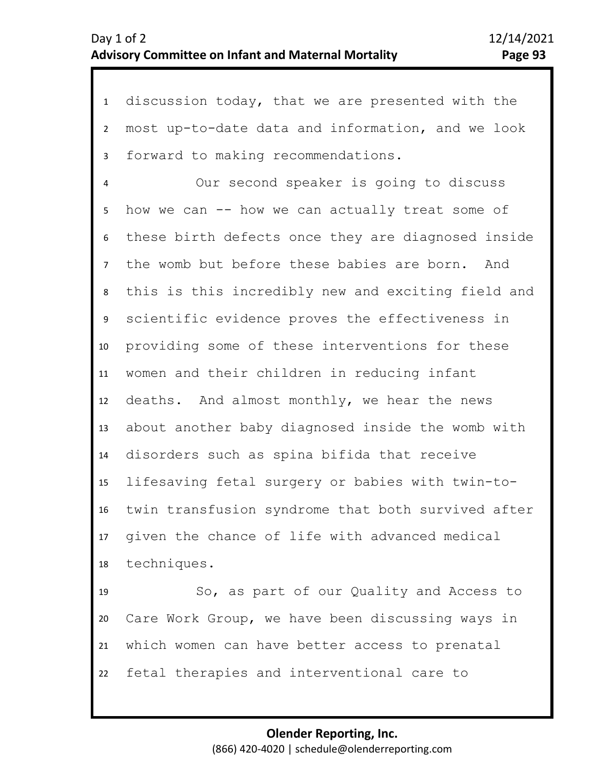discussion today, that we are presented with the most up-to-date data and information, and we look forward to making recommendations.

Our second speaker is going to discuss how we can -- how we can actually treat some of these birth defects once they are diagnosed inside the womb but before these babies are born. And this is this incredibly new and exciting field and scientific evidence proves the effectiveness in providing some of these interventions for these women and their children in reducing infant deaths. And almost monthly, we hear the news about another baby diagnosed inside the womb with disorders such as spina bifida that receive lifesaving fetal surgery or babies with twin-to-twin transfusion syndrome that both survived after given the chance of life with advanced medical techniques.

So, as part of our Quality and Access to Care Work Group, we have been discussing ways in which women can have better access to prenatal fetal therapies and interventional care to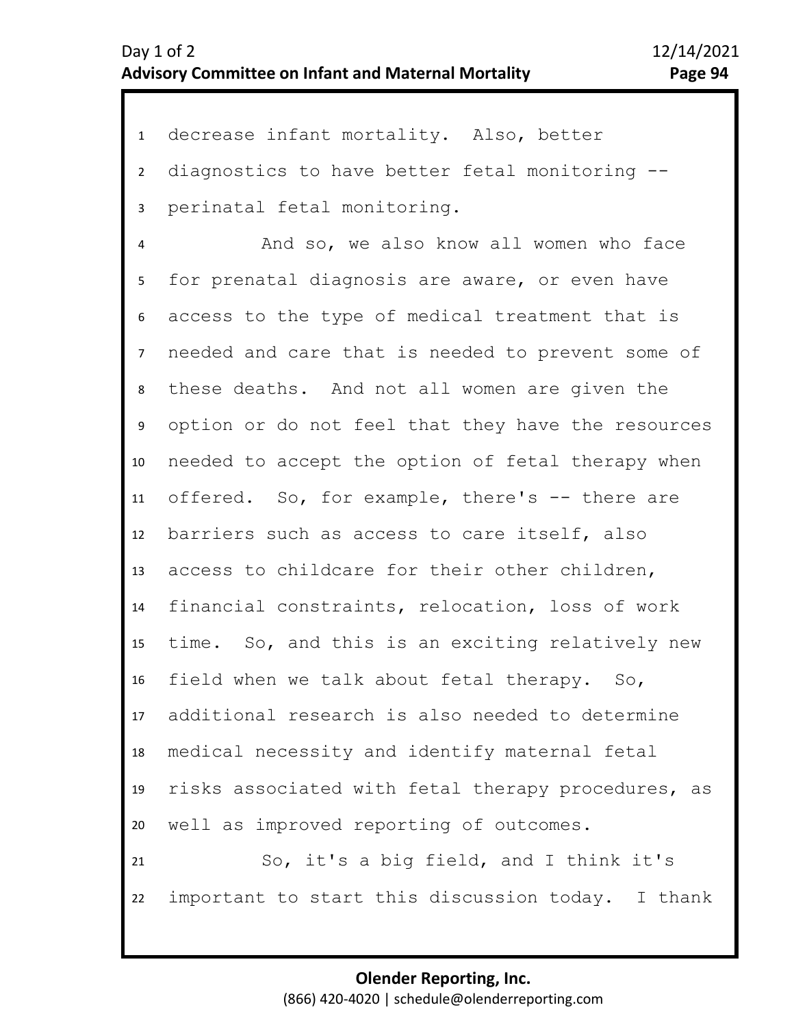decrease infant mortality. Also, better diagnostics to have better fetal monitoring -- perinatal fetal monitoring.

And so, we also know all women who face for prenatal diagnosis are aware, or even have access to the type of medical treatment that is needed and care that is needed to prevent some of these deaths. And not all women are given the option or do not feel that they have the resources needed to accept the option of fetal therapy when offered. So, for example, there's -- there are barriers such as access to care itself, also access to childcare for their other children, financial constraints, relocation, loss of work time. So, and this is an exciting relatively new field when we talk about fetal therapy. So, additional research is also needed to determine medical necessity and identify maternal fetal risks associated with fetal therapy procedures, as well as improved reporting of outcomes.

So, it's a big field, and I think it's important to start this discussion today. I thank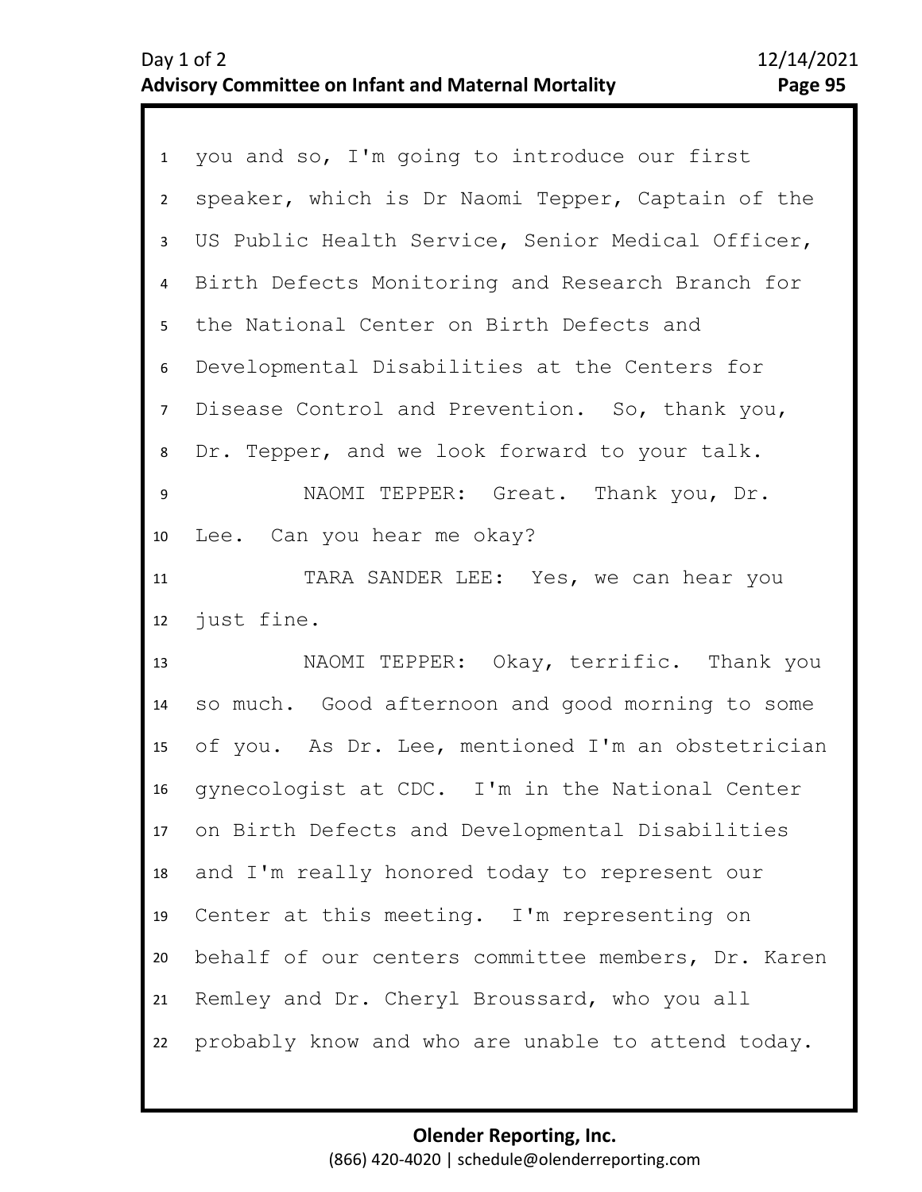you and so, I'm going to introduce our first speaker, which is Dr Naomi Tepper, Captain of the US Public Health Service, Senior Medical Officer, Birth Defects Monitoring and Research Branch for the National Center on Birth Defects and Developmental Disabilities at the Centers for Disease Control and Prevention. So, thank you, Dr. Tepper, and we look forward to your talk.

NAOMI TEPPER: Great. Thank you, Dr. Lee. Can you hear me okay?

TARA SANDER LEE: Yes, we can hear you just fine.

NAOMI TEPPER: Okay, terrific. Thank you so much. Good afternoon and good morning to some of you. As Dr. Lee, mentioned I'm an obstetrician gynecologist at CDC. I'm in the National Center on Birth Defects and Developmental Disabilities and I'm really honored today to represent our Center at this meeting. I'm representing on behalf of our centers committee members, Dr. Karen Remley and Dr. Cheryl Broussard, who you all probably know and who are unable to attend today.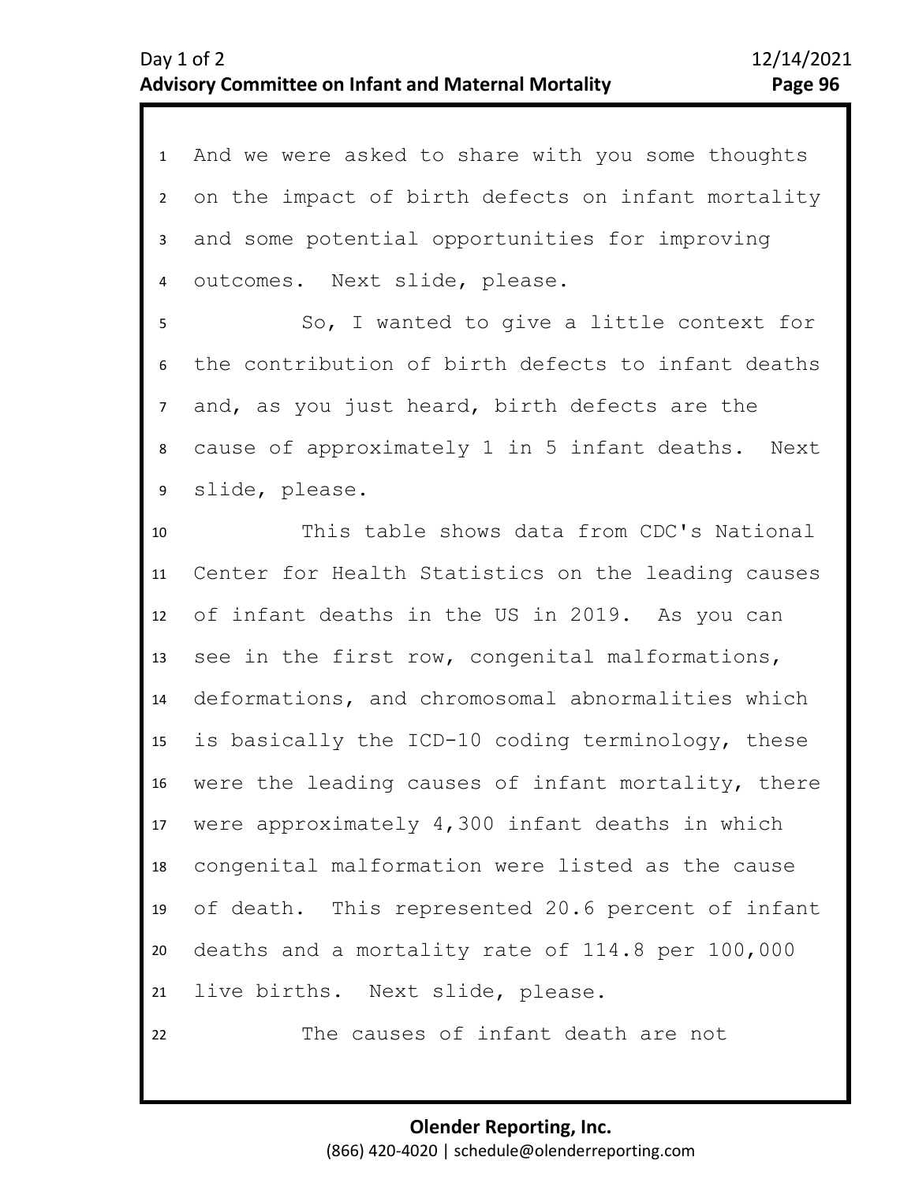And we were asked to share with you some thoughts on the impact of birth defects on infant mortality and some potential opportunities for improving outcomes. Next slide, please.

So, I wanted to give a little context for the contribution of birth defects to infant deaths and, as you just heard, birth defects are the cause of approximately 1 in 5 infant deaths. Next slide, please.

This table shows data from CDC's National Center for Health Statistics on the leading causes of infant deaths in the US in 2019. As you can see in the first row, congenital malformations, deformations, and chromosomal abnormalities which is basically the ICD-10 coding terminology, these were the leading causes of infant mortality, there were approximately 4,300 infant deaths in which congenital malformation were listed as the cause of death. This represented 20.6 percent of infant deaths and a mortality rate of 114.8 per 100,000 live births. Next slide, please.

The causes of infant death are not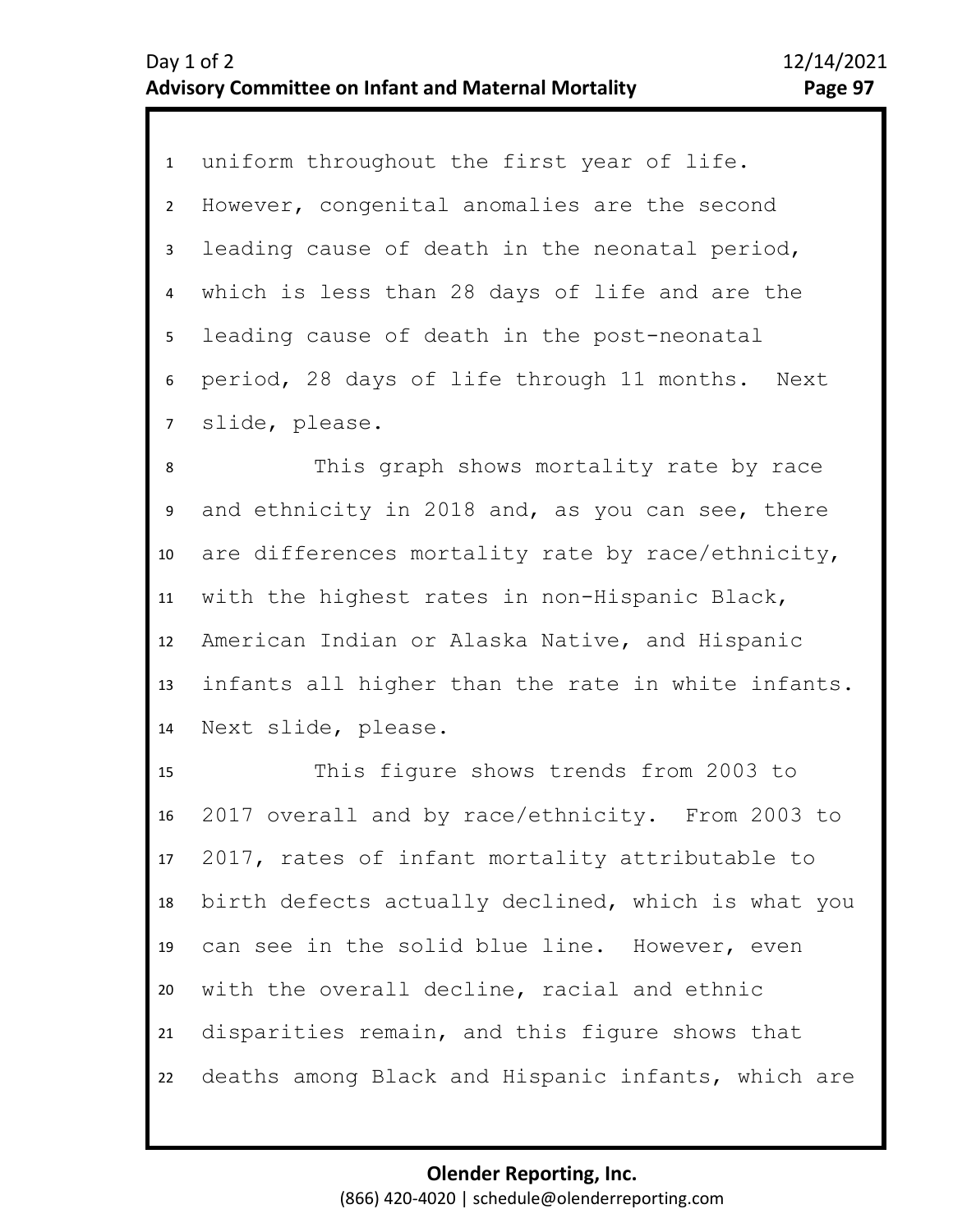uniform throughout the first year of life. However, congenital anomalies are the second leading cause of death in the neonatal period, which is less than 28 days of life and are the leading cause of death in the post-neonatal period, 28 days of life through 11 months. Next slide, please.

This graph shows mortality rate by race and ethnicity in 2018 and, as you can see, there are differences mortality rate by race/ethnicity, with the highest rates in non-Hispanic Black, American Indian or Alaska Native, and Hispanic infants all higher than the rate in white infants. Next slide, please.

This figure shows trends from 2003 to 2017 overall and by race/ethnicity. From 2003 to 2017, rates of infant mortality attributable to birth defects actually declined, which is what you can see in the solid blue line. However, even with the overall decline, racial and ethnic disparities remain, and this figure shows that deaths among Black and Hispanic infants, which are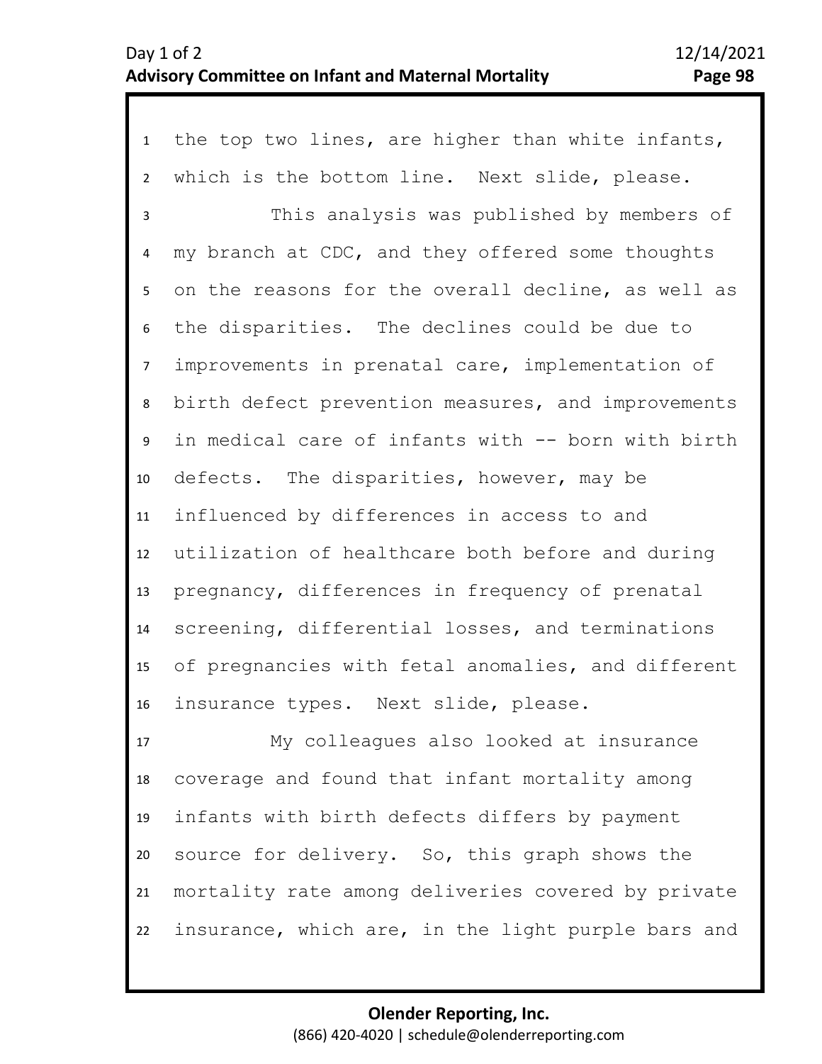the top two lines, are higher than white infants, which is the bottom line. Next slide, please.

This analysis was published by members of my branch at CDC, and they offered some thoughts on the reasons for the overall decline, as well as the disparities. The declines could be due to improvements in prenatal care, implementation of birth defect prevention measures, and improvements in medical care of infants with -- born with birth defects. The disparities, however, may be influenced by differences in access to and utilization of healthcare both before and during pregnancy, differences in frequency of prenatal screening, differential losses, and terminations of pregnancies with fetal anomalies, and different insurance types. Next slide, please.

My colleagues also looked at insurance coverage and found that infant mortality among infants with birth defects differs by payment source for delivery. So, this graph shows the mortality rate among deliveries covered by private insurance, which are, in the light purple bars and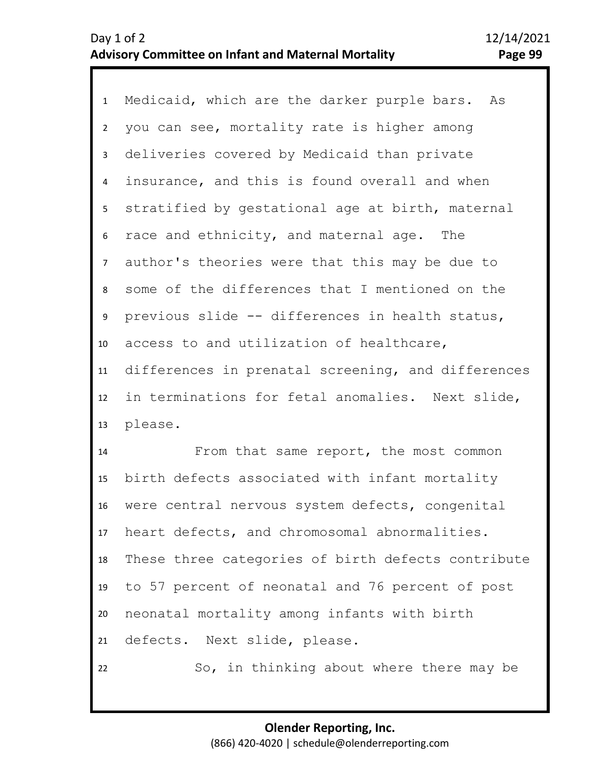Medicaid, which are the darker purple bars. As you can see, mortality rate is higher among deliveries covered by Medicaid than private insurance, and this is found overall and when stratified by gestational age at birth, maternal race and ethnicity, and maternal age. The author's theories were that this may be due to some of the differences that I mentioned on the previous slide -- differences in health status, access to and utilization of healthcare, differences in prenatal screening, and differences in terminations for fetal anomalies. Next slide, please.

From that same report, the most common birth defects associated with infant mortality were central nervous system defects, congenital heart defects, and chromosomal abnormalities. These three categories of birth defects contribute to 57 percent of neonatal and 76 percent of post neonatal mortality among infants with birth defects. Next slide, please.

So, in thinking about where there may be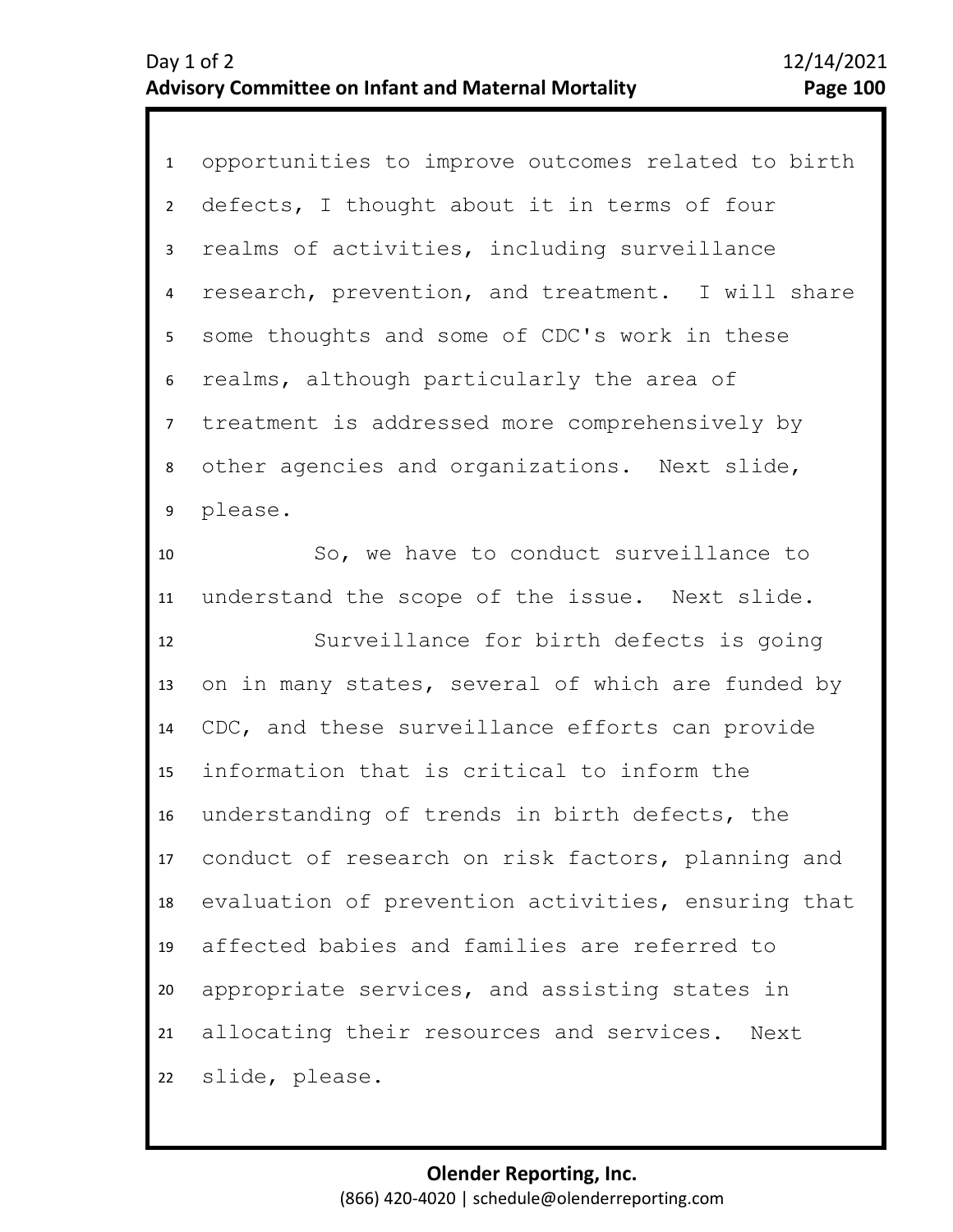opportunities to improve outcomes related to birth defects, I thought about it in terms of four realms of activities, including surveillance research, prevention, and treatment. I will share some thoughts and some of CDC's work in these realms, although particularly the area of treatment is addressed more comprehensively by other agencies and organizations. Next slide, please.

So, we have to conduct surveillance to understand the scope of the issue. Next slide.

Surveillance for birth defects is going on in many states, several of which are funded by CDC, and these surveillance efforts can provide information that is critical to inform the understanding of trends in birth defects, the conduct of research on risk factors, planning and evaluation of prevention activities, ensuring that affected babies and families are referred to appropriate services, and assisting states in allocating their resources and services. Next slide, please.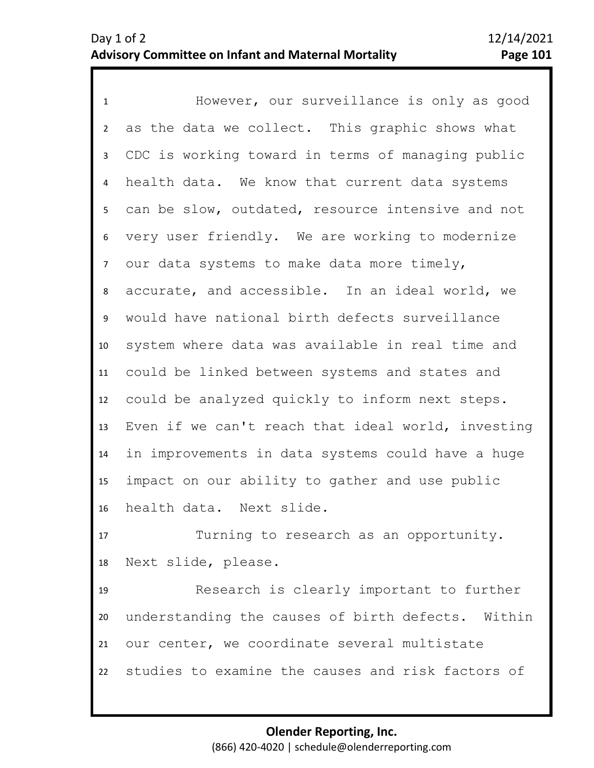However, our surveillance is only as good as the data we collect. This graphic shows what CDC is working toward in terms of managing public health data. We know that current data systems can be slow, outdated, resource intensive and not very user friendly. We are working to modernize our data systems to make data more timely, accurate, and accessible. In an ideal world, we would have national birth defects surveillance system where data was available in real time and could be linked between systems and states and could be analyzed quickly to inform next steps. Even if we can't reach that ideal world, investing in improvements in data systems could have a huge impact on our ability to gather and use public health data. Next slide.

Turning to research as an opportunity. Next slide, please.

Research is clearly important to further understanding the causes of birth defects. Within our center, we coordinate several multistate studies to examine the causes and risk factors of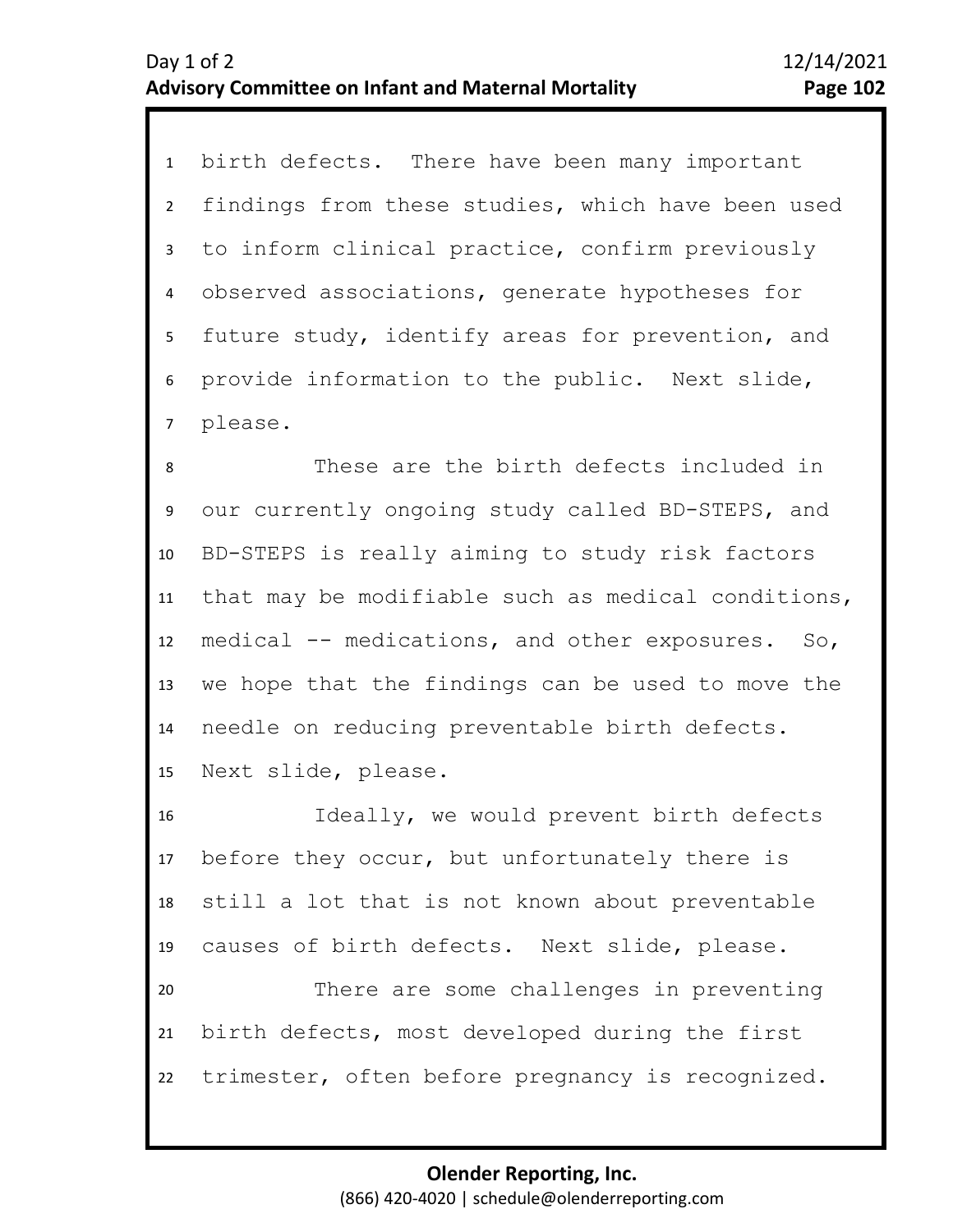birth defects. There have been many important findings from these studies, which have been used to inform clinical practice, confirm previously observed associations, generate hypotheses for future study, identify areas for prevention, and provide information to the public. Next slide, please.

These are the birth defects included in our currently ongoing study called BD-STEPS, and BD-STEPS is really aiming to study risk factors that may be modifiable such as medical conditions, medical -- medications, and other exposures. So, we hope that the findings can be used to move the needle on reducing preventable birth defects. Next slide, please.

Ideally, we would prevent birth defects before they occur, but unfortunately there is still a lot that is not known about preventable causes of birth defects. Next slide, please.

There are some challenges in preventing birth defects, most developed during the first trimester, often before pregnancy is recognized.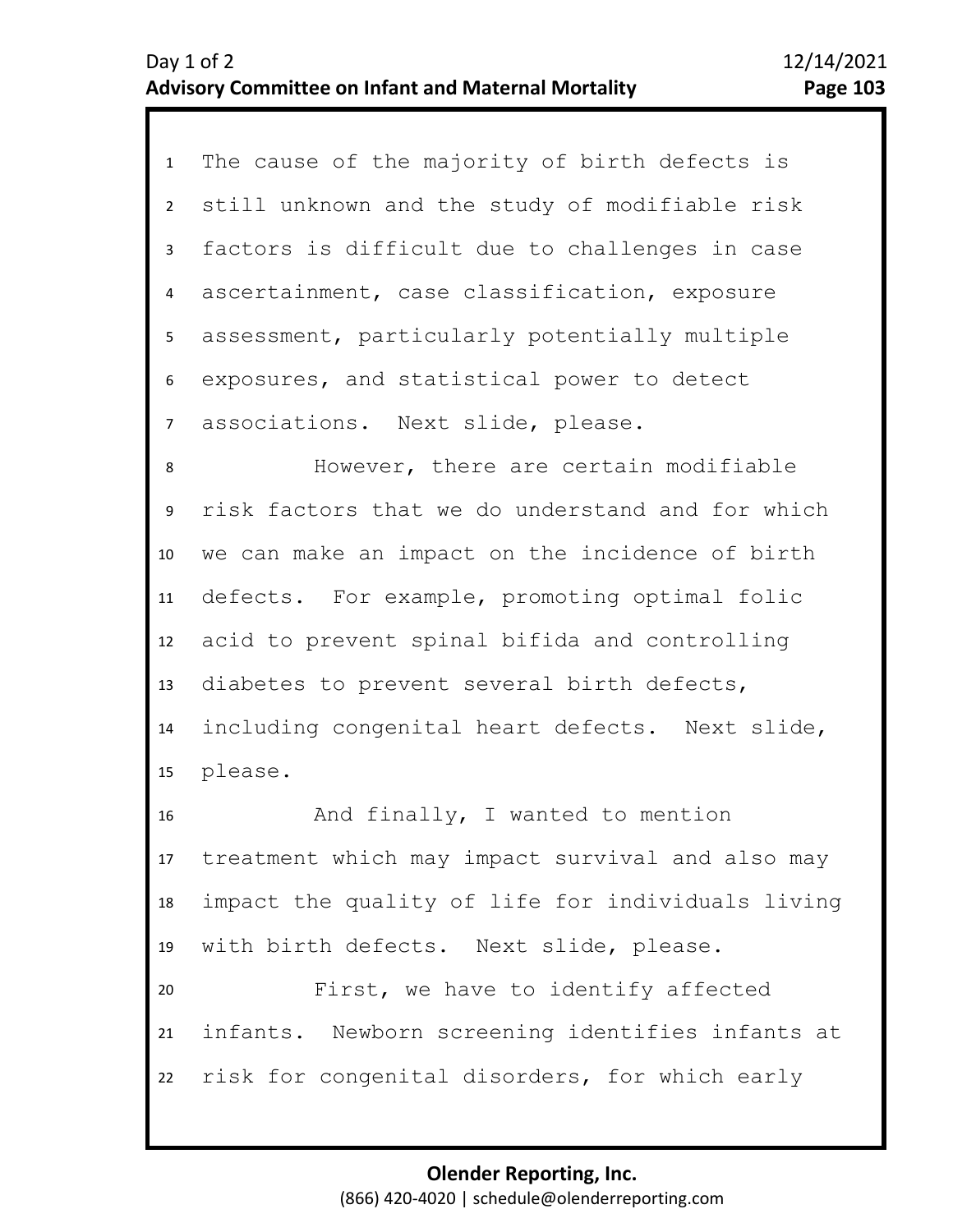The cause of the majority of birth defects is still unknown and the study of modifiable risk factors is difficult due to challenges in case ascertainment, case classification, exposure assessment, particularly potentially multiple exposures, and statistical power to detect associations. Next slide, please.

However, there are certain modifiable risk factors that we do understand and for which we can make an impact on the incidence of birth defects. For example, promoting optimal folic acid to prevent spinal bifida and controlling diabetes to prevent several birth defects, including congenital heart defects. Next slide, please.

And finally, I wanted to mention treatment which may impact survival and also may impact the quality of life for individuals living with birth defects. Next slide, please.

First, we have to identify affected infants. Newborn screening identifies infants at risk for congenital disorders, for which early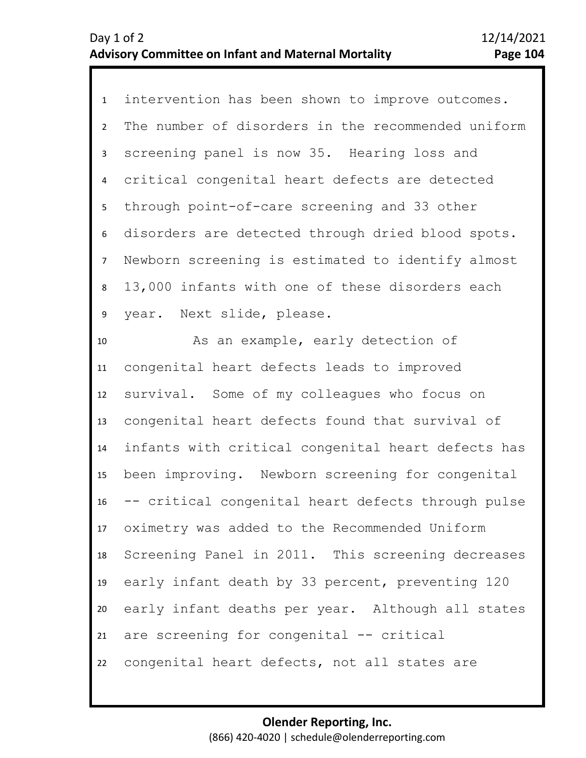intervention has been shown to improve outcomes. The number of disorders in the recommended uniform screening panel is now 35. Hearing loss and critical congenital heart defects are detected through point-of-care screening and 33 other disorders are detected through dried blood spots. Newborn screening is estimated to identify almost 13,000 infants with one of these disorders each year. Next slide, please.

As an example, early detection of congenital heart defects leads to improved survival. Some of my colleagues who focus on congenital heart defects found that survival of infants with critical congenital heart defects has been improving. Newborn screening for congenital -- critical congenital heart defects through pulse oximetry was added to the Recommended Uniform Screening Panel in 2011. This screening decreases early infant death by 33 percent, preventing 120 early infant deaths per year. Although all states are screening for congenital -- critical congenital heart defects, not all states are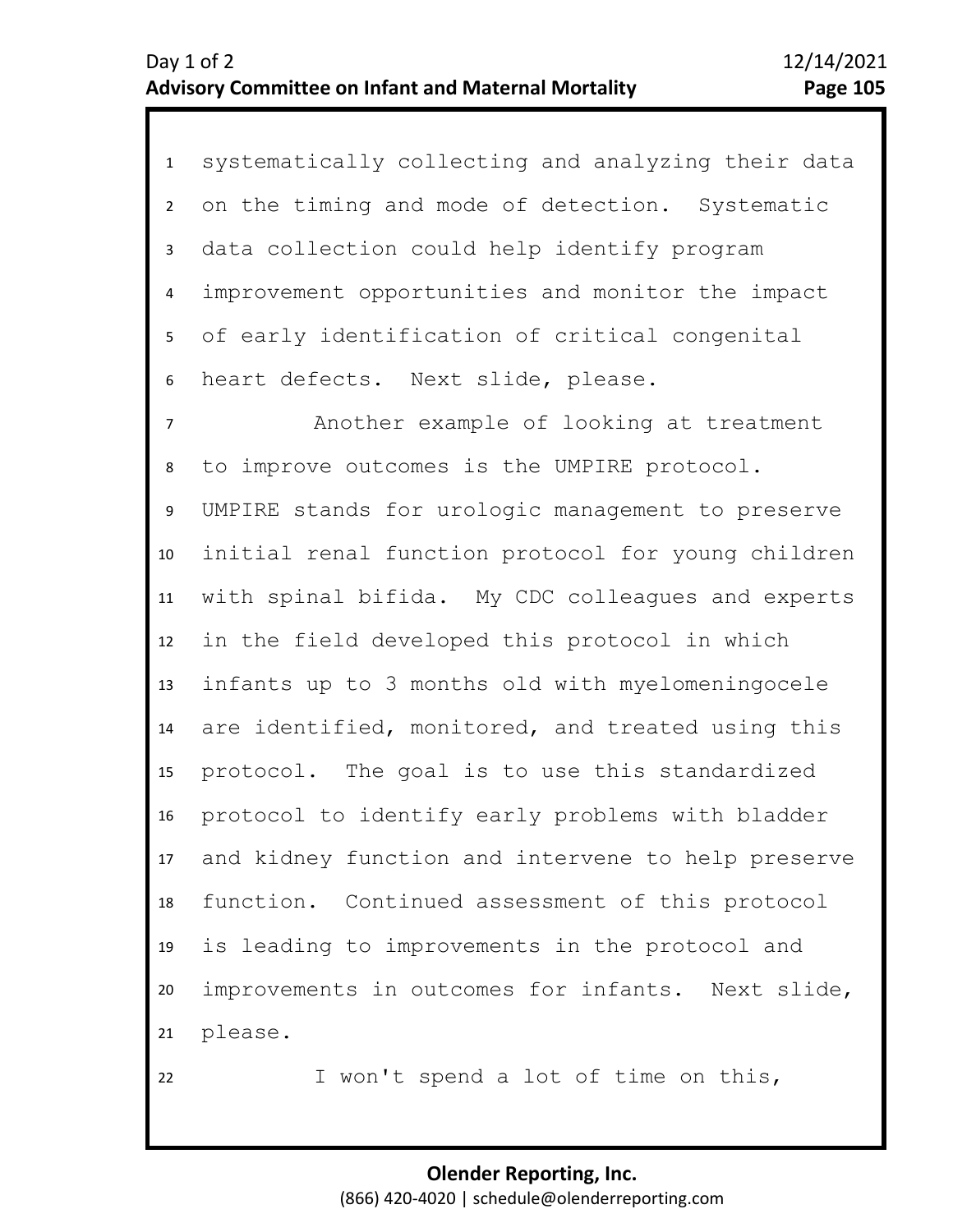1 systematically collecting and analyzing their data
2 on the timing and mode of detection. Systematic
3 data collection could help identify program
4 improvement opportunities and monitor the impact
5 of early identification of critical congenital
6 heart defects. Next slide, please.

7 Another example of looking at treatment
8 to improve outcomes is the UMPIRE protocol.
9 UMPIRE stands for urologic management to preserve
10 initial renal function protocol for young children
11 with spinal bifida. My CDC colleagues and experts
12 in the field developed this protocol in which
13 infants up to 3 months old with myelomeningocele
14 are identified, monitored, and treated using this
15 protocol. The goal is to use this standardized
16 protocol to identify early problems with bladder
17 and kidney function and intervene to help preserve
18 function. Continued assessment of this protocol
19 is leading to improvements in the protocol and
20 improvements in outcomes for infants. Next slide,
21 please.

22 I won't spend a lot of time on this,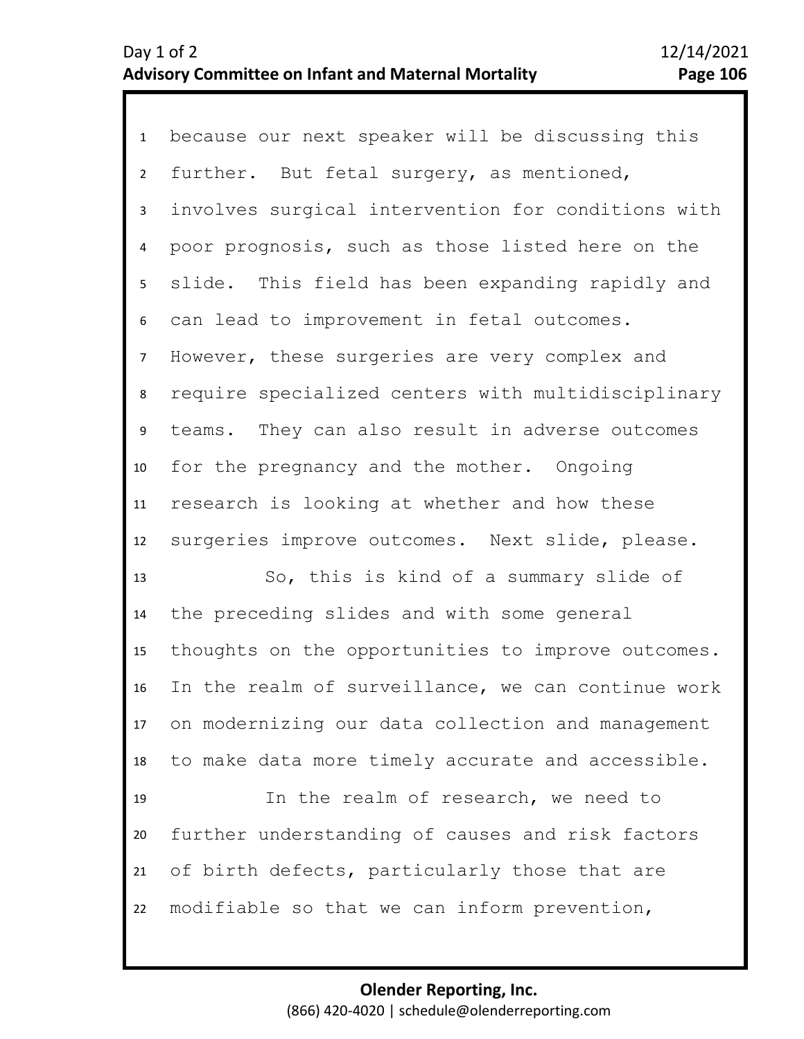because our next speaker will be discussing this further. But fetal surgery, as mentioned, involves surgical intervention for conditions with poor prognosis, such as those listed here on the slide. This field has been expanding rapidly and can lead to improvement in fetal outcomes. However, these surgeries are very complex and require specialized centers with multidisciplinary teams. They can also result in adverse outcomes for the pregnancy and the mother. Ongoing research is looking at whether and how these surgeries improve outcomes. Next slide, please.

So, this is kind of a summary slide of the preceding slides and with some general thoughts on the opportunities to improve outcomes. In the realm of surveillance, we can continue work on modernizing our data collection and management to make data more timely accurate and accessible.

In the realm of research, we need to further understanding of causes and risk factors of birth defects, particularly those that are modifiable so that we can inform prevention,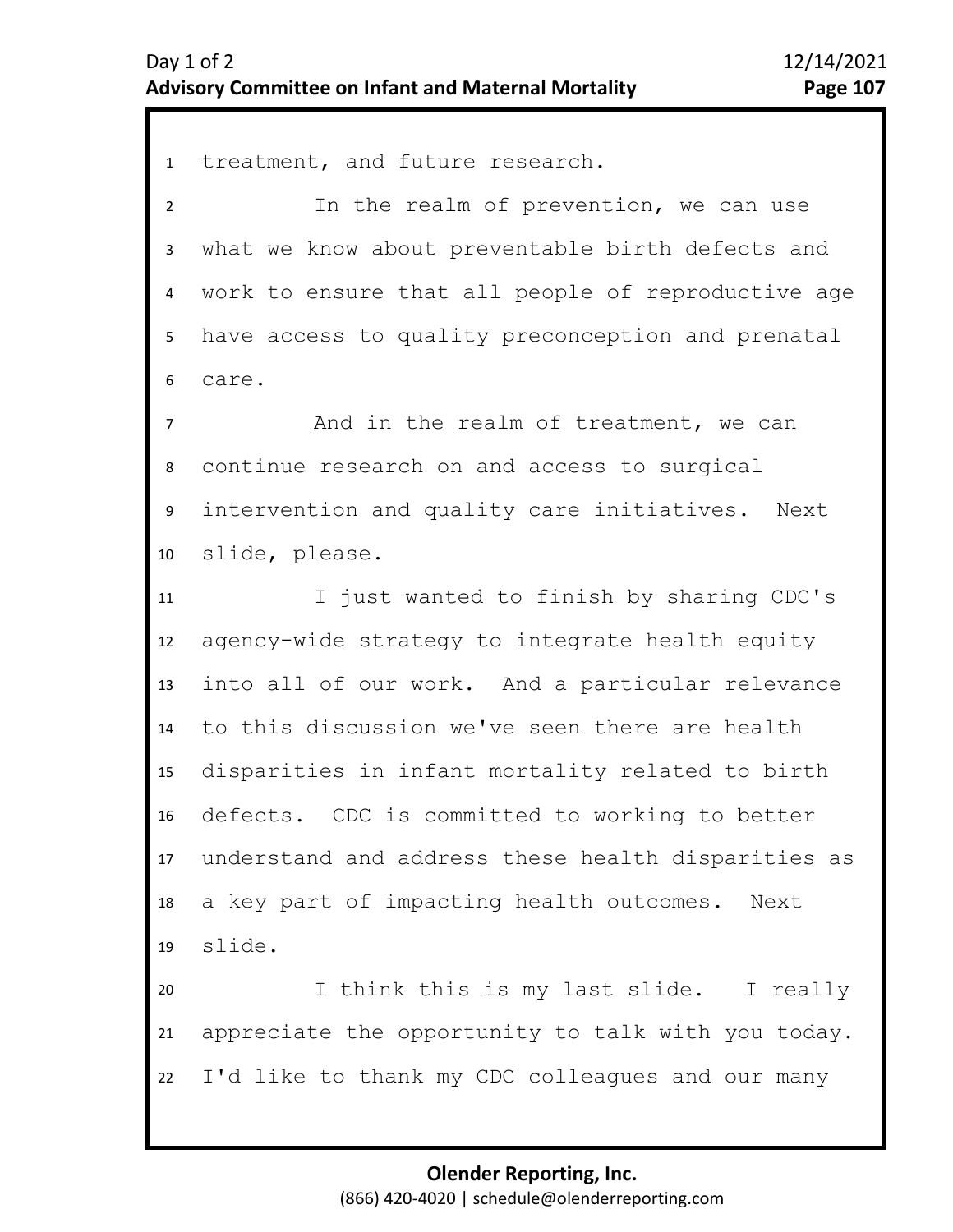treatment, and future research.

In the realm of prevention, we can use what we know about preventable birth defects and work to ensure that all people of reproductive age have access to quality preconception and prenatal care.

And in the realm of treatment, we can continue research on and access to surgical intervention and quality care initiatives. Next slide, please.

I just wanted to finish by sharing CDC's agency-wide strategy to integrate health equity into all of our work. And a particular relevance to this discussion we've seen there are health disparities in infant mortality related to birth defects. CDC is committed to working to better understand and address these health disparities as a key part of impacting health outcomes. Next slide.

I think this is my last slide. I really appreciate the opportunity to talk with you today. I'd like to thank my CDC colleagues and our many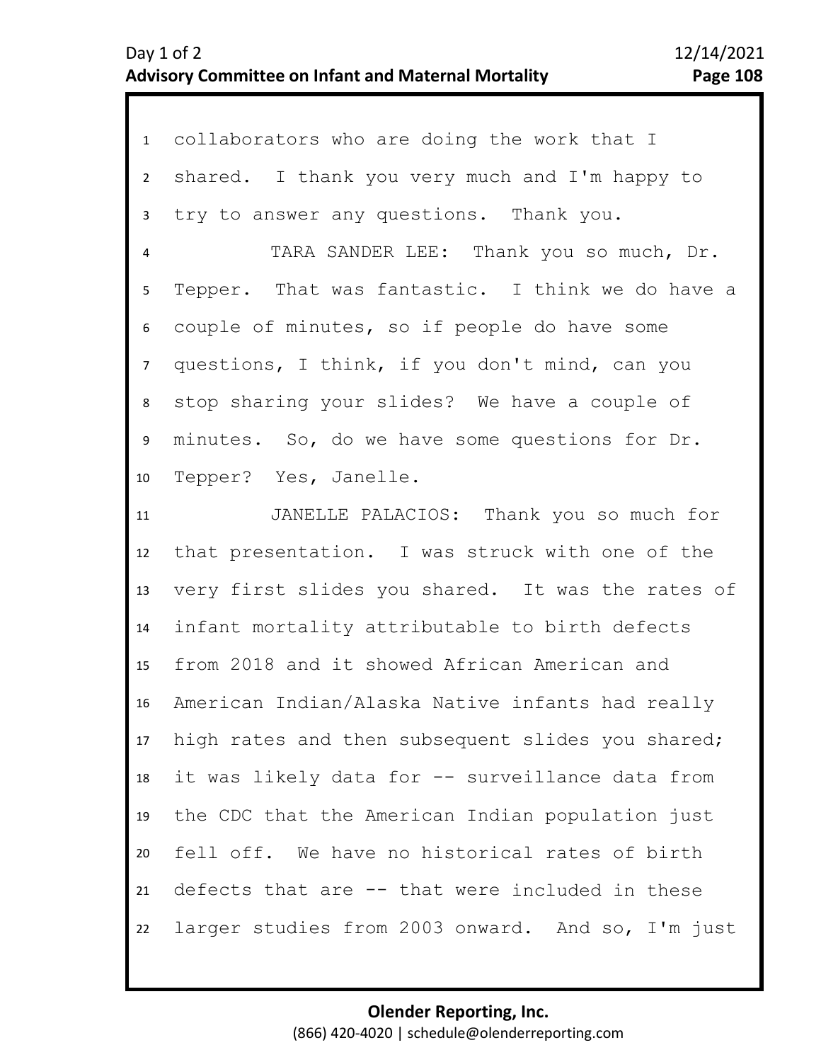1 collaborators who are doing the work that I
2 shared. I thank you very much and I'm happy to
3 try to answer any questions. Thank you.
4 TARA SANDER LEE: Thank you so much, Dr.
5 Tepper. That was fantastic. I think we do have a
6 couple of minutes, so if people do have some
7 questions, I think, if you don't mind, can you
8 stop sharing your slides? We have a couple of
9 minutes. So, do we have some questions for Dr.
10 Tepper? Yes, Janelle.
11 JANELLE PALACIOS: Thank you so much for
12 that presentation. I was struck with one of the
13 very first slides you shared. It was the rates of
14 infant mortality attributable to birth defects
15 from 2018 and it showed African American and
16 American Indian/Alaska Native infants had really
17 high rates and then subsequent slides you shared;
18 it was likely data for -- surveillance data from
19 the CDC that the American Indian population just
20 fell off. We have no historical rates of birth
21 defects that are -- that were included in these
22 larger studies from 2003 onward. And so, I'm just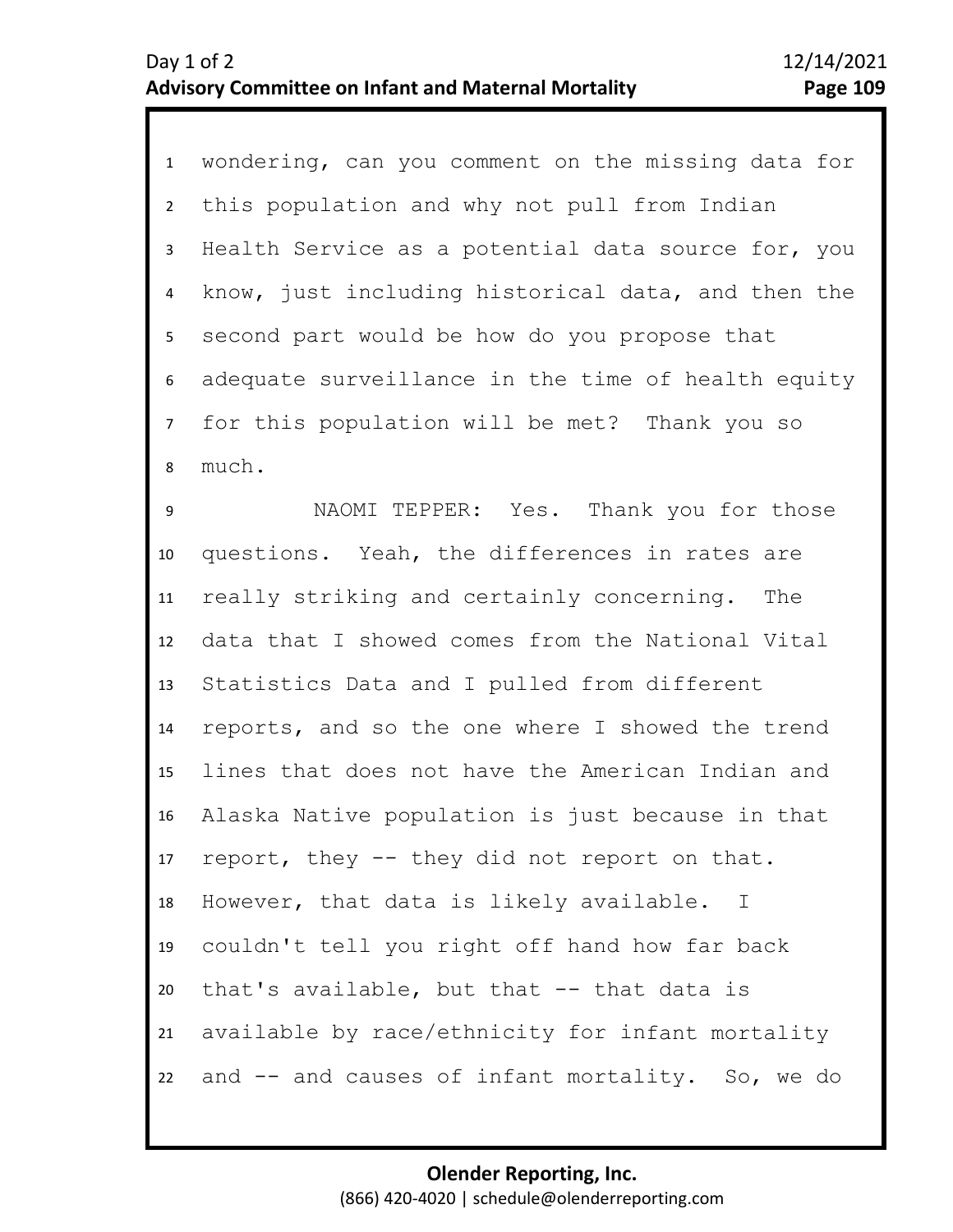wondering, can you comment on the missing data for this population and why not pull from Indian Health Service as a potential data source for, you know, just including historical data, and then the second part would be how do you propose that adequate surveillance in the time of health equity for this population will be met? Thank you so much.

NAOMI TEPPER: Yes. Thank you for those questions. Yeah, the differences in rates are really striking and certainly concerning. The data that I showed comes from the National Vital Statistics Data and I pulled from different reports, and so the one where I showed the trend lines that does not have the American Indian and Alaska Native population is just because in that report, they -- they did not report on that. However, that data is likely available. I couldn't tell you right off hand how far back that's available, but that -- that data is available by race/ethnicity for infant mortality and -- and causes of infant mortality. So, we do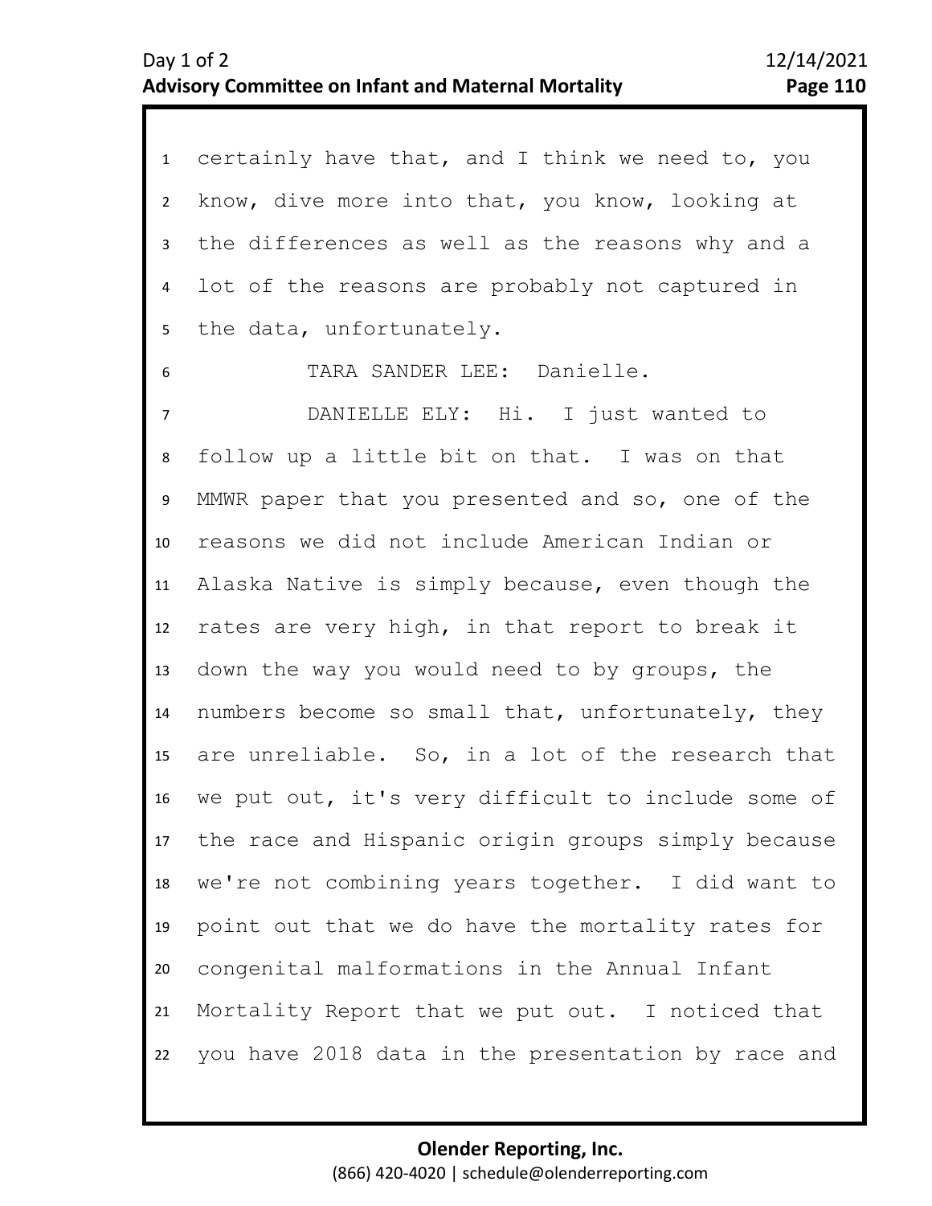certainly have that, and I think we need to, you know, dive more into that, you know, looking at the differences as well as the reasons why and a lot of the reasons are probably not captured in the data, unfortunately.

TARA SANDER LEE: Danielle.

DANIELLE ELY: Hi. I just wanted to follow up a little bit on that. I was on that MMWR paper that you presented and so, one of the reasons we did not include American Indian or Alaska Native is simply because, even though the rates are very high, in that report to break it down the way you would need to by groups, the numbers become so small that, unfortunately, they are unreliable. So, in a lot of the research that we put out, it's very difficult to include some of the race and Hispanic origin groups simply because we're not combining years together. I did want to point out that we do have the mortality rates for congenital malformations in the Annual Infant Mortality Report that we put out. I noticed that you have 2018 data in the presentation by race and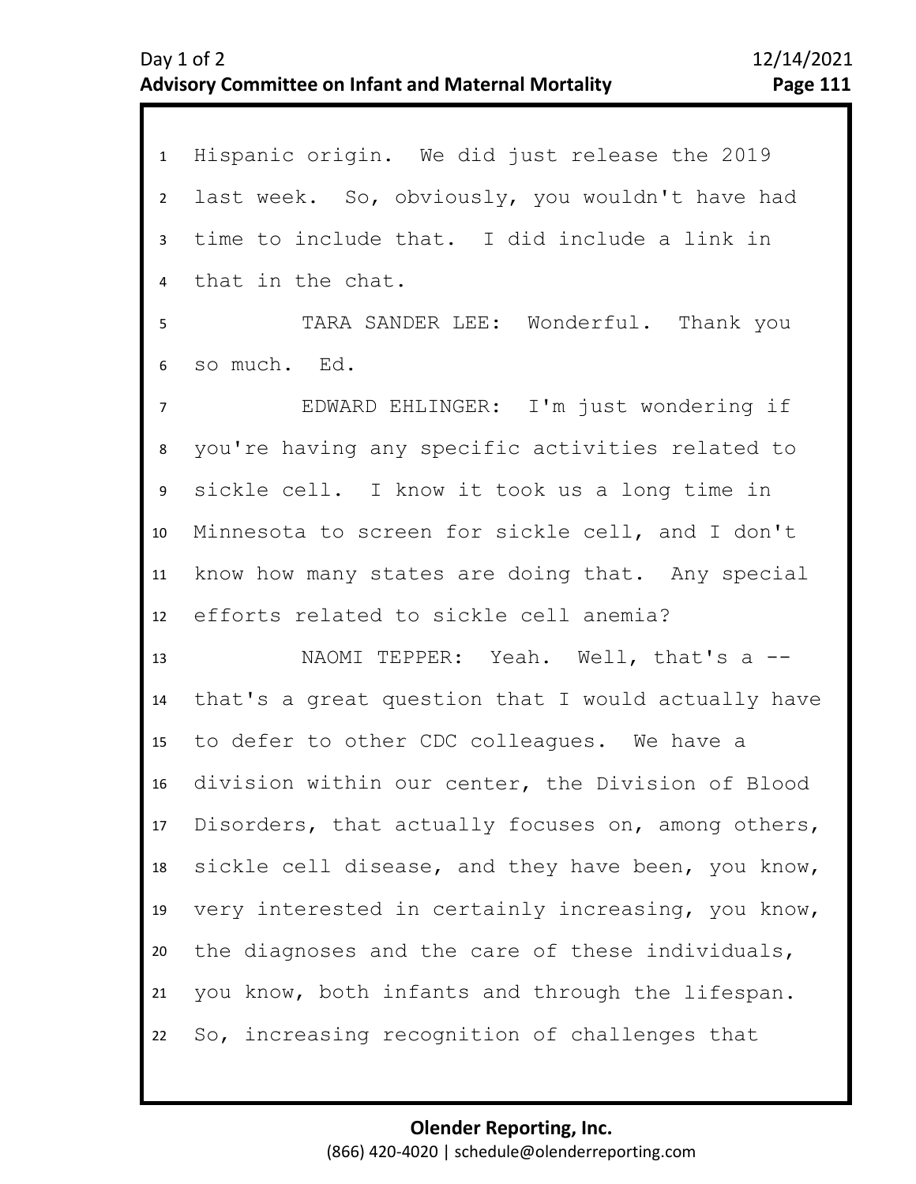Hispanic origin. We did just release the 2019 last week. So, obviously, you wouldn't have had time to include that. I did include a link in that in the chat.

TARA SANDER LEE: Wonderful. Thank you so much. Ed.

EDWARD EHLINGER: I'm just wondering if you're having any specific activities related to sickle cell. I know it took us a long time in Minnesota to screen for sickle cell, and I don't know how many states are doing that. Any special efforts related to sickle cell anemia?

NAOMI TEPPER: Yeah. Well, that's a -- that's a great question that I would actually have to defer to other CDC colleagues. We have a division within our center, the Division of Blood Disorders, that actually focuses on, among others, sickle cell disease, and they have been, you know, very interested in certainly increasing, you know, the diagnoses and the care of these individuals, you know, both infants and through the lifespan. So, increasing recognition of challenges that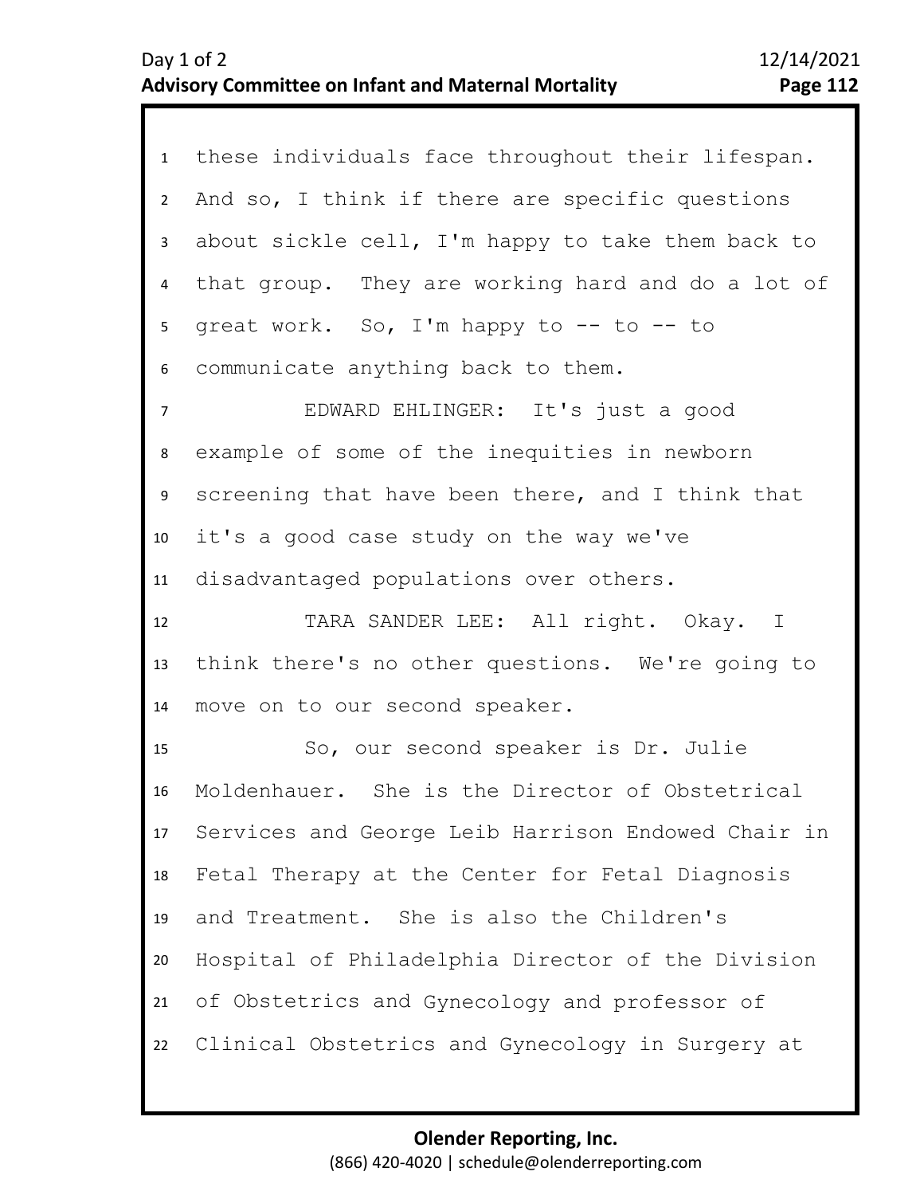these individuals face throughout their lifespan. And so, I think if there are specific questions about sickle cell, I'm happy to take them back to that group. They are working hard and do a lot of great work. So, I'm happy to -- to -- to communicate anything back to them.

EDWARD EHLINGER: It's just a good example of some of the inequities in newborn screening that have been there, and I think that it's a good case study on the way we've disadvantaged populations over others.

TARA SANDER LEE: All right. Okay. I think there's no other questions. We're going to move on to our second speaker.

So, our second speaker is Dr. Julie Moldenhauer. She is the Director of Obstetrical Services and George Leib Harrison Endowed Chair in Fetal Therapy at the Center for Fetal Diagnosis and Treatment. She is also the Children's Hospital of Philadelphia Director of the Division of Obstetrics and Gynecology and professor of Clinical Obstetrics and Gynecology in Surgery at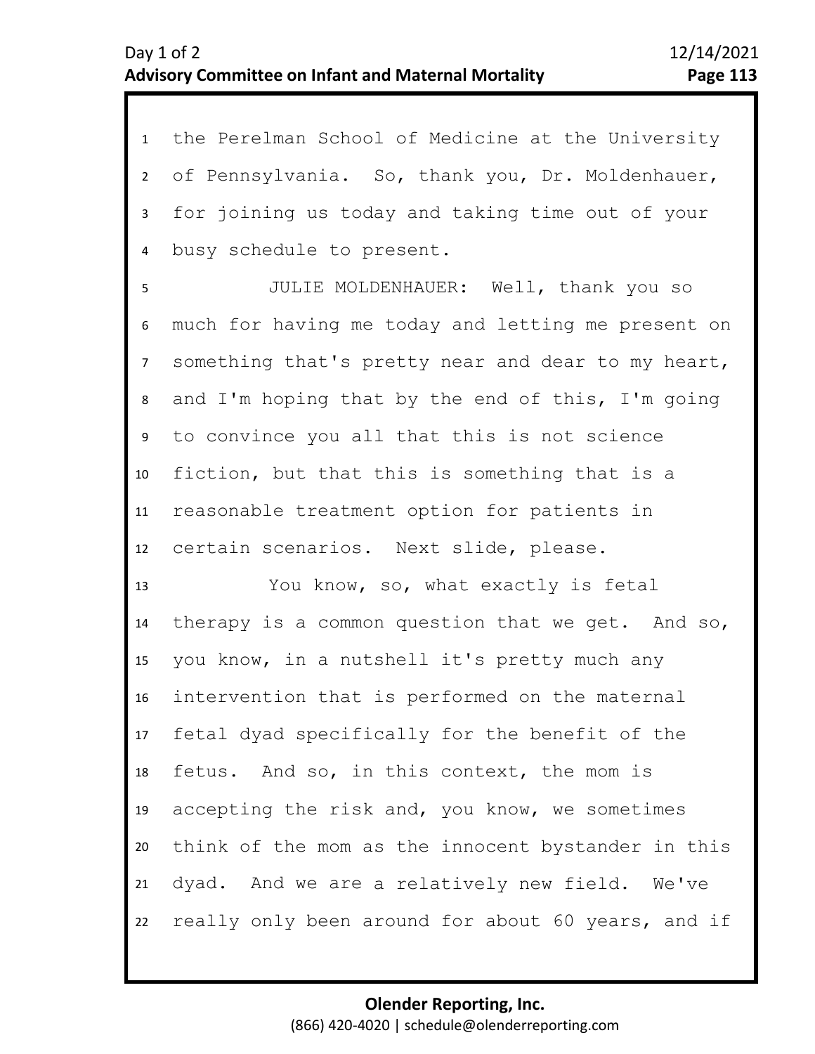the Perelman School of Medicine at the University of Pennsylvania. So, thank you, Dr. Moldenhauer, for joining us today and taking time out of your busy schedule to present.

JULIE MOLDENHAUER: Well, thank you so much for having me today and letting me present on something that's pretty near and dear to my heart, and I'm hoping that by the end of this, I'm going to convince you all that this is not science fiction, but that this is something that is a reasonable treatment option for patients in certain scenarios. Next slide, please.

You know, so, what exactly is fetal therapy is a common question that we get. And so, you know, in a nutshell it's pretty much any intervention that is performed on the maternal fetal dyad specifically for the benefit of the fetus. And so, in this context, the mom is accepting the risk and, you know, we sometimes think of the mom as the innocent bystander in this dyad. And we are a relatively new field. We've really only been around for about 60 years, and if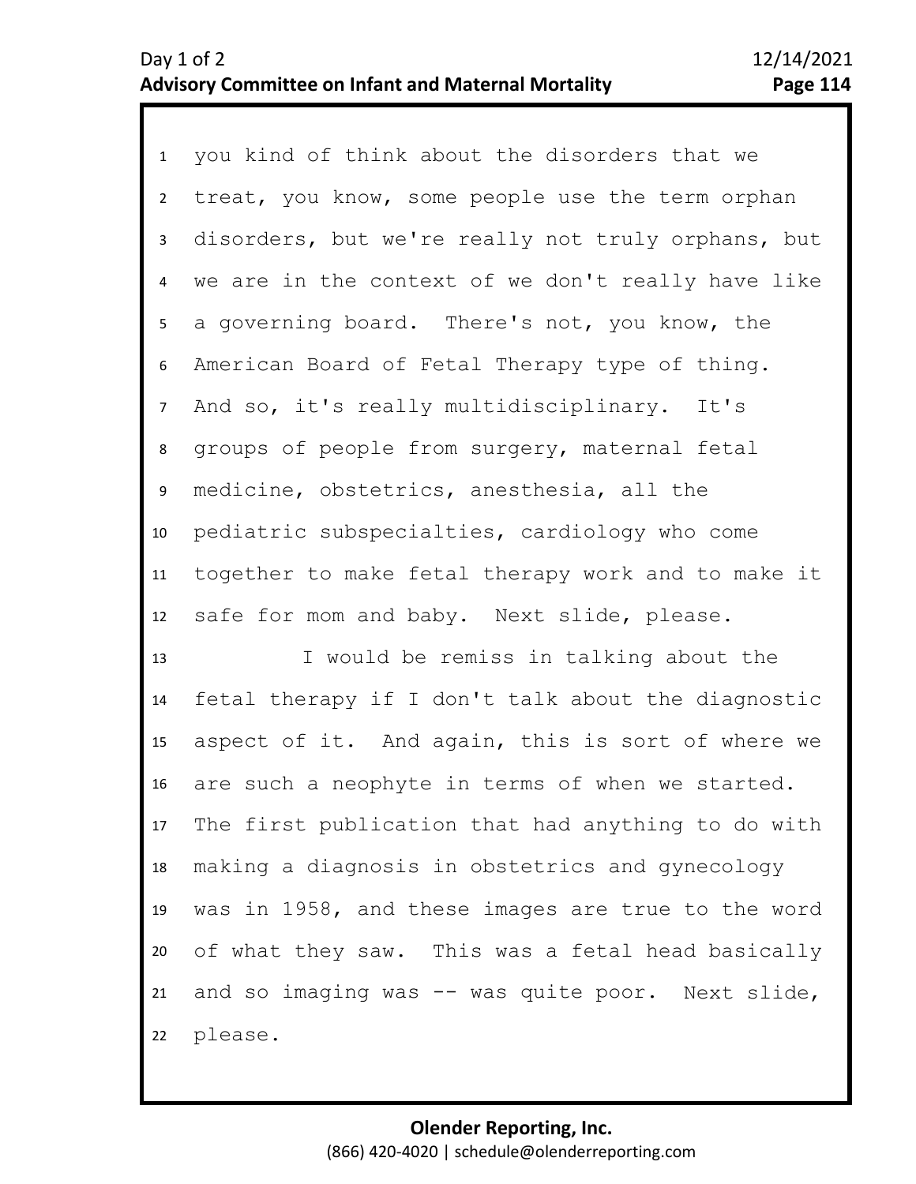you kind of think about the disorders that we treat, you know, some people use the term orphan disorders, but we're really not truly orphans, but we are in the context of we don't really have like a governing board. There's not, you know, the American Board of Fetal Therapy type of thing. And so, it's really multidisciplinary. It's groups of people from surgery, maternal fetal medicine, obstetrics, anesthesia, all the pediatric subspecialties, cardiology who come together to make fetal therapy work and to make it safe for mom and baby. Next slide, please.

I would be remiss in talking about the fetal therapy if I don't talk about the diagnostic aspect of it. And again, this is sort of where we are such a neophyte in terms of when we started. The first publication that had anything to do with making a diagnosis in obstetrics and gynecology was in 1958, and these images are true to the word of what they saw. This was a fetal head basically and so imaging was -- was quite poor. Next slide, please.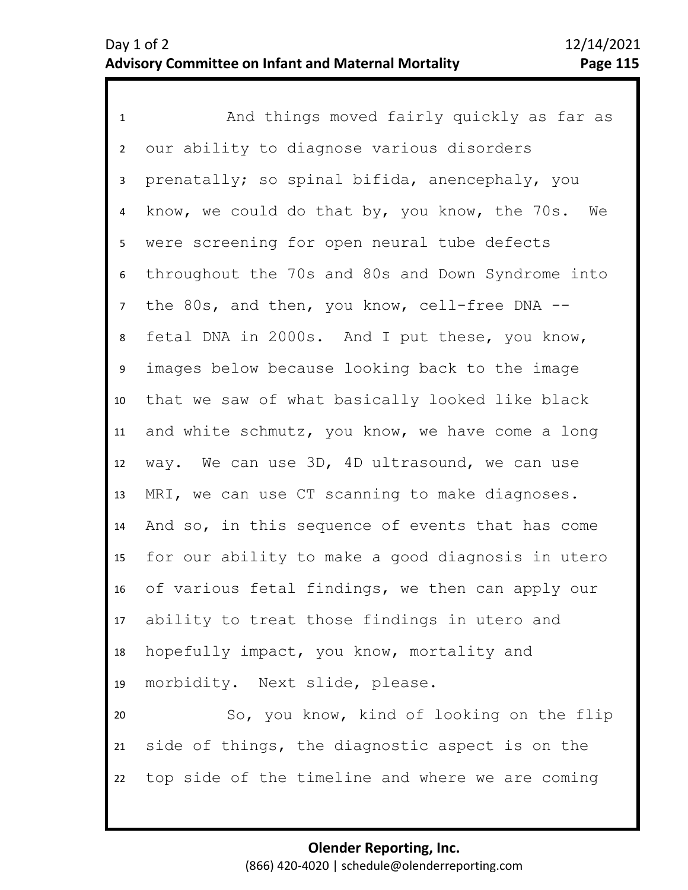And things moved fairly quickly as far as our ability to diagnose various disorders prenatally; so spinal bifida, anencephaly, you know, we could do that by, you know, the 70s. We were screening for open neural tube defects throughout the 70s and 80s and Down Syndrome into the 80s, and then, you know, cell-free DNA -- fetal DNA in 2000s. And I put these, you know, images below because looking back to the image that we saw of what basically looked like black and white schmutz, you know, we have come a long way. We can use 3D, 4D ultrasound, we can use MRI, we can use CT scanning to make diagnoses. And so, in this sequence of events that has come for our ability to make a good diagnosis in utero of various fetal findings, we then can apply our ability to treat those findings in utero and hopefully impact, you know, mortality and morbidity. Next slide, please.

So, you know, kind of looking on the flip side of things, the diagnostic aspect is on the top side of the timeline and where we are coming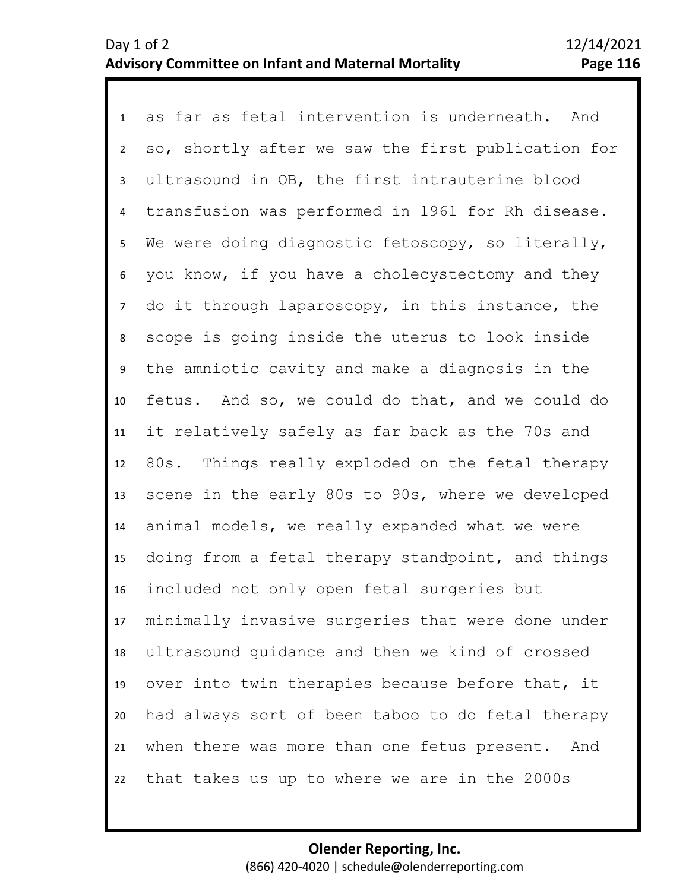1 as far as fetal intervention is underneath. And
2 so, shortly after we saw the first publication for
3 ultrasound in OB, the first intrauterine blood
4 transfusion was performed in 1961 for Rh disease.
5 We were doing diagnostic fetoscopy, so literally,
6 you know, if you have a cholecystectomy and they
7 do it through laparoscopy, in this instance, the
8 scope is going inside the uterus to look inside
9 the amniotic cavity and make a diagnosis in the
10 fetus. And so, we could do that, and we could do
11 it relatively safely as far back as the 70s and
12 80s. Things really exploded on the fetal therapy
13 scene in the early 80s to 90s, where we developed
14 animal models, we really expanded what we were
15 doing from a fetal therapy standpoint, and things
16 included not only open fetal surgeries but
17 minimally invasive surgeries that were done under
18 ultrasound guidance and then we kind of crossed
19 over into twin therapies because before that, it
20 had always sort of been taboo to do fetal therapy
21 when there was more than one fetus present. And
22 that takes us up to where we are in the 2000s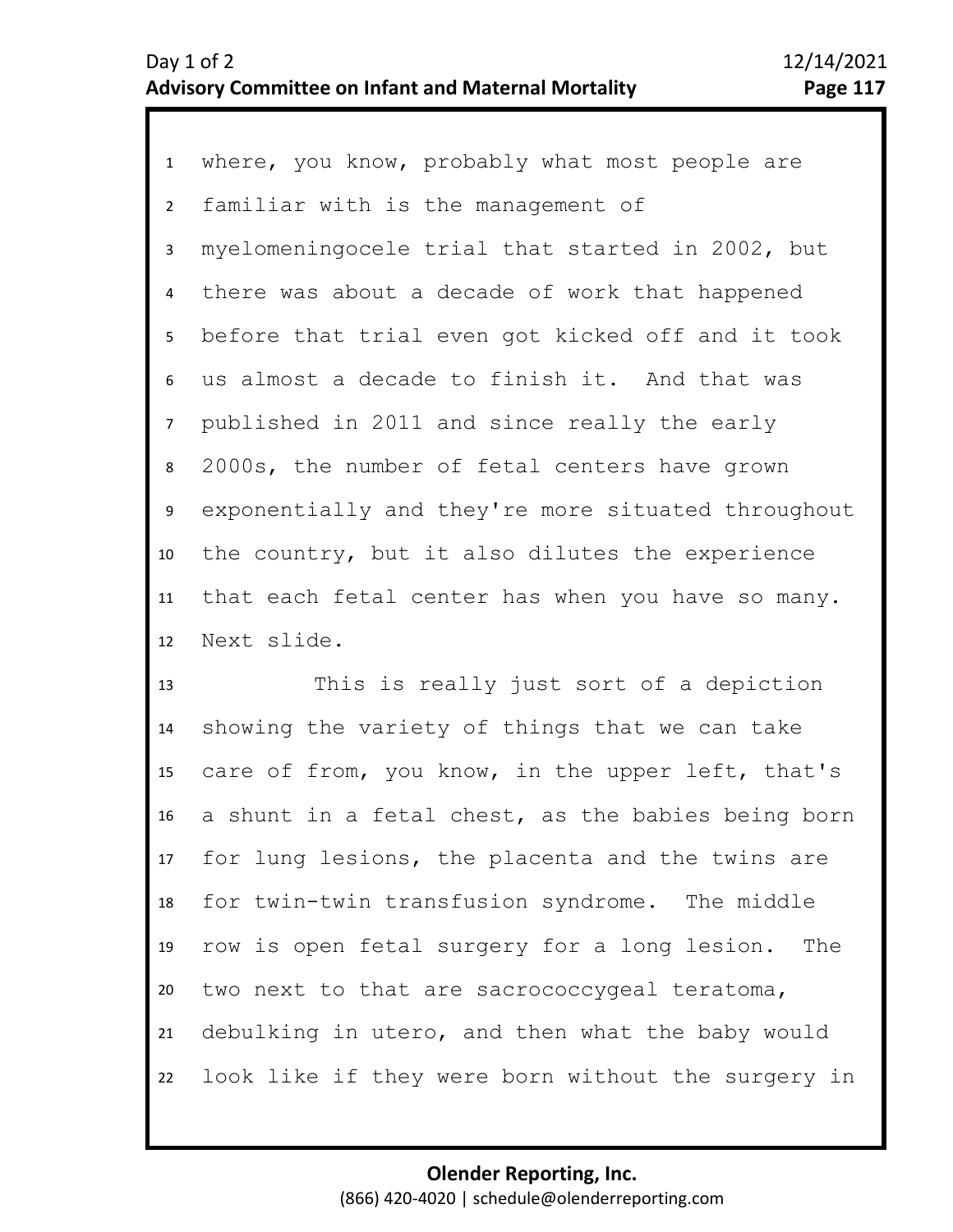where, you know, probably what most people are familiar with is the management of myelomeningocele trial that started in 2002, but there was about a decade of work that happened before that trial even got kicked off and it took us almost a decade to finish it. And that was published in 2011 and since really the early 2000s, the number of fetal centers have grown exponentially and they're more situated throughout the country, but it also dilutes the experience that each fetal center has when you have so many. Next slide.

This is really just sort of a depiction showing the variety of things that we can take care of from, you know, in the upper left, that's a shunt in a fetal chest, as the babies being born for lung lesions, the placenta and the twins are for twin-twin transfusion syndrome. The middle row is open fetal surgery for a long lesion. The two next to that are sacrococcygeal teratoma, debulking in utero, and then what the baby would look like if they were born without the surgery in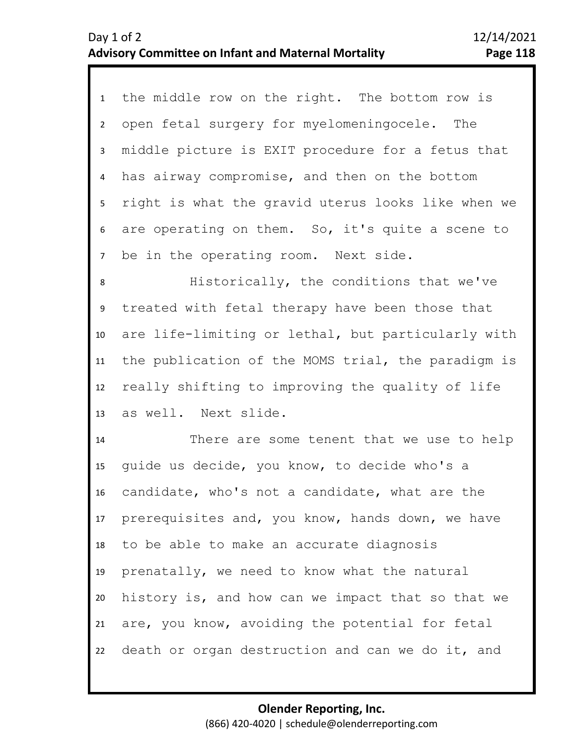the middle row on the right. The bottom row is open fetal surgery for myelomeningocele. The middle picture is EXIT procedure for a fetus that has airway compromise, and then on the bottom right is what the gravid uterus looks like when we are operating on them. So, it's quite a scene to be in the operating room. Next side.

Historically, the conditions that we've treated with fetal therapy have been those that are life-limiting or lethal, but particularly with the publication of the MOMS trial, the paradigm is really shifting to improving the quality of life as well. Next slide.

There are some tenent that we use to help guide us decide, you know, to decide who's a candidate, who's not a candidate, what are the prerequisites and, you know, hands down, we have to be able to make an accurate diagnosis prenatally, we need to know what the natural history is, and how can we impact that so that we are, you know, avoiding the potential for fetal death or organ destruction and can we do it, and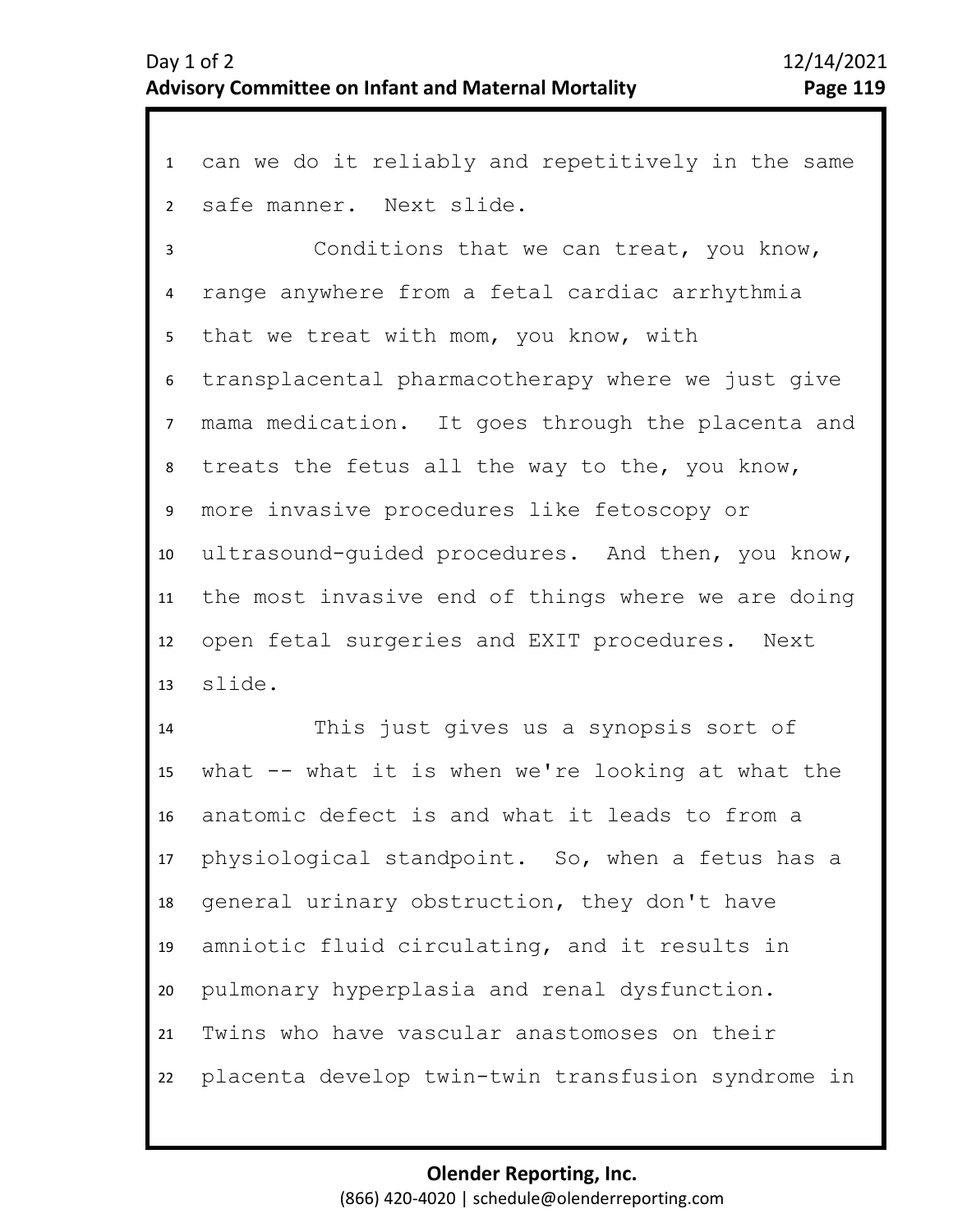can we do it reliably and repetitively in the same safe manner. Next slide.

Conditions that we can treat, you know, range anywhere from a fetal cardiac arrhythmia that we treat with mom, you know, with transplacental pharmacotherapy where we just give mama medication. It goes through the placenta and treats the fetus all the way to the, you know, more invasive procedures like fetoscopy or ultrasound-guided procedures. And then, you know, the most invasive end of things where we are doing open fetal surgeries and EXIT procedures. Next slide.

This just gives us a synopsis sort of what -- what it is when we're looking at what the anatomic defect is and what it leads to from a physiological standpoint. So, when a fetus has a general urinary obstruction, they don't have amniotic fluid circulating, and it results in pulmonary hyperplasia and renal dysfunction. Twins who have vascular anastomoses on their placenta develop twin-twin transfusion syndrome in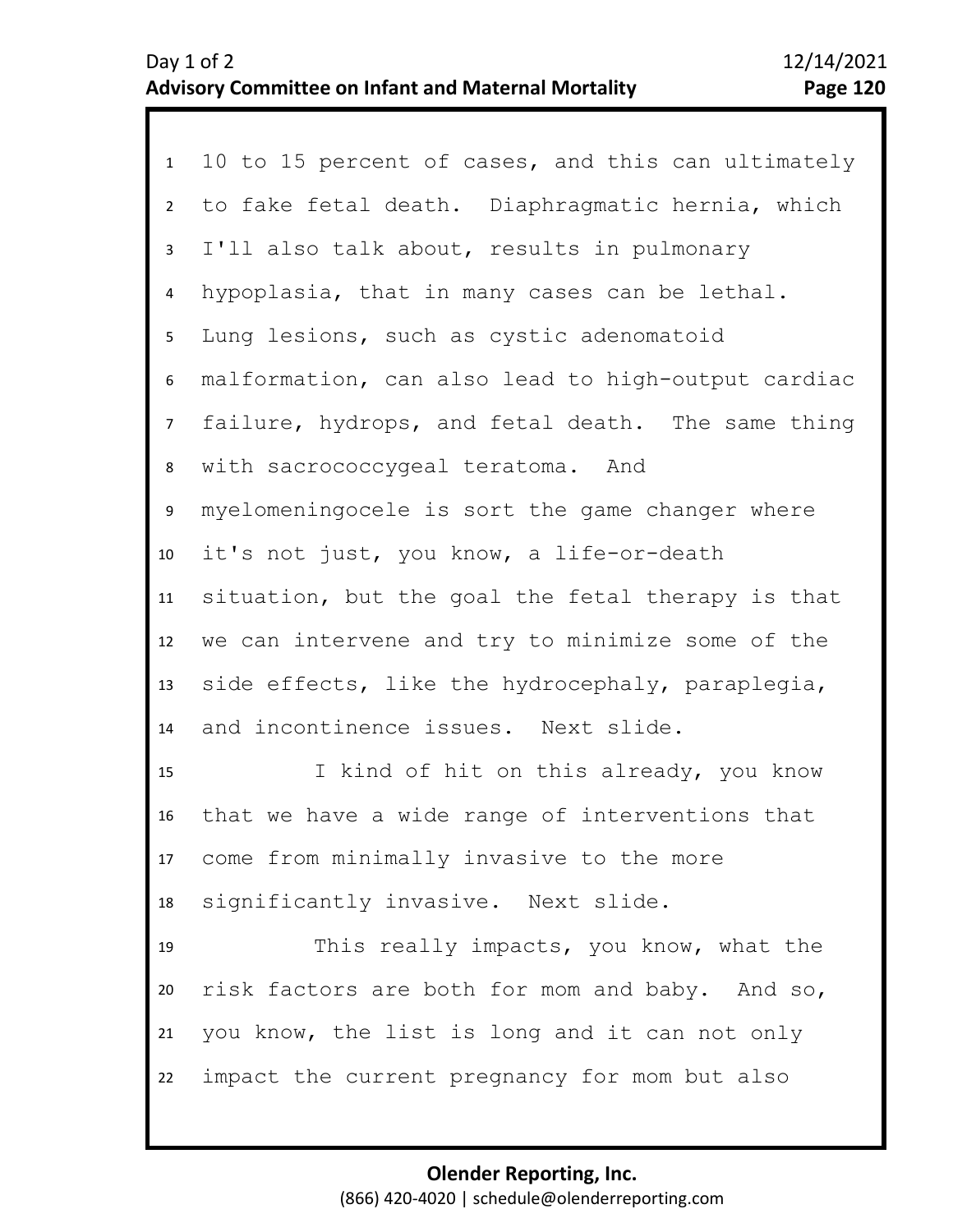10 to 15 percent of cases, and this can ultimately to fake fetal death. Diaphragmatic hernia, which I'll also talk about, results in pulmonary hypoplasia, that in many cases can be lethal. Lung lesions, such as cystic adenomatoid malformation, can also lead to high-output cardiac failure, hydrops, and fetal death. The same thing with sacrococcygeal teratoma. And myelomeningocele is sort the game changer where it's not just, you know, a life-or-death situation, but the goal the fetal therapy is that we can intervene and try to minimize some of the side effects, like the hydrocephaly, paraplegia, and incontinence issues. Next slide.

I kind of hit on this already, you know that we have a wide range of interventions that come from minimally invasive to the more significantly invasive. Next slide.

This really impacts, you know, what the risk factors are both for mom and baby. And so, you know, the list is long and it can not only impact the current pregnancy for mom but also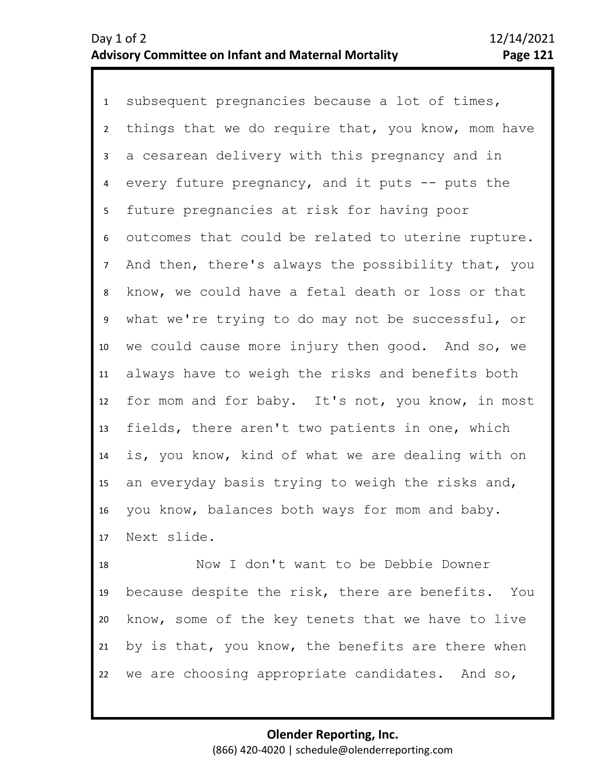subsequent pregnancies because a lot of times, things that we do require that, you know, mom have a cesarean delivery with this pregnancy and in every future pregnancy, and it puts -- puts the future pregnancies at risk for having poor outcomes that could be related to uterine rupture. And then, there's always the possibility that, you know, we could have a fetal death or loss or that what we're trying to do may not be successful, or we could cause more injury then good. And so, we always have to weigh the risks and benefits both for mom and for baby. It's not, you know, in most fields, there aren't two patients in one, which is, you know, kind of what we are dealing with on an everyday basis trying to weigh the risks and, you know, balances both ways for mom and baby. Next slide.

Now I don't want to be Debbie Downer because despite the risk, there are benefits. You know, some of the key tenets that we have to live by is that, you know, the benefits are there when we are choosing appropriate candidates. And so,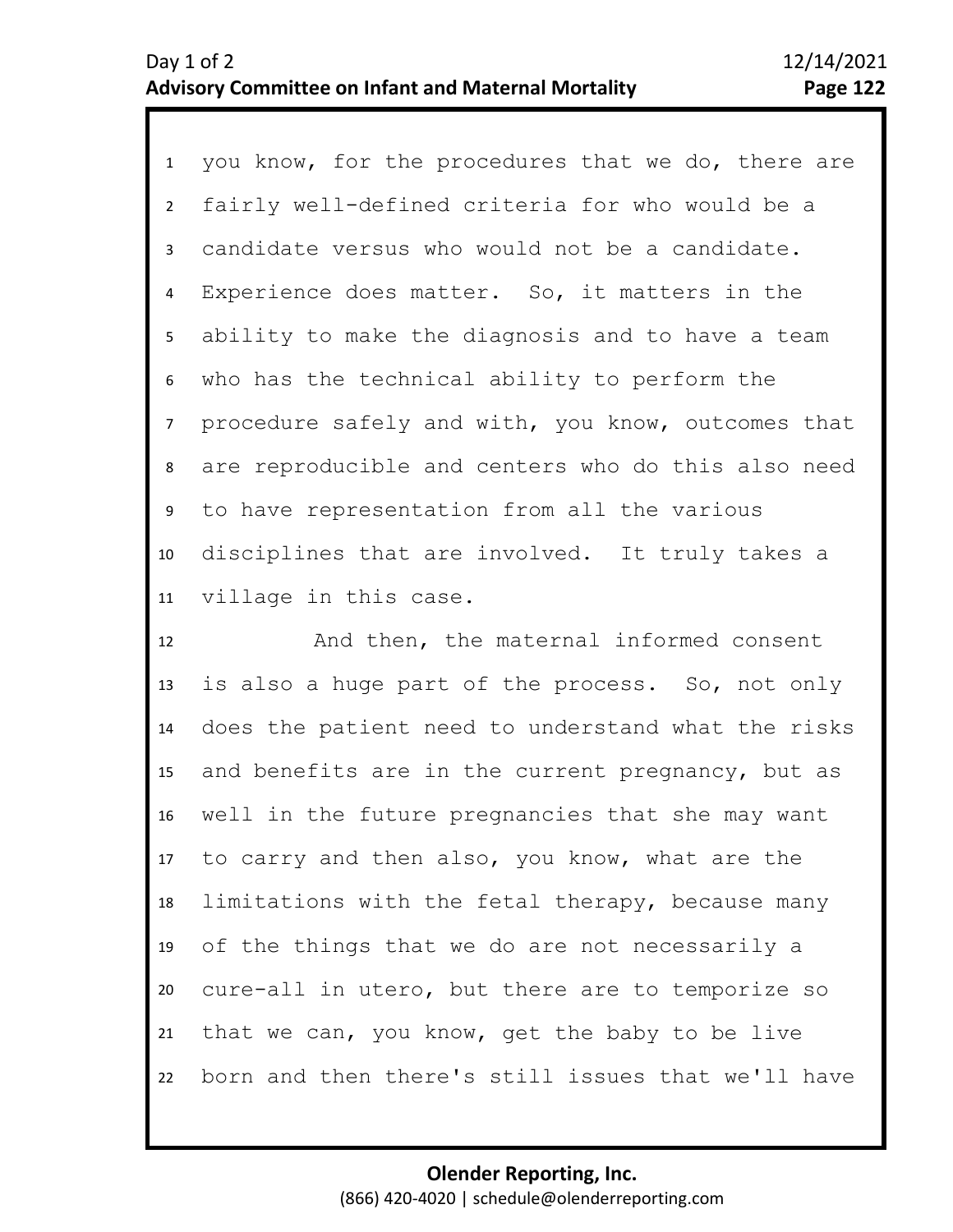you know, for the procedures that we do, there are fairly well-defined criteria for who would be a candidate versus who would not be a candidate. Experience does matter. So, it matters in the ability to make the diagnosis and to have a team who has the technical ability to perform the procedure safely and with, you know, outcomes that are reproducible and centers who do this also need to have representation from all the various disciplines that are involved. It truly takes a village in this case.

And then, the maternal informed consent is also a huge part of the process. So, not only does the patient need to understand what the risks and benefits are in the current pregnancy, but as well in the future pregnancies that she may want to carry and then also, you know, what are the limitations with the fetal therapy, because many of the things that we do are not necessarily a cure-all in utero, but there are to temporize so that we can, you know, get the baby to be live born and then there's still issues that we'll have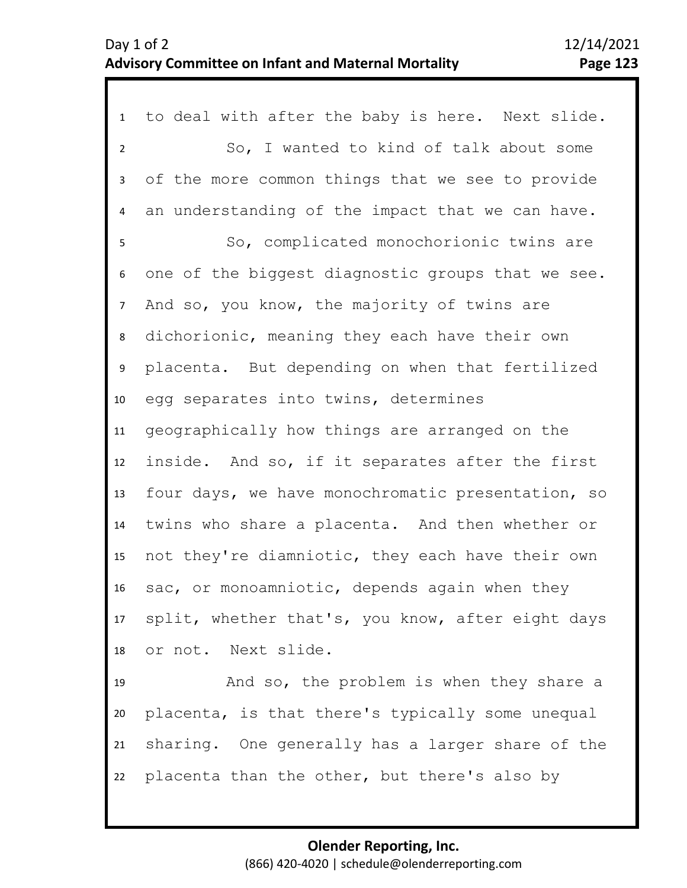to deal with after the baby is here. Next slide.

So, I wanted to kind of talk about some of the more common things that we see to provide an understanding of the impact that we can have.

So, complicated monochorionic twins are one of the biggest diagnostic groups that we see. And so, you know, the majority of twins are dichorionic, meaning they each have their own placenta. But depending on when that fertilized egg separates into twins, determines geographically how things are arranged on the inside. And so, if it separates after the first four days, we have monochromatic presentation, so twins who share a placenta. And then whether or not they're diamniotic, they each have their own sac, or monoamniotic, depends again when they split, whether that's, you know, after eight days or not. Next slide.

And so, the problem is when they share a placenta, is that there's typically some unequal sharing. One generally has a larger share of the placenta than the other, but there's also by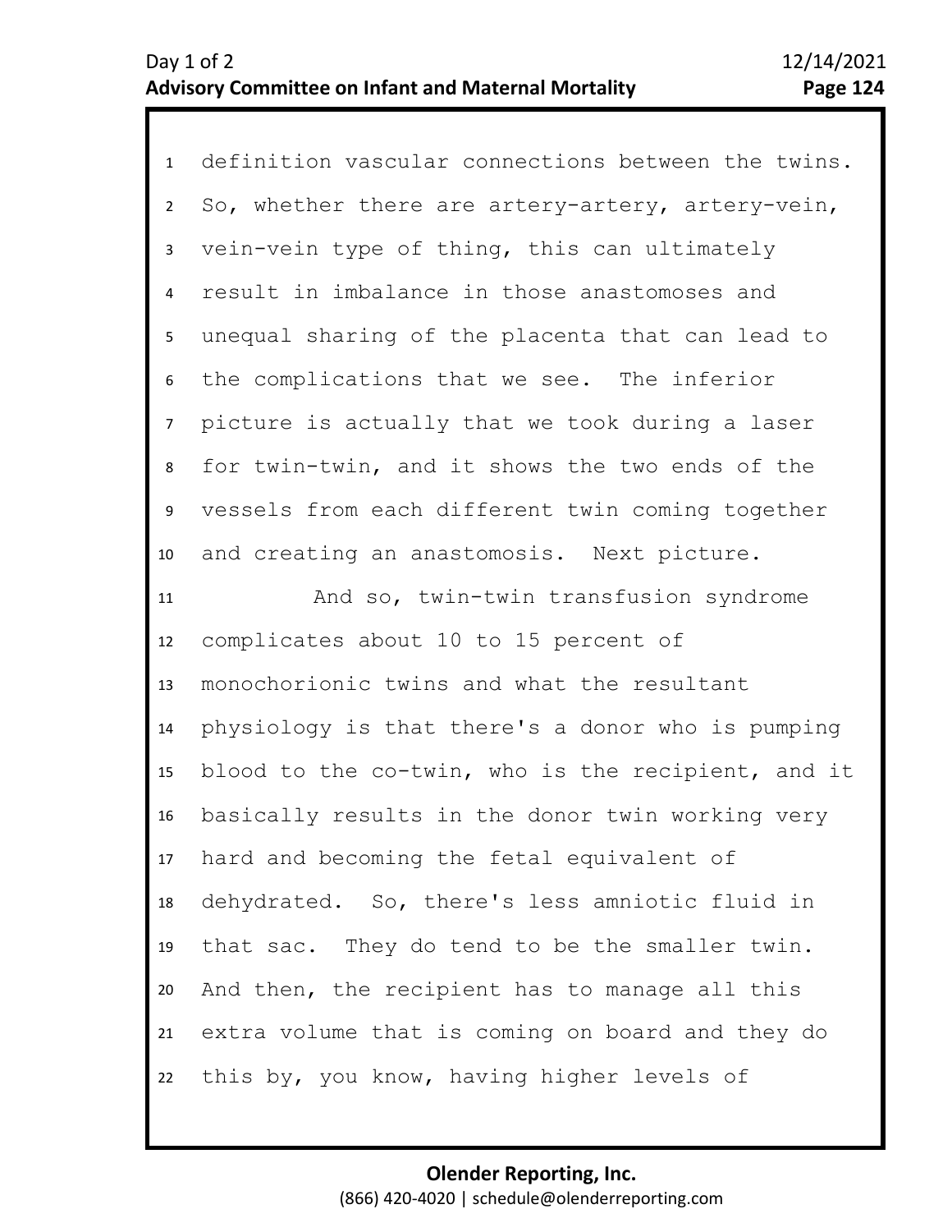definition vascular connections between the twins. So, whether there are artery-artery, artery-vein, vein-vein type of thing, this can ultimately result in imbalance in those anastomoses and unequal sharing of the placenta that can lead to the complications that we see. The inferior picture is actually that we took during a laser for twin-twin, and it shows the two ends of the vessels from each different twin coming together and creating an anastomosis. Next picture.

And so, twin-twin transfusion syndrome complicates about 10 to 15 percent of monochorionic twins and what the resultant physiology is that there's a donor who is pumping blood to the co-twin, who is the recipient, and it basically results in the donor twin working very hard and becoming the fetal equivalent of dehydrated. So, there's less amniotic fluid in that sac. They do tend to be the smaller twin. And then, the recipient has to manage all this extra volume that is coming on board and they do this by, you know, having higher levels of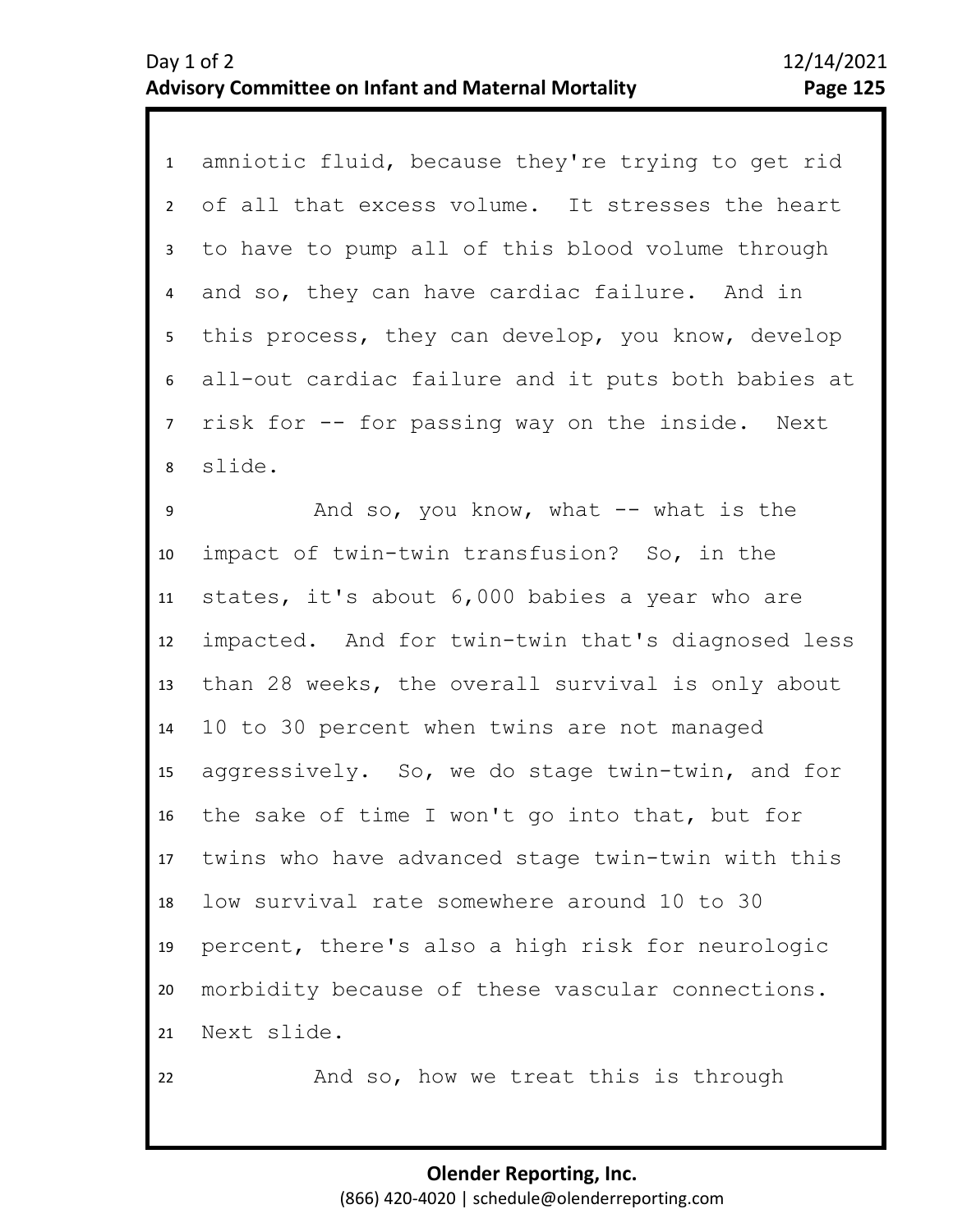amniotic fluid, because they're trying to get rid of all that excess volume. It stresses the heart to have to pump all of this blood volume through and so, they can have cardiac failure. And in this process, they can develop, you know, develop all-out cardiac failure and it puts both babies at risk for -- for passing way on the inside. Next slide.

And so, you know, what -- what is the impact of twin-twin transfusion? So, in the states, it's about 6,000 babies a year who are impacted. And for twin-twin that's diagnosed less than 28 weeks, the overall survival is only about 10 to 30 percent when twins are not managed aggressively. So, we do stage twin-twin, and for the sake of time I won't go into that, but for twins who have advanced stage twin-twin with this low survival rate somewhere around 10 to 30 percent, there's also a high risk for neurologic morbidity because of these vascular connections. Next slide.

And so, how we treat this is through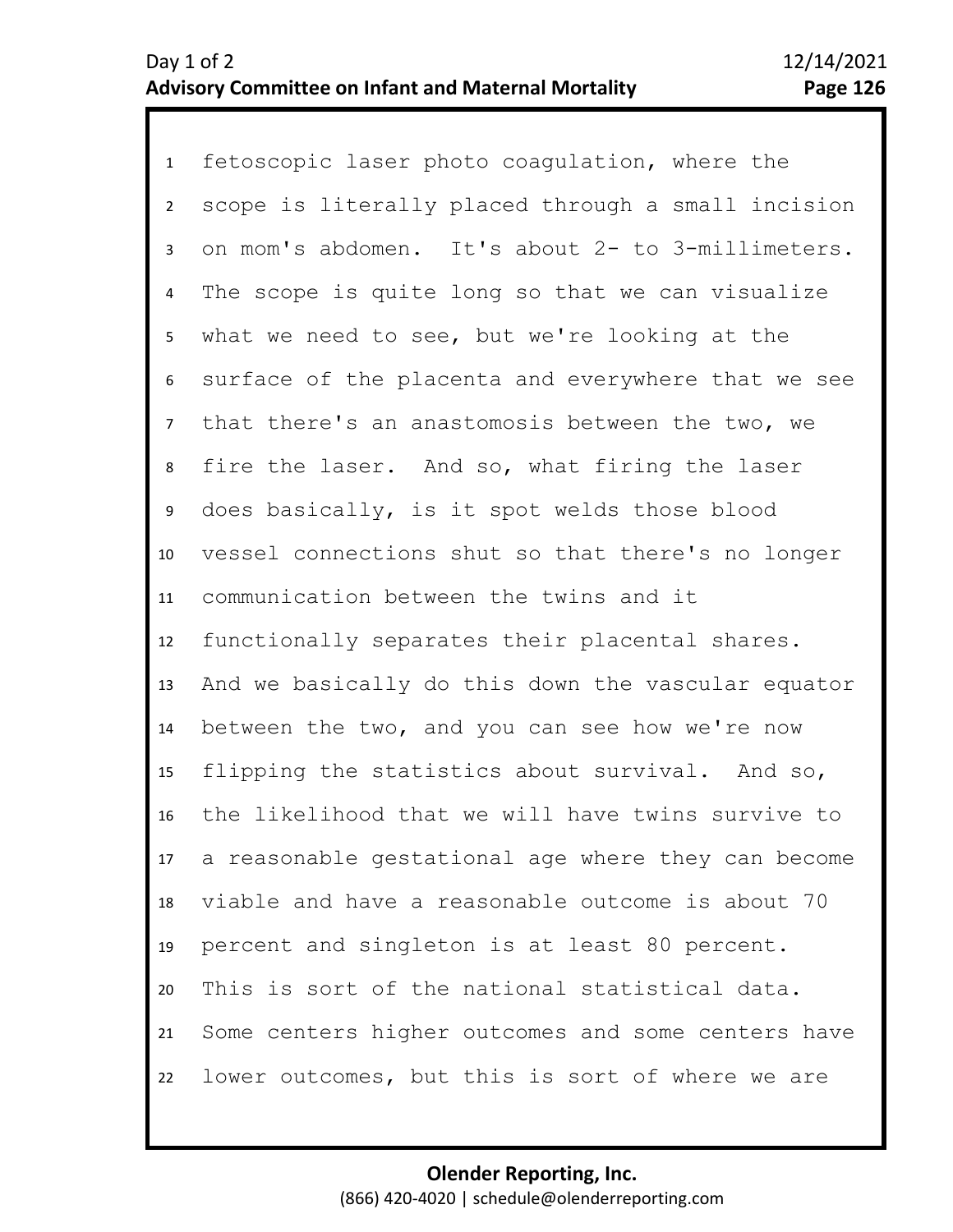fetoscopic laser photo coagulation, where the scope is literally placed through a small incision on mom's abdomen. It's about 2- to 3-millimeters. The scope is quite long so that we can visualize what we need to see, but we're looking at the surface of the placenta and everywhere that we see that there's an anastomosis between the two, we fire the laser. And so, what firing the laser does basically, is it spot welds those blood vessel connections shut so that there's no longer communication between the twins and it functionally separates their placental shares. And we basically do this down the vascular equator between the two, and you can see how we're now flipping the statistics about survival. And so, the likelihood that we will have twins survive to a reasonable gestational age where they can become viable and have a reasonable outcome is about 70 percent and singleton is at least 80 percent. This is sort of the national statistical data. Some centers higher outcomes and some centers have lower outcomes, but this is sort of where we are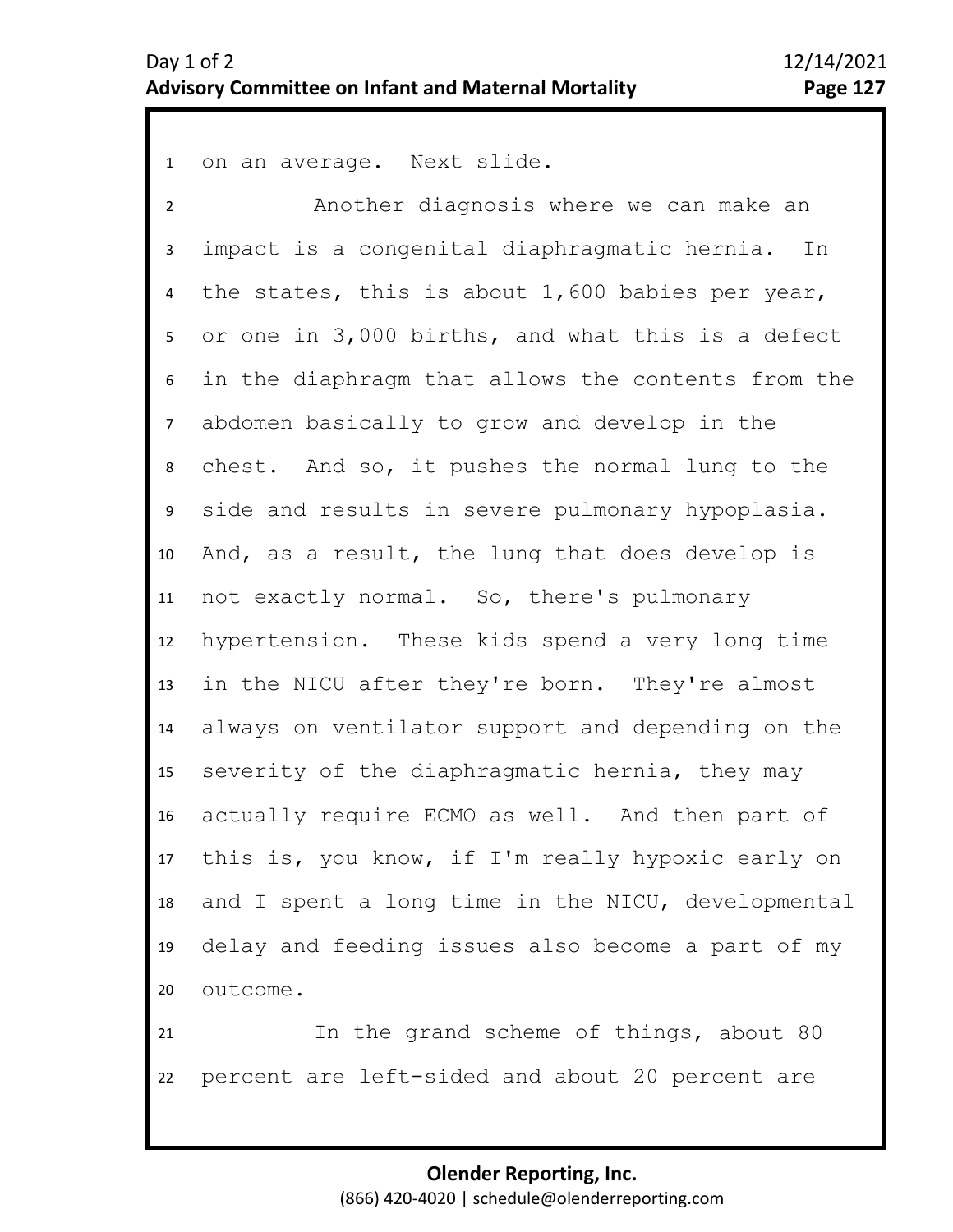on an average. Next slide.

Another diagnosis where we can make an impact is a congenital diaphragmatic hernia. In the states, this is about 1,600 babies per year, or one in 3,000 births, and what this is a defect in the diaphragm that allows the contents from the abdomen basically to grow and develop in the chest. And so, it pushes the normal lung to the side and results in severe pulmonary hypoplasia. And, as a result, the lung that does develop is not exactly normal. So, there's pulmonary hypertension. These kids spend a very long time in the NICU after they're born. They're almost always on ventilator support and depending on the severity of the diaphragmatic hernia, they may actually require ECMO as well. And then part of this is, you know, if I'm really hypoxic early on and I spent a long time in the NICU, developmental delay and feeding issues also become a part of my outcome.

In the grand scheme of things, about 80 percent are left-sided and about 20 percent are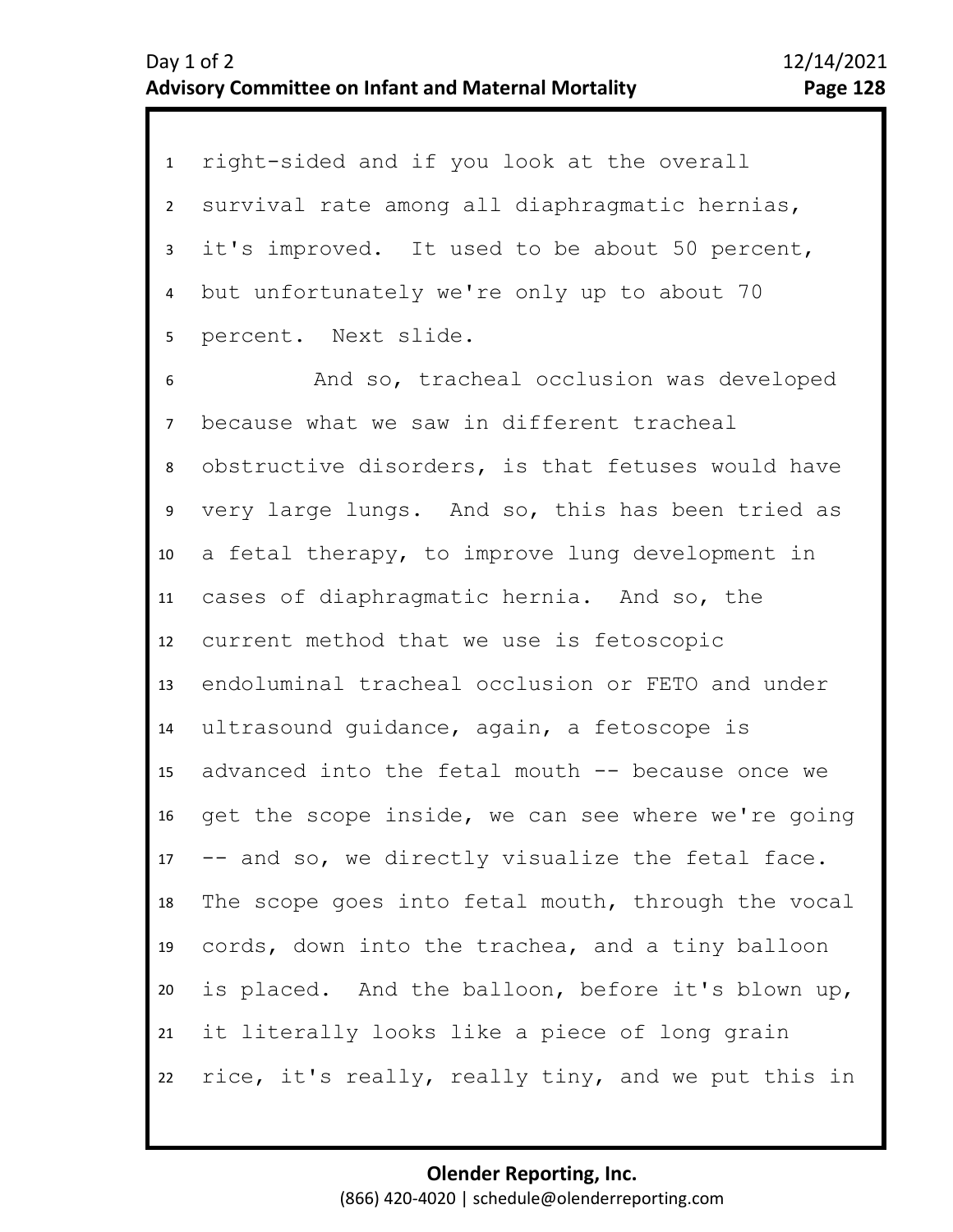right-sided and if you look at the overall survival rate among all diaphragmatic hernias, it's improved. It used to be about 50 percent, but unfortunately we're only up to about 70 percent. Next slide.

And so, tracheal occlusion was developed because what we saw in different tracheal obstructive disorders, is that fetuses would have very large lungs. And so, this has been tried as a fetal therapy, to improve lung development in cases of diaphragmatic hernia. And so, the current method that we use is fetoscopic endoluminal tracheal occlusion or FETO and under ultrasound guidance, again, a fetoscope is advanced into the fetal mouth -- because once we get the scope inside, we can see where we're going -- and so, we directly visualize the fetal face. The scope goes into fetal mouth, through the vocal cords, down into the trachea, and a tiny balloon is placed. And the balloon, before it's blown up, it literally looks like a piece of long grain rice, it's really, really tiny, and we put this in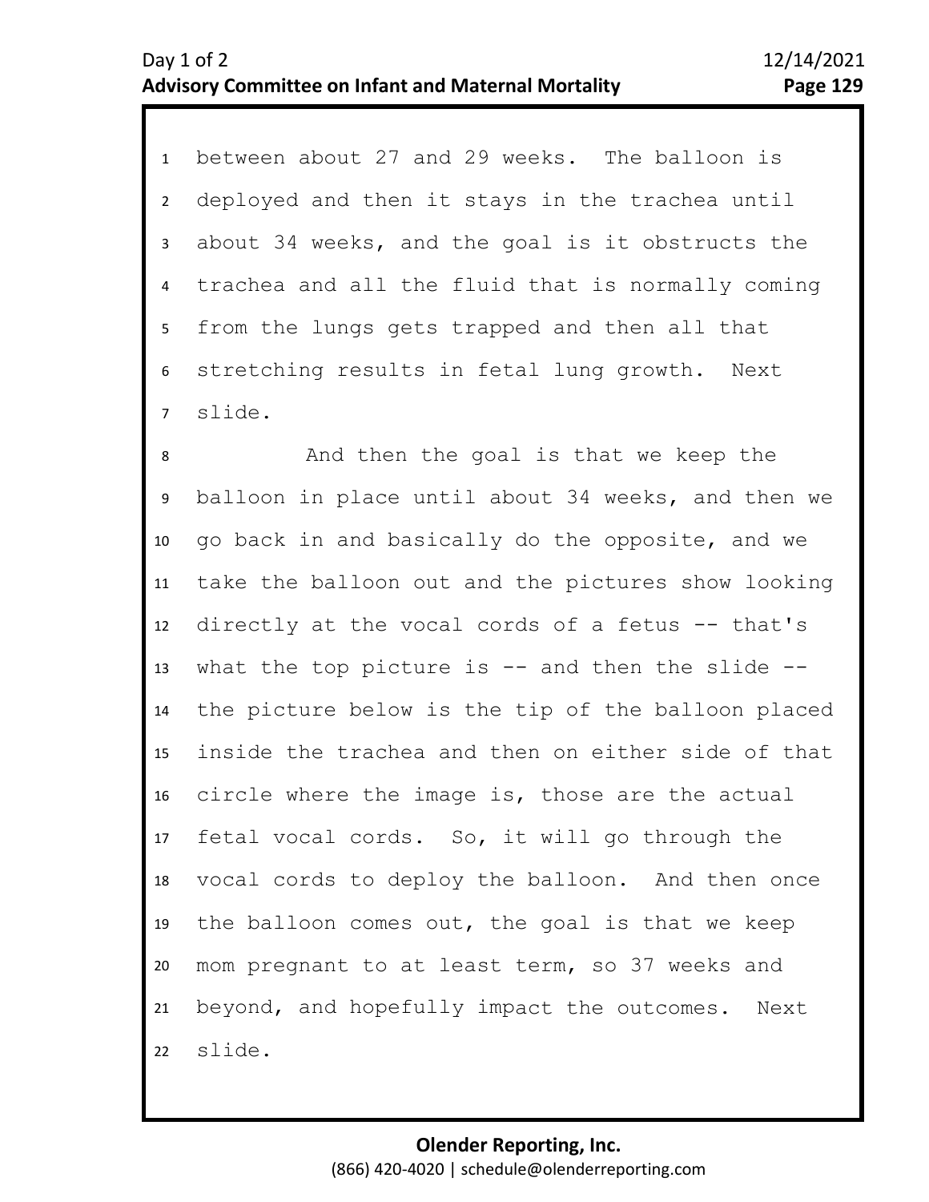between about 27 and 29 weeks. The balloon is deployed and then it stays in the trachea until about 34 weeks, and the goal is it obstructs the trachea and all the fluid that is normally coming from the lungs gets trapped and then all that stretching results in fetal lung growth. Next slide.

And then the goal is that we keep the balloon in place until about 34 weeks, and then we go back in and basically do the opposite, and we take the balloon out and the pictures show looking directly at the vocal cords of a fetus -- that's what the top picture is -- and then the slide -- the picture below is the tip of the balloon placed inside the trachea and then on either side of that circle where the image is, those are the actual fetal vocal cords. So, it will go through the vocal cords to deploy the balloon. And then once the balloon comes out, the goal is that we keep mom pregnant to at least term, so 37 weeks and beyond, and hopefully impact the outcomes. Next slide.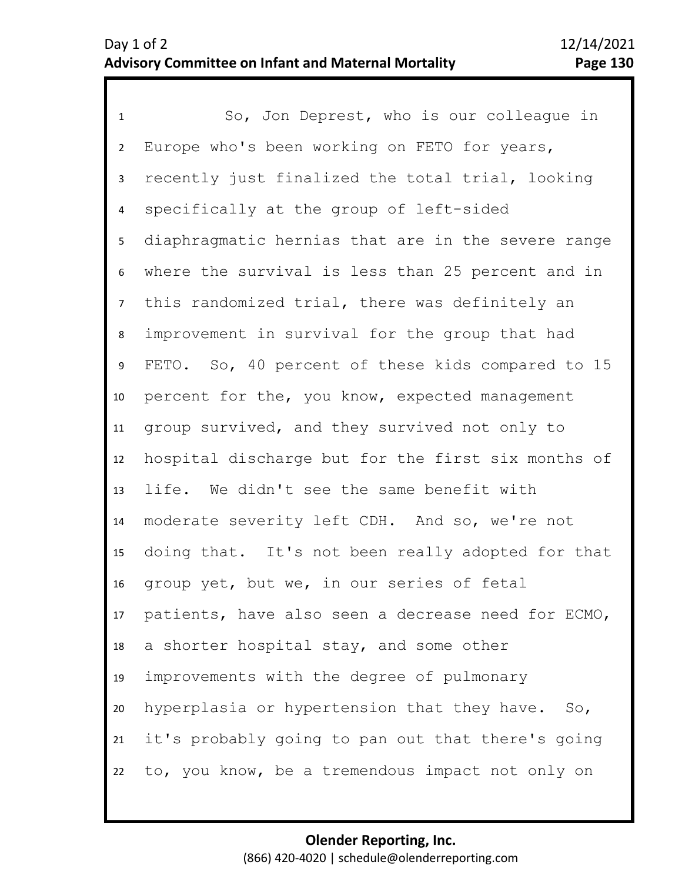So, Jon Deprest, who is our colleague in Europe who's been working on FETO for years, recently just finalized the total trial, looking specifically at the group of left-sided diaphragmatic hernias that are in the severe range where the survival is less than 25 percent and in this randomized trial, there was definitely an improvement in survival for the group that had FETO. So, 40 percent of these kids compared to 15 percent for the, you know, expected management group survived, and they survived not only to hospital discharge but for the first six months of life. We didn't see the same benefit with moderate severity left CDH. And so, we're not doing that. It's not been really adopted for that group yet, but we, in our series of fetal patients, have also seen a decrease need for ECMO, a shorter hospital stay, and some other improvements with the degree of pulmonary hyperplasia or hypertension that they have. So, it's probably going to pan out that there's going to, you know, be a tremendous impact not only on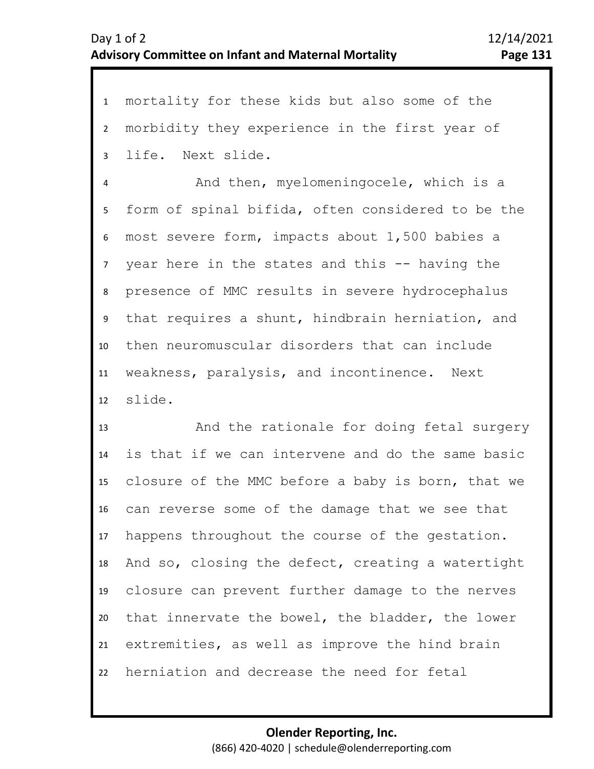mortality for these kids but also some of the morbidity they experience in the first year of life. Next slide.

And then, myelomeningocele, which is a form of spinal bifida, often considered to be the most severe form, impacts about 1,500 babies a year here in the states and this -- having the presence of MMC results in severe hydrocephalus that requires a shunt, hindbrain herniation, and then neuromuscular disorders that can include weakness, paralysis, and incontinence. Next slide.

And the rationale for doing fetal surgery is that if we can intervene and do the same basic closure of the MMC before a baby is born, that we can reverse some of the damage that we see that happens throughout the course of the gestation. And so, closing the defect, creating a watertight closure can prevent further damage to the nerves that innervate the bowel, the bladder, the lower extremities, as well as improve the hind brain herniation and decrease the need for fetal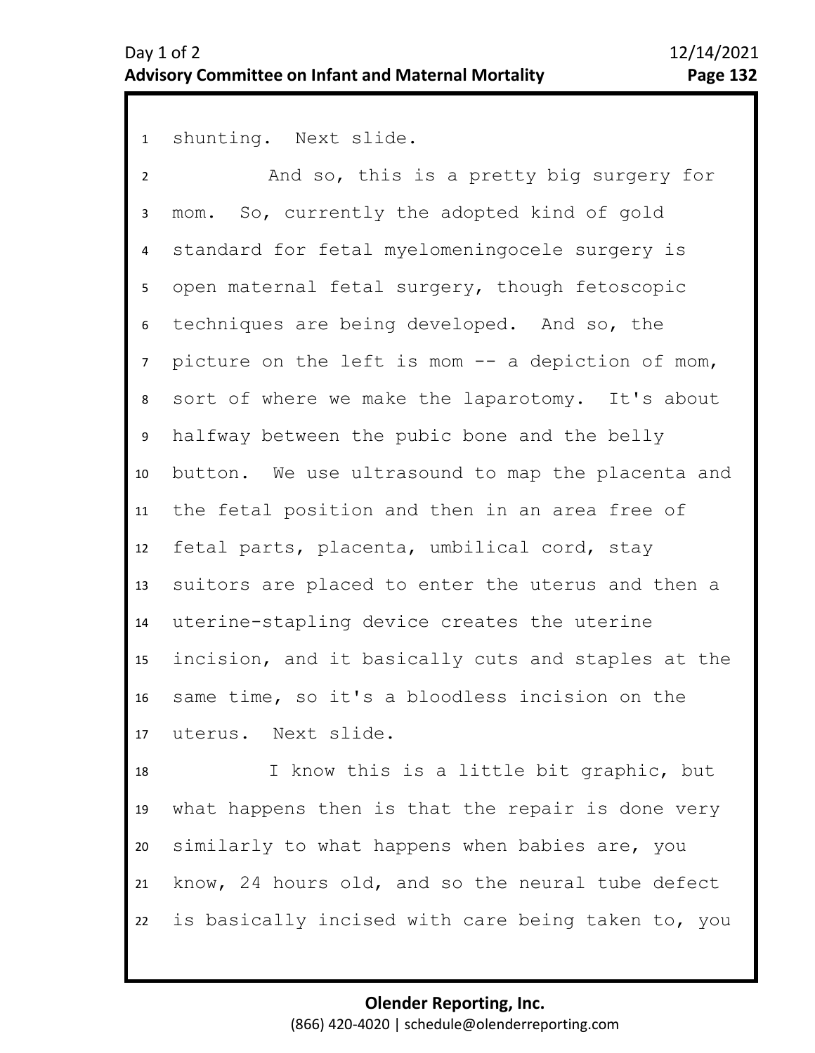shunting. Next slide.

And so, this is a pretty big surgery for mom. So, currently the adopted kind of gold standard for fetal myelomeningocele surgery is open maternal fetal surgery, though fetoscopic techniques are being developed. And so, the picture on the left is mom -- a depiction of mom, sort of where we make the laparotomy. It's about halfway between the pubic bone and the belly button. We use ultrasound to map the placenta and the fetal position and then in an area free of fetal parts, placenta, umbilical cord, stay suitors are placed to enter the uterus and then a uterine-stapling device creates the uterine incision, and it basically cuts and staples at the same time, so it's a bloodless incision on the uterus. Next slide.

I know this is a little bit graphic, but what happens then is that the repair is done very similarly to what happens when babies are, you know, 24 hours old, and so the neural tube defect is basically incised with care being taken to, you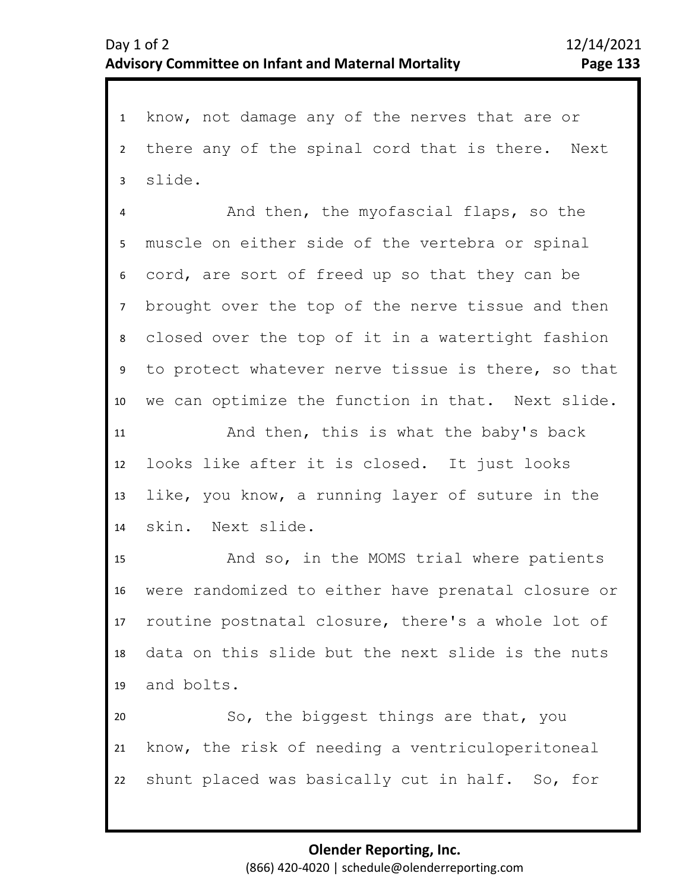know, not damage any of the nerves that are or there any of the spinal cord that is there. Next slide.

And then, the myofascial flaps, so the muscle on either side of the vertebra or spinal cord, are sort of freed up so that they can be brought over the top of the nerve tissue and then closed over the top of it in a watertight fashion to protect whatever nerve tissue is there, so that we can optimize the function in that. Next slide.

And then, this is what the baby's back looks like after it is closed. It just looks like, you know, a running layer of suture in the skin. Next slide.

And so, in the MOMS trial where patients were randomized to either have prenatal closure or routine postnatal closure, there's a whole lot of data on this slide but the next slide is the nuts and bolts.

So, the biggest things are that, you know, the risk of needing a ventriculoperitoneal shunt placed was basically cut in half. So, for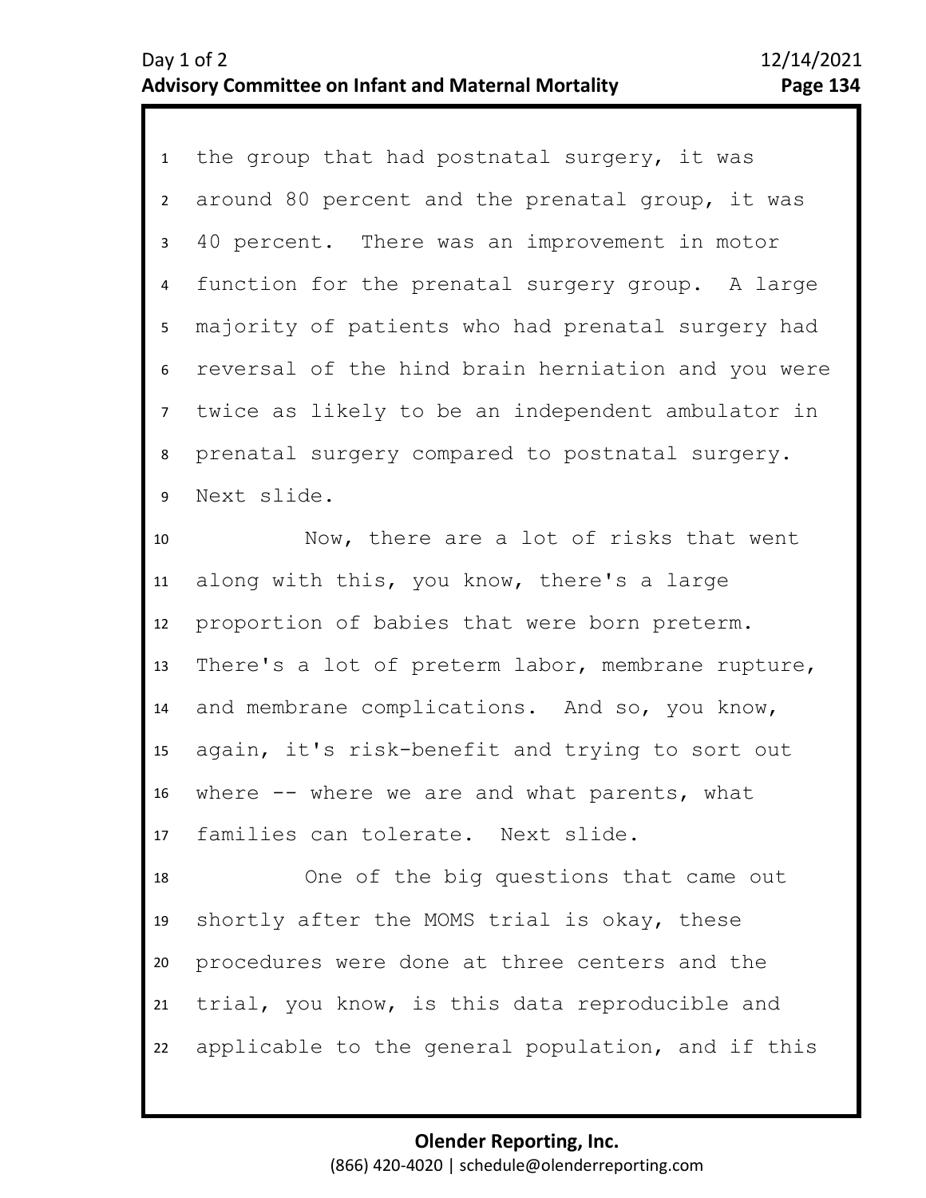the group that had postnatal surgery, it was around 80 percent and the prenatal group, it was 40 percent. There was an improvement in motor function for the prenatal surgery group. A large majority of patients who had prenatal surgery had reversal of the hind brain herniation and you were twice as likely to be an independent ambulator in prenatal surgery compared to postnatal surgery. Next slide.

Now, there are a lot of risks that went along with this, you know, there's a large proportion of babies that were born preterm. There's a lot of preterm labor, membrane rupture, and membrane complications. And so, you know, again, it's risk-benefit and trying to sort out where -- where we are and what parents, what families can tolerate. Next slide.

One of the big questions that came out shortly after the MOMS trial is okay, these procedures were done at three centers and the trial, you know, is this data reproducible and applicable to the general population, and if this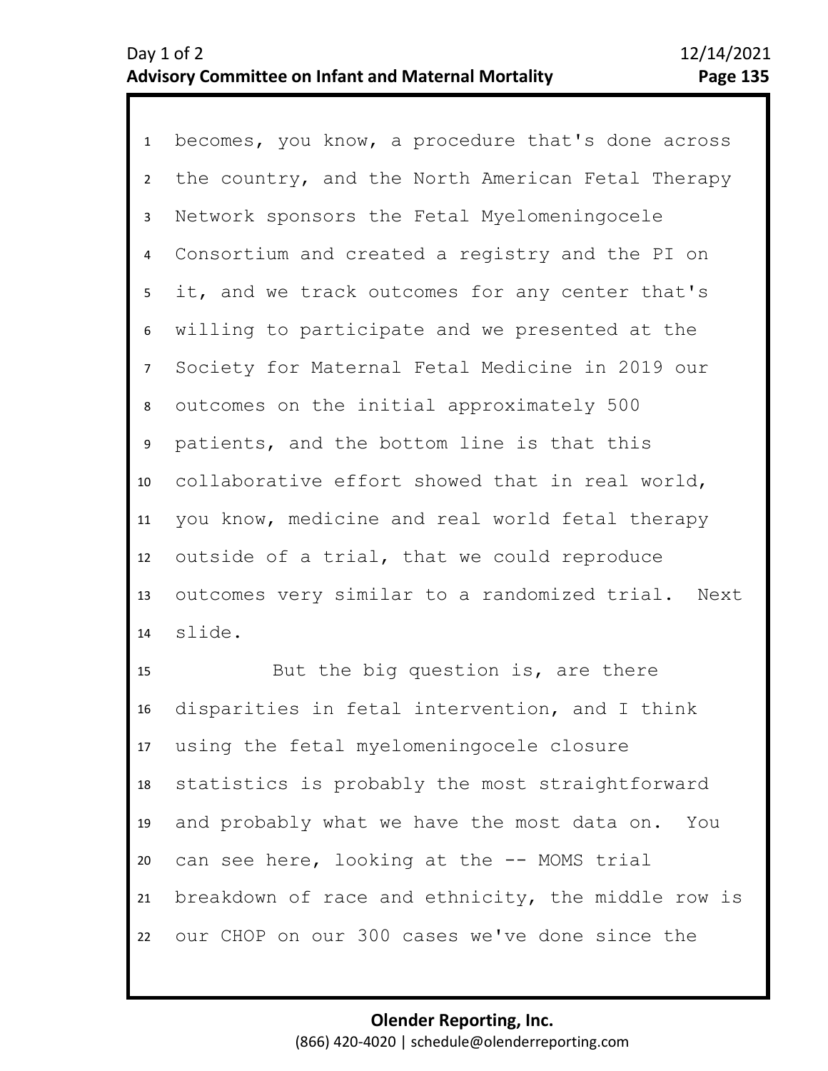becomes, you know, a procedure that's done across the country, and the North American Fetal Therapy Network sponsors the Fetal Myelomeningocele Consortium and created a registry and the PI on it, and we track outcomes for any center that's willing to participate and we presented at the Society for Maternal Fetal Medicine in 2019 our outcomes on the initial approximately 500 patients, and the bottom line is that this collaborative effort showed that in real world, you know, medicine and real world fetal therapy outside of a trial, that we could reproduce outcomes very similar to a randomized trial. Next slide.

But the big question is, are there disparities in fetal intervention, and I think using the fetal myelomeningocele closure statistics is probably the most straightforward and probably what we have the most data on. You can see here, looking at the -- MOMS trial breakdown of race and ethnicity, the middle row is our CHOP on our 300 cases we've done since the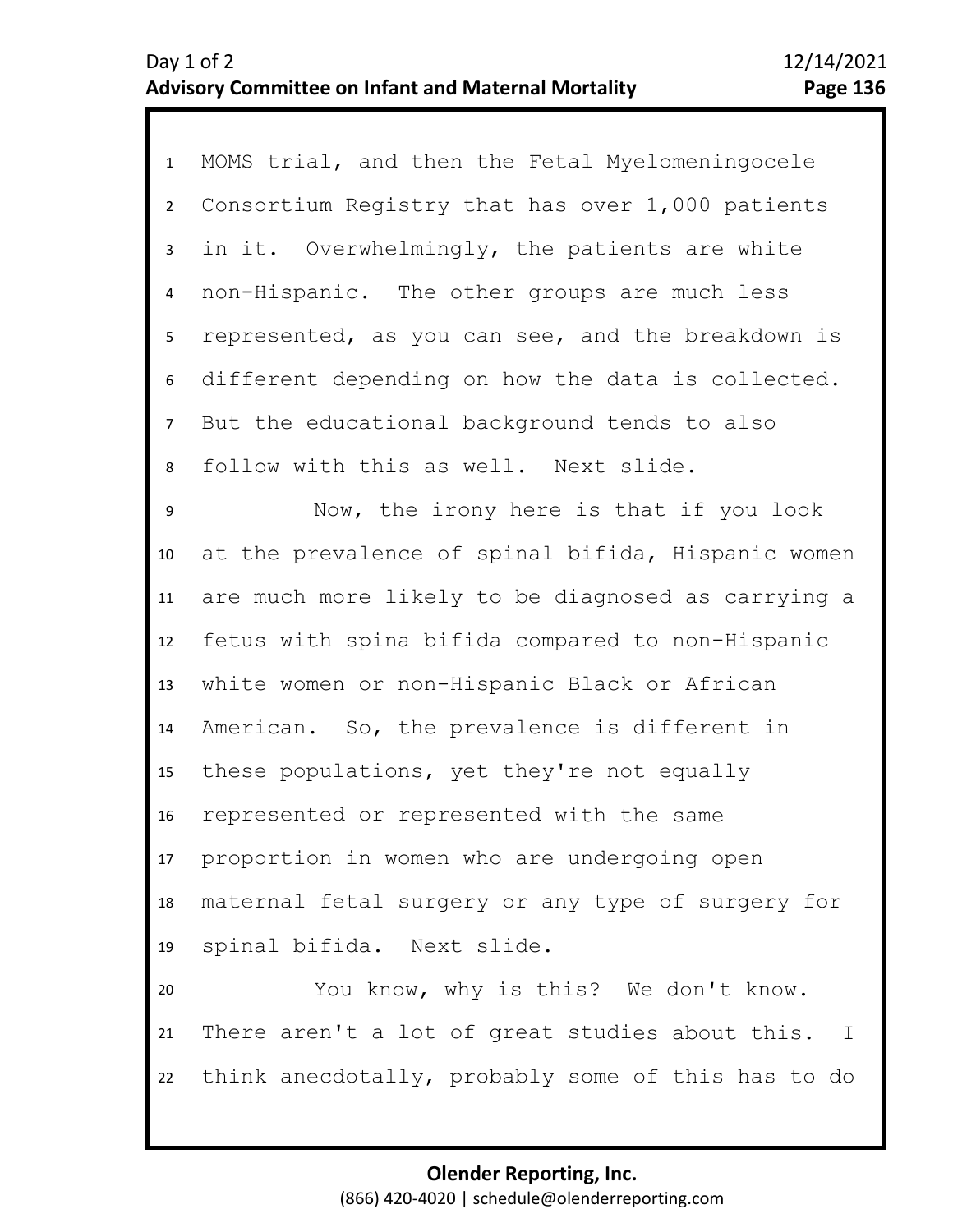MOMS trial, and then the Fetal Myelomeningocele Consortium Registry that has over 1,000 patients in it. Overwhelmingly, the patients are white non-Hispanic. The other groups are much less represented, as you can see, and the breakdown is different depending on how the data is collected. But the educational background tends to also follow with this as well. Next slide.

Now, the irony here is that if you look at the prevalence of spinal bifida, Hispanic women are much more likely to be diagnosed as carrying a fetus with spina bifida compared to non-Hispanic white women or non-Hispanic Black or African American. So, the prevalence is different in these populations, yet they're not equally represented or represented with the same proportion in women who are undergoing open maternal fetal surgery or any type of surgery for spinal bifida. Next slide.

You know, why is this? We don't know. There aren't a lot of great studies about this. I think anecdotally, probably some of this has to do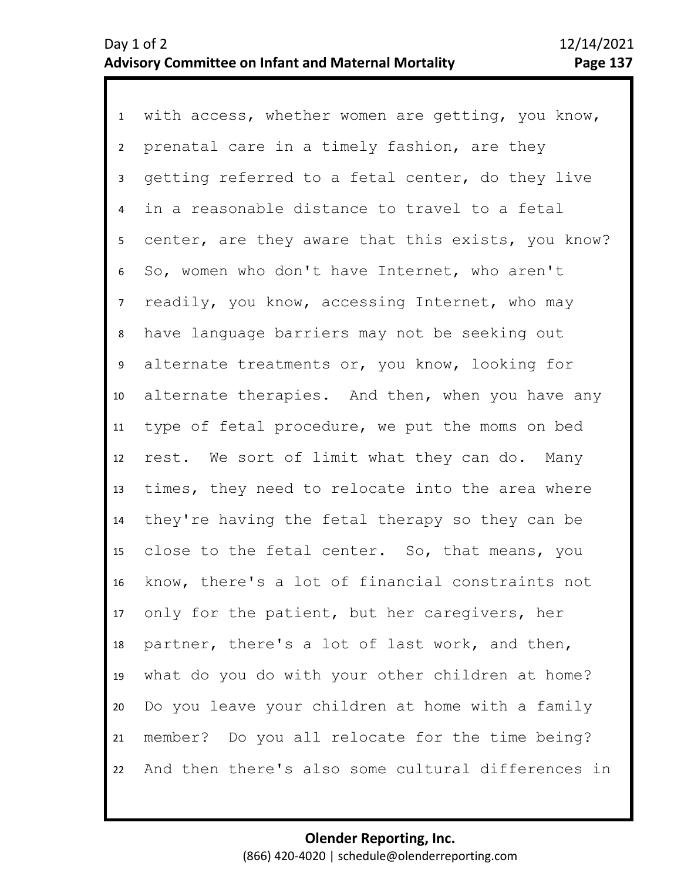with access, whether women are getting, you know, prenatal care in a timely fashion, are they getting referred to a fetal center, do they live in a reasonable distance to travel to a fetal center, are they aware that this exists, you know? So, women who don't have Internet, who aren't readily, you know, accessing Internet, who may have language barriers may not be seeking out alternate treatments or, you know, looking for alternate therapies. And then, when you have any type of fetal procedure, we put the moms on bed rest. We sort of limit what they can do. Many times, they need to relocate into the area where they're having the fetal therapy so they can be close to the fetal center. So, that means, you know, there's a lot of financial constraints not only for the patient, but her caregivers, her partner, there's a lot of last work, and then, what do you do with your other children at home? Do you leave your children at home with a family member? Do you all relocate for the time being? And then there's also some cultural differences in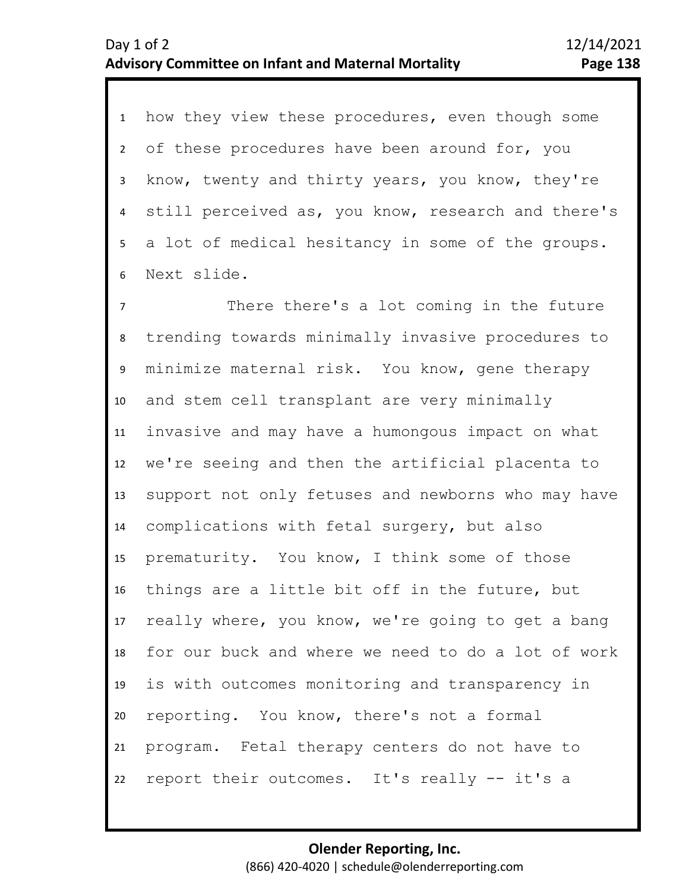how they view these procedures, even though some of these procedures have been around for, you know, twenty and thirty years, you know, they're still perceived as, you know, research and there's a lot of medical hesitancy in some of the groups. Next slide.

There there's a lot coming in the future trending towards minimally invasive procedures to minimize maternal risk. You know, gene therapy and stem cell transplant are very minimally invasive and may have a humongous impact on what we're seeing and then the artificial placenta to support not only fetuses and newborns who may have complications with fetal surgery, but also prematurity. You know, I think some of those things are a little bit off in the future, but really where, you know, we're going to get a bang for our buck and where we need to do a lot of work is with outcomes monitoring and transparency in reporting. You know, there's not a formal program. Fetal therapy centers do not have to report their outcomes. It's really -- it's a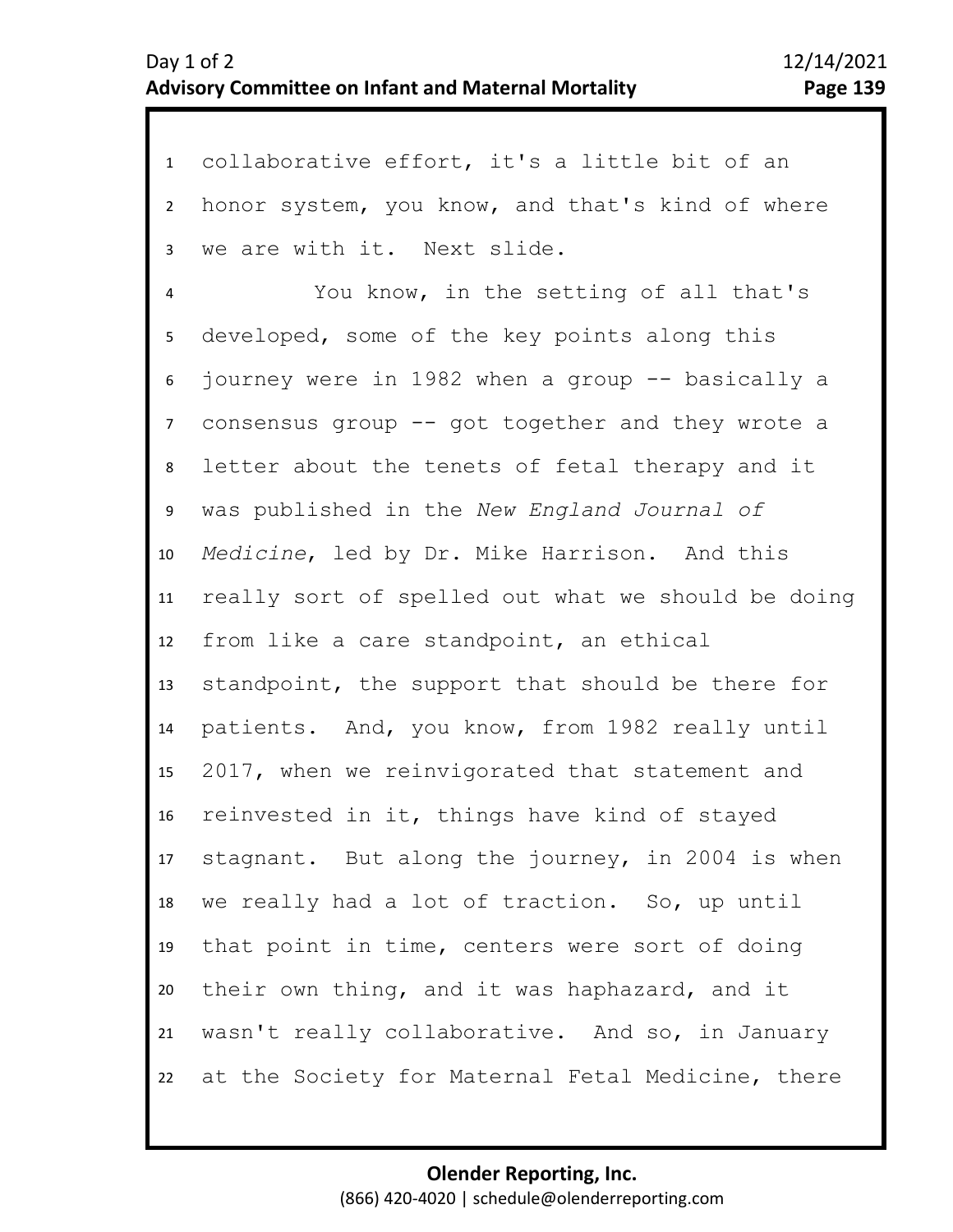collaborative effort, it's a little bit of an honor system, you know, and that's kind of where we are with it. Next slide.

You know, in the setting of all that's developed, some of the key points along this journey were in 1982 when a group -- basically a consensus group -- got together and they wrote a letter about the tenets of fetal therapy and it was published in the *New England Journal of Medicine*, led by Dr. Mike Harrison. And this really sort of spelled out what we should be doing from like a care standpoint, an ethical standpoint, the support that should be there for patients. And, you know, from 1982 really until 2017, when we reinvigorated that statement and reinvested in it, things have kind of stayed stagnant. But along the journey, in 2004 is when we really had a lot of traction. So, up until that point in time, centers were sort of doing their own thing, and it was haphazard, and it wasn't really collaborative. And so, in January at the Society for Maternal Fetal Medicine, there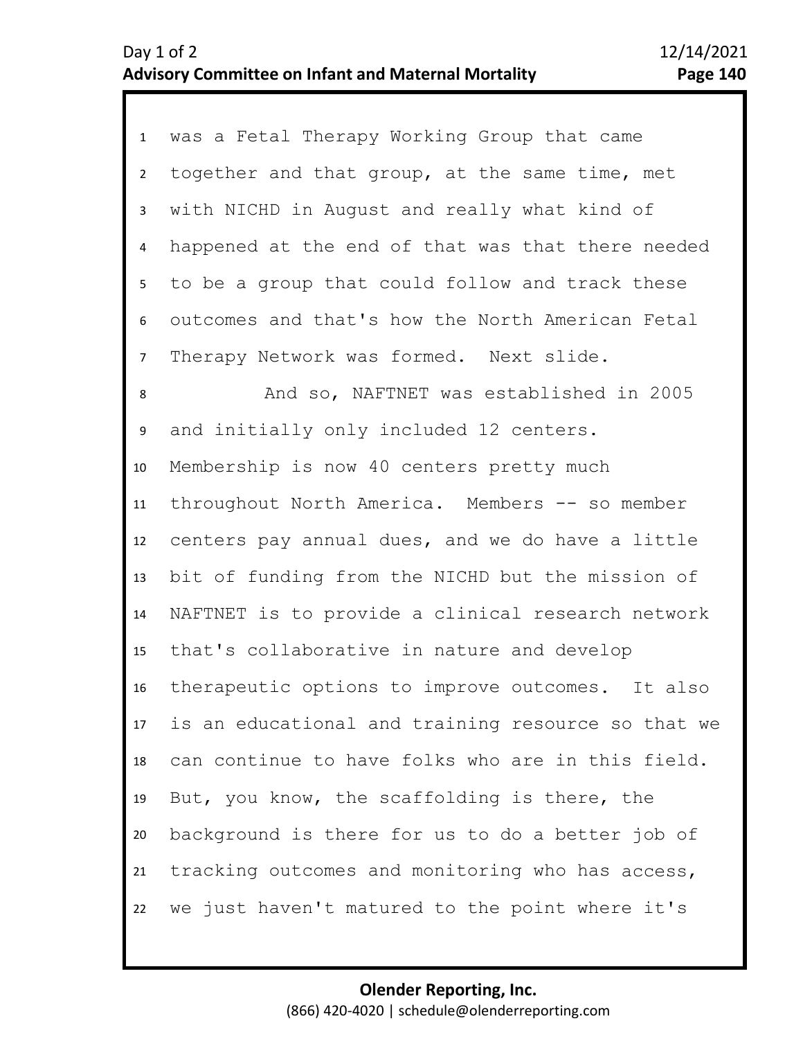was a Fetal Therapy Working Group that came together and that group, at the same time, met with NICHD in August and really what kind of happened at the end of that was that there needed to be a group that could follow and track these outcomes and that's how the North American Fetal Therapy Network was formed. Next slide.

And so, NAFTNET was established in 2005 and initially only included 12 centers. Membership is now 40 centers pretty much throughout North America. Members -- so member centers pay annual dues, and we do have a little bit of funding from the NICHD but the mission of NAFTNET is to provide a clinical research network that's collaborative in nature and develop therapeutic options to improve outcomes. It also is an educational and training resource so that we can continue to have folks who are in this field. But, you know, the scaffolding is there, the background is there for us to do a better job of tracking outcomes and monitoring who has access, we just haven't matured to the point where it's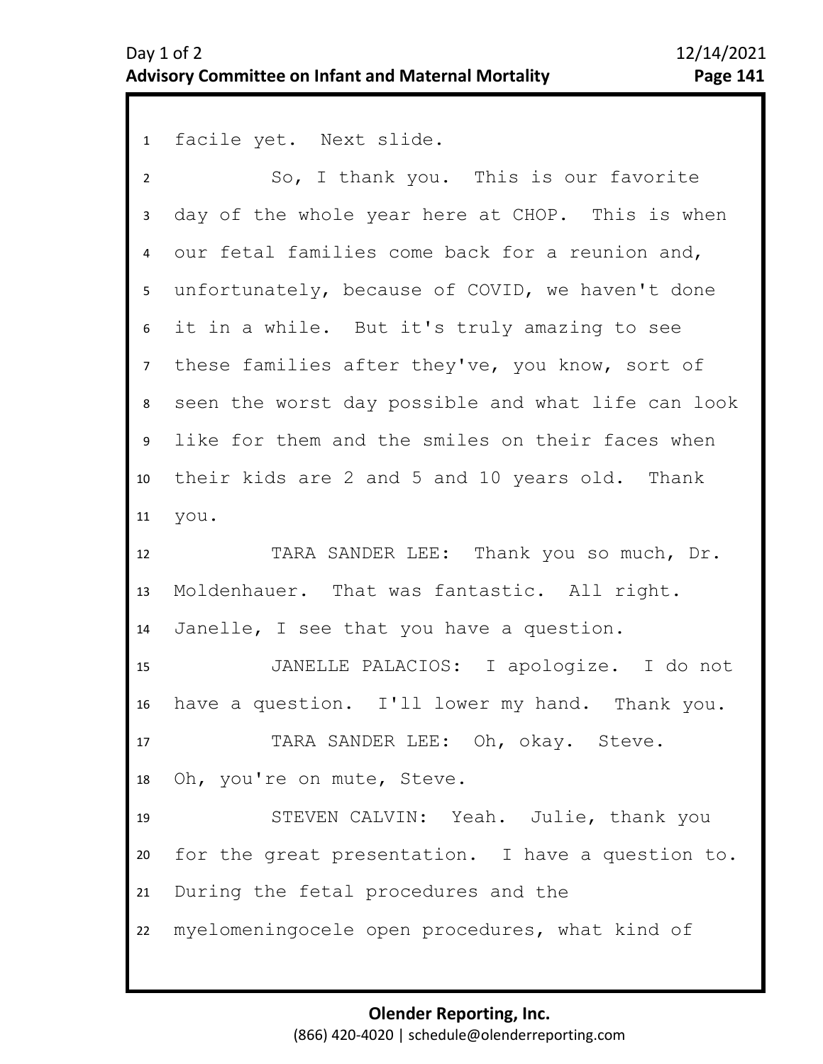facile yet. Next slide.

So, I thank you. This is our favorite day of the whole year here at CHOP. This is when our fetal families come back for a reunion and, unfortunately, because of COVID, we haven't done it in a while. But it's truly amazing to see these families after they've, you know, sort of seen the worst day possible and what life can look like for them and the smiles on their faces when their kids are 2 and 5 and 10 years old. Thank you.

TARA SANDER LEE: Thank you so much, Dr. Moldenhauer. That was fantastic. All right. Janelle, I see that you have a question.

JANELLE PALACIOS: I apologize. I do not have a question. I'll lower my hand. Thank you.

TARA SANDER LEE: Oh, okay. Steve. Oh, you're on mute, Steve.

STEVEN CALVIN: Yeah. Julie, thank you for the great presentation. I have a question to. During the fetal procedures and the myelomeningocele open procedures, what kind of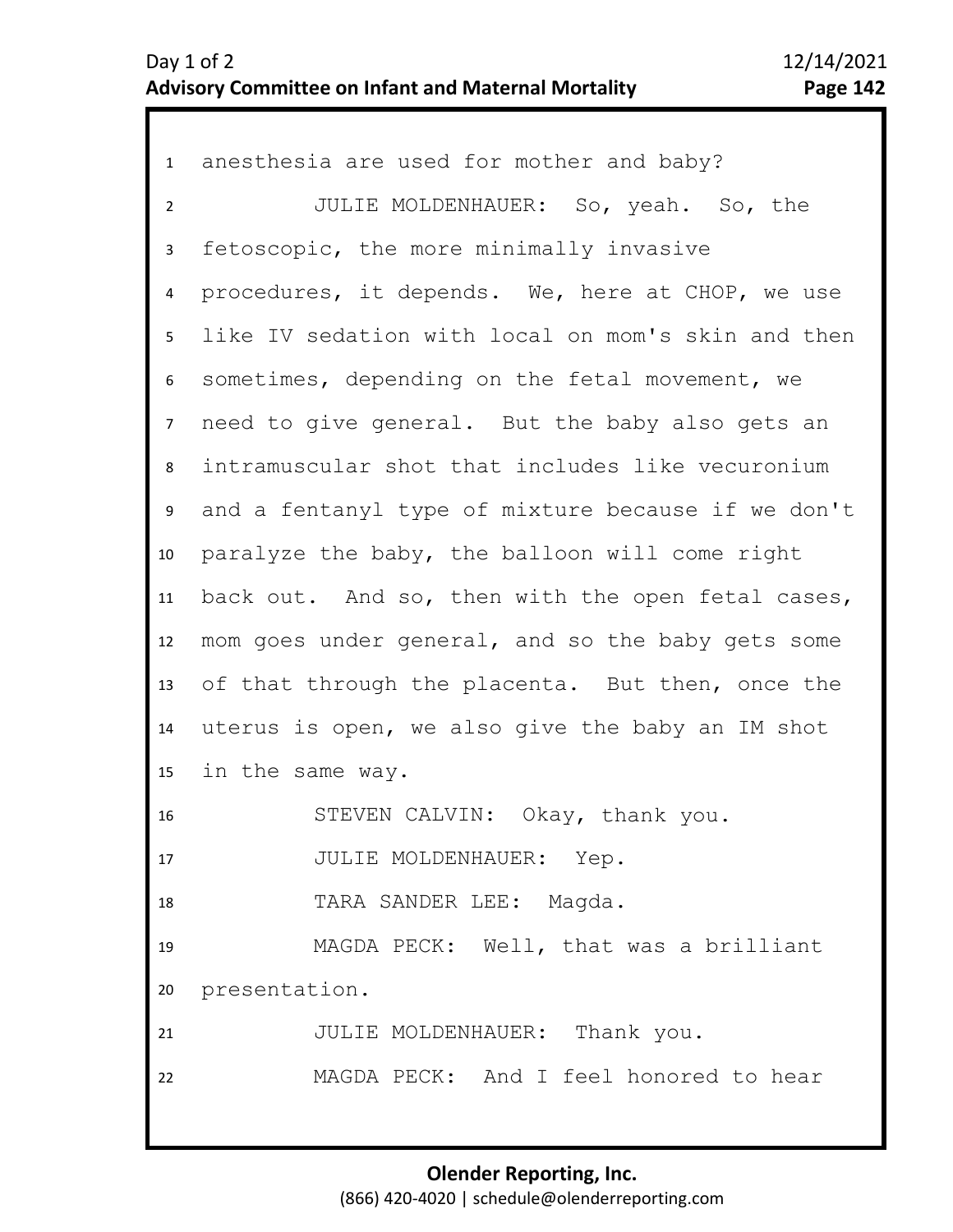anesthesia are used for mother and baby?

JULIE MOLDENHAUER: So, yeah. So, the fetoscopic, the more minimally invasive procedures, it depends. We, here at CHOP, we use like IV sedation with local on mom's skin and then sometimes, depending on the fetal movement, we need to give general. But the baby also gets an intramuscular shot that includes like vecuronium and a fentanyl type of mixture because if we don't paralyze the baby, the balloon will come right back out. And so, then with the open fetal cases, mom goes under general, and so the baby gets some of that through the placenta. But then, once the uterus is open, we also give the baby an IM shot in the same way.

STEVEN CALVIN: Okay, thank you.

JULIE MOLDENHAUER: Yep.

TARA SANDER LEE: Magda.

MAGDA PECK: Well, that was a brilliant presentation.

JULIE MOLDENHAUER: Thank you.

MAGDA PECK: And I feel honored to hear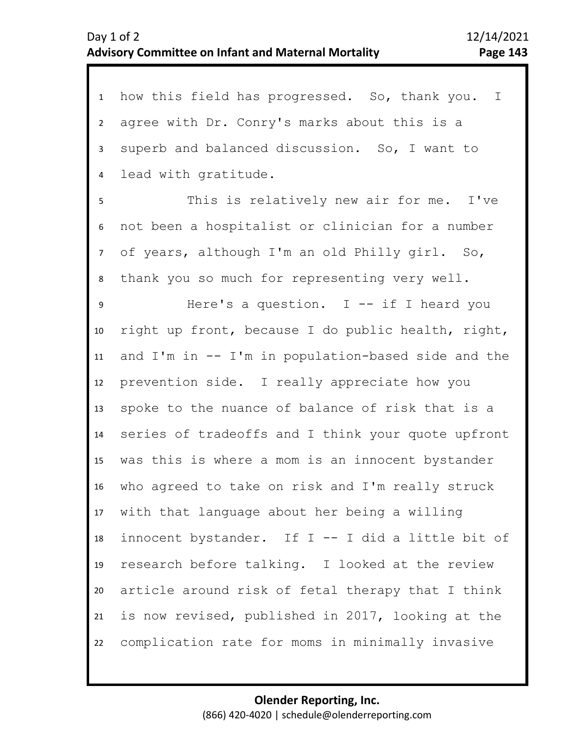how this field has progressed. So, thank you. I agree with Dr. Conry's marks about this is a superb and balanced discussion. So, I want to lead with gratitude.

This is relatively new air for me. I've not been a hospitalist or clinician for a number of years, although I'm an old Philly girl. So, thank you so much for representing very well.

Here's a question. I -- if I heard you right up front, because I do public health, right, and I'm in -- I'm in population-based side and the prevention side. I really appreciate how you spoke to the nuance of balance of risk that is a series of tradeoffs and I think your quote upfront was this is where a mom is an innocent bystander who agreed to take on risk and I'm really struck with that language about her being a willing innocent bystander. If I -- I did a little bit of research before talking. I looked at the review article around risk of fetal therapy that I think is now revised, published in 2017, looking at the complication rate for moms in minimally invasive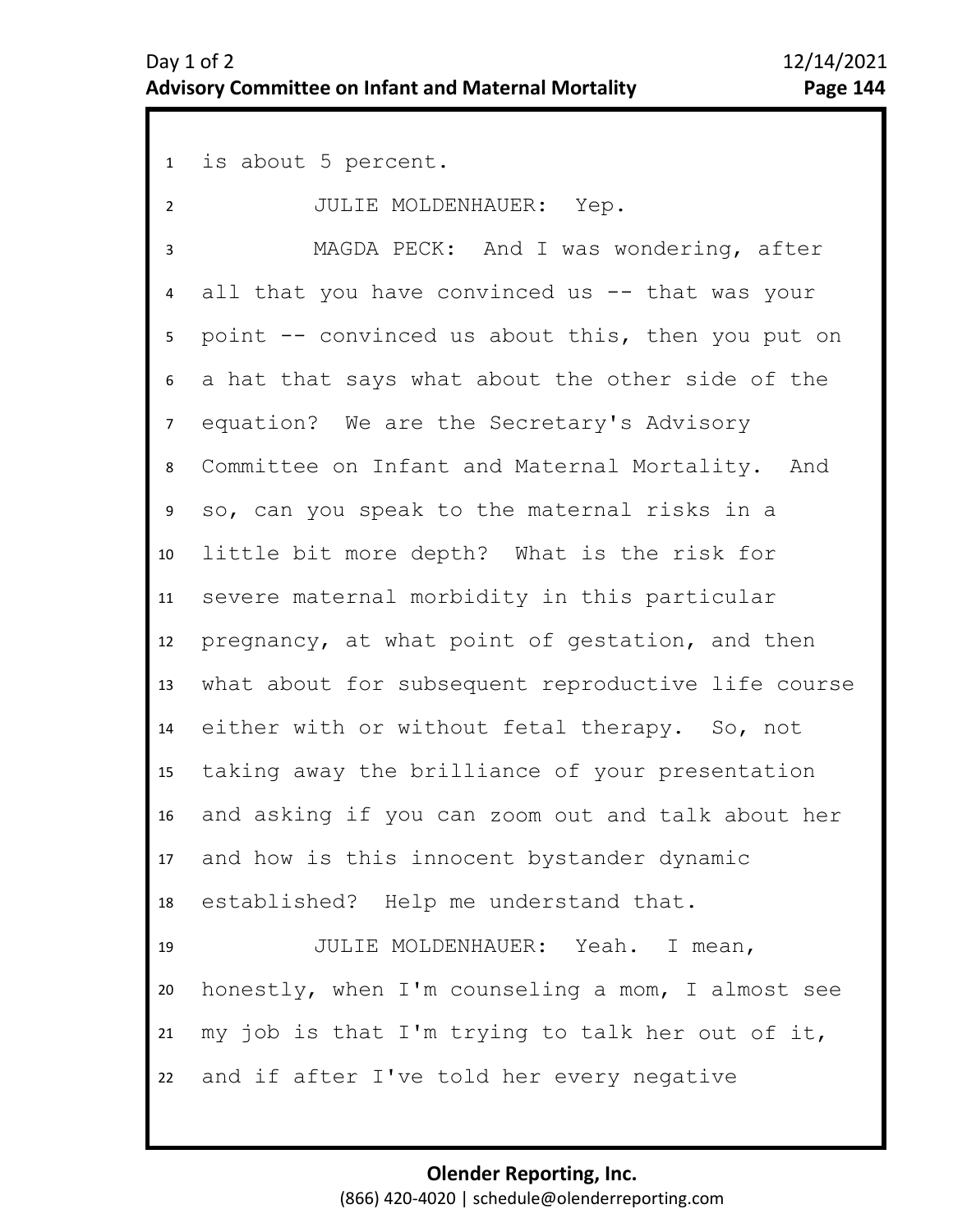is about 5 percent.

JULIE MOLDENHAUER: Yep.

MAGDA PECK: And I was wondering, after all that you have convinced us -- that was your point -- convinced us about this, then you put on a hat that says what about the other side of the equation? We are the Secretary's Advisory Committee on Infant and Maternal Mortality. And so, can you speak to the maternal risks in a little bit more depth? What is the risk for severe maternal morbidity in this particular pregnancy, at what point of gestation, and then what about for subsequent reproductive life course either with or without fetal therapy. So, not taking away the brilliance of your presentation and asking if you can zoom out and talk about her and how is this innocent bystander dynamic established? Help me understand that.

JULIE MOLDENHAUER: Yeah. I mean, honestly, when I'm counseling a mom, I almost see my job is that I'm trying to talk her out of it, and if after I've told her every negative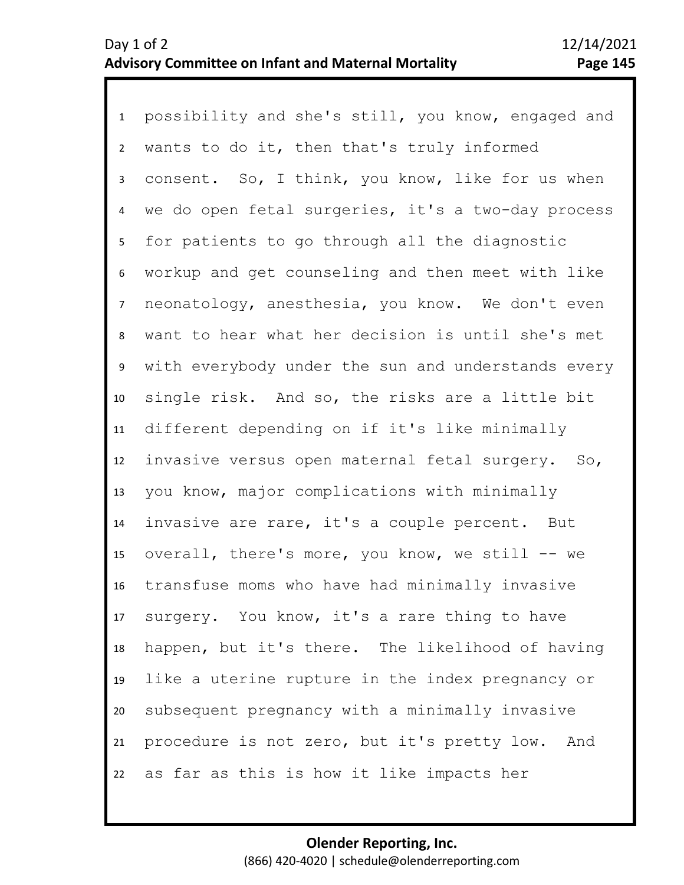possibility and she's still, you know, engaged and wants to do it, then that's truly informed consent. So, I think, you know, like for us when we do open fetal surgeries, it's a two-day process for patients to go through all the diagnostic workup and get counseling and then meet with like neonatology, anesthesia, you know. We don't even want to hear what her decision is until she's met with everybody under the sun and understands every single risk. And so, the risks are a little bit different depending on if it's like minimally invasive versus open maternal fetal surgery. So, you know, major complications with minimally invasive are rare, it's a couple percent. But overall, there's more, you know, we still -- we transfuse moms who have had minimally invasive surgery. You know, it's a rare thing to have happen, but it's there. The likelihood of having like a uterine rupture in the index pregnancy or subsequent pregnancy with a minimally invasive procedure is not zero, but it's pretty low. And as far as this is how it like impacts her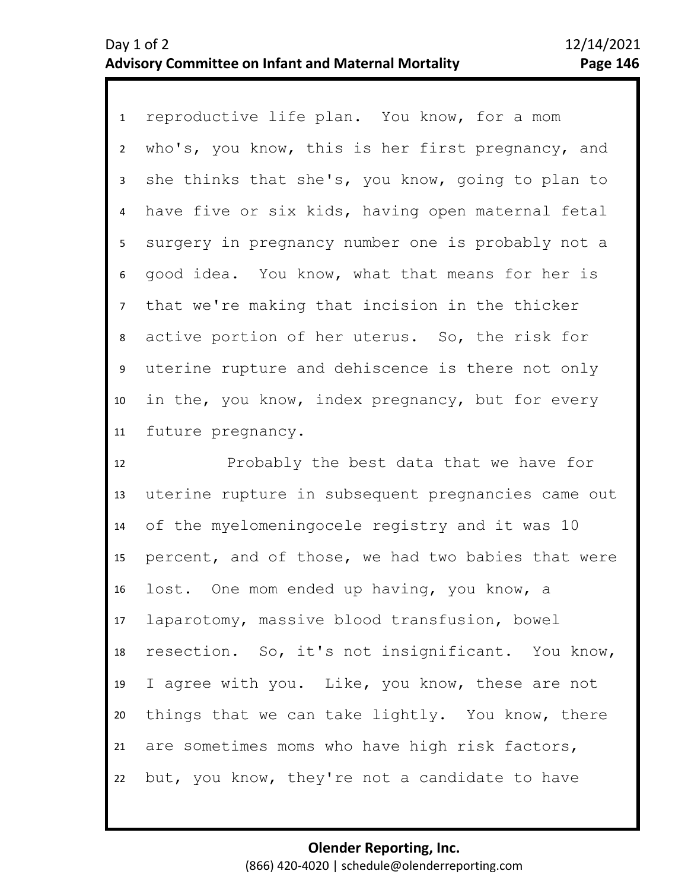reproductive life plan. You know, for a mom who's, you know, this is her first pregnancy, and she thinks that she's, you know, going to plan to have five or six kids, having open maternal fetal surgery in pregnancy number one is probably not a good idea. You know, what that means for her is that we're making that incision in the thicker active portion of her uterus. So, the risk for uterine rupture and dehiscence is there not only in the, you know, index pregnancy, but for every future pregnancy.

Probably the best data that we have for uterine rupture in subsequent pregnancies came out of the myelomeningocele registry and it was 10 percent, and of those, we had two babies that were lost. One mom ended up having, you know, a laparotomy, massive blood transfusion, bowel resection. So, it's not insignificant. You know, I agree with you. Like, you know, these are not things that we can take lightly. You know, there are sometimes moms who have high risk factors, but, you know, they're not a candidate to have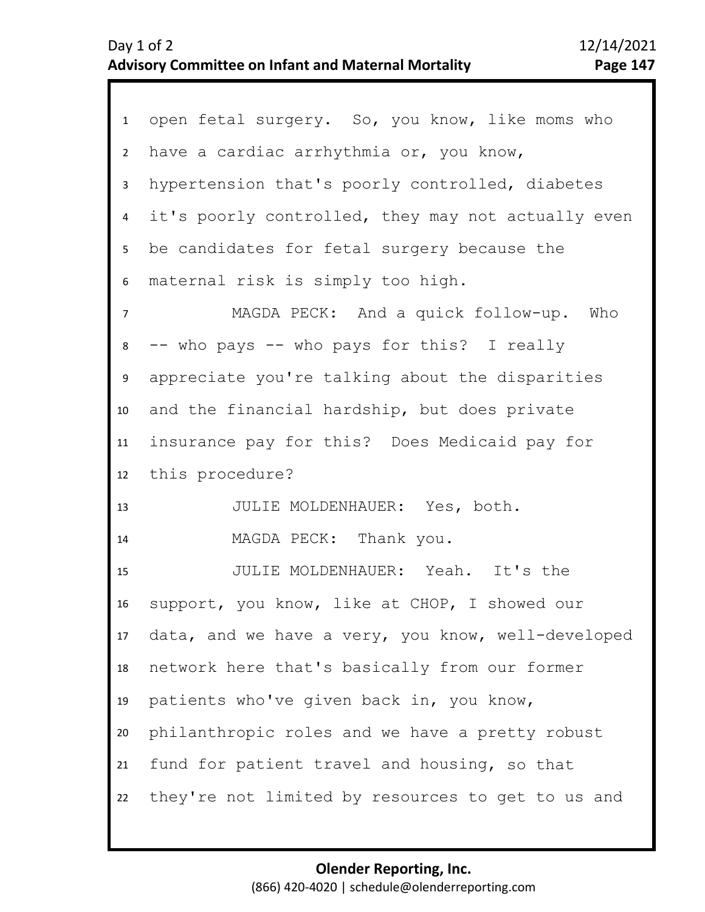open fetal surgery. So, you know, like moms who have a cardiac arrhythmia or, you know, hypertension that's poorly controlled, diabetes it's poorly controlled, they may not actually even be candidates for fetal surgery because the maternal risk is simply too high.

MAGDA PECK: And a quick follow-up. Who -- who pays -- who pays for this? I really appreciate you're talking about the disparities and the financial hardship, but does private insurance pay for this? Does Medicaid pay for this procedure?

JULIE MOLDENHAUER: Yes, both.

MAGDA PECK: Thank you.

JULIE MOLDENHAUER: Yeah. It's the support, you know, like at CHOP, I showed our data, and we have a very, you know, well-developed network here that's basically from our former patients who've given back in, you know, philanthropic roles and we have a pretty robust fund for patient travel and housing, so that they're not limited by resources to get to us and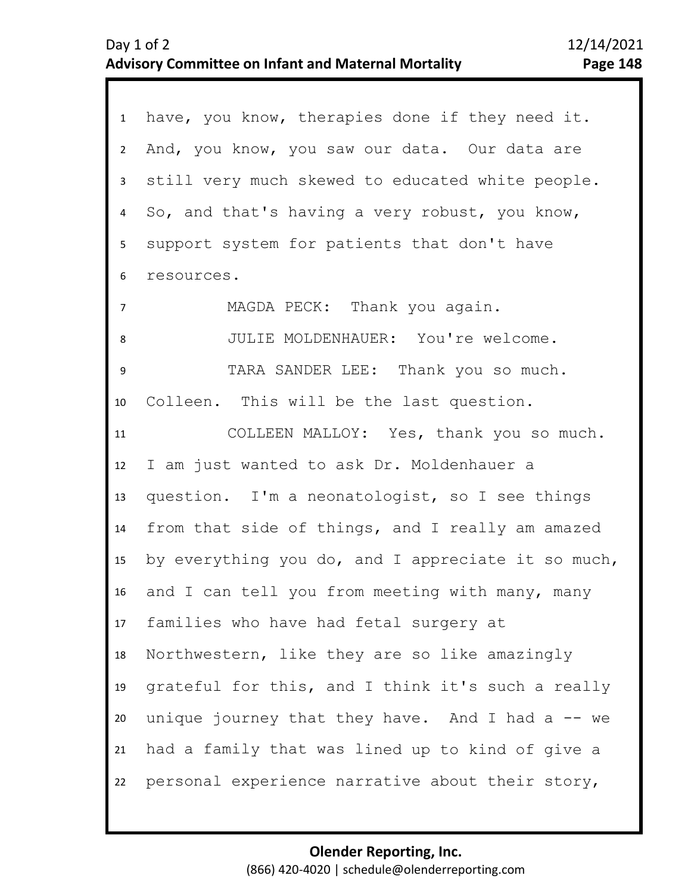have, you know, therapies done if they need it. And, you know, you saw our data. Our data are still very much skewed to educated white people. So, and that's having a very robust, you know, support system for patients that don't have resources.

MAGDA PECK: Thank you again.

JULIE MOLDENHAUER: You're welcome.

TARA SANDER LEE: Thank you so much. Colleen. This will be the last question.

COLLEEN MALLOY: Yes, thank you so much. I am just wanted to ask Dr. Moldenhauer a question. I'm a neonatologist, so I see things from that side of things, and I really am amazed by everything you do, and I appreciate it so much, and I can tell you from meeting with many, many families who have had fetal surgery at Northwestern, like they are so like amazingly grateful for this, and I think it's such a really unique journey that they have. And I had a -- we had a family that was lined up to kind of give a personal experience narrative about their story,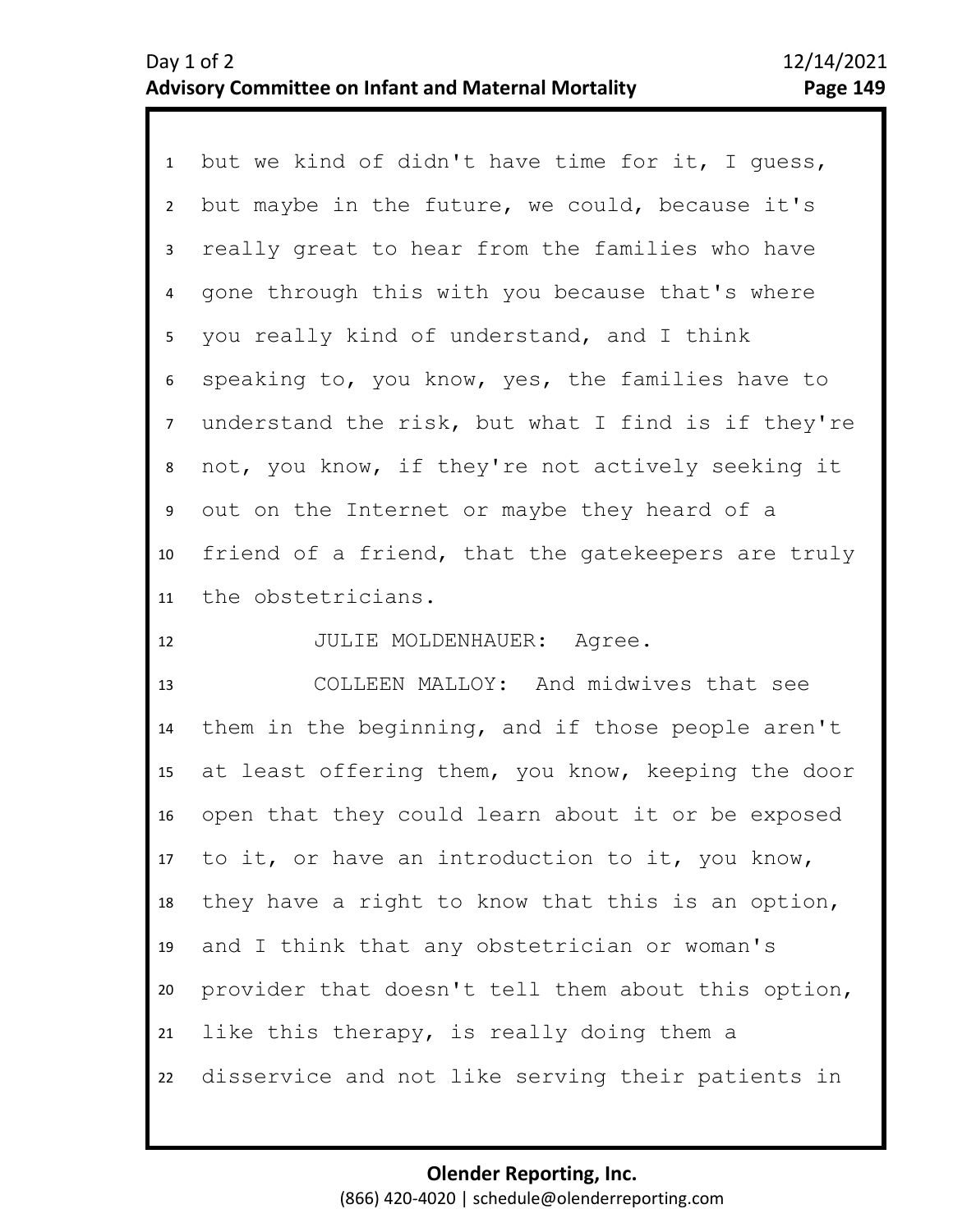but we kind of didn't have time for it, I guess, but maybe in the future, we could, because it's really great to hear from the families who have gone through this with you because that's where you really kind of understand, and I think speaking to, you know, yes, the families have to understand the risk, but what I find is if they're not, you know, if they're not actively seeking it out on the Internet or maybe they heard of a friend of a friend, that the gatekeepers are truly the obstetricians.

JULIE MOLDENHAUER: Agree.

COLLEEN MALLOY: And midwives that see them in the beginning, and if those people aren't at least offering them, you know, keeping the door open that they could learn about it or be exposed to it, or have an introduction to it, you know, they have a right to know that this is an option, and I think that any obstetrician or woman's provider that doesn't tell them about this option, like this therapy, is really doing them a disservice and not like serving their patients in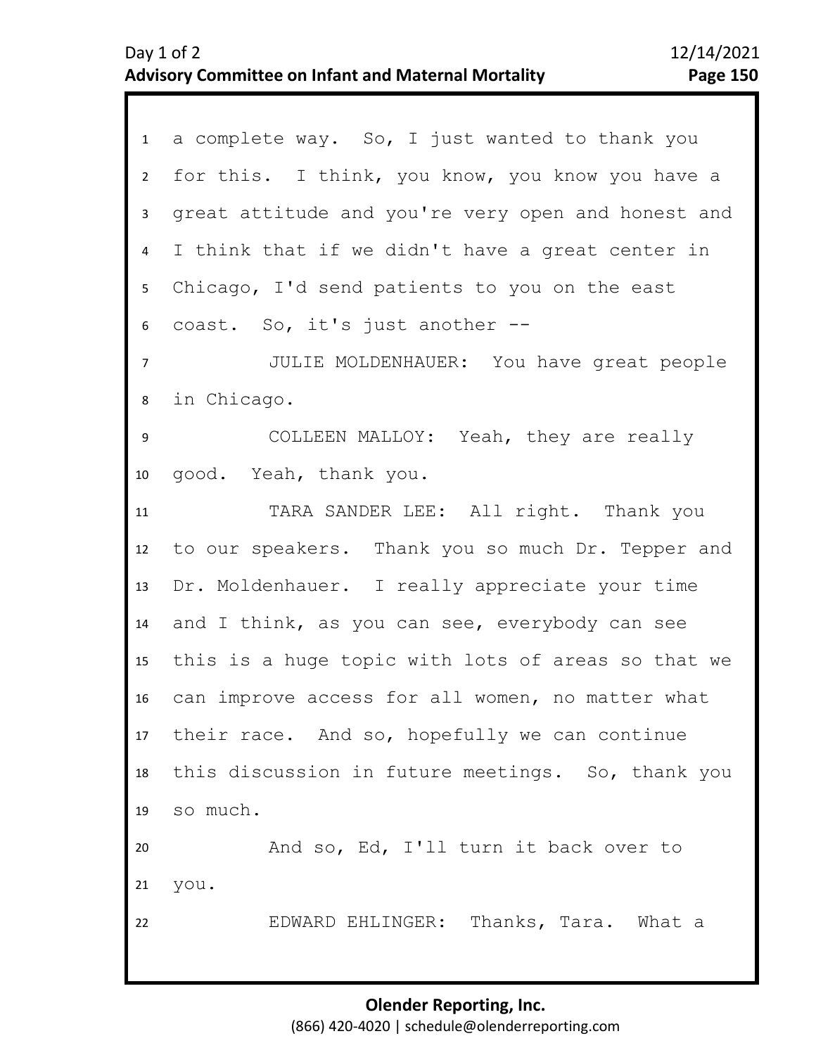a complete way. So, I just wanted to thank you for this. I think, you know, you know you have a great attitude and you're very open and honest and I think that if we didn't have a great center in Chicago, I'd send patients to you on the east coast. So, it's just another --

JULIE MOLDENHAUER: You have great people in Chicago.

COLLEEN MALLOY: Yeah, they are really good. Yeah, thank you.

TARA SANDER LEE: All right. Thank you to our speakers. Thank you so much Dr. Tepper and Dr. Moldenhauer. I really appreciate your time and I think, as you can see, everybody can see this is a huge topic with lots of areas so that we can improve access for all women, no matter what their race. And so, hopefully we can continue this discussion in future meetings. So, thank you so much.

And so, Ed, I'll turn it back over to you.

EDWARD EHLINGER: Thanks, Tara. What a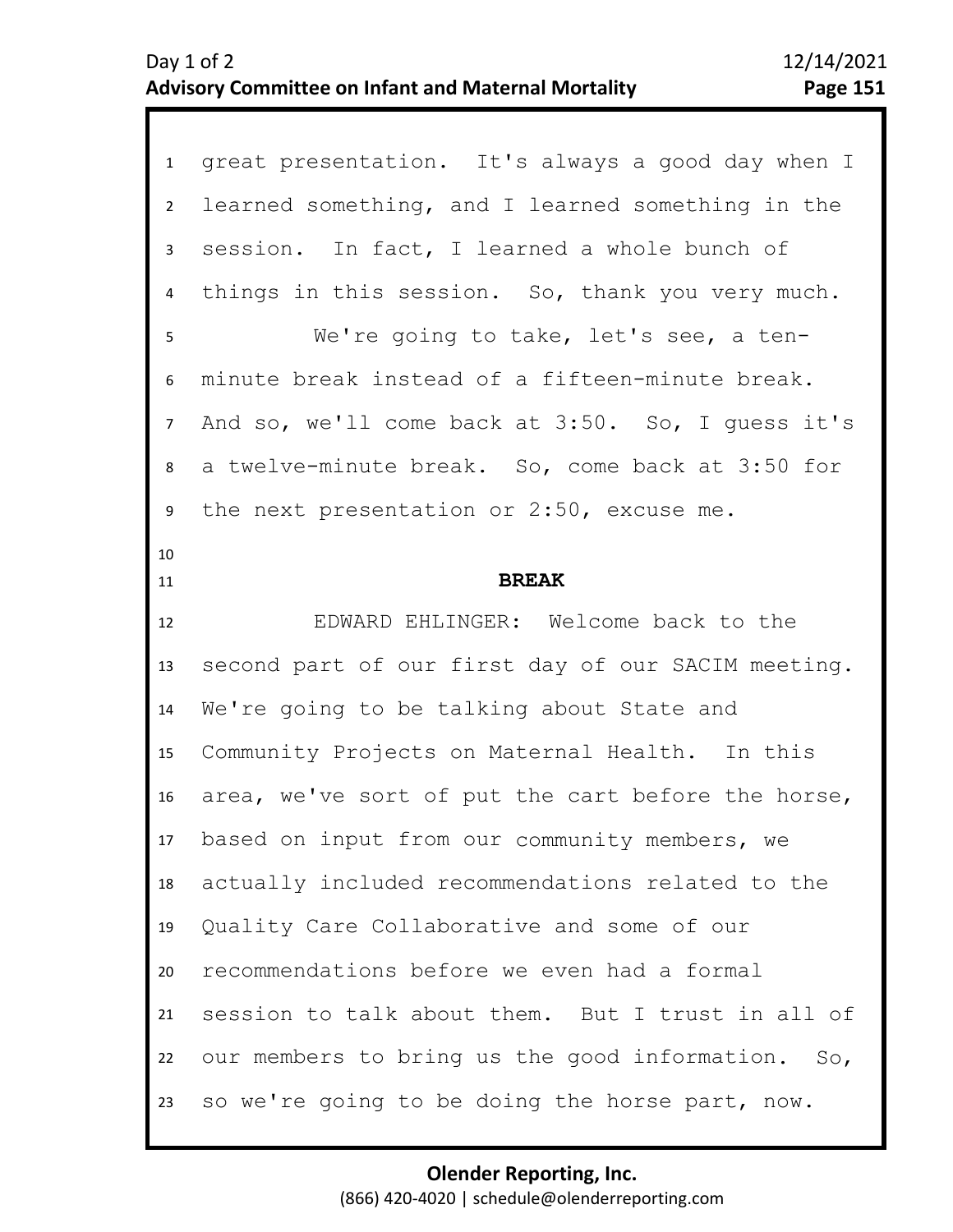great presentation. It's always a good day when I learned something, and I learned something in the session. In fact, I learned a whole bunch of things in this session. So, thank you very much.

We're going to take, let's see, a ten-minute break instead of a fifteen-minute break. And so, we'll come back at 3:50. So, I guess it's a twelve-minute break. So, come back at 3:50 for the next presentation or 2:50, excuse me.

**BREAK**

EDWARD EHLINGER: Welcome back to the second part of our first day of our SACIM meeting. We're going to be talking about State and Community Projects on Maternal Health. In this area, we've sort of put the cart before the horse, based on input from our community members, we actually included recommendations related to the Quality Care Collaborative and some of our recommendations before we even had a formal session to talk about them. But I trust in all of our members to bring us the good information. So, so we're going to be doing the horse part, now.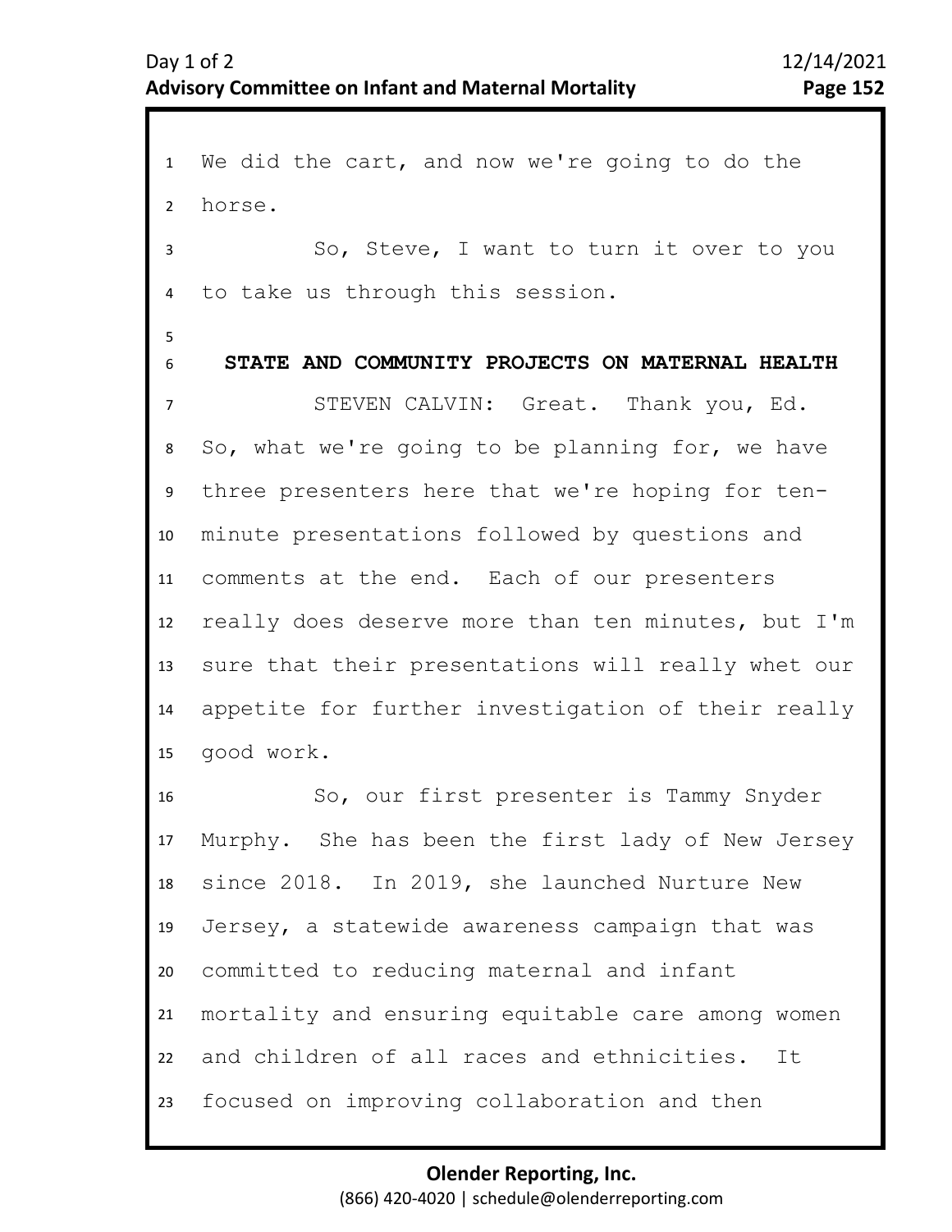We did the cart, and now we're going to do the horse.

So, Steve, I want to turn it over to you to take us through this session.

## STATE AND COMMUNITY PROJECTS ON MATERNAL HEALTH

STEVEN CALVIN: Great. Thank you, Ed. So, what we're going to be planning for, we have three presenters here that we're hoping for ten-minute presentations followed by questions and comments at the end. Each of our presenters really does deserve more than ten minutes, but I'm sure that their presentations will really whet our appetite for further investigation of their really good work.

So, our first presenter is Tammy Snyder Murphy. She has been the first lady of New Jersey since 2018. In 2019, she launched Nurture New Jersey, a statewide awareness campaign that was committed to reducing maternal and infant mortality and ensuring equitable care among women and children of all races and ethnicities. It focused on improving collaboration and then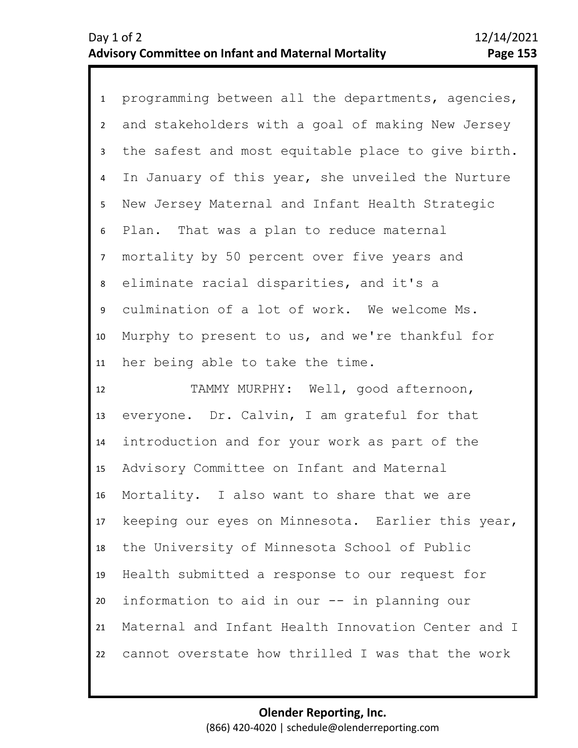1 programming between all the departments, agencies,
2 and stakeholders with a goal of making New Jersey
3 the safest and most equitable place to give birth.
4 In January of this year, she unveiled the Nurture
5 New Jersey Maternal and Infant Health Strategic
6 Plan. That was a plan to reduce maternal
7 mortality by 50 percent over five years and
8 eliminate racial disparities, and it's a
9 culmination of a lot of work. We welcome Ms.
10 Murphy to present to us, and we're thankful for
11 her being able to take the time.
12 TAMMY MURPHY: Well, good afternoon,
13 everyone. Dr. Calvin, I am grateful for that
14 introduction and for your work as part of the
15 Advisory Committee on Infant and Maternal
16 Mortality. I also want to share that we are
17 keeping our eyes on Minnesota. Earlier this year,
18 the University of Minnesota School of Public
19 Health submitted a response to our request for
20 information to aid in our -- in planning our
21 Maternal and Infant Health Innovation Center and I
22 cannot overstate how thrilled I was that the work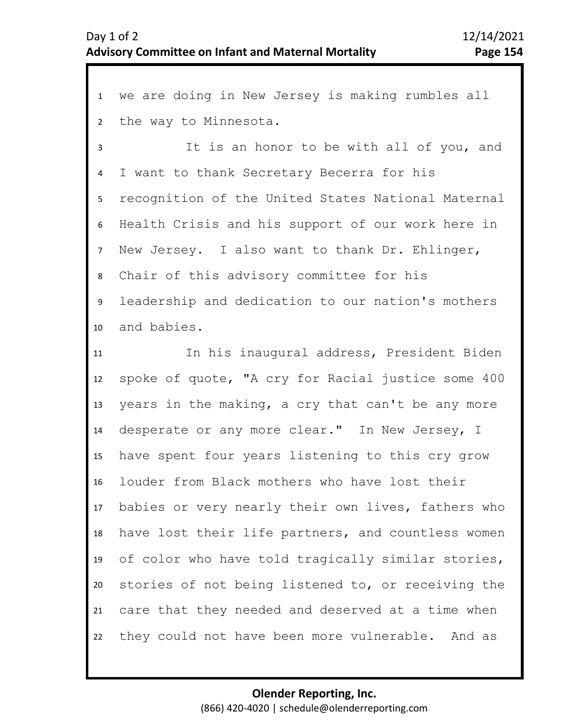we are doing in New Jersey is making rumbles all the way to Minnesota.

It is an honor to be with all of you, and I want to thank Secretary Becerra for his recognition of the United States National Maternal Health Crisis and his support of our work here in New Jersey. I also want to thank Dr. Ehlinger, Chair of this advisory committee for his leadership and dedication to our nation's mothers and babies.

In his inaugural address, President Biden spoke of quote, "A cry for Racial justice some 400 years in the making, a cry that can't be any more desperate or any more clear." In New Jersey, I have spent four years listening to this cry grow louder from Black mothers who have lost their babies or very nearly their own lives, fathers who have lost their life partners, and countless women of color who have told tragically similar stories, stories of not being listened to, or receiving the care that they needed and deserved at a time when they could not have been more vulnerable. And as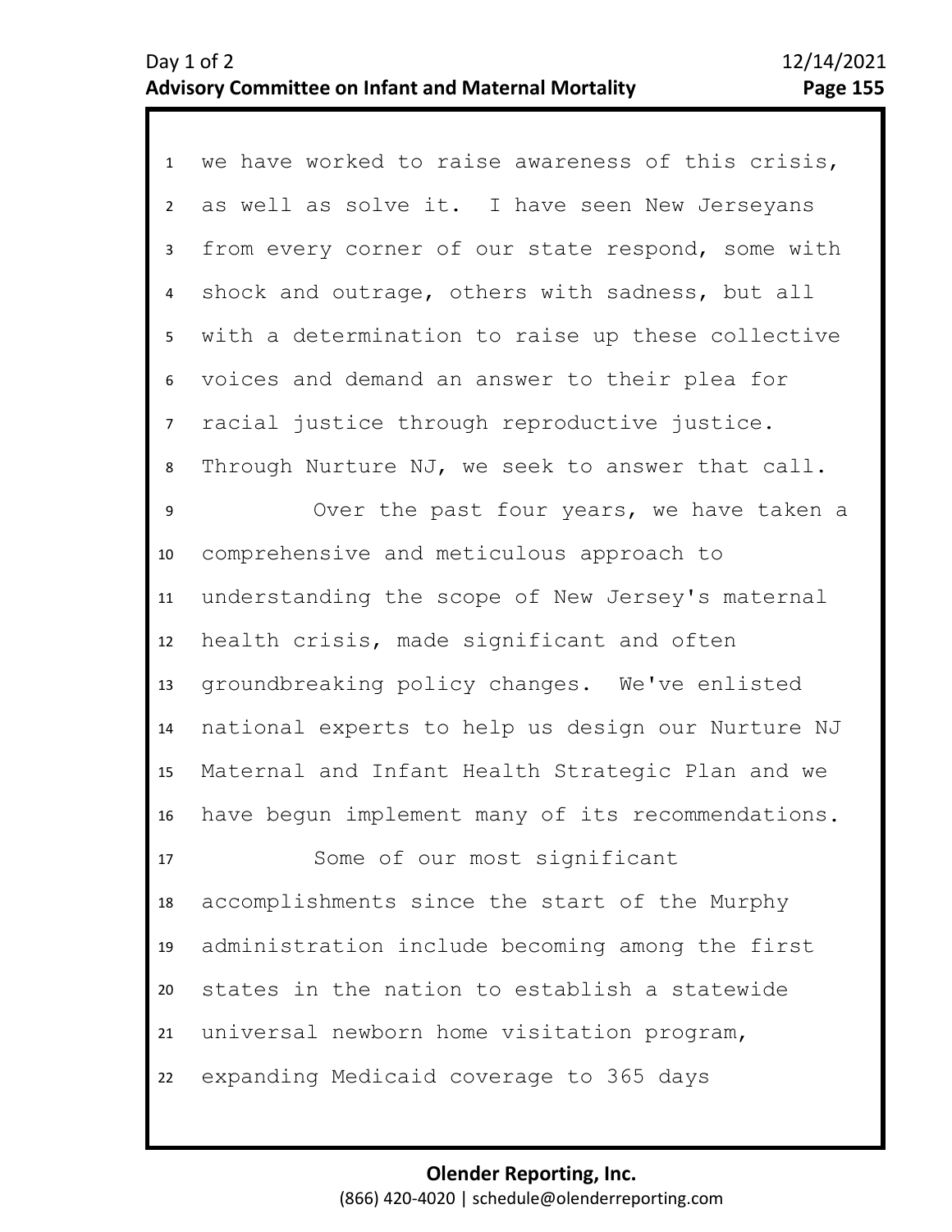we have worked to raise awareness of this crisis, as well as solve it. I have seen New Jerseyans from every corner of our state respond, some with shock and outrage, others with sadness, but all with a determination to raise up these collective voices and demand an answer to their plea for racial justice through reproductive justice. Through Nurture NJ, we seek to answer that call.

Over the past four years, we have taken a comprehensive and meticulous approach to understanding the scope of New Jersey's maternal health crisis, made significant and often groundbreaking policy changes. We've enlisted national experts to help us design our Nurture NJ Maternal and Infant Health Strategic Plan and we have begun implement many of its recommendations.

Some of our most significant accomplishments since the start of the Murphy administration include becoming among the first states in the nation to establish a statewide universal newborn home visitation program, expanding Medicaid coverage to 365 days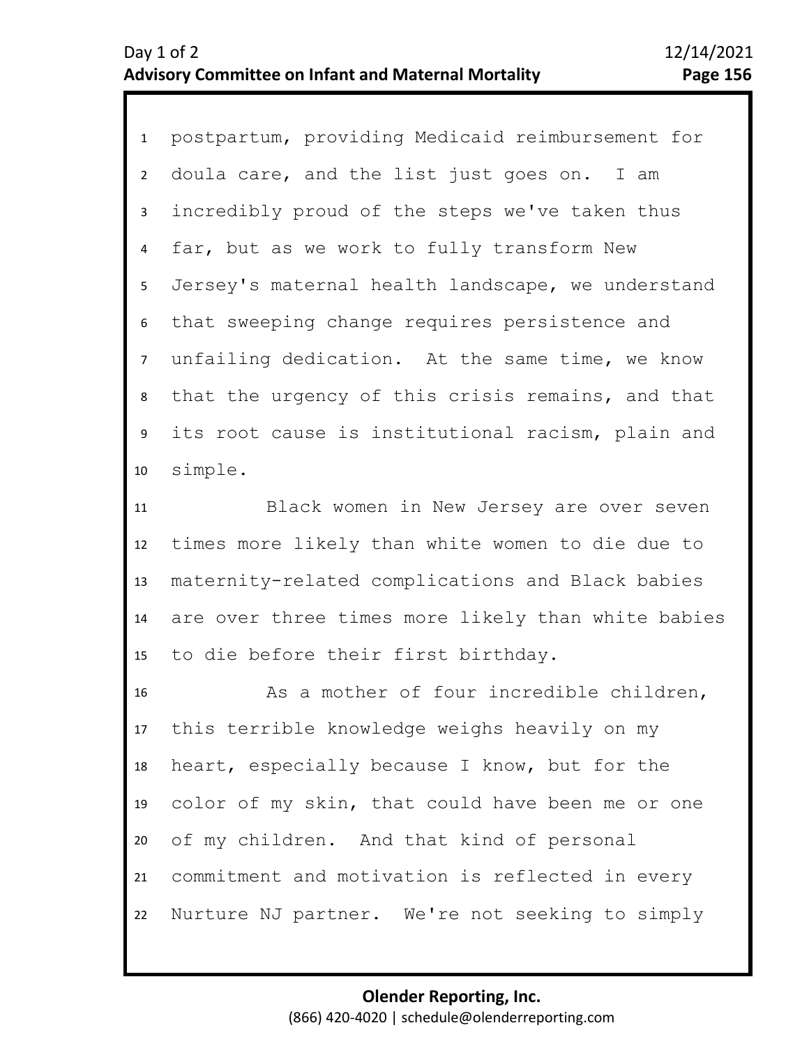postpartum, providing Medicaid reimbursement for doula care, and the list just goes on. I am incredibly proud of the steps we've taken thus far, but as we work to fully transform New Jersey's maternal health landscape, we understand that sweeping change requires persistence and unfailing dedication. At the same time, we know that the urgency of this crisis remains, and that its root cause is institutional racism, plain and simple.

Black women in New Jersey are over seven times more likely than white women to die due to maternity-related complications and Black babies are over three times more likely than white babies to die before their first birthday.

As a mother of four incredible children, this terrible knowledge weighs heavily on my heart, especially because I know, but for the color of my skin, that could have been me or one of my children. And that kind of personal commitment and motivation is reflected in every Nurture NJ partner. We're not seeking to simply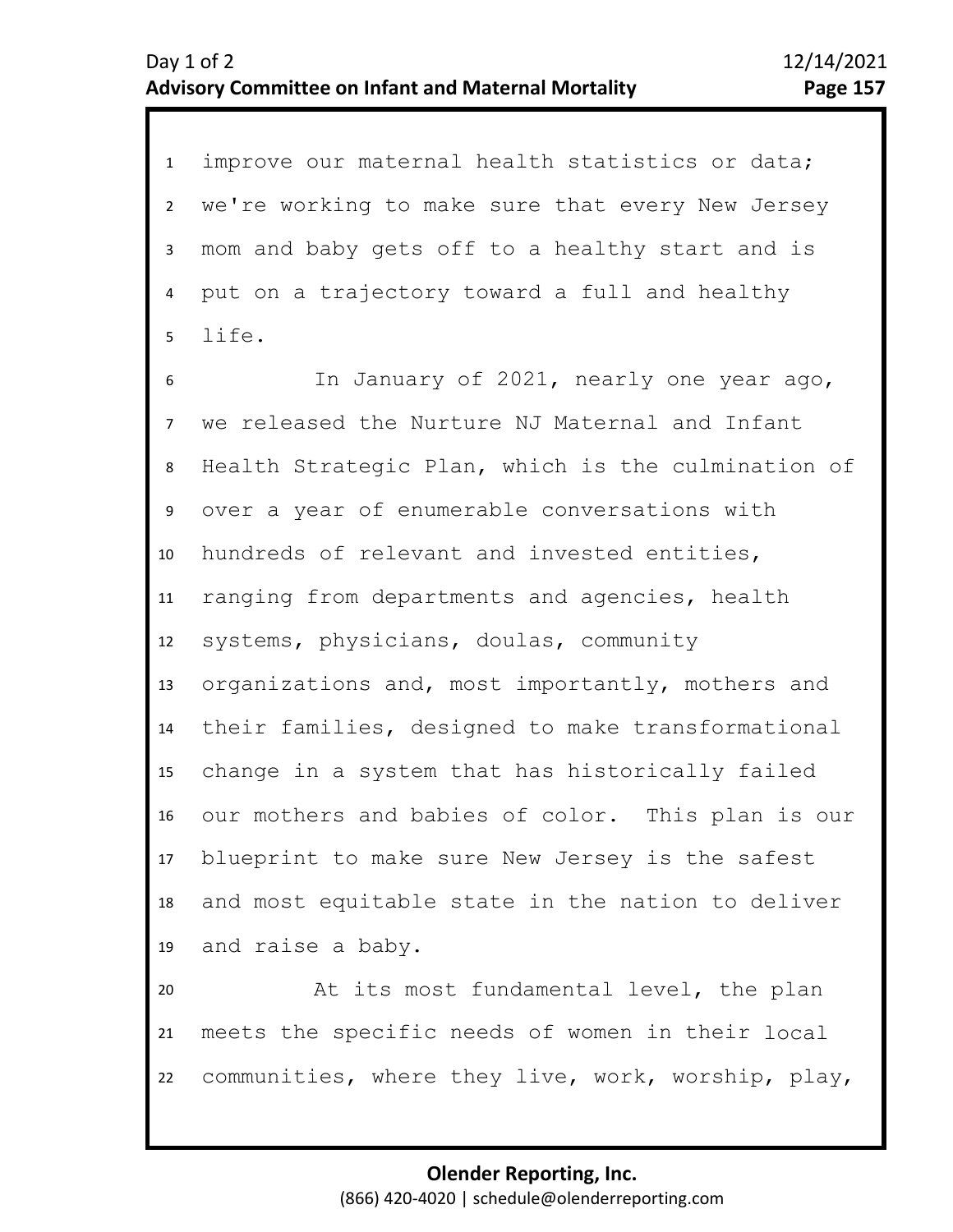improve our maternal health statistics or data; we're working to make sure that every New Jersey mom and baby gets off to a healthy start and is put on a trajectory toward a full and healthy life.

In January of 2021, nearly one year ago, we released the Nurture NJ Maternal and Infant Health Strategic Plan, which is the culmination of over a year of enumerable conversations with hundreds of relevant and invested entities, ranging from departments and agencies, health systems, physicians, doulas, community organizations and, most importantly, mothers and their families, designed to make transformational change in a system that has historically failed our mothers and babies of color. This plan is our blueprint to make sure New Jersey is the safest and most equitable state in the nation to deliver and raise a baby.

At its most fundamental level, the plan meets the specific needs of women in their local communities, where they live, work, worship, play,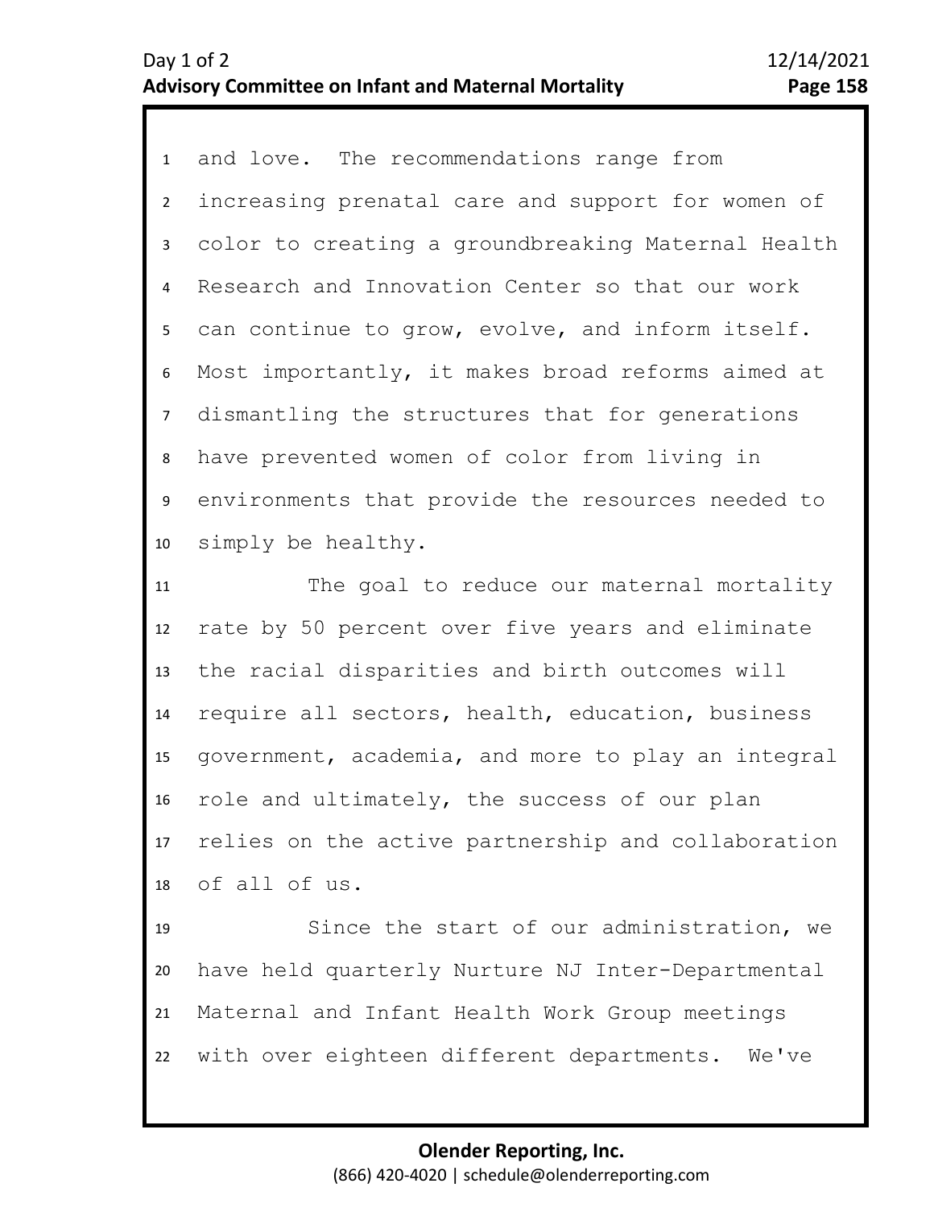and love. The recommendations range from increasing prenatal care and support for women of color to creating a groundbreaking Maternal Health Research and Innovation Center so that our work can continue to grow, evolve, and inform itself. Most importantly, it makes broad reforms aimed at dismantling the structures that for generations have prevented women of color from living in environments that provide the resources needed to simply be healthy.

The goal to reduce our maternal mortality rate by 50 percent over five years and eliminate the racial disparities and birth outcomes will require all sectors, health, education, business government, academia, and more to play an integral role and ultimately, the success of our plan relies on the active partnership and collaboration of all of us.

Since the start of our administration, we have held quarterly Nurture NJ Inter-Departmental Maternal and Infant Health Work Group meetings with over eighteen different departments. We've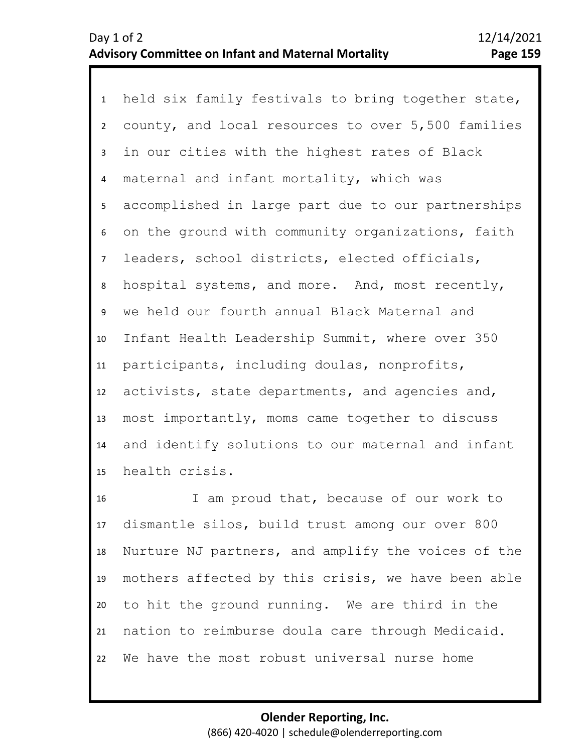held six family festivals to bring together state, county, and local resources to over 5,500 families in our cities with the highest rates of Black maternal and infant mortality, which was accomplished in large part due to our partnerships on the ground with community organizations, faith leaders, school districts, elected officials, hospital systems, and more. And, most recently, we held our fourth annual Black Maternal and Infant Health Leadership Summit, where over 350 participants, including doulas, nonprofits, activists, state departments, and agencies and, most importantly, moms came together to discuss and identify solutions to our maternal and infant health crisis.

I am proud that, because of our work to dismantle silos, build trust among our over 800 Nurture NJ partners, and amplify the voices of the mothers affected by this crisis, we have been able to hit the ground running. We are third in the nation to reimburse doula care through Medicaid. We have the most robust universal nurse home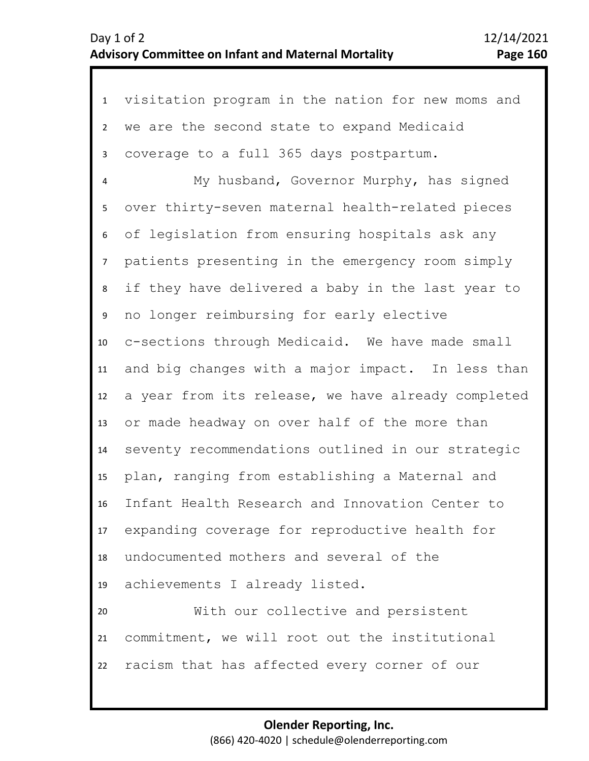visitation program in the nation for new moms and we are the second state to expand Medicaid coverage to a full 365 days postpartum.

My husband, Governor Murphy, has signed over thirty-seven maternal health-related pieces of legislation from ensuring hospitals ask any patients presenting in the emergency room simply if they have delivered a baby in the last year to no longer reimbursing for early elective c-sections through Medicaid. We have made small and big changes with a major impact. In less than a year from its release, we have already completed or made headway on over half of the more than seventy recommendations outlined in our strategic plan, ranging from establishing a Maternal and Infant Health Research and Innovation Center to expanding coverage for reproductive health for undocumented mothers and several of the achievements I already listed.

With our collective and persistent commitment, we will root out the institutional racism that has affected every corner of our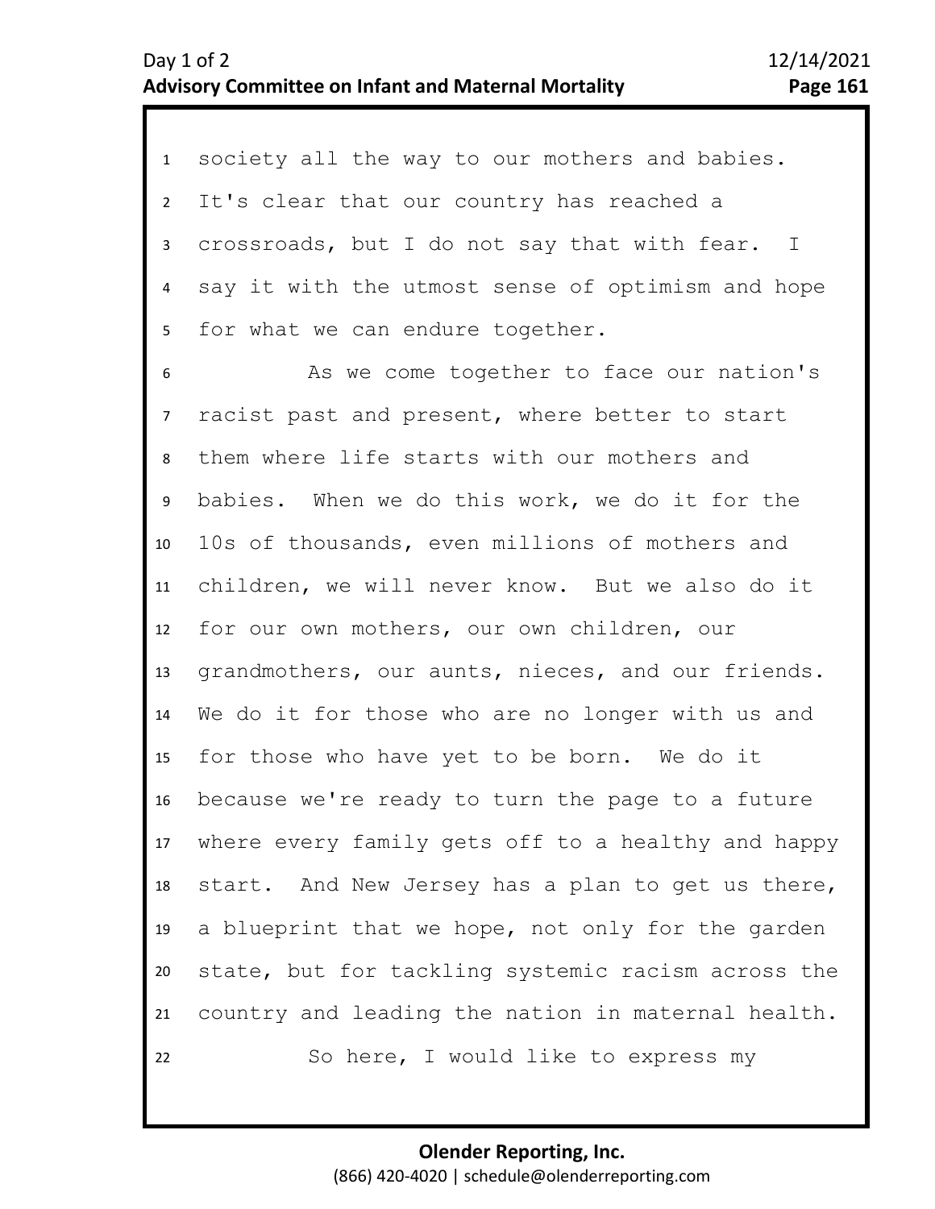society all the way to our mothers and babies. It's clear that our country has reached a crossroads, but I do not say that with fear. I say it with the utmost sense of optimism and hope for what we can endure together.

As we come together to face our nation's racist past and present, where better to start them where life starts with our mothers and babies. When we do this work, we do it for the 10s of thousands, even millions of mothers and children, we will never know. But we also do it for our own mothers, our own children, our grandmothers, our aunts, nieces, and our friends. We do it for those who are no longer with us and for those who have yet to be born. We do it because we're ready to turn the page to a future where every family gets off to a healthy and happy start. And New Jersey has a plan to get us there, a blueprint that we hope, not only for the garden state, but for tackling systemic racism across the country and leading the nation in maternal health.

So here, I would like to express my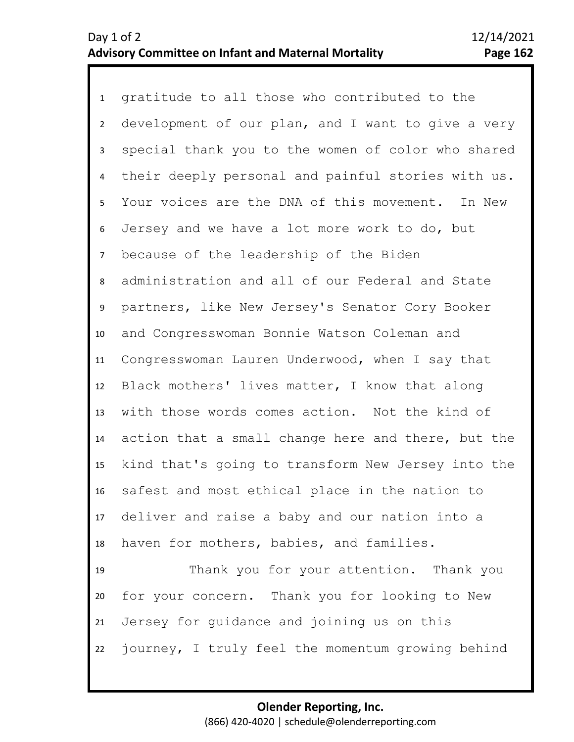gratitude to all those who contributed to the development of our plan, and I want to give a very special thank you to the women of color who shared their deeply personal and painful stories with us. Your voices are the DNA of this movement. In New Jersey and we have a lot more work to do, but because of the leadership of the Biden administration and all of our Federal and State partners, like New Jersey's Senator Cory Booker and Congresswoman Bonnie Watson Coleman and Congresswoman Lauren Underwood, when I say that Black mothers' lives matter, I know that along with those words comes action. Not the kind of action that a small change here and there, but the kind that's going to transform New Jersey into the safest and most ethical place in the nation to deliver and raise a baby and our nation into a haven for mothers, babies, and families.

Thank you for your attention. Thank you for your concern. Thank you for looking to New Jersey for guidance and joining us on this journey, I truly feel the momentum growing behind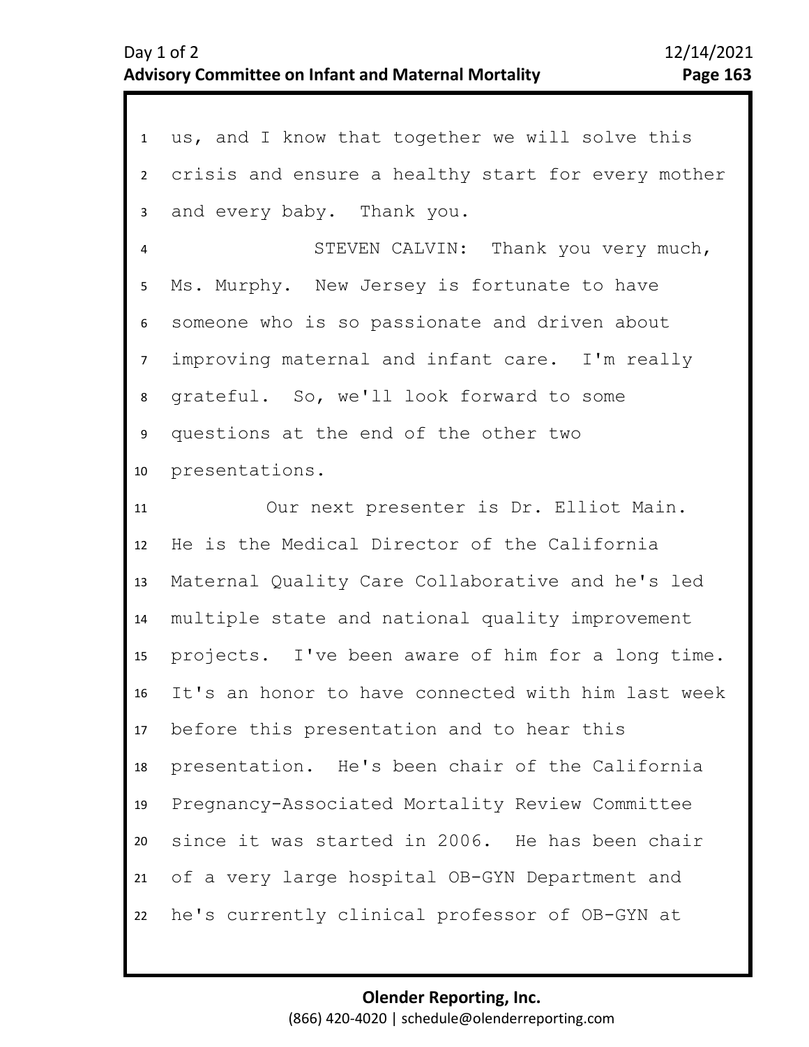us, and I know that together we will solve this crisis and ensure a healthy start for every mother and every baby. Thank you.

STEVEN CALVIN: Thank you very much, Ms. Murphy. New Jersey is fortunate to have someone who is so passionate and driven about improving maternal and infant care. I'm really grateful. So, we'll look forward to some questions at the end of the other two presentations.

Our next presenter is Dr. Elliot Main. He is the Medical Director of the California Maternal Quality Care Collaborative and he's led multiple state and national quality improvement projects. I've been aware of him for a long time. It's an honor to have connected with him last week before this presentation and to hear this presentation. He's been chair of the California Pregnancy-Associated Mortality Review Committee since it was started in 2006. He has been chair of a very large hospital OB-GYN Department and he's currently clinical professor of OB-GYN at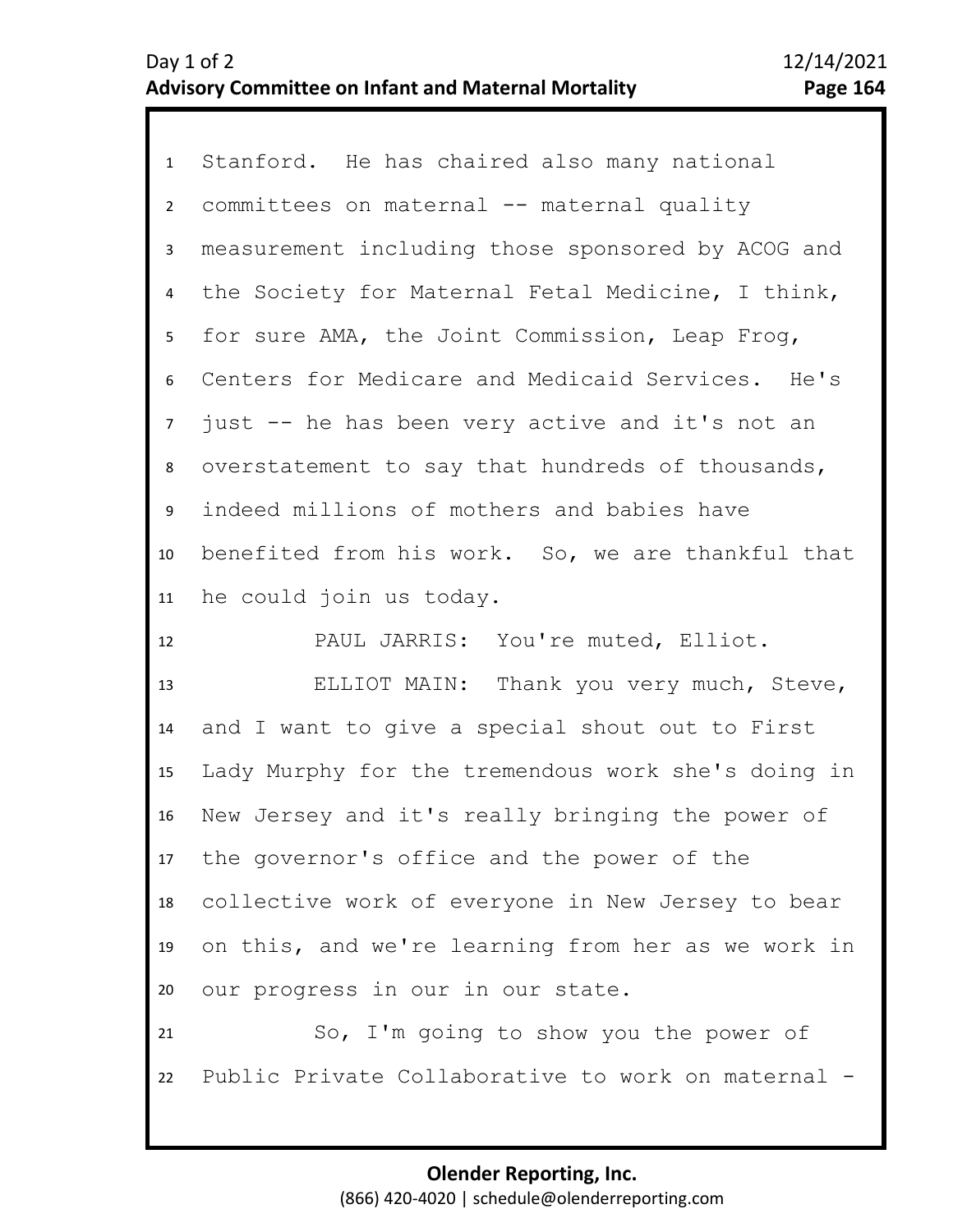Stanford. He has chaired also many national committees on maternal -- maternal quality measurement including those sponsored by ACOG and the Society for Maternal Fetal Medicine, I think, for sure AMA, the Joint Commission, Leap Frog, Centers for Medicare and Medicaid Services. He's just -- he has been very active and it's not an overstatement to say that hundreds of thousands, indeed millions of mothers and babies have benefited from his work. So, we are thankful that he could join us today.

PAUL JARRIS: You're muted, Elliot.

ELLIOT MAIN: Thank you very much, Steve, and I want to give a special shout out to First Lady Murphy for the tremendous work she's doing in New Jersey and it's really bringing the power of the governor's office and the power of the collective work of everyone in New Jersey to bear on this, and we're learning from her as we work in our progress in our in our state.

So, I'm going to show you the power of Public Private Collaborative to work on maternal -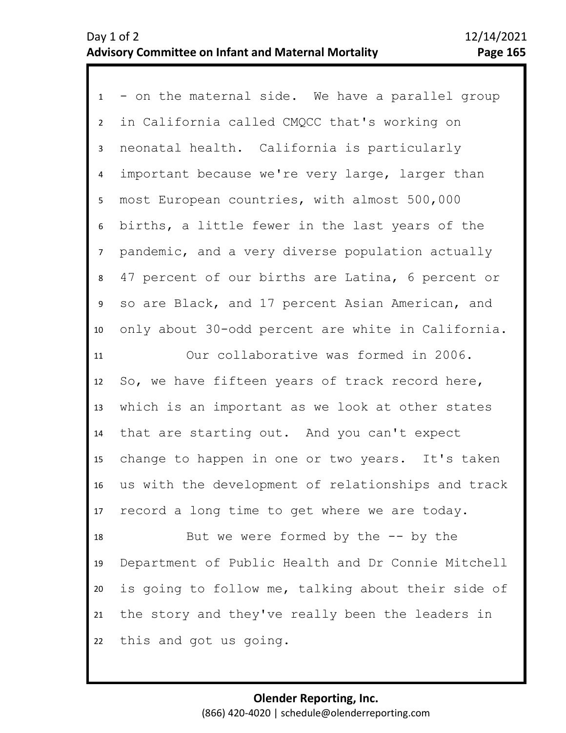1 - on the maternal side. We have a parallel group
2 in California called CMQCC that's working on
3 neonatal health. California is particularly
4 important because we're very large, larger than
5 most European countries, with almost 500,000
6 births, a little fewer in the last years of the
7 pandemic, and a very diverse population actually
8 47 percent of our births are Latina, 6 percent or
9 so are Black, and 17 percent Asian American, and
10 only about 30-odd percent are white in California.
11 Our collaborative was formed in 2006.
12 So, we have fifteen years of track record here,
13 which is an important as we look at other states
14 that are starting out. And you can't expect
15 change to happen in one or two years. It's taken
16 us with the development of relationships and track
17 record a long time to get where we are today.
18 But we were formed by the -- by the
19 Department of Public Health and Dr Connie Mitchell
20 is going to follow me, talking about their side of
21 the story and they've really been the leaders in
22 this and got us going.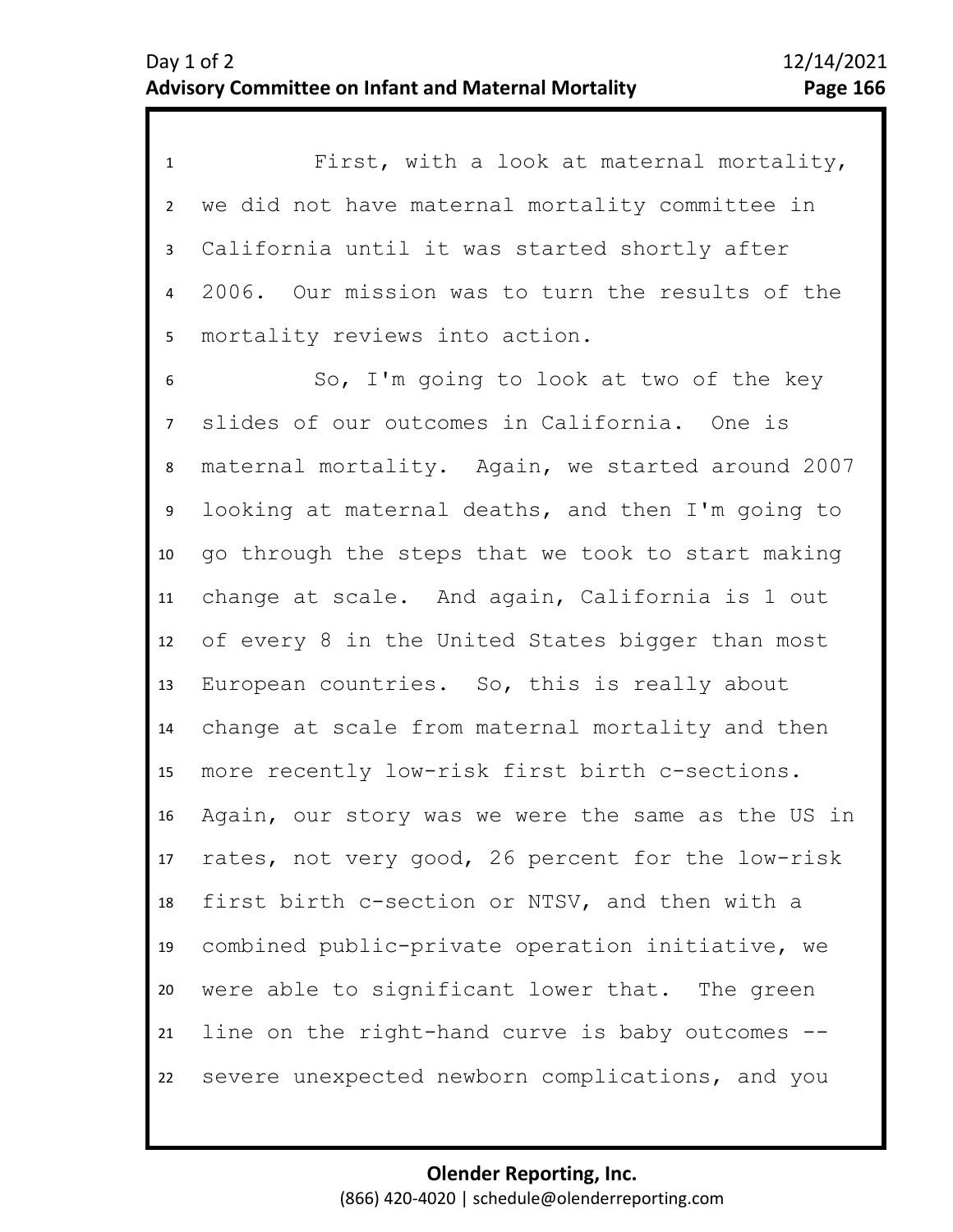First, with a look at maternal mortality, we did not have maternal mortality committee in California until it was started shortly after 2006. Our mission was to turn the results of the mortality reviews into action.

So, I'm going to look at two of the key slides of our outcomes in California. One is maternal mortality. Again, we started around 2007 looking at maternal deaths, and then I'm going to go through the steps that we took to start making change at scale. And again, California is 1 out of every 8 in the United States bigger than most European countries. So, this is really about change at scale from maternal mortality and then more recently low-risk first birth c-sections. Again, our story was we were the same as the US in rates, not very good, 26 percent for the low-risk first birth c-section or NTSV, and then with a combined public-private operation initiative, we were able to significant lower that. The green line on the right-hand curve is baby outcomes -- severe unexpected newborn complications, and you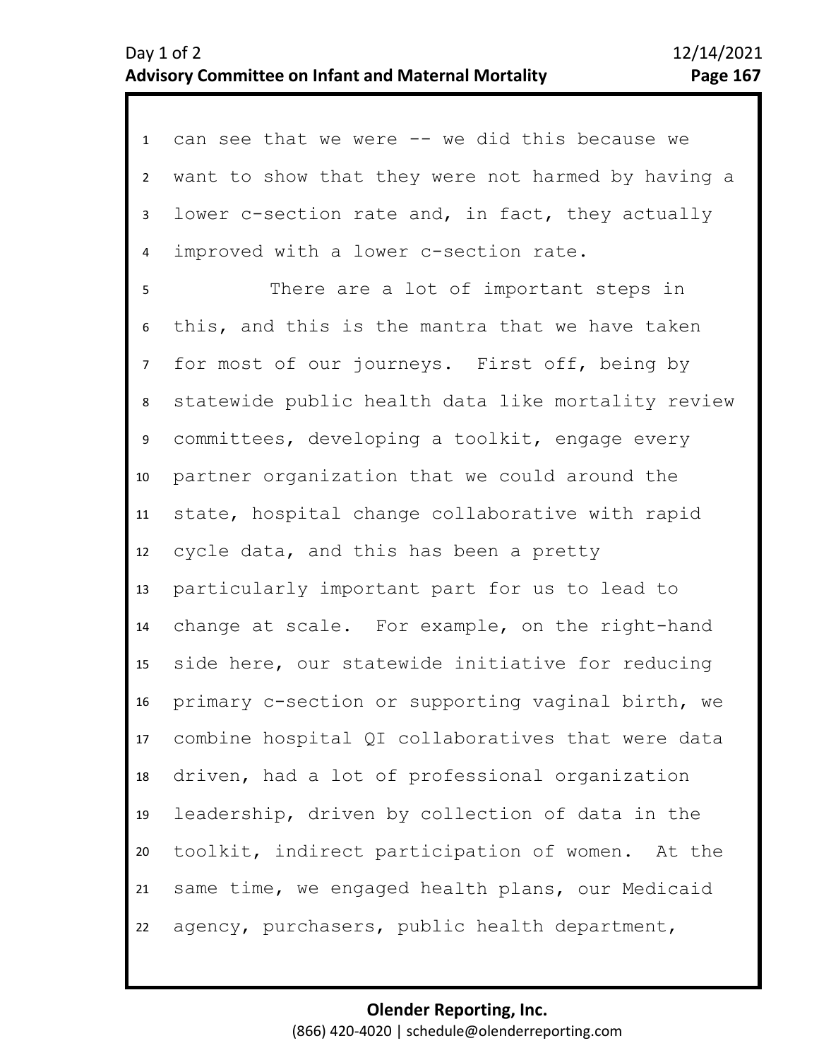1 can see that we were -- we did this because we
2 want to show that they were not harmed by having a
3 lower c-section rate and, in fact, they actually
4 improved with a lower c-section rate.
5 There are a lot of important steps in
6 this, and this is the mantra that we have taken
7 for most of our journeys. First off, being by
8 statewide public health data like mortality review
9 committees, developing a toolkit, engage every
10 partner organization that we could around the
11 state, hospital change collaborative with rapid
12 cycle data, and this has been a pretty
13 particularly important part for us to lead to
14 change at scale. For example, on the right-hand
15 side here, our statewide initiative for reducing
16 primary c-section or supporting vaginal birth, we
17 combine hospital QI collaboratives that were data
18 driven, had a lot of professional organization
19 leadership, driven by collection of data in the
20 toolkit, indirect participation of women. At the
21 same time, we engaged health plans, our Medicaid
22 agency, purchasers, public health department,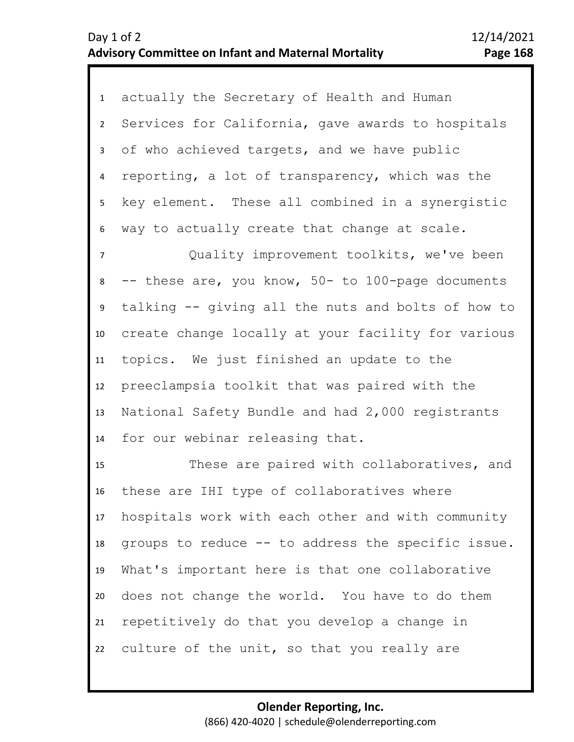actually the Secretary of Health and Human Services for California, gave awards to hospitals of who achieved targets, and we have public reporting, a lot of transparency, which was the key element. These all combined in a synergistic way to actually create that change at scale.

Quality improvement toolkits, we've been -- these are, you know, 50- to 100-page documents talking -- giving all the nuts and bolts of how to create change locally at your facility for various topics. We just finished an update to the preeclampsia toolkit that was paired with the National Safety Bundle and had 2,000 registrants for our webinar releasing that.

These are paired with collaboratives, and these are IHI type of collaboratives where hospitals work with each other and with community groups to reduce -- to address the specific issue. What's important here is that one collaborative does not change the world. You have to do them repetitively do that you develop a change in culture of the unit, so that you really are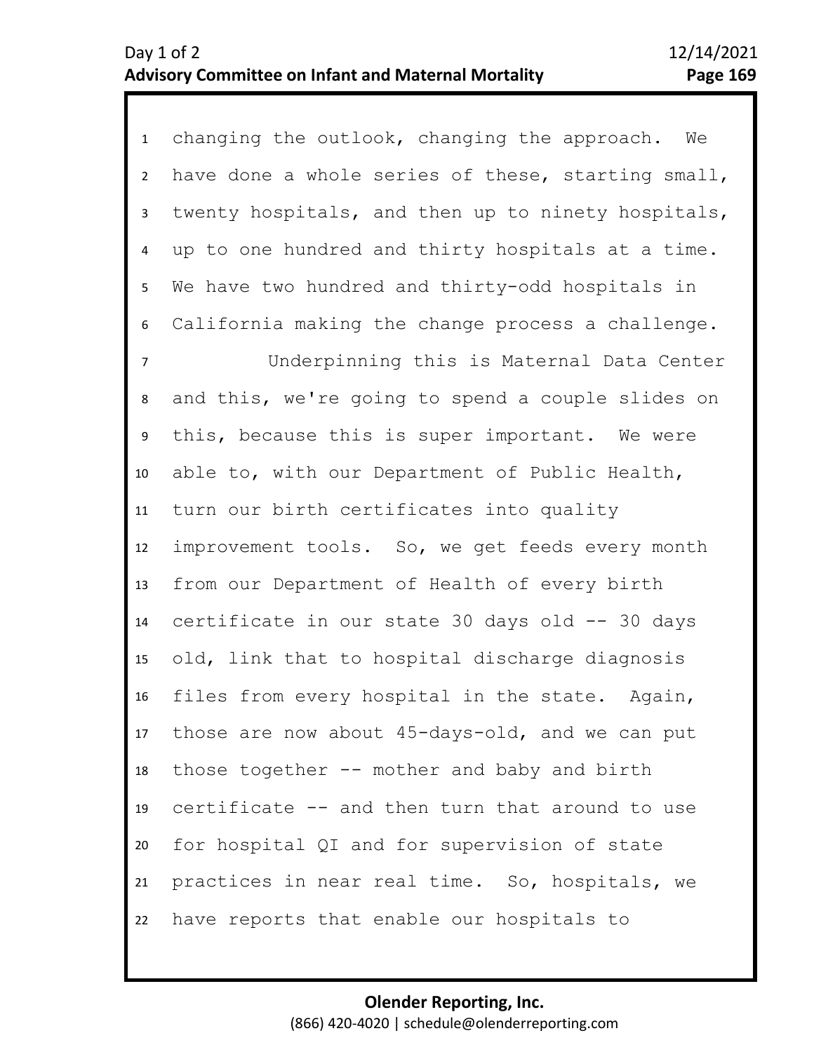changing the outlook, changing the approach. We have done a whole series of these, starting small, twenty hospitals, and then up to ninety hospitals, up to one hundred and thirty hospitals at a time. We have two hundred and thirty-odd hospitals in California making the change process a challenge.

Underpinning this is Maternal Data Center and this, we're going to spend a couple slides on this, because this is super important. We were able to, with our Department of Public Health, turn our birth certificates into quality improvement tools. So, we get feeds every month from our Department of Health of every birth certificate in our state 30 days old -- 30 days old, link that to hospital discharge diagnosis files from every hospital in the state. Again, those are now about 45-days-old, and we can put those together -- mother and baby and birth certificate -- and then turn that around to use for hospital QI and for supervision of state practices in near real time. So, hospitals, we have reports that enable our hospitals to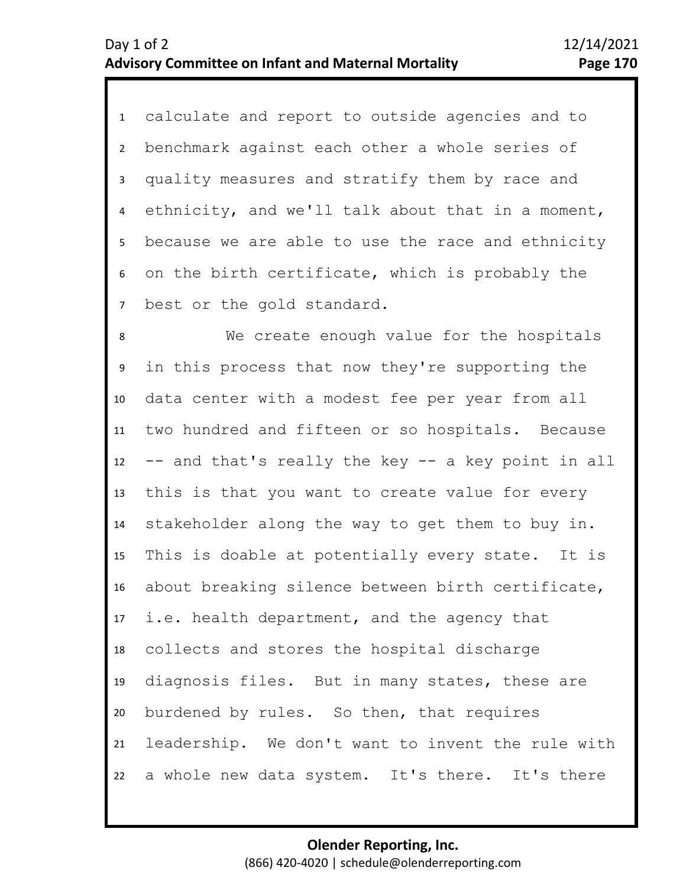calculate and report to outside agencies and to benchmark against each other a whole series of quality measures and stratify them by race and ethnicity, and we'll talk about that in a moment, because we are able to use the race and ethnicity on the birth certificate, which is probably the best or the gold standard.

We create enough value for the hospitals in this process that now they're supporting the data center with a modest fee per year from all two hundred and fifteen or so hospitals. Because -- and that's really the key -- a key point in all this is that you want to create value for every stakeholder along the way to get them to buy in. This is doable at potentially every state. It is about breaking silence between birth certificate, i.e. health department, and the agency that collects and stores the hospital discharge diagnosis files. But in many states, these are burdened by rules. So then, that requires leadership. We don't want to invent the rule with a whole new data system. It's there. It's there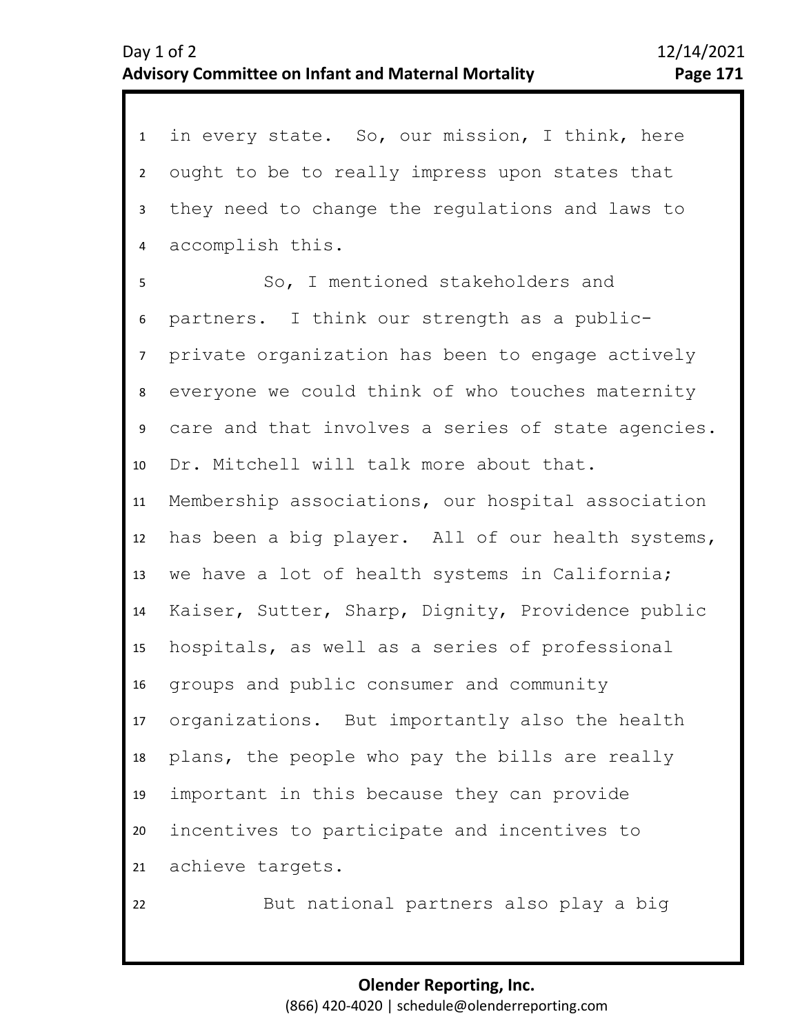in every state. So, our mission, I think, here ought to be to really impress upon states that they need to change the regulations and laws to accomplish this.

So, I mentioned stakeholders and partners. I think our strength as a public-private organization has been to engage actively everyone we could think of who touches maternity care and that involves a series of state agencies. Dr. Mitchell will talk more about that. Membership associations, our hospital association has been a big player. All of our health systems, we have a lot of health systems in California; Kaiser, Sutter, Sharp, Dignity, Providence public hospitals, as well as a series of professional groups and public consumer and community organizations. But importantly also the health plans, the people who pay the bills are really important in this because they can provide incentives to participate and incentives to achieve targets.

But national partners also play a big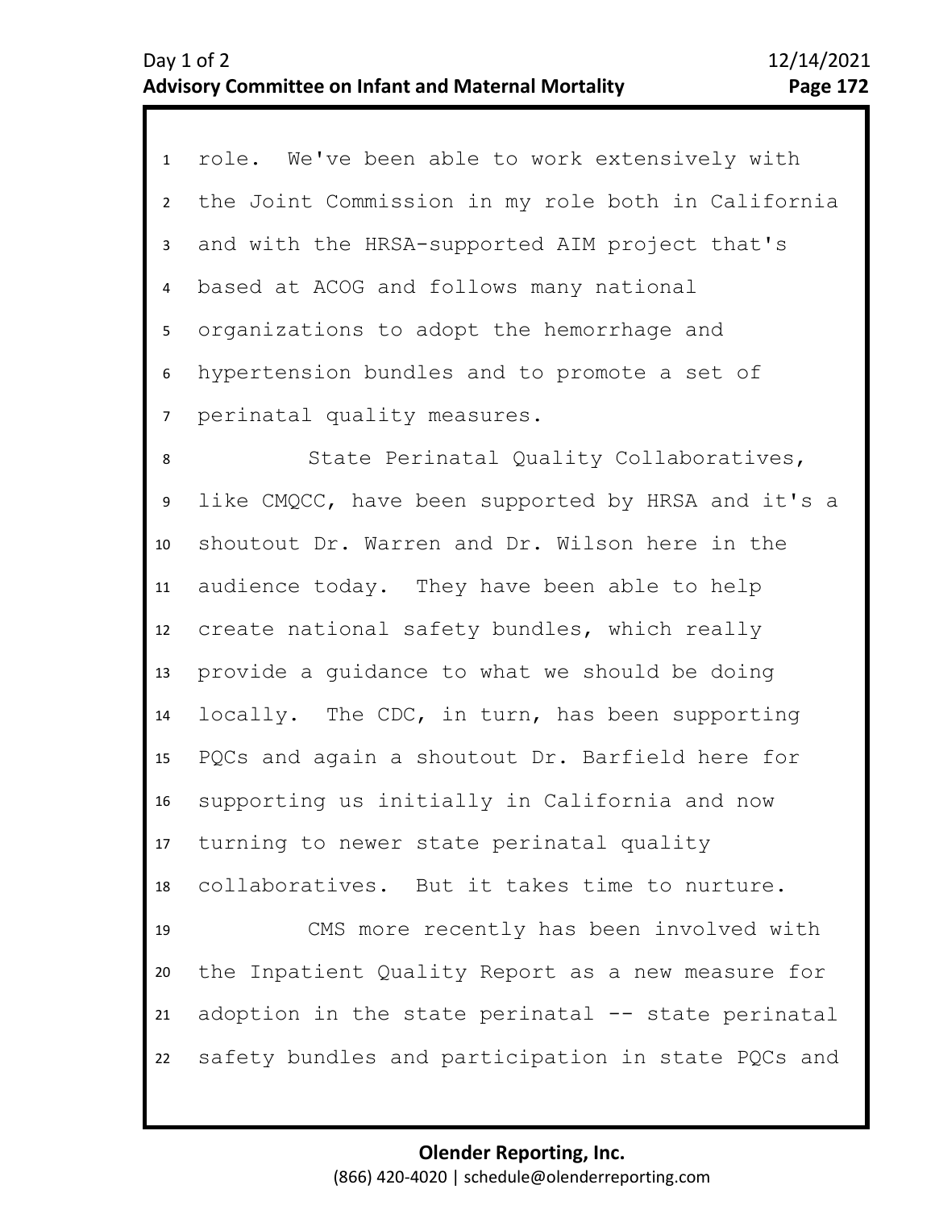role. We've been able to work extensively with the Joint Commission in my role both in California and with the HRSA-supported AIM project that's based at ACOG and follows many national organizations to adopt the hemorrhage and hypertension bundles and to promote a set of perinatal quality measures.

State Perinatal Quality Collaboratives, like CMQCC, have been supported by HRSA and it's a shoutout Dr. Warren and Dr. Wilson here in the audience today. They have been able to help create national safety bundles, which really provide a guidance to what we should be doing locally. The CDC, in turn, has been supporting PQCs and again a shoutout Dr. Barfield here for supporting us initially in California and now turning to newer state perinatal quality collaboratives. But it takes time to nurture.

CMS more recently has been involved with the Inpatient Quality Report as a new measure for adoption in the state perinatal -- state perinatal safety bundles and participation in state PQCs and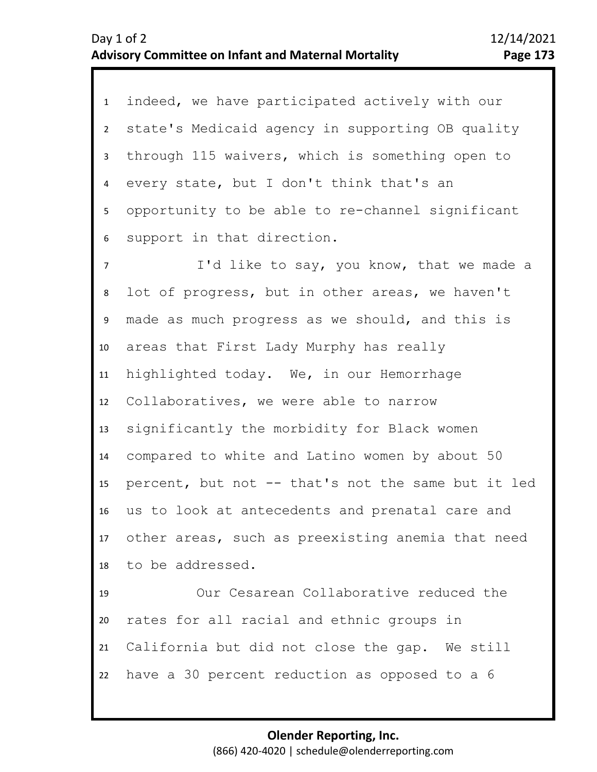indeed, we have participated actively with our state's Medicaid agency in supporting OB quality through 115 waivers, which is something open to every state, but I don't think that's an opportunity to be able to re-channel significant support in that direction.

I'd like to say, you know, that we made a lot of progress, but in other areas, we haven't made as much progress as we should, and this is areas that First Lady Murphy has really highlighted today. We, in our Hemorrhage Collaboratives, we were able to narrow significantly the morbidity for Black women compared to white and Latino women by about 50 percent, but not -- that's not the same but it led us to look at antecedents and prenatal care and other areas, such as preexisting anemia that need to be addressed.

Our Cesarean Collaborative reduced the rates for all racial and ethnic groups in California but did not close the gap. We still have a 30 percent reduction as opposed to a 6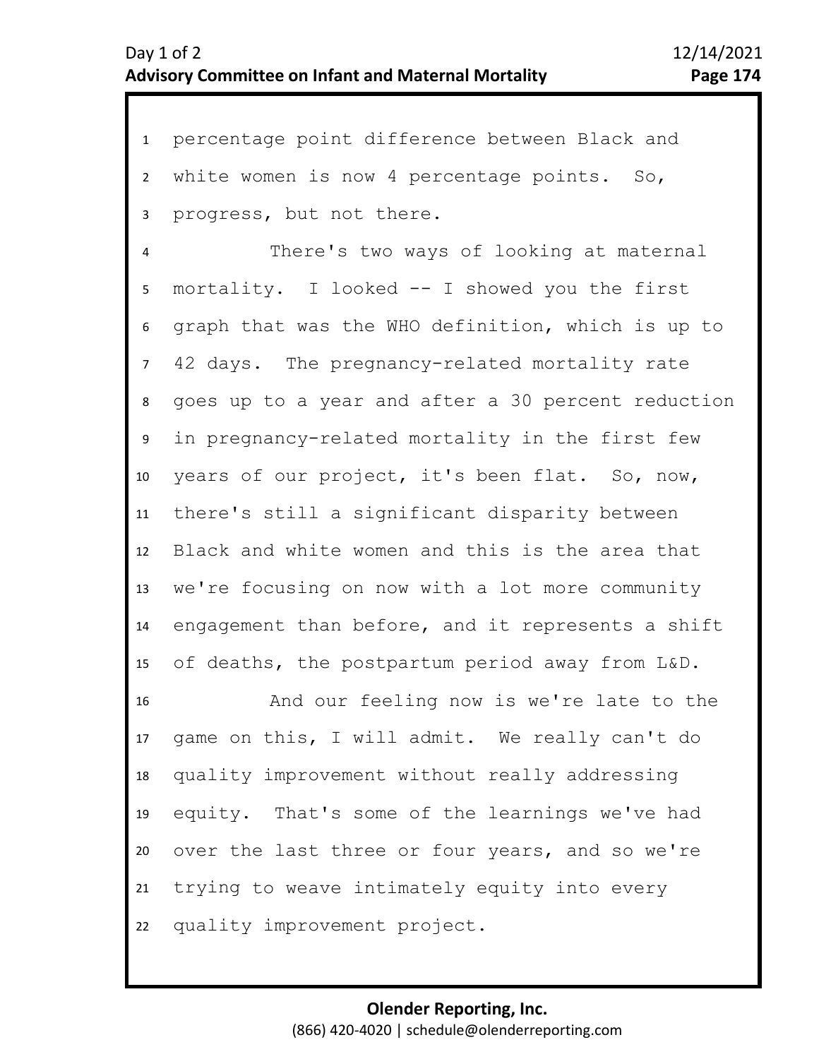percentage point difference between Black and white women is now 4 percentage points. So, progress, but not there.

There's two ways of looking at maternal mortality. I looked -- I showed you the first graph that was the WHO definition, which is up to 42 days. The pregnancy-related mortality rate goes up to a year and after a 30 percent reduction in pregnancy-related mortality in the first few years of our project, it's been flat. So, now, there's still a significant disparity between Black and white women and this is the area that we're focusing on now with a lot more community engagement than before, and it represents a shift of deaths, the postpartum period away from L&D.

And our feeling now is we're late to the game on this, I will admit. We really can't do quality improvement without really addressing equity. That's some of the learnings we've had over the last three or four years, and so we're trying to weave intimately equity into every quality improvement project.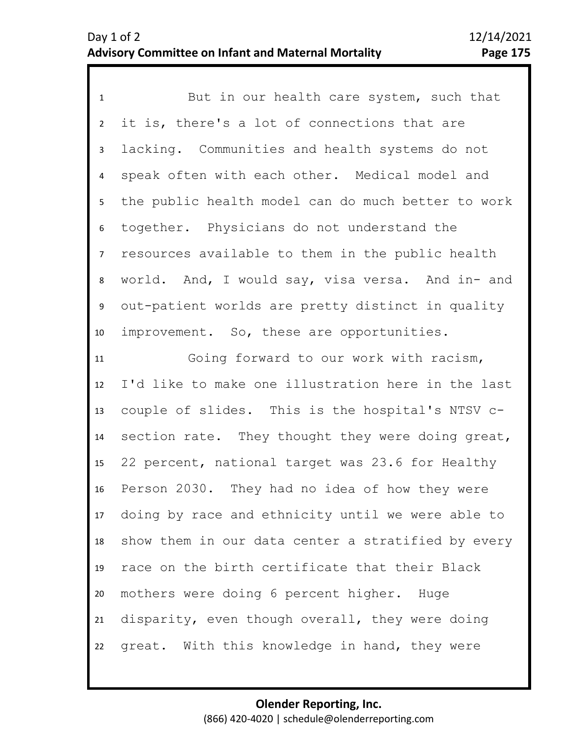But in our health care system, such that it is, there's a lot of connections that are lacking. Communities and health systems do not speak often with each other. Medical model and the public health model can do much better to work together. Physicians do not understand the resources available to them in the public health world. And, I would say, visa versa. And in- and out-patient worlds are pretty distinct in quality improvement. So, these are opportunities.

Going forward to our work with racism, I'd like to make one illustration here in the last couple of slides. This is the hospital's NTSV c-section rate. They thought they were doing great, 22 percent, national target was 23.6 for Healthy Person 2030. They had no idea of how they were doing by race and ethnicity until we were able to show them in our data center a stratified by every race on the birth certificate that their Black mothers were doing 6 percent higher. Huge disparity, even though overall, they were doing great. With this knowledge in hand, they were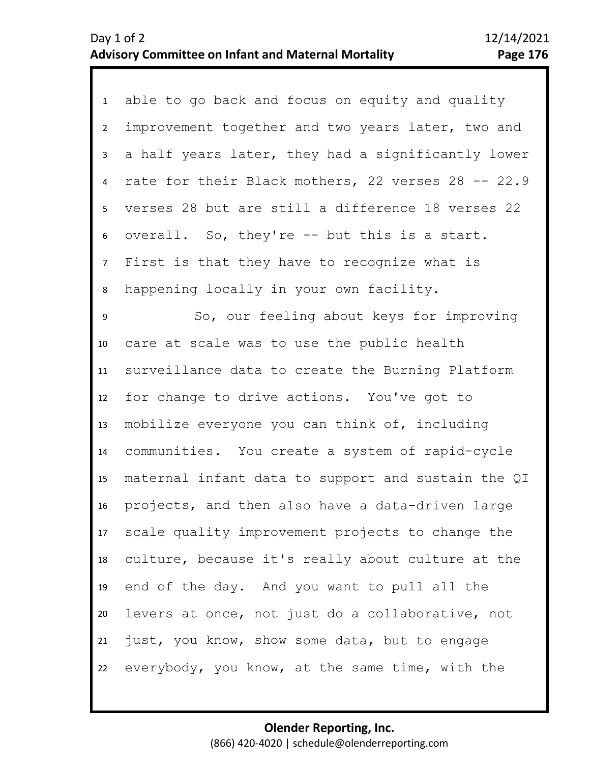able to go back and focus on equity and quality improvement together and two years later, two and a half years later, they had a significantly lower rate for their Black mothers, 22 verses 28 -- 22.9 verses 28 but are still a difference 18 verses 22 overall. So, they're -- but this is a start. First is that they have to recognize what is happening locally in your own facility.

So, our feeling about keys for improving care at scale was to use the public health surveillance data to create the Burning Platform for change to drive actions. You've got to mobilize everyone you can think of, including communities. You create a system of rapid-cycle maternal infant data to support and sustain the QI projects, and then also have a data-driven large scale quality improvement projects to change the culture, because it's really about culture at the end of the day. And you want to pull all the levers at once, not just do a collaborative, not just, you know, show some data, but to engage everybody, you know, at the same time, with the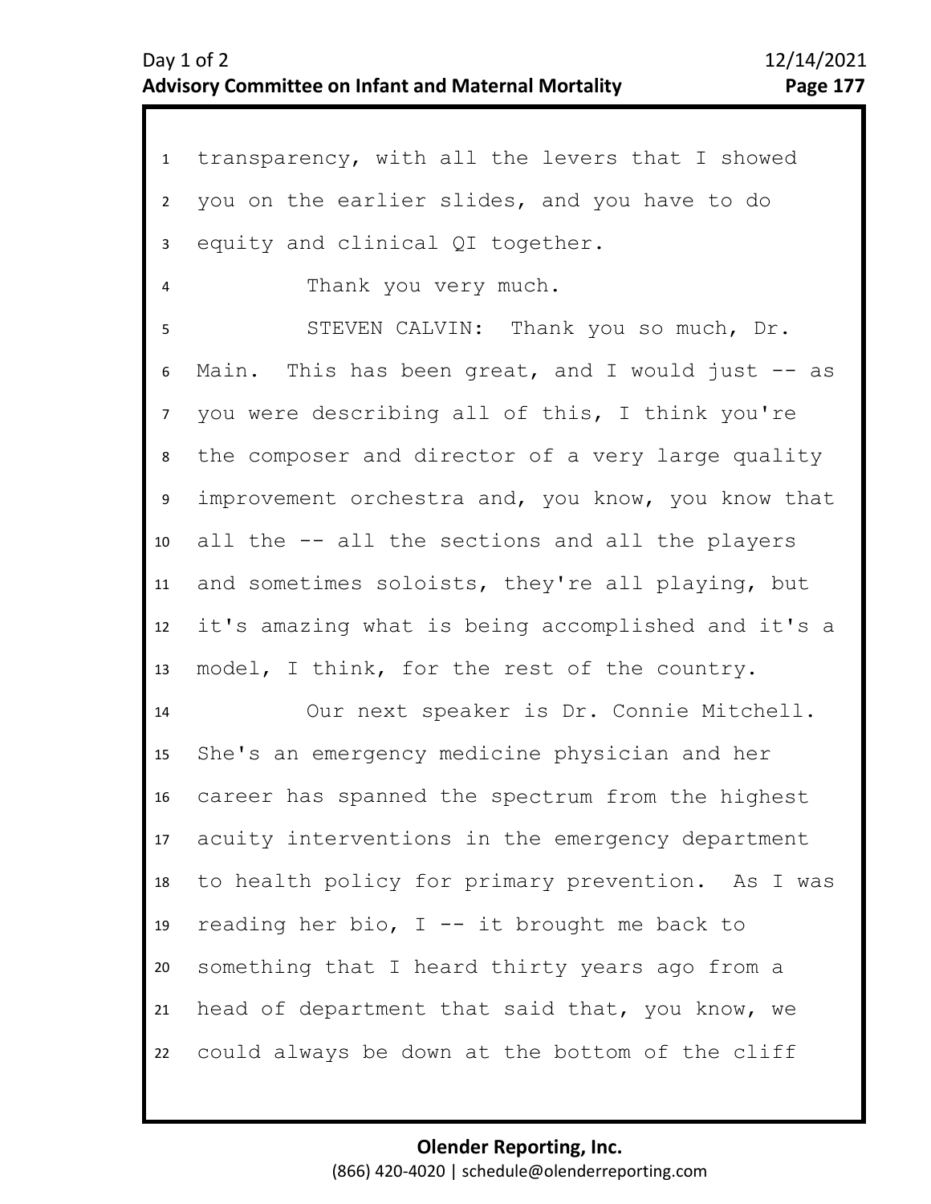1 transparency, with all the levers that I showed
2 you on the earlier slides, and you have to do
3 equity and clinical QI together.
4 Thank you very much.
5 STEVEN CALVIN: Thank you so much, Dr.
6 Main. This has been great, and I would just -- as
7 you were describing all of this, I think you're
8 the composer and director of a very large quality
9 improvement orchestra and, you know, you know that
10 all the -- all the sections and all the players
11 and sometimes soloists, they're all playing, but
12 it's amazing what is being accomplished and it's a
13 model, I think, for the rest of the country.
14 Our next speaker is Dr. Connie Mitchell.
15 She's an emergency medicine physician and her
16 career has spanned the spectrum from the highest
17 acuity interventions in the emergency department
18 to health policy for primary prevention. As I was
19 reading her bio, I -- it brought me back to
20 something that I heard thirty years ago from a
21 head of department that said that, you know, we
22 could always be down at the bottom of the cliff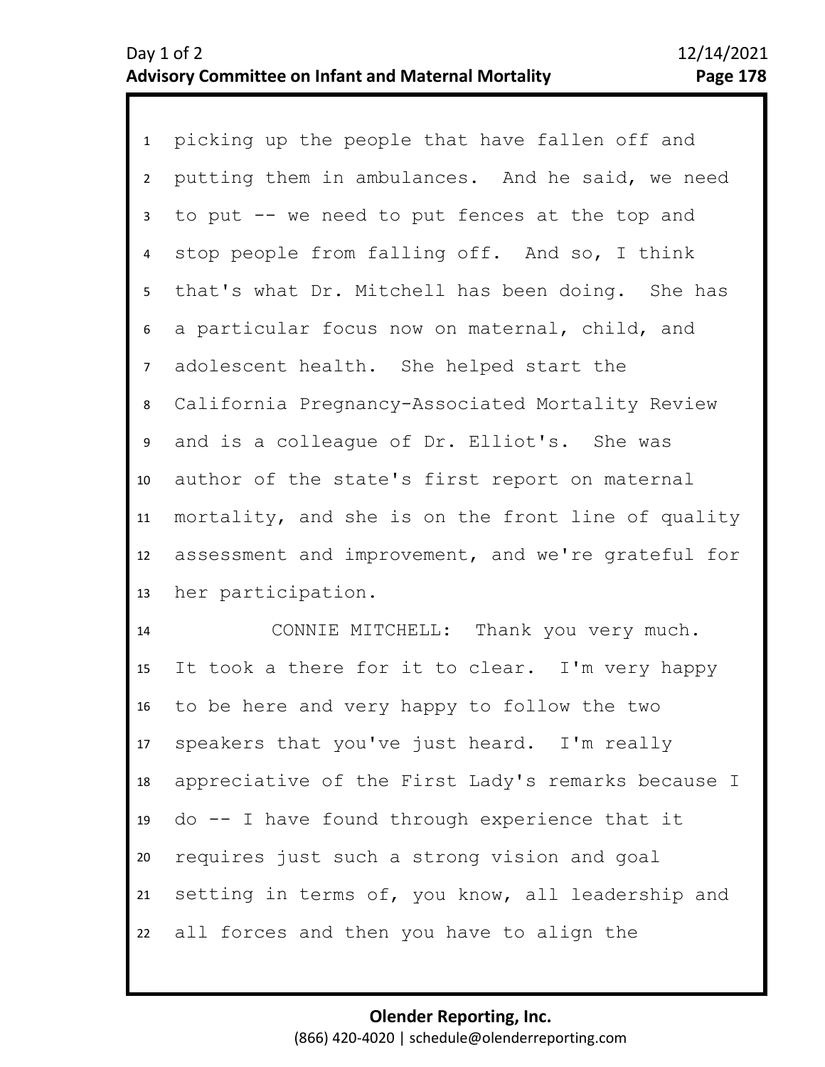picking up the people that have fallen off and putting them in ambulances. And he said, we need to put -- we need to put fences at the top and stop people from falling off. And so, I think that's what Dr. Mitchell has been doing. She has a particular focus now on maternal, child, and adolescent health. She helped start the California Pregnancy-Associated Mortality Review and is a colleague of Dr. Elliot's. She was author of the state's first report on maternal mortality, and she is on the front line of quality assessment and improvement, and we're grateful for her participation.

CONNIE MITCHELL: Thank you very much. It took a there for it to clear. I'm very happy to be here and very happy to follow the two speakers that you've just heard. I'm really appreciative of the First Lady's remarks because I do -- I have found through experience that it requires just such a strong vision and goal setting in terms of, you know, all leadership and all forces and then you have to align the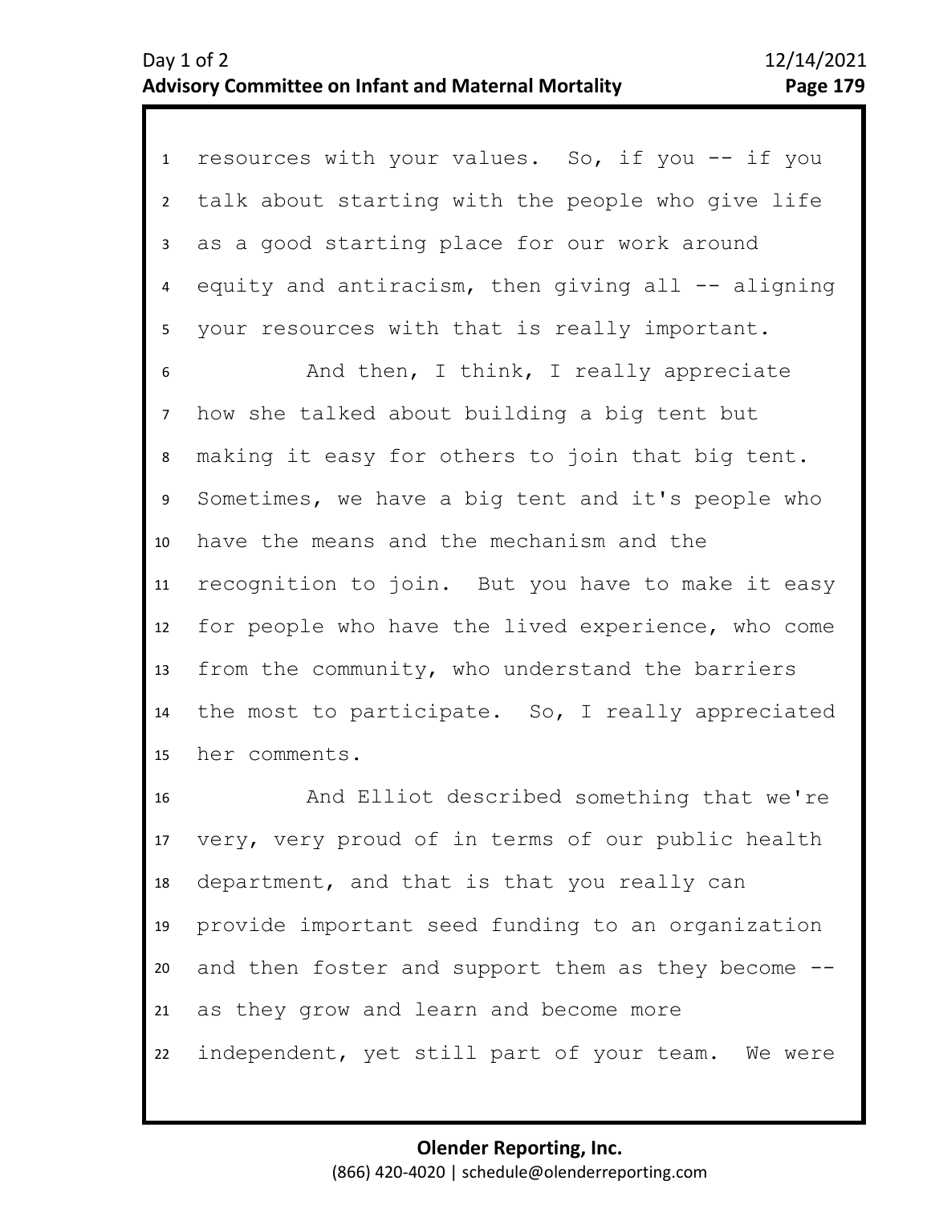resources with your values. So, if you -- if you talk about starting with the people who give life as a good starting place for our work around equity and antiracism, then giving all -- aligning your resources with that is really important.

And then, I think, I really appreciate how she talked about building a big tent but making it easy for others to join that big tent. Sometimes, we have a big tent and it's people who have the means and the mechanism and the recognition to join. But you have to make it easy for people who have the lived experience, who come from the community, who understand the barriers the most to participate. So, I really appreciated her comments.

And Elliot described something that we're very, very proud of in terms of our public health department, and that is that you really can provide important seed funding to an organization and then foster and support them as they become -- as they grow and learn and become more independent, yet still part of your team. We were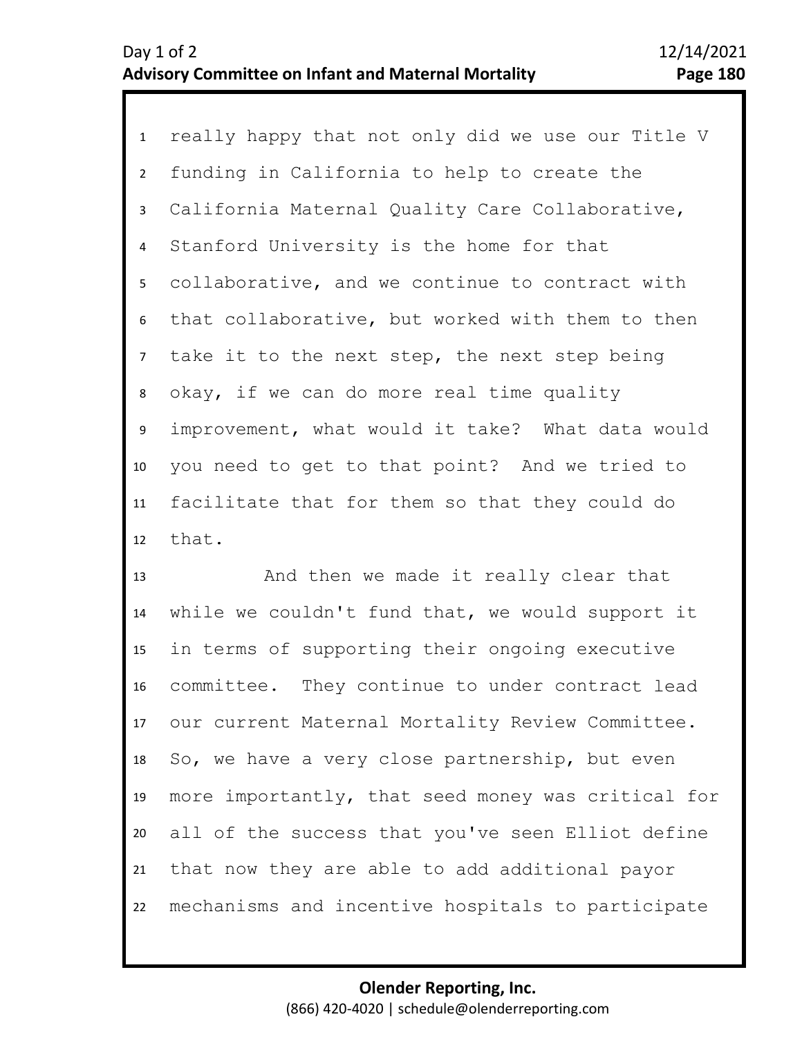really happy that not only did we use our Title V funding in California to help to create the California Maternal Quality Care Collaborative, Stanford University is the home for that collaborative, and we continue to contract with that collaborative, but worked with them to then take it to the next step, the next step being okay, if we can do more real time quality improvement, what would it take? What data would you need to get to that point? And we tried to facilitate that for them so that they could do that.

And then we made it really clear that while we couldn't fund that, we would support it in terms of supporting their ongoing executive committee. They continue to under contract lead our current Maternal Mortality Review Committee. So, we have a very close partnership, but even more importantly, that seed money was critical for all of the success that you've seen Elliot define that now they are able to add additional payor mechanisms and incentive hospitals to participate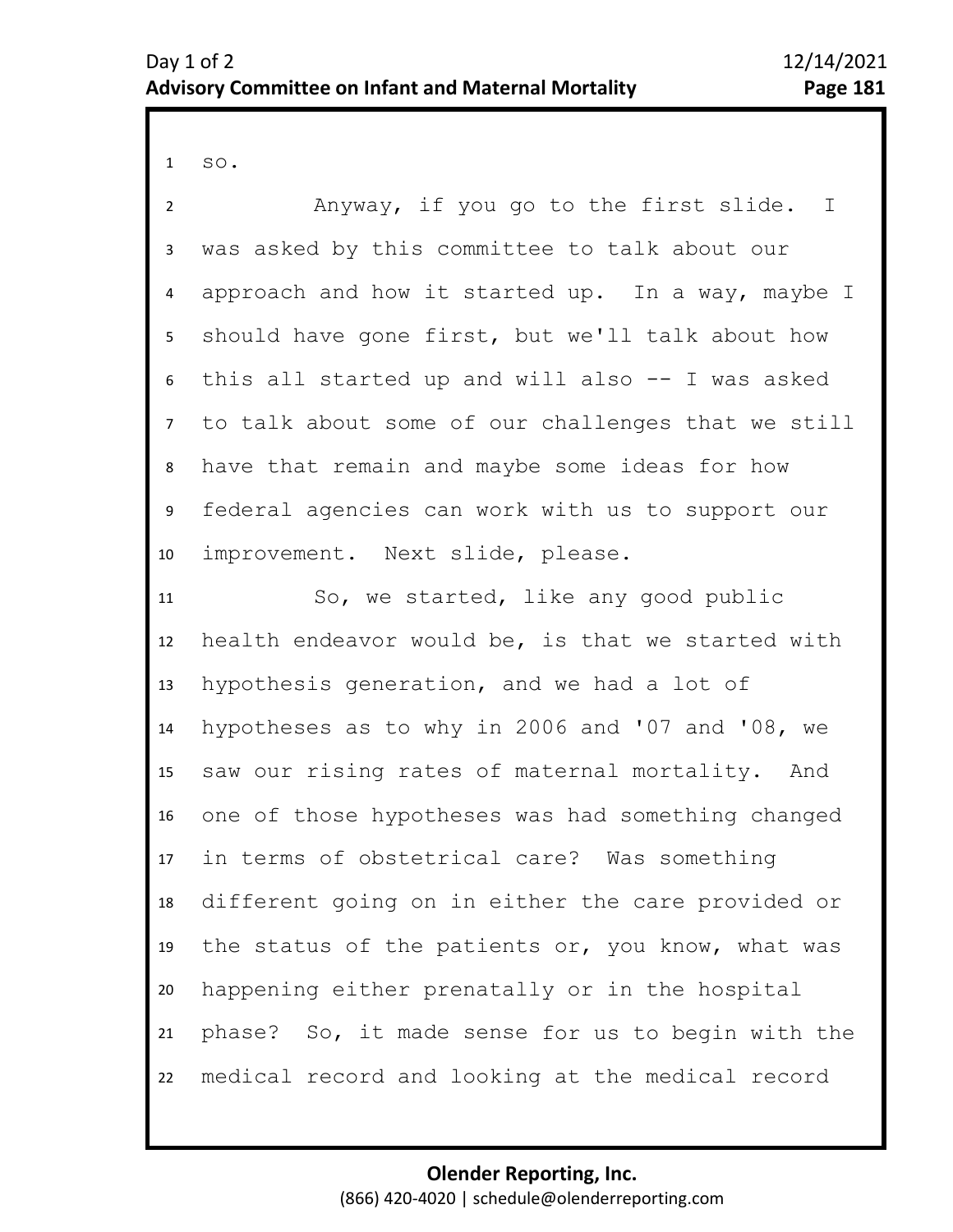so.

Anyway, if you go to the first slide. I was asked by this committee to talk about our approach and how it started up. In a way, maybe I should have gone first, but we'll talk about how this all started up and will also -- I was asked to talk about some of our challenges that we still have that remain and maybe some ideas for how federal agencies can work with us to support our improvement. Next slide, please.

So, we started, like any good public health endeavor would be, is that we started with hypothesis generation, and we had a lot of hypotheses as to why in 2006 and '07 and '08, we saw our rising rates of maternal mortality. And one of those hypotheses was had something changed in terms of obstetrical care? Was something different going on in either the care provided or the status of the patients or, you know, what was happening either prenatally or in the hospital phase? So, it made sense for us to begin with the medical record and looking at the medical record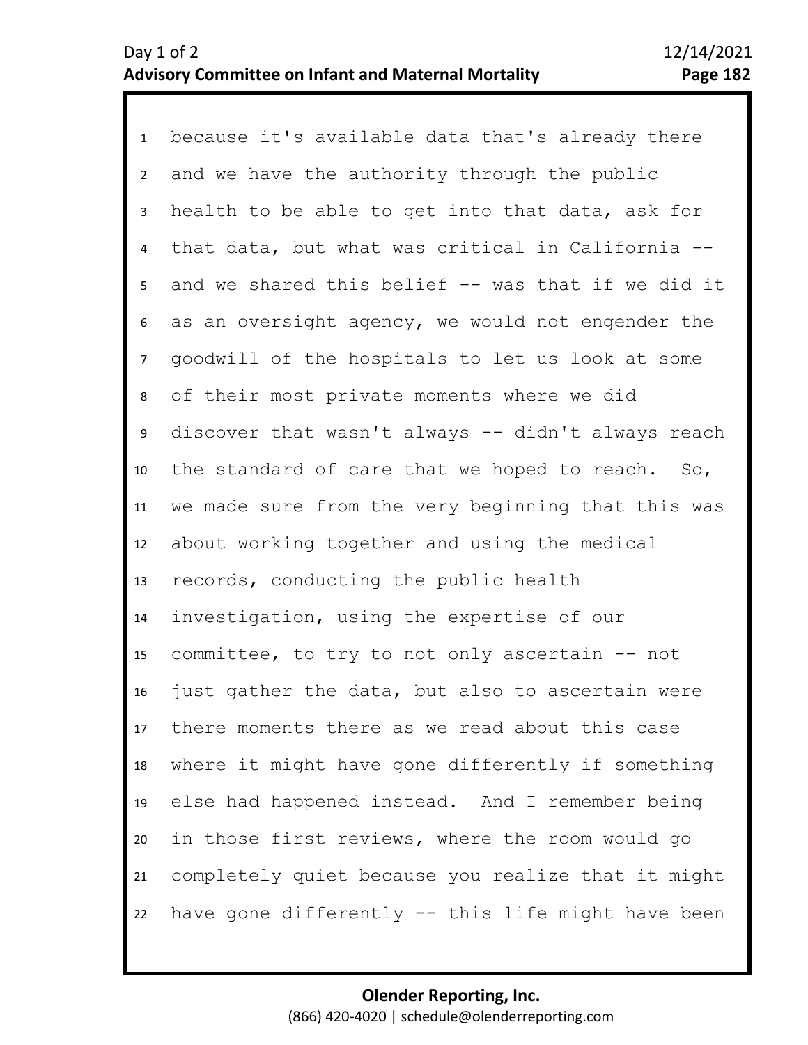because it's available data that's already there and we have the authority through the public health to be able to get into that data, ask for that data, but what was critical in California -- and we shared this belief -- was that if we did it as an oversight agency, we would not engender the goodwill of the hospitals to let us look at some of their most private moments where we did discover that wasn't always -- didn't always reach the standard of care that we hoped to reach. So, we made sure from the very beginning that this was about working together and using the medical records, conducting the public health investigation, using the expertise of our committee, to try to not only ascertain -- not just gather the data, but also to ascertain were there moments there as we read about this case where it might have gone differently if something else had happened instead. And I remember being in those first reviews, where the room would go completely quiet because you realize that it might have gone differently -- this life might have been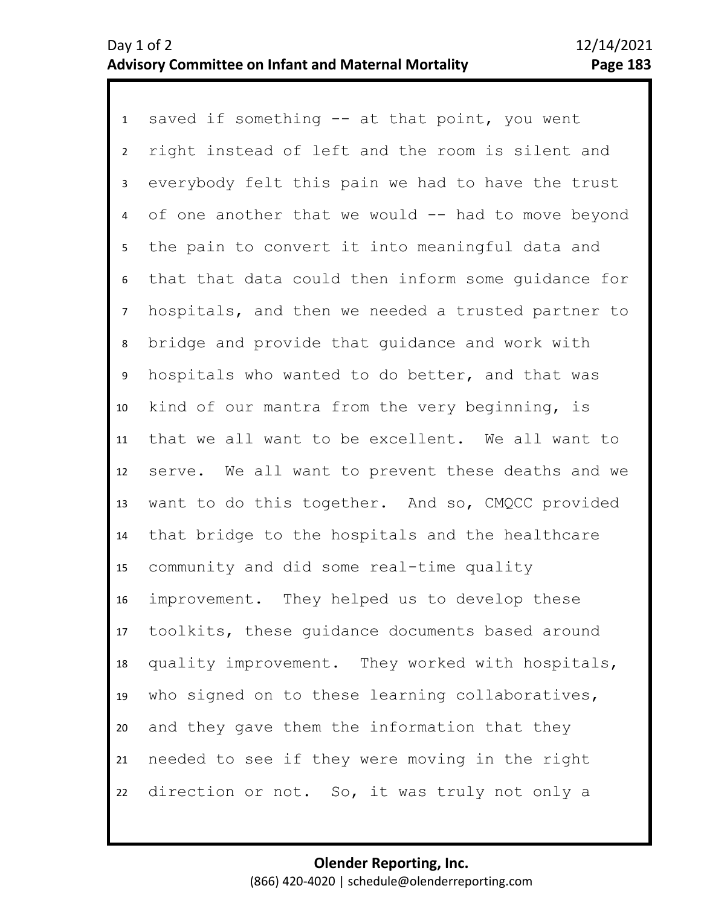1 saved if something -- at that point, you went
2 right instead of left and the room is silent and
3 everybody felt this pain we had to have the trust
4 of one another that we would -- had to move beyond
5 the pain to convert it into meaningful data and
6 that that data could then inform some guidance for
7 hospitals, and then we needed a trusted partner to
8 bridge and provide that guidance and work with
9 hospitals who wanted to do better, and that was
10 kind of our mantra from the very beginning, is
11 that we all want to be excellent. We all want to
12 serve. We all want to prevent these deaths and we
13 want to do this together. And so, CMQCC provided
14 that bridge to the hospitals and the healthcare
15 community and did some real-time quality
16 improvement. They helped us to develop these
17 toolkits, these guidance documents based around
18 quality improvement. They worked with hospitals,
19 who signed on to these learning collaboratives,
20 and they gave them the information that they
21 needed to see if they were moving in the right
22 direction or not. So, it was truly not only a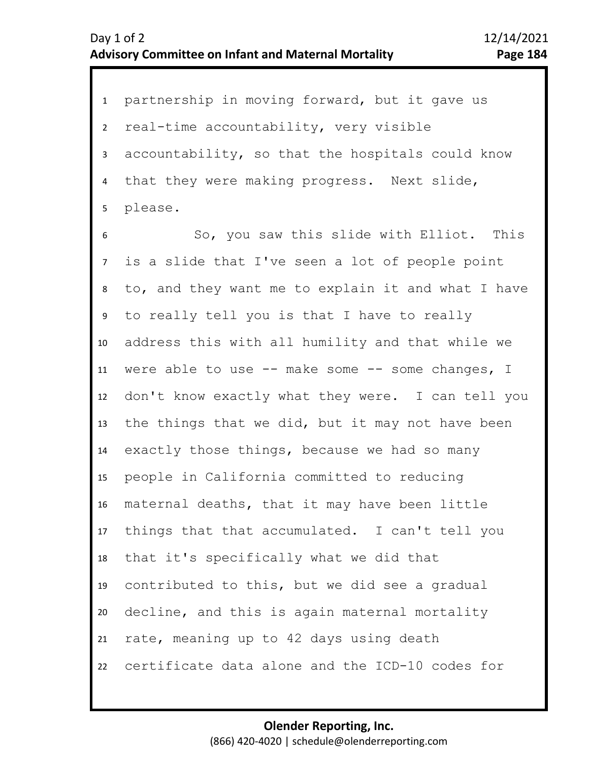partnership in moving forward, but it gave us real-time accountability, very visible accountability, so that the hospitals could know that they were making progress. Next slide, please.

So, you saw this slide with Elliot. This is a slide that I've seen a lot of people point to, and they want me to explain it and what I have to really tell you is that I have to really address this with all humility and that while we were able to use -- make some -- some changes, I don't know exactly what they were. I can tell you the things that we did, but it may not have been exactly those things, because we had so many people in California committed to reducing maternal deaths, that it may have been little things that that accumulated. I can't tell you that it's specifically what we did that contributed to this, but we did see a gradual decline, and this is again maternal mortality rate, meaning up to 42 days using death certificate data alone and the ICD-10 codes for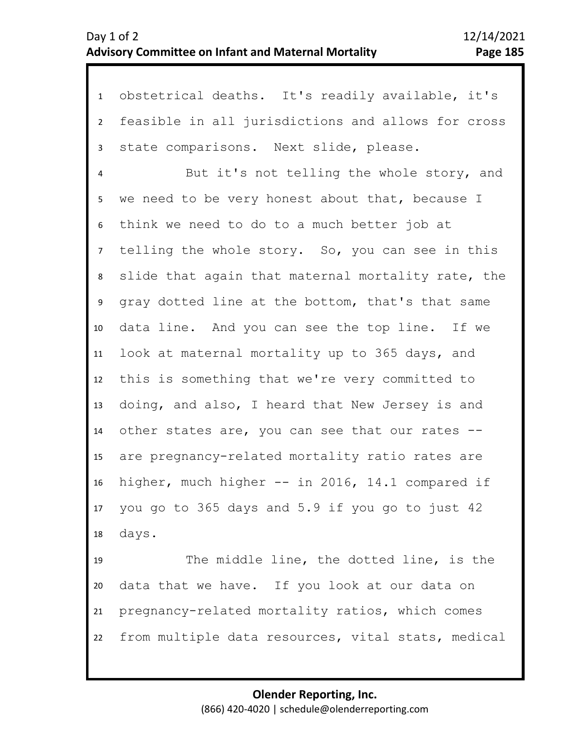obstetrical deaths. It's readily available, it's feasible in all jurisdictions and allows for cross state comparisons. Next slide, please.

But it's not telling the whole story, and we need to be very honest about that, because I think we need to do to a much better job at telling the whole story. So, you can see in this slide that again that maternal mortality rate, the gray dotted line at the bottom, that's that same data line. And you can see the top line. If we look at maternal mortality up to 365 days, and this is something that we're very committed to doing, and also, I heard that New Jersey is and other states are, you can see that our rates -- are pregnancy-related mortality ratio rates are higher, much higher -- in 2016, 14.1 compared if you go to 365 days and 5.9 if you go to just 42 days.

The middle line, the dotted line, is the data that we have. If you look at our data on pregnancy-related mortality ratios, which comes from multiple data resources, vital stats, medical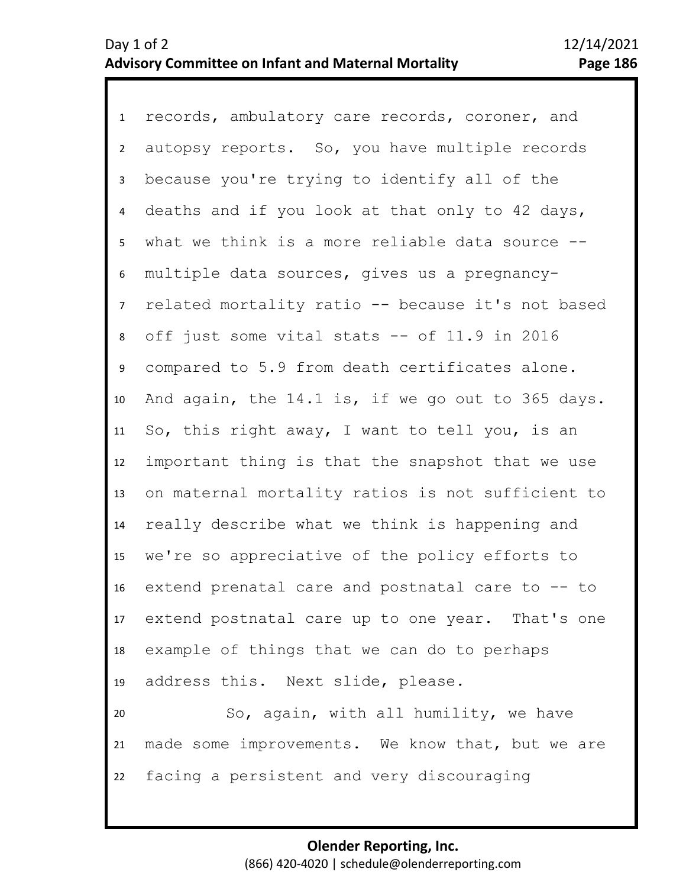records, ambulatory care records, coroner, and autopsy reports. So, you have multiple records because you're trying to identify all of the deaths and if you look at that only to 42 days, what we think is a more reliable data source -- multiple data sources, gives us a pregnancy-related mortality ratio -- because it's not based off just some vital stats -- of 11.9 in 2016 compared to 5.9 from death certificates alone. And again, the 14.1 is, if we go out to 365 days. So, this right away, I want to tell you, is an important thing is that the snapshot that we use on maternal mortality ratios is not sufficient to really describe what we think is happening and we're so appreciative of the policy efforts to extend prenatal care and postnatal care to -- to extend postnatal care up to one year. That's one example of things that we can do to perhaps address this. Next slide, please.

So, again, with all humility, we have made some improvements. We know that, but we are facing a persistent and very discouraging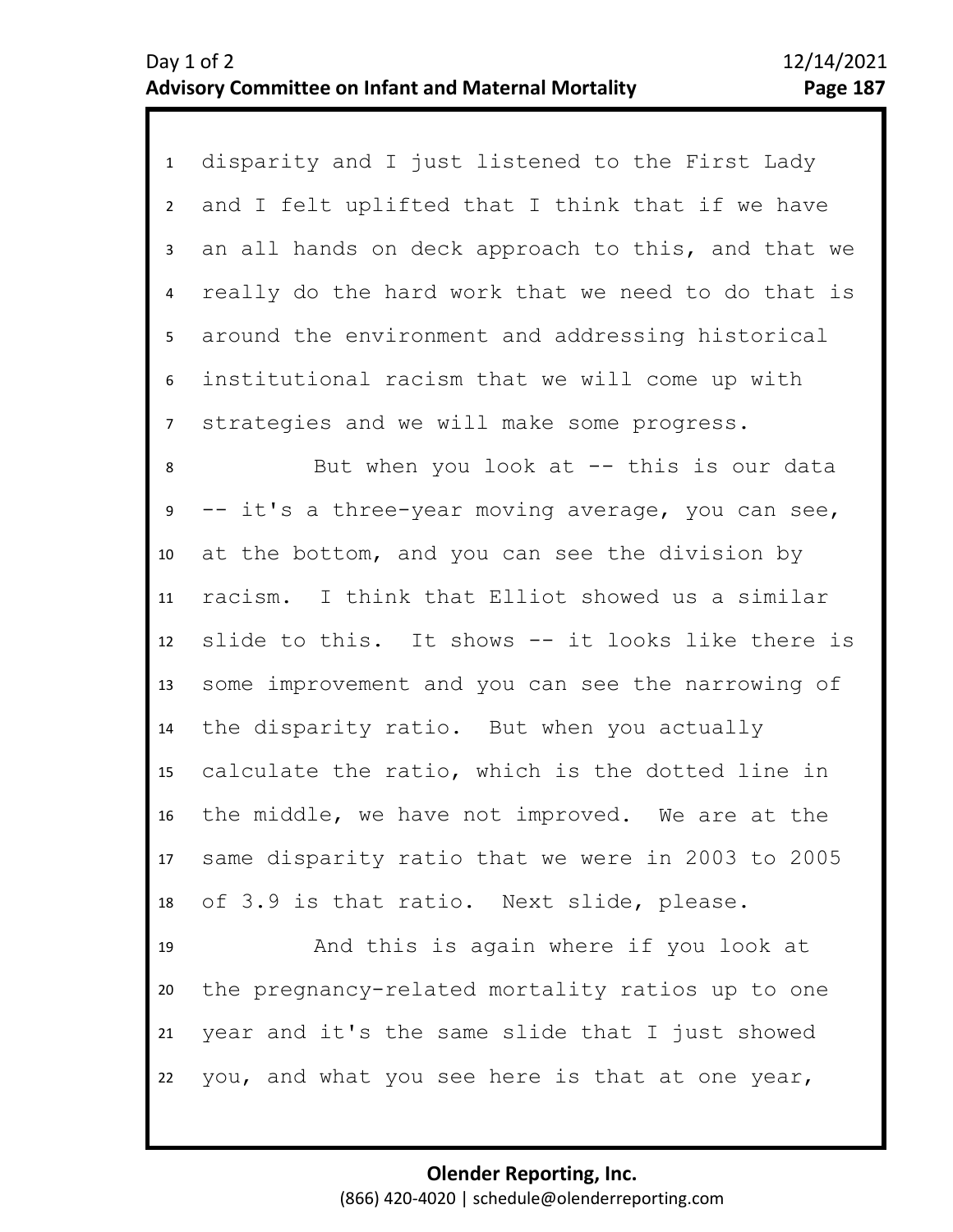disparity and I just listened to the First Lady and I felt uplifted that I think that if we have an all hands on deck approach to this, and that we really do the hard work that we need to do that is around the environment and addressing historical institutional racism that we will come up with strategies and we will make some progress.

But when you look at -- this is our data -- it's a three-year moving average, you can see, at the bottom, and you can see the division by racism. I think that Elliot showed us a similar slide to this. It shows -- it looks like there is some improvement and you can see the narrowing of the disparity ratio. But when you actually calculate the ratio, which is the dotted line in the middle, we have not improved. We are at the same disparity ratio that we were in 2003 to 2005 of 3.9 is that ratio. Next slide, please.

And this is again where if you look at the pregnancy-related mortality ratios up to one year and it's the same slide that I just showed you, and what you see here is that at one year,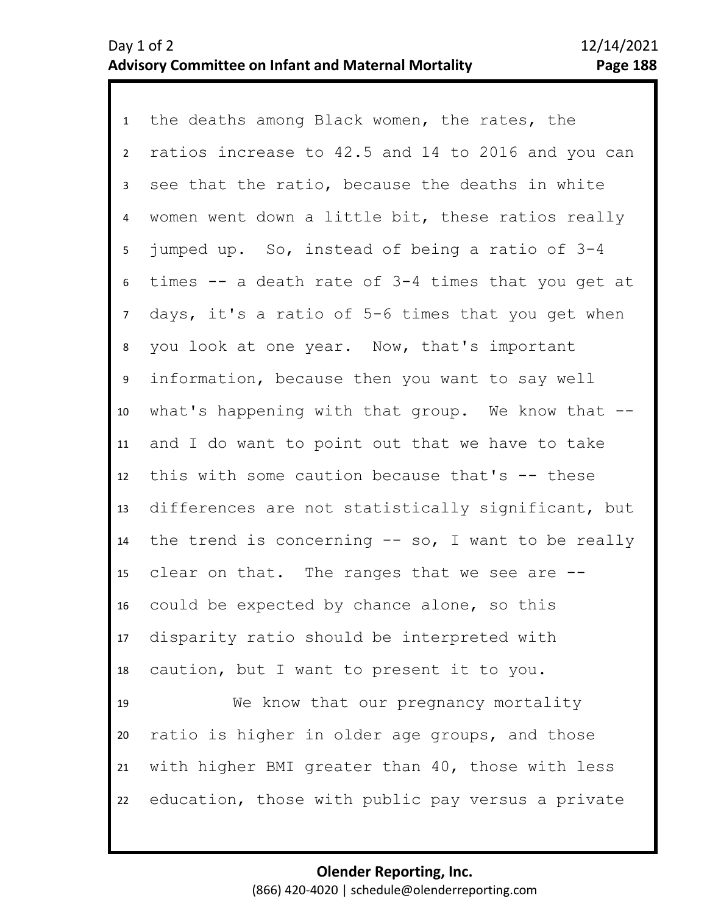1 the deaths among Black women, the rates, the
2 ratios increase to 42.5 and 14 to 2016 and you can
3 see that the ratio, because the deaths in white
4 women went down a little bit, these ratios really
5 jumped up. So, instead of being a ratio of 3-4
6 times -- a death rate of 3-4 times that you get at
7 days, it's a ratio of 5-6 times that you get when
8 you look at one year. Now, that's important
9 information, because then you want to say well
10 what's happening with that group. We know that --
11 and I do want to point out that we have to take
12 this with some caution because that's -- these
13 differences are not statistically significant, but
14 the trend is concerning -- so, I want to be really
15 clear on that. The ranges that we see are --
16 could be expected by chance alone, so this
17 disparity ratio should be interpreted with
18 caution, but I want to present it to you.
19 We know that our pregnancy mortality
20 ratio is higher in older age groups, and those
21 with higher BMI greater than 40, those with less
22 education, those with public pay versus a private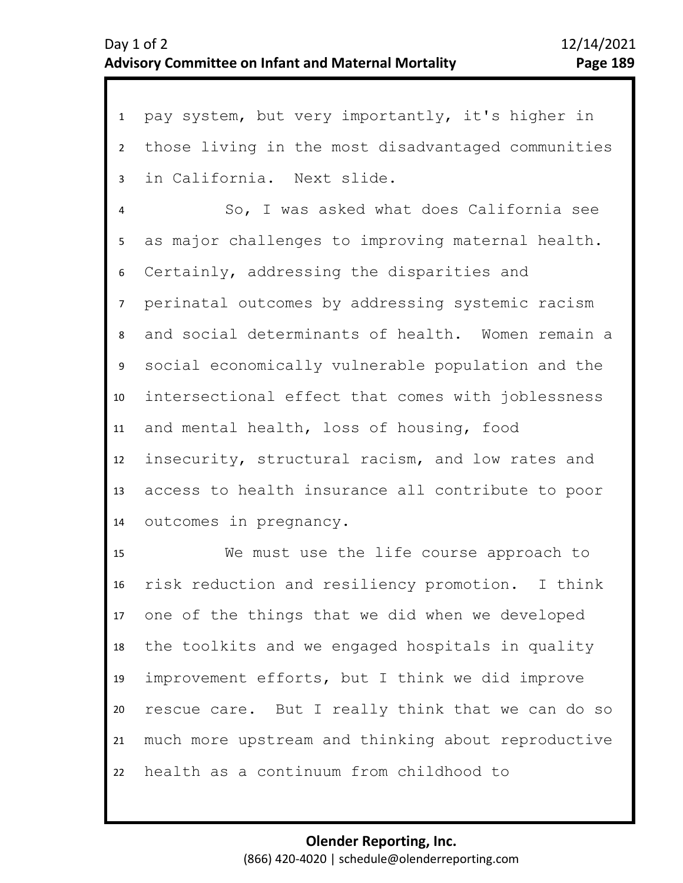pay system, but very importantly, it's higher in those living in the most disadvantaged communities in California. Next slide.

So, I was asked what does California see as major challenges to improving maternal health. Certainly, addressing the disparities and perinatal outcomes by addressing systemic racism and social determinants of health. Women remain a social economically vulnerable population and the intersectional effect that comes with joblessness and mental health, loss of housing, food insecurity, structural racism, and low rates and access to health insurance all contribute to poor outcomes in pregnancy.

We must use the life course approach to risk reduction and resiliency promotion. I think one of the things that we did when we developed the toolkits and we engaged hospitals in quality improvement efforts, but I think we did improve rescue care. But I really think that we can do so much more upstream and thinking about reproductive health as a continuum from childhood to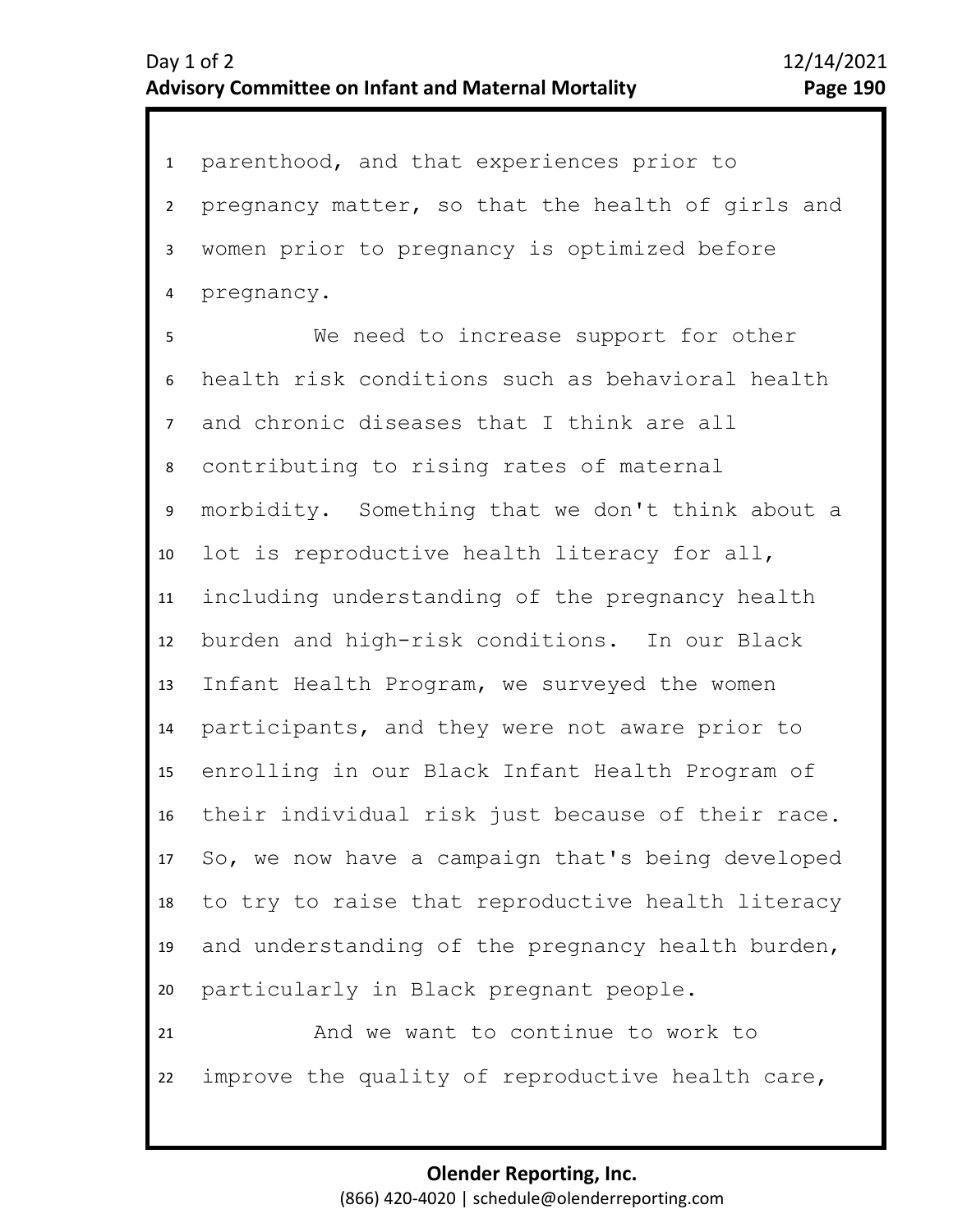parenthood, and that experiences prior to pregnancy matter, so that the health of girls and women prior to pregnancy is optimized before pregnancy.

We need to increase support for other health risk conditions such as behavioral health and chronic diseases that I think are all contributing to rising rates of maternal morbidity. Something that we don't think about a lot is reproductive health literacy for all, including understanding of the pregnancy health burden and high-risk conditions. In our Black Infant Health Program, we surveyed the women participants, and they were not aware prior to enrolling in our Black Infant Health Program of their individual risk just because of their race. So, we now have a campaign that's being developed to try to raise that reproductive health literacy and understanding of the pregnancy health burden, particularly in Black pregnant people.

And we want to continue to work to improve the quality of reproductive health care,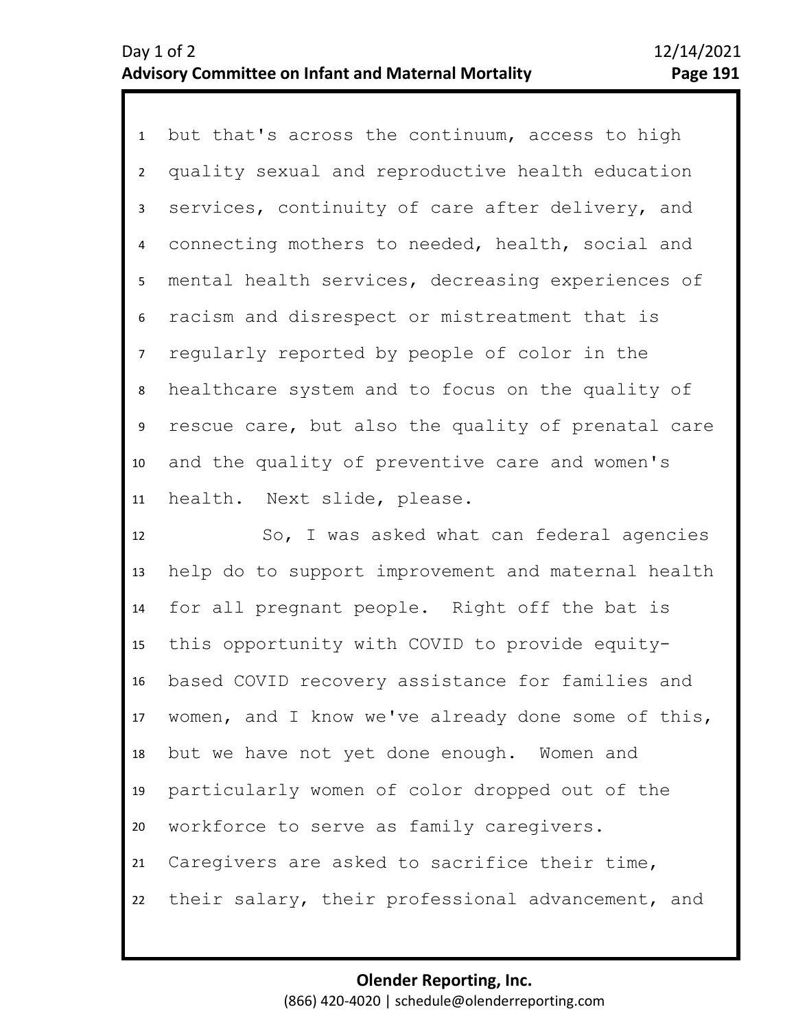but that's across the continuum, access to high quality sexual and reproductive health education services, continuity of care after delivery, and connecting mothers to needed, health, social and mental health services, decreasing experiences of racism and disrespect or mistreatment that is regularly reported by people of color in the healthcare system and to focus on the quality of rescue care, but also the quality of prenatal care and the quality of preventive care and women's health. Next slide, please.

So, I was asked what can federal agencies help do to support improvement and maternal health for all pregnant people. Right off the bat is this opportunity with COVID to provide equity-based COVID recovery assistance for families and women, and I know we've already done some of this, but we have not yet done enough. Women and particularly women of color dropped out of the workforce to serve as family caregivers. Caregivers are asked to sacrifice their time, their salary, their professional advancement, and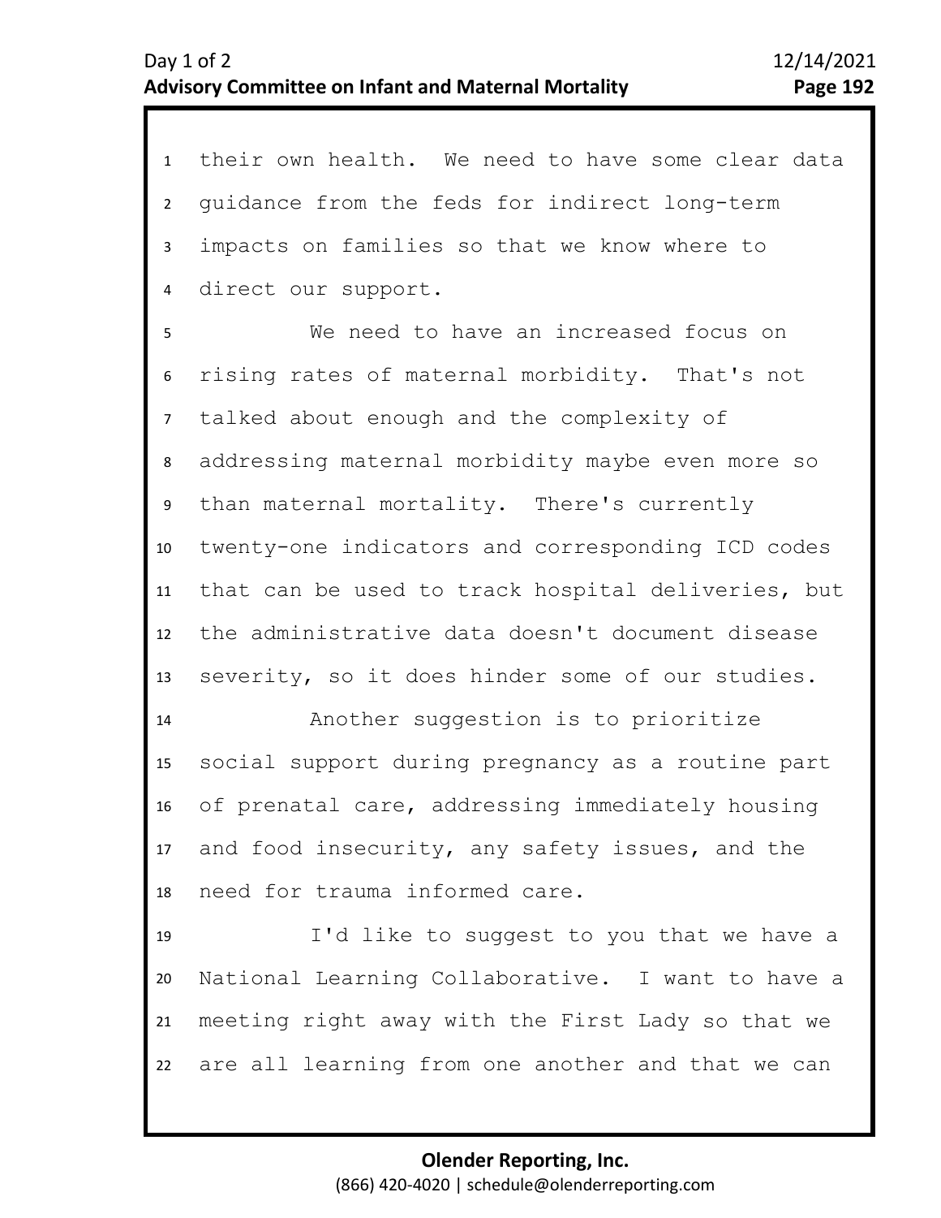their own health. We need to have some clear data guidance from the feds for indirect long-term impacts on families so that we know where to direct our support.

We need to have an increased focus on rising rates of maternal morbidity. That's not talked about enough and the complexity of addressing maternal morbidity maybe even more so than maternal mortality. There's currently twenty-one indicators and corresponding ICD codes that can be used to track hospital deliveries, but the administrative data doesn't document disease severity, so it does hinder some of our studies.

Another suggestion is to prioritize social support during pregnancy as a routine part of prenatal care, addressing immediately housing and food insecurity, any safety issues, and the need for trauma informed care.

I'd like to suggest to you that we have a National Learning Collaborative. I want to have a meeting right away with the First Lady so that we are all learning from one another and that we can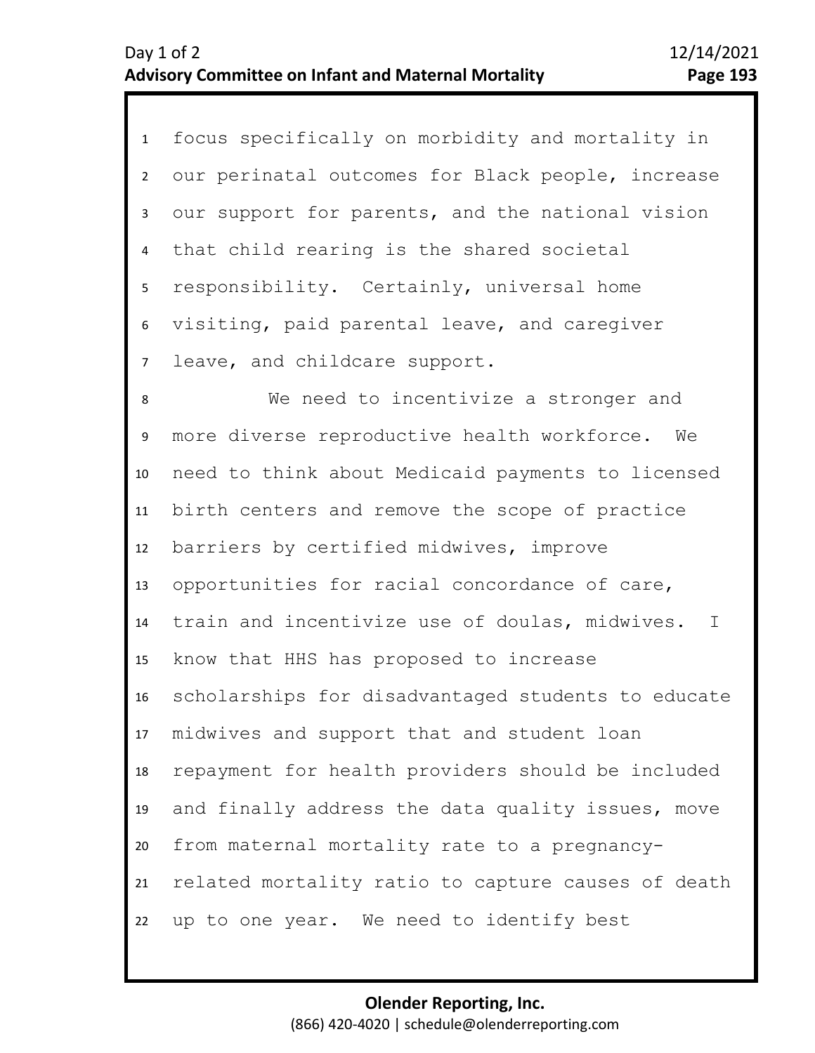focus specifically on morbidity and mortality in our perinatal outcomes for Black people, increase our support for parents, and the national vision that child rearing is the shared societal responsibility. Certainly, universal home visiting, paid parental leave, and caregiver leave, and childcare support.

We need to incentivize a stronger and more diverse reproductive health workforce. We need to think about Medicaid payments to licensed birth centers and remove the scope of practice barriers by certified midwives, improve opportunities for racial concordance of care, train and incentivize use of doulas, midwives. I know that HHS has proposed to increase scholarships for disadvantaged students to educate midwives and support that and student loan repayment for health providers should be included and finally address the data quality issues, move from maternal mortality rate to a pregnancy-related mortality ratio to capture causes of death up to one year. We need to identify best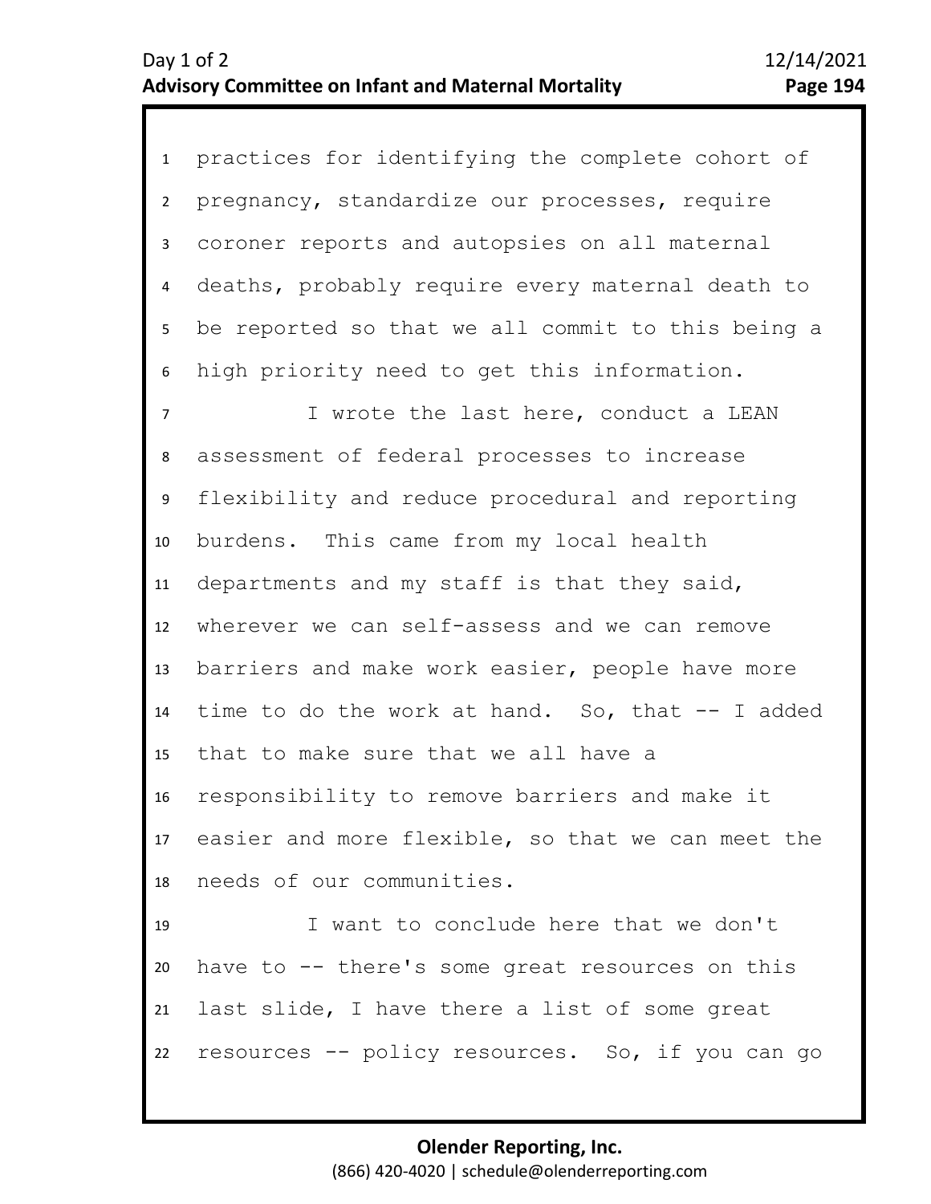practices for identifying the complete cohort of pregnancy, standardize our processes, require coroner reports and autopsies on all maternal deaths, probably require every maternal death to be reported so that we all commit to this being a high priority need to get this information.

I wrote the last here, conduct a LEAN assessment of federal processes to increase flexibility and reduce procedural and reporting burdens. This came from my local health departments and my staff is that they said, wherever we can self-assess and we can remove barriers and make work easier, people have more time to do the work at hand. So, that -- I added that to make sure that we all have a responsibility to remove barriers and make it easier and more flexible, so that we can meet the needs of our communities.

I want to conclude here that we don't have to -- there's some great resources on this last slide, I have there a list of some great resources -- policy resources. So, if you can go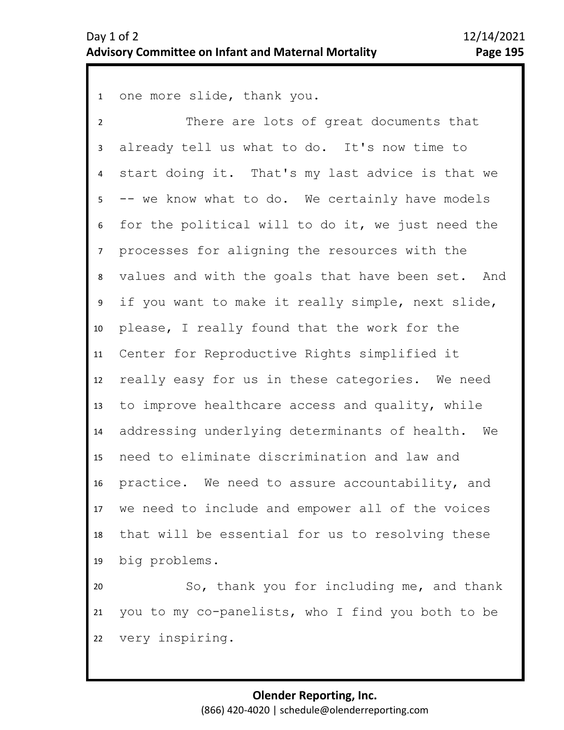one more slide, thank you.

There are lots of great documents that already tell us what to do. It's now time to start doing it. That's my last advice is that we -- we know what to do. We certainly have models for the political will to do it, we just need the processes for aligning the resources with the values and with the goals that have been set. And if you want to make it really simple, next slide, please, I really found that the work for the Center for Reproductive Rights simplified it really easy for us in these categories. We need to improve healthcare access and quality, while addressing underlying determinants of health. We need to eliminate discrimination and law and practice. We need to assure accountability, and we need to include and empower all of the voices that will be essential for us to resolving these big problems.

So, thank you for including me, and thank you to my co-panelists, who I find you both to be very inspiring.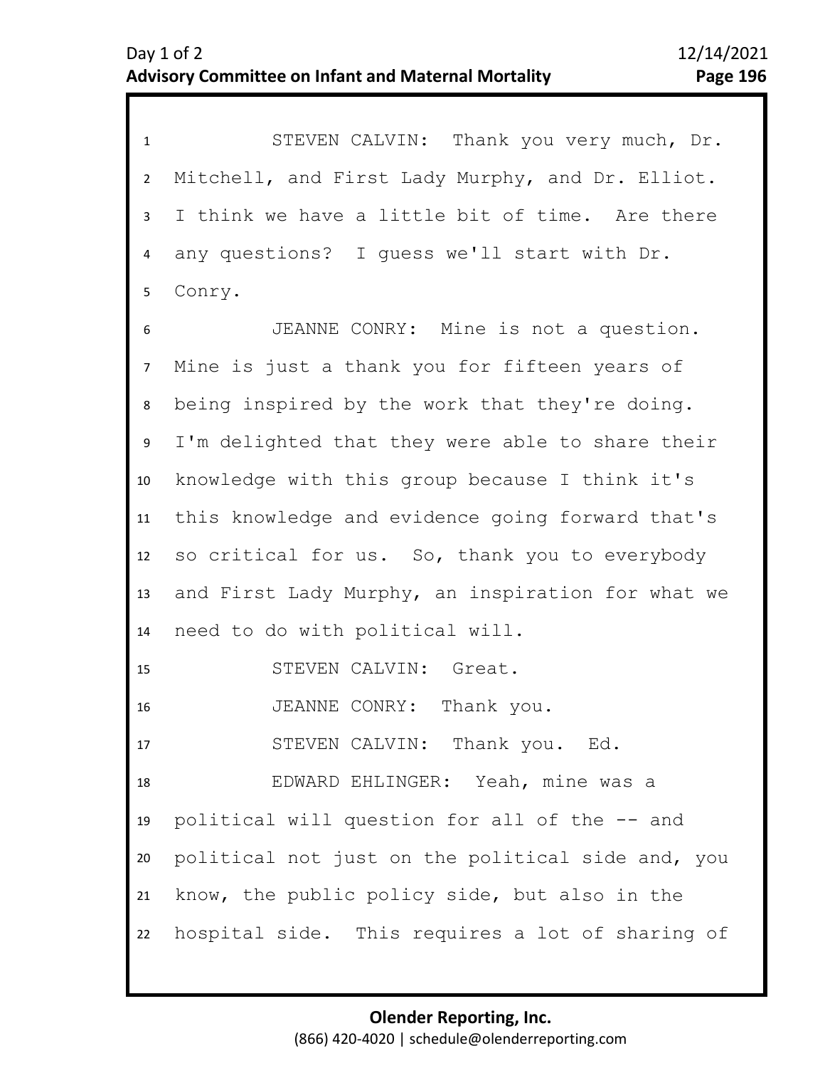STEVEN CALVIN: Thank you very much, Dr. Mitchell, and First Lady Murphy, and Dr. Elliot. I think we have a little bit of time. Are there any questions? I guess we'll start with Dr. Conry.

JEANNE CONRY: Mine is not a question. Mine is just a thank you for fifteen years of being inspired by the work that they're doing. I'm delighted that they were able to share their knowledge with this group because I think it's this knowledge and evidence going forward that's so critical for us. So, thank you to everybody and First Lady Murphy, an inspiration for what we need to do with political will.

STEVEN CALVIN: Great.

JEANNE CONRY: Thank you.

STEVEN CALVIN: Thank you. Ed.

EDWARD EHLINGER: Yeah, mine was a political will question for all of the -- and political not just on the political side and, you know, the public policy side, but also in the hospital side. This requires a lot of sharing of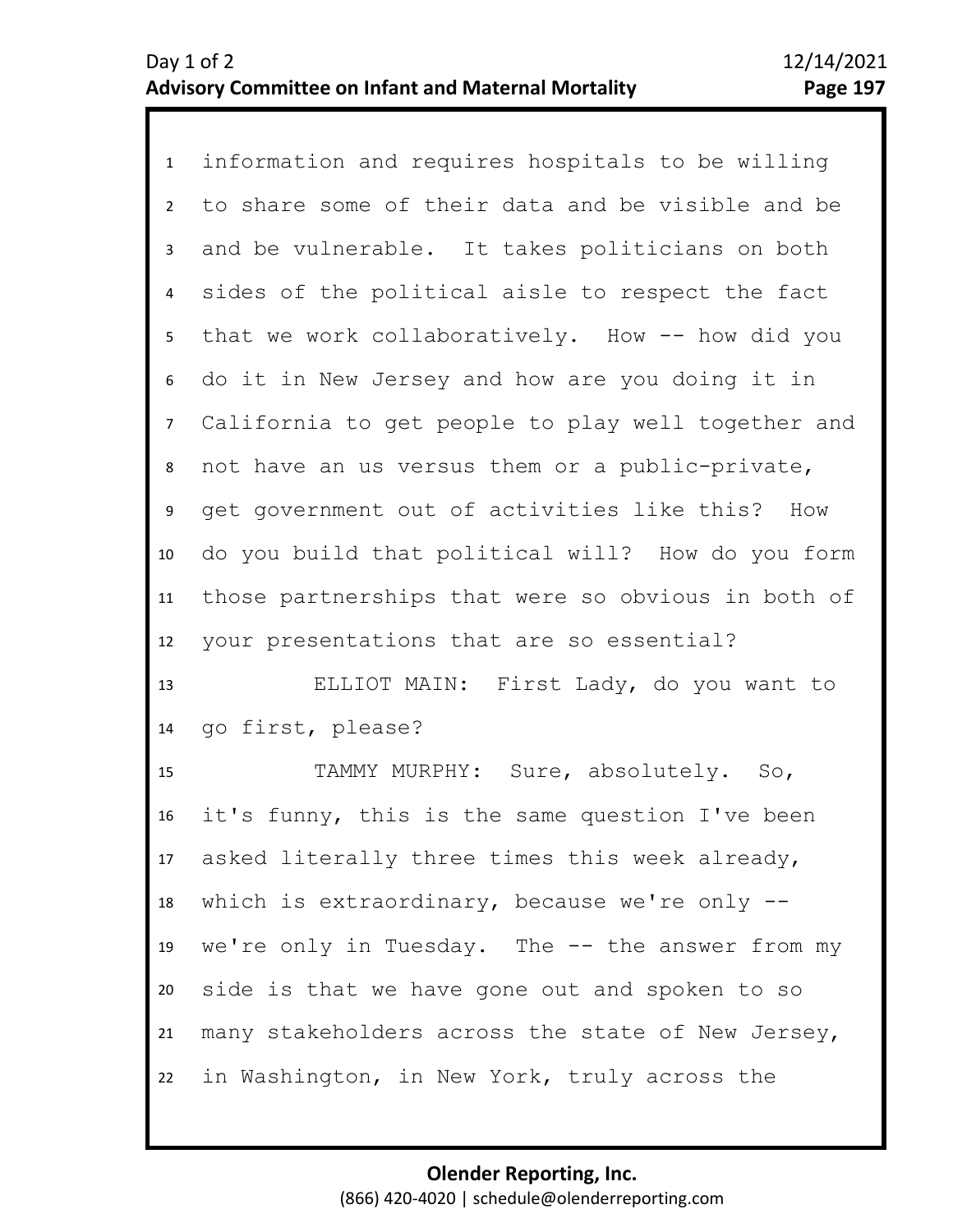information and requires hospitals to be willing to share some of their data and be visible and be and be vulnerable. It takes politicians on both sides of the political aisle to respect the fact that we work collaboratively. How -- how did you do it in New Jersey and how are you doing it in California to get people to play well together and not have an us versus them or a public-private, get government out of activities like this? How do you build that political will? How do you form those partnerships that were so obvious in both of your presentations that are so essential?

ELLIOT MAIN: First Lady, do you want to go first, please?

TAMMY MURPHY: Sure, absolutely. So, it's funny, this is the same question I've been asked literally three times this week already, which is extraordinary, because we're only -- we're only in Tuesday. The -- the answer from my side is that we have gone out and spoken to so many stakeholders across the state of New Jersey, in Washington, in New York, truly across the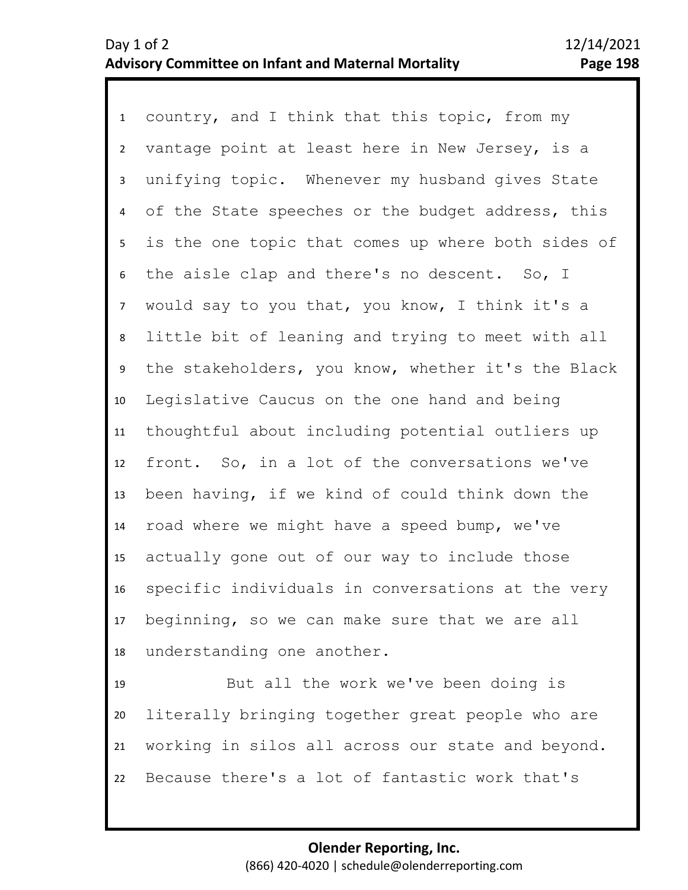country, and I think that this topic, from my vantage point at least here in New Jersey, is a unifying topic. Whenever my husband gives State of the State speeches or the budget address, this is the one topic that comes up where both sides of the aisle clap and there's no descent. So, I would say to you that, you know, I think it's a little bit of leaning and trying to meet with all the stakeholders, you know, whether it's the Black Legislative Caucus on the one hand and being thoughtful about including potential outliers up front. So, in a lot of the conversations we've been having, if we kind of could think down the road where we might have a speed bump, we've actually gone out of our way to include those specific individuals in conversations at the very beginning, so we can make sure that we are all understanding one another.

But all the work we've been doing is literally bringing together great people who are working in silos all across our state and beyond. Because there's a lot of fantastic work that's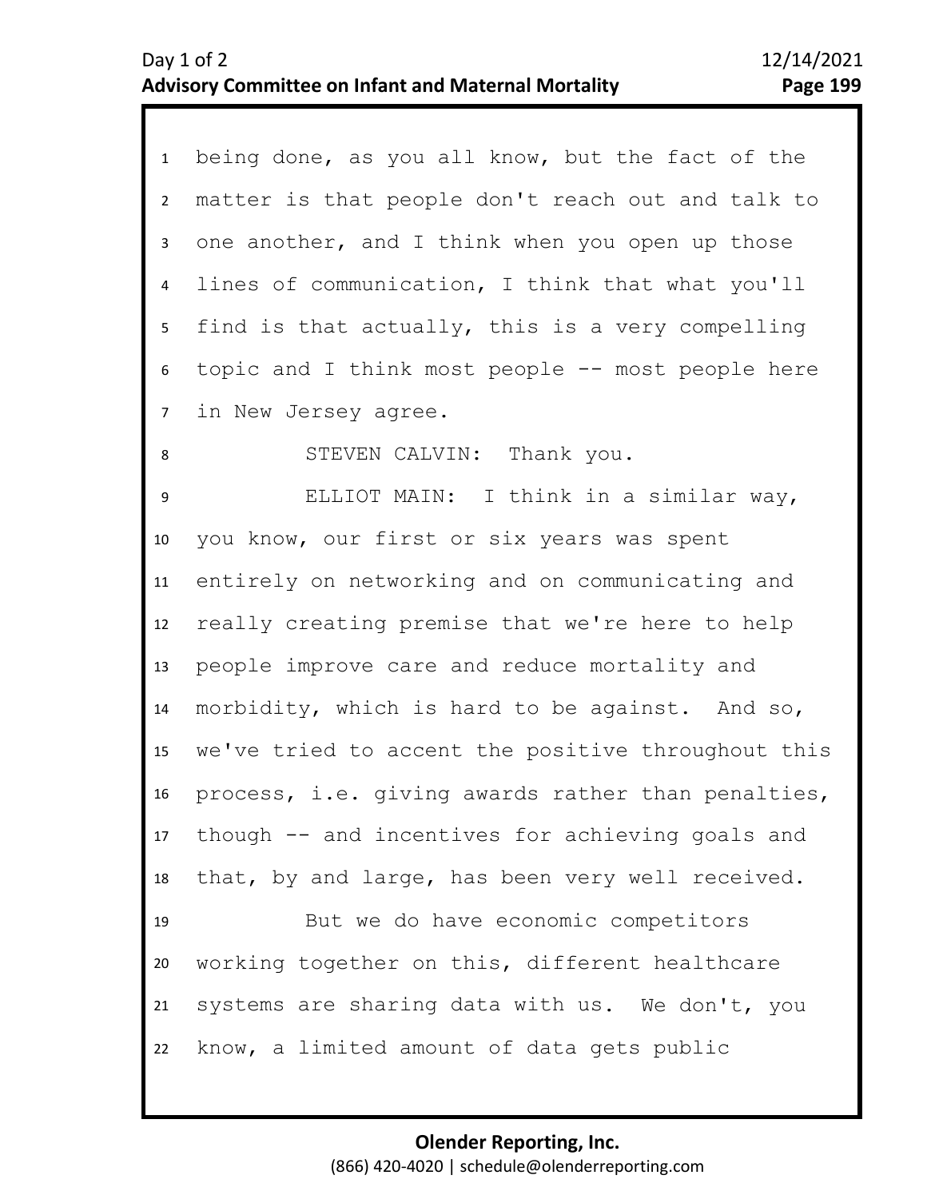being done, as you all know, but the fact of the matter is that people don't reach out and talk to one another, and I think when you open up those lines of communication, I think that what you'll find is that actually, this is a very compelling topic and I think most people -- most people here in New Jersey agree.

STEVEN CALVIN: Thank you.

ELLIOT MAIN: I think in a similar way, you know, our first or six years was spent entirely on networking and on communicating and really creating premise that we're here to help people improve care and reduce mortality and morbidity, which is hard to be against. And so, we've tried to accent the positive throughout this process, i.e. giving awards rather than penalties, though -- and incentives for achieving goals and that, by and large, has been very well received.

But we do have economic competitors working together on this, different healthcare systems are sharing data with us. We don't, you know, a limited amount of data gets public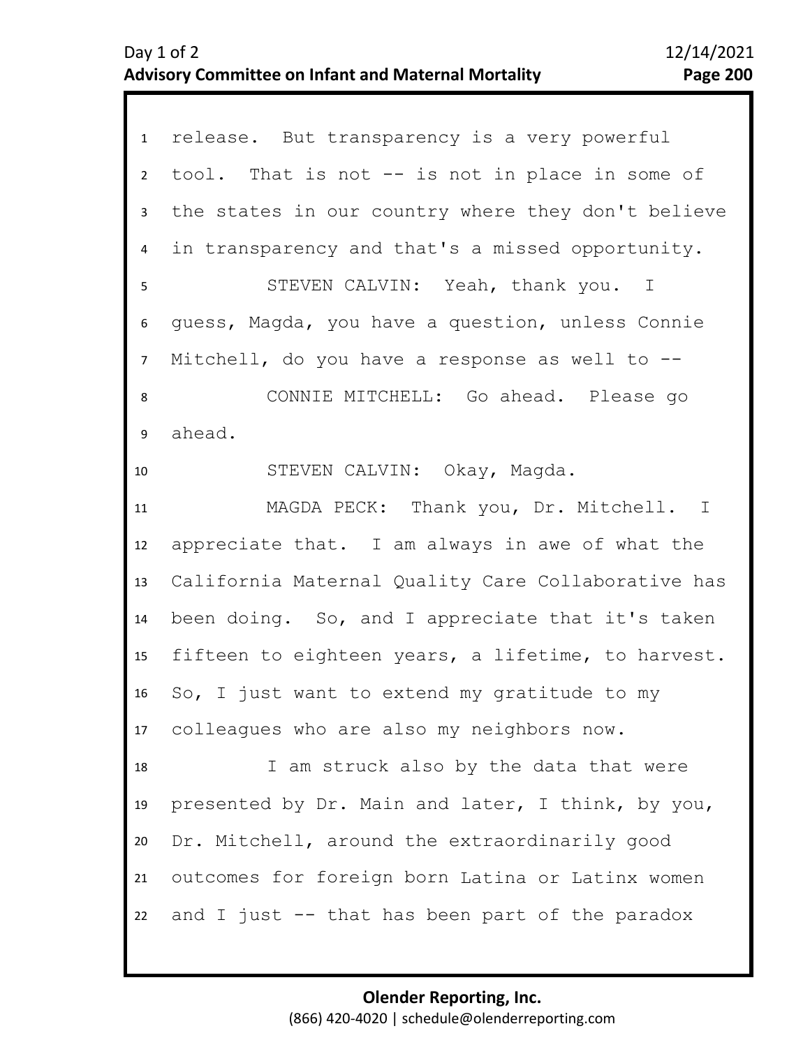release. But transparency is a very powerful tool. That is not -- is not in place in some of the states in our country where they don't believe in transparency and that's a missed opportunity.

STEVEN CALVIN: Yeah, thank you. I guess, Magda, you have a question, unless Connie Mitchell, do you have a response as well to --

CONNIE MITCHELL: Go ahead. Please go ahead.

STEVEN CALVIN: Okay, Magda.

MAGDA PECK: Thank you, Dr. Mitchell. I appreciate that. I am always in awe of what the California Maternal Quality Care Collaborative has been doing. So, and I appreciate that it's taken fifteen to eighteen years, a lifetime, to harvest. So, I just want to extend my gratitude to my colleagues who are also my neighbors now.

I am struck also by the data that were presented by Dr. Main and later, I think, by you, Dr. Mitchell, around the extraordinarily good outcomes for foreign born Latina or Latinx women and I just -- that has been part of the paradox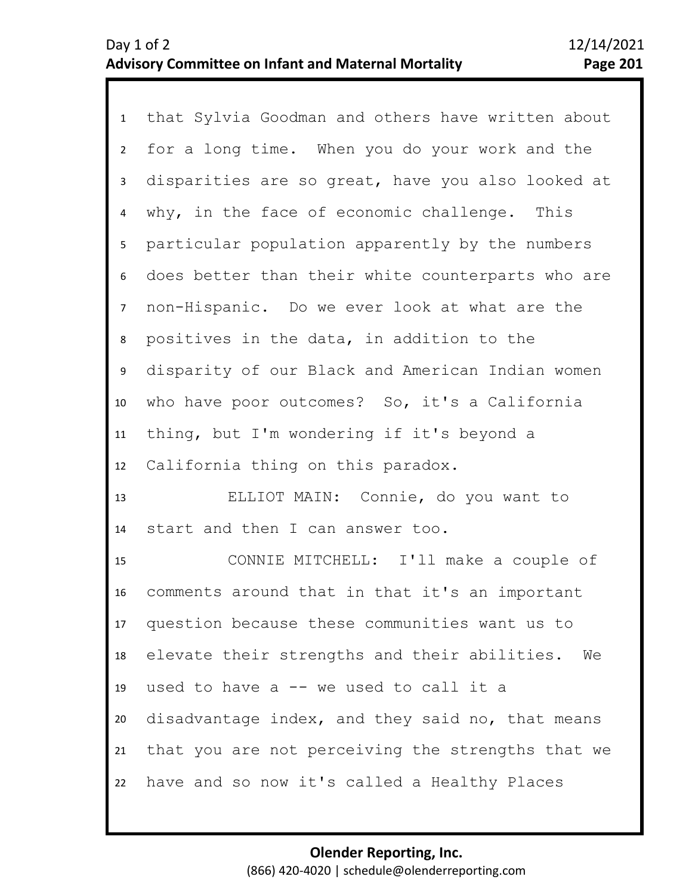that Sylvia Goodman and others have written about for a long time. When you do your work and the disparities are so great, have you also looked at why, in the face of economic challenge. This particular population apparently by the numbers does better than their white counterparts who are non-Hispanic. Do we ever look at what are the positives in the data, in addition to the disparity of our Black and American Indian women who have poor outcomes? So, it's a California thing, but I'm wondering if it's beyond a California thing on this paradox.

ELLIOT MAIN: Connie, do you want to start and then I can answer too.

CONNIE MITCHELL: I'll make a couple of comments around that in that it's an important question because these communities want us to elevate their strengths and their abilities. We used to have a -- we used to call it a disadvantage index, and they said no, that means that you are not perceiving the strengths that we have and so now it's called a Healthy Places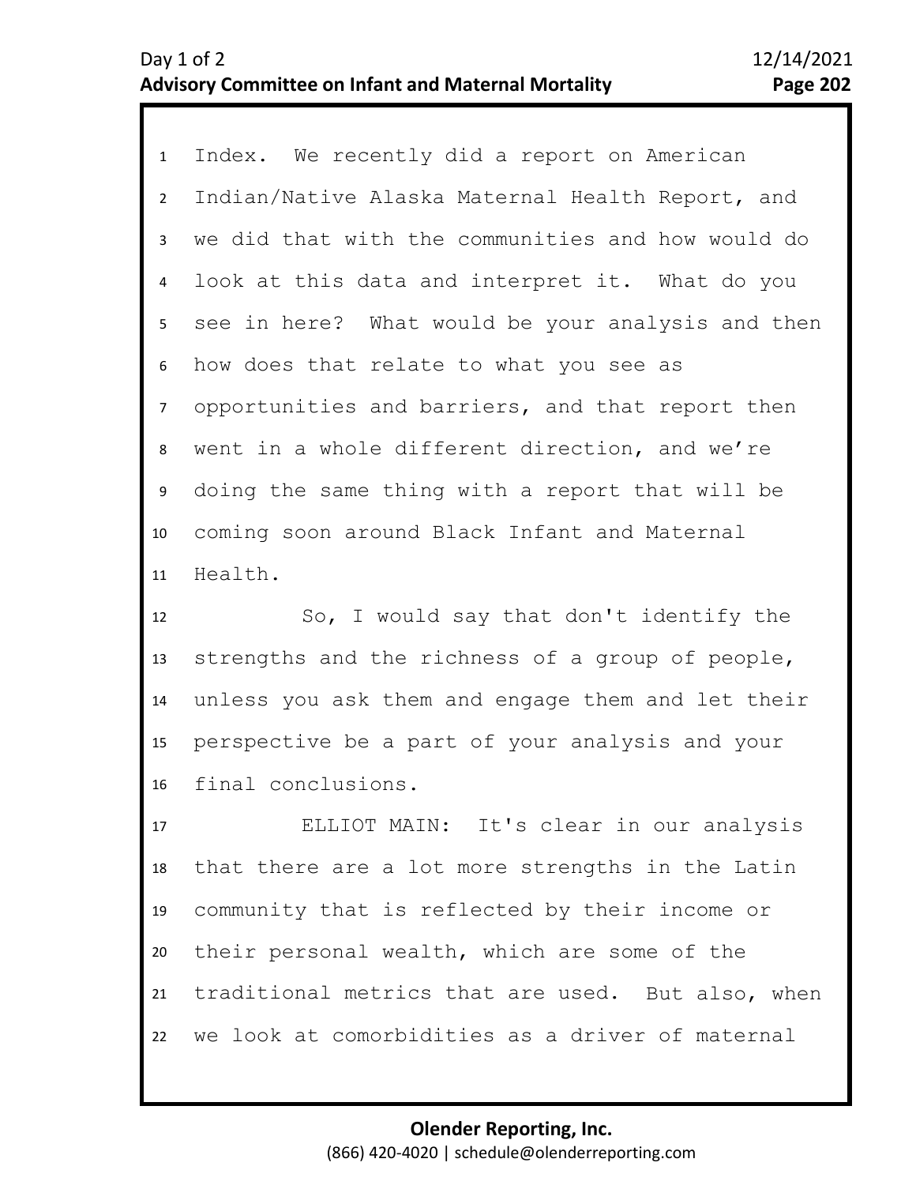Index. We recently did a report on American Indian/Native Alaska Maternal Health Report, and we did that with the communities and how would do look at this data and interpret it. What do you see in here? What would be your analysis and then how does that relate to what you see as opportunities and barriers, and that report then went in a whole different direction, and we're doing the same thing with a report that will be coming soon around Black Infant and Maternal Health.

So, I would say that don't identify the strengths and the richness of a group of people, unless you ask them and engage them and let their perspective be a part of your analysis and your final conclusions.

ELLIOT MAIN: It's clear in our analysis that there are a lot more strengths in the Latin community that is reflected by their income or their personal wealth, which are some of the traditional metrics that are used. But also, when we look at comorbidities as a driver of maternal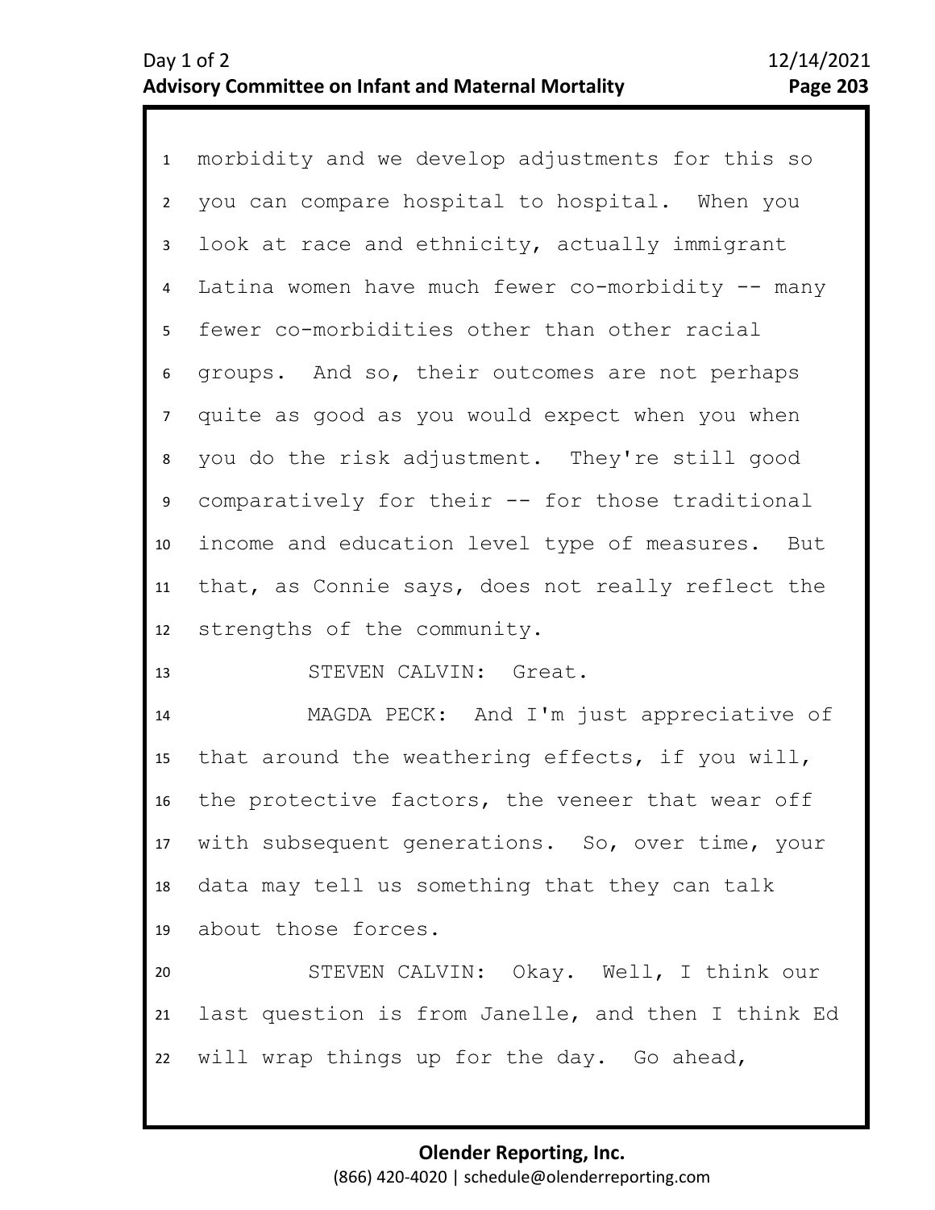morbidity and we develop adjustments for this so you can compare hospital to hospital. When you look at race and ethnicity, actually immigrant Latina women have much fewer co-morbidity -- many fewer co-morbidities other than other racial groups. And so, their outcomes are not perhaps quite as good as you would expect when you when you do the risk adjustment. They're still good comparatively for their -- for those traditional income and education level type of measures. But that, as Connie says, does not really reflect the strengths of the community.

STEVEN CALVIN: Great.

MAGDA PECK: And I'm just appreciative of that around the weathering effects, if you will, the protective factors, the veneer that wear off with subsequent generations. So, over time, your data may tell us something that they can talk about those forces.

STEVEN CALVIN: Okay. Well, I think our last question is from Janelle, and then I think Ed will wrap things up for the day. Go ahead,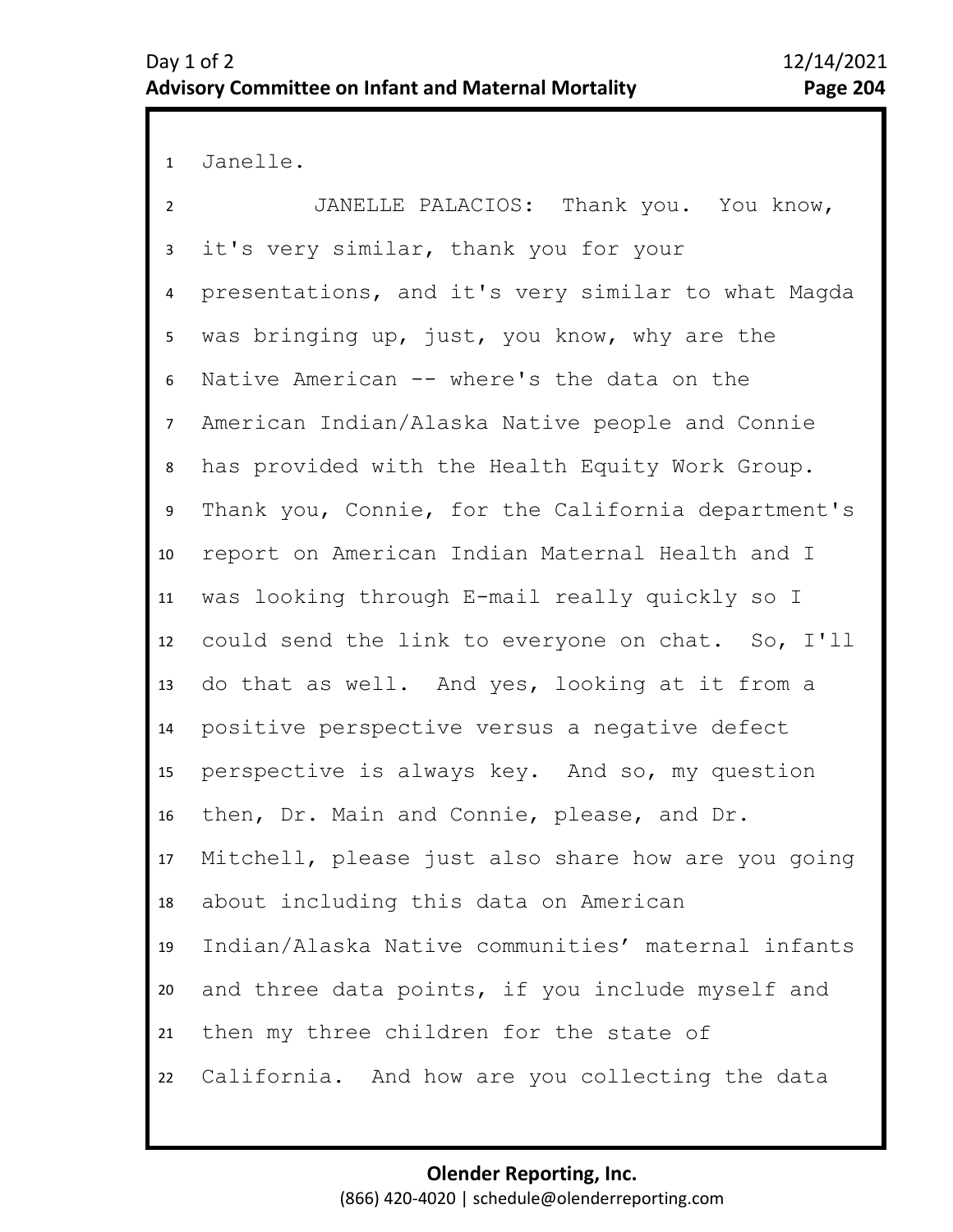Janelle.

JANELLE PALACIOS: Thank you. You know, it's very similar, thank you for your presentations, and it's very similar to what Magda was bringing up, just, you know, why are the Native American -- where's the data on the American Indian/Alaska Native people and Connie has provided with the Health Equity Work Group. Thank you, Connie, for the California department's report on American Indian Maternal Health and I was looking through E-mail really quickly so I could send the link to everyone on chat. So, I'll do that as well. And yes, looking at it from a positive perspective versus a negative defect perspective is always key. And so, my question then, Dr. Main and Connie, please, and Dr. Mitchell, please just also share how are you going about including this data on American Indian/Alaska Native communities' maternal infants and three data points, if you include myself and then my three children for the state of California. And how are you collecting the data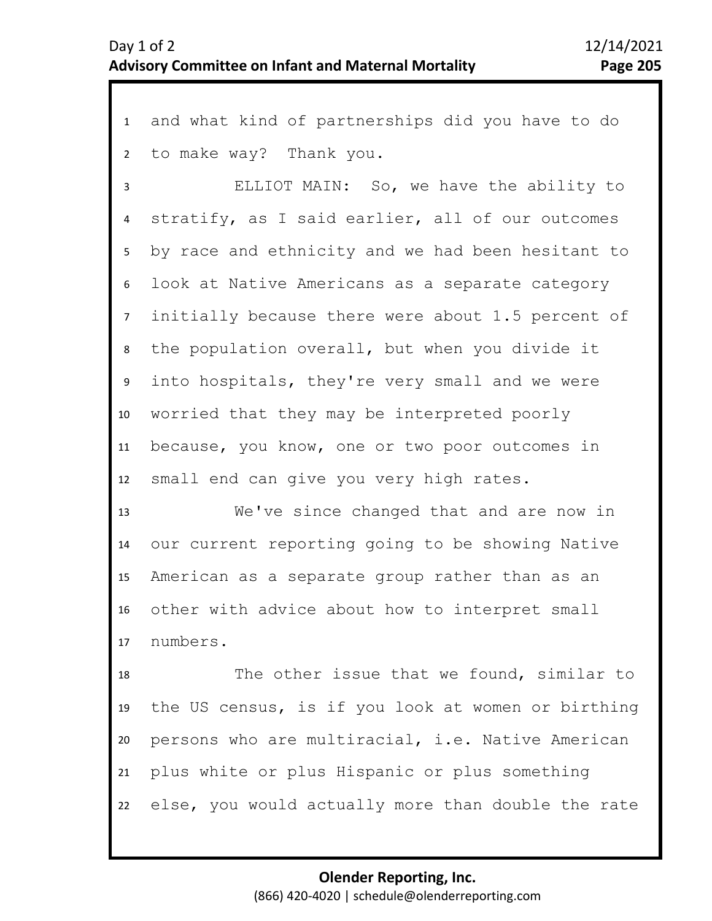and what kind of partnerships did you have to do to make way? Thank you.

ELLIOT MAIN: So, we have the ability to stratify, as I said earlier, all of our outcomes by race and ethnicity and we had been hesitant to look at Native Americans as a separate category initially because there were about 1.5 percent of the population overall, but when you divide it into hospitals, they're very small and we were worried that they may be interpreted poorly because, you know, one or two poor outcomes in small end can give you very high rates.

We've since changed that and are now in our current reporting going to be showing Native American as a separate group rather than as an other with advice about how to interpret small numbers.

The other issue that we found, similar to the US census, is if you look at women or birthing persons who are multiracial, i.e. Native American plus white or plus Hispanic or plus something else, you would actually more than double the rate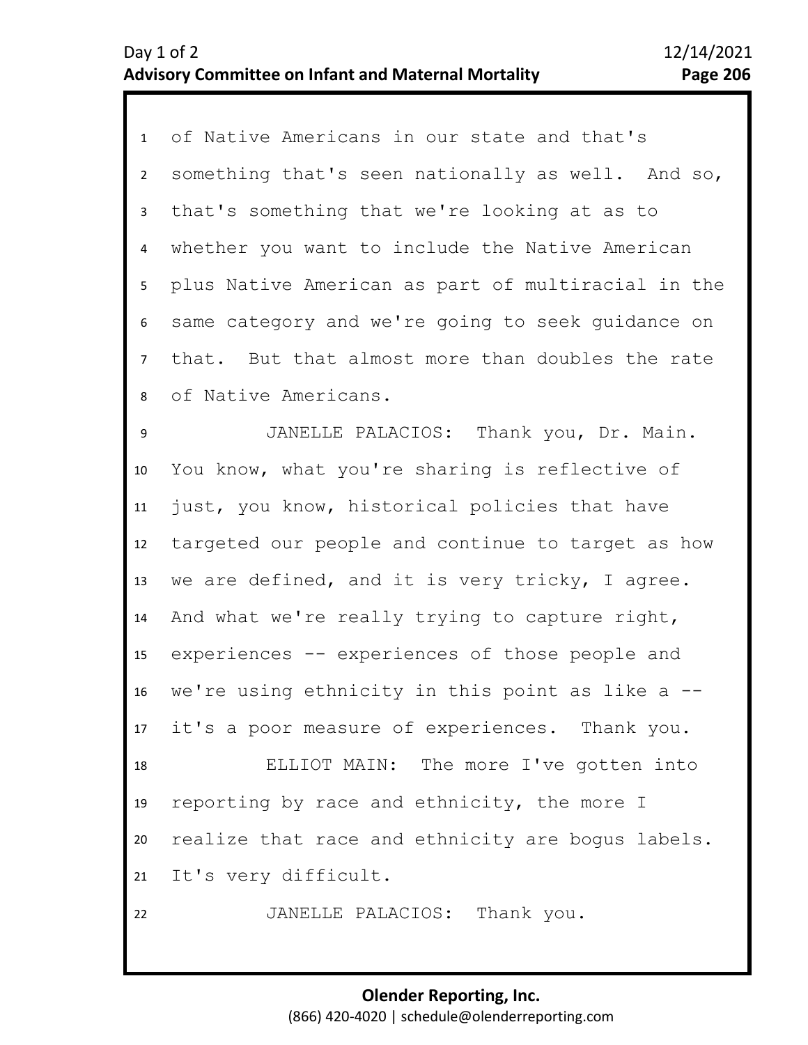of Native Americans in our state and that's something that's seen nationally as well. And so, that's something that we're looking at as to whether you want to include the Native American plus Native American as part of multiracial in the same category and we're going to seek guidance on that. But that almost more than doubles the rate of Native Americans.

JANELLE PALACIOS: Thank you, Dr. Main. You know, what you're sharing is reflective of just, you know, historical policies that have targeted our people and continue to target as how we are defined, and it is very tricky, I agree. And what we're really trying to capture right, experiences -- experiences of those people and we're using ethnicity in this point as like a -- it's a poor measure of experiences. Thank you.

ELLIOT MAIN: The more I've gotten into reporting by race and ethnicity, the more I realize that race and ethnicity are bogus labels. It's very difficult.

JANELLE PALACIOS: Thank you.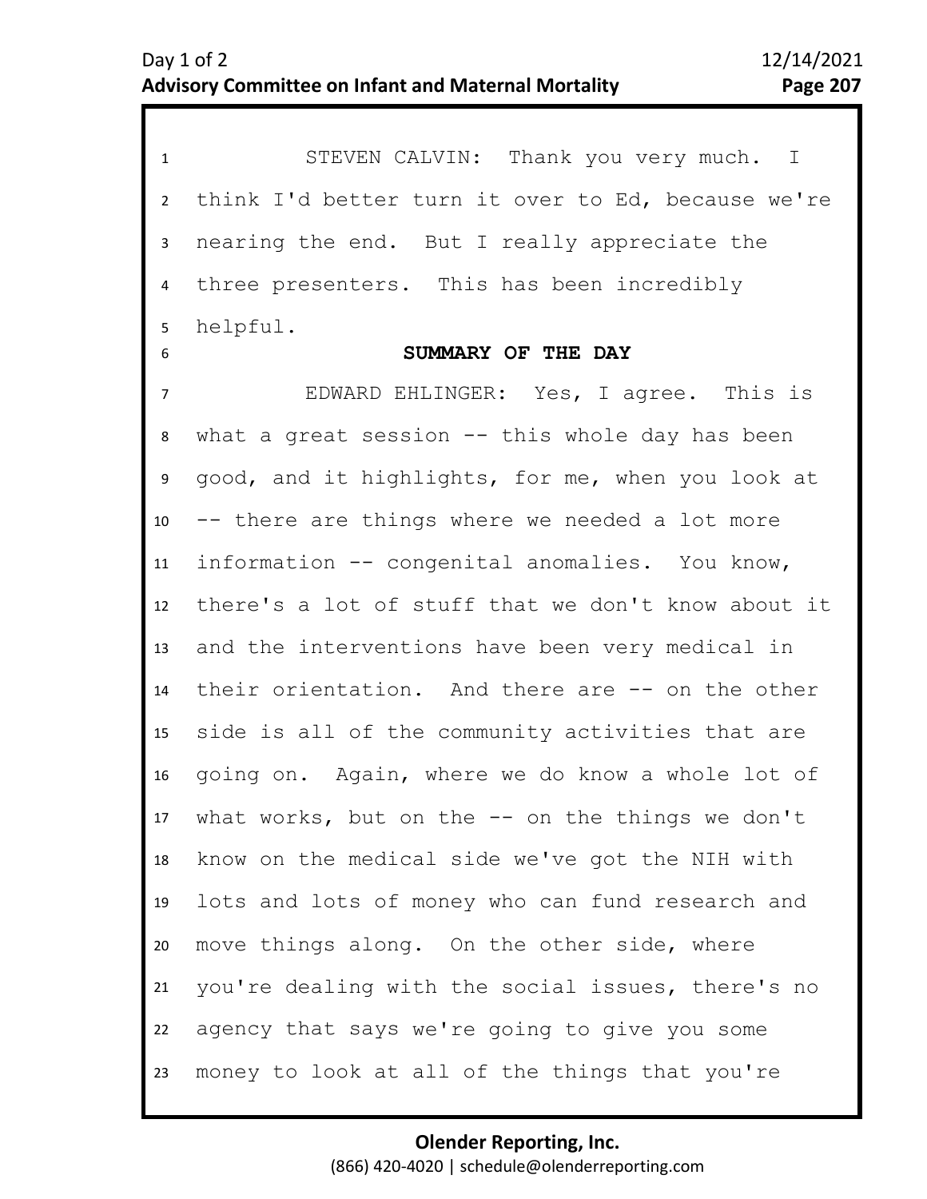STEVEN CALVIN: Thank you very much. I think I'd better turn it over to Ed, because we're nearing the end. But I really appreciate the three presenters. This has been incredibly helpful.

## SUMMARY OF THE DAY

EDWARD EHLINGER: Yes, I agree. This is what a great session -- this whole day has been good, and it highlights, for me, when you look at -- there are things where we needed a lot more information -- congenital anomalies. You know, there's a lot of stuff that we don't know about it and the interventions have been very medical in their orientation. And there are -- on the other side is all of the community activities that are going on. Again, where we do know a whole lot of what works, but on the -- on the things we don't know on the medical side we've got the NIH with lots and lots of money who can fund research and move things along. On the other side, where you're dealing with the social issues, there's no agency that says we're going to give you some money to look at all of the things that you're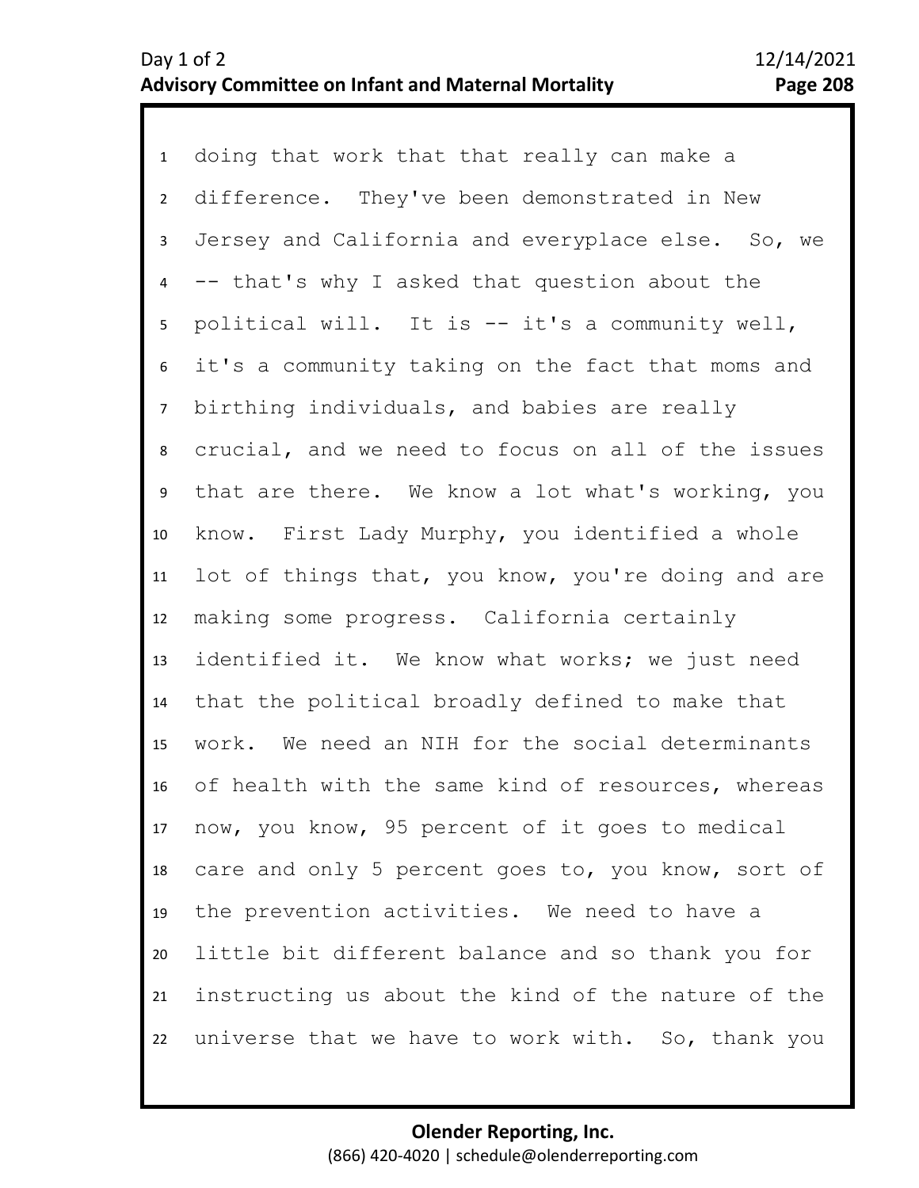doing that work that that really can make a difference. They've been demonstrated in New Jersey and California and everyplace else. So, we -- that's why I asked that question about the political will. It is -- it's a community well, it's a community taking on the fact that moms and birthing individuals, and babies are really crucial, and we need to focus on all of the issues that are there. We know a lot what's working, you know. First Lady Murphy, you identified a whole lot of things that, you know, you're doing and are making some progress. California certainly identified it. We know what works; we just need that the political broadly defined to make that work. We need an NIH for the social determinants of health with the same kind of resources, whereas now, you know, 95 percent of it goes to medical care and only 5 percent goes to, you know, sort of the prevention activities. We need to have a little bit different balance and so thank you for instructing us about the kind of the nature of the universe that we have to work with. So, thank you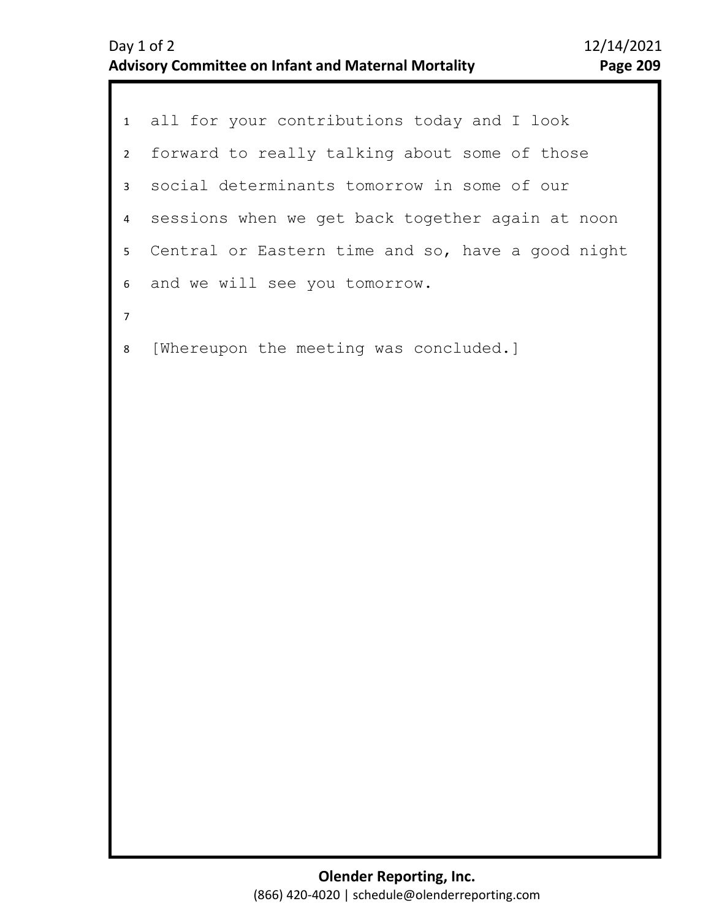all for your contributions today and I look forward to really talking about some of those social determinants tomorrow in some of our sessions when we get back together again at noon Central or Eastern time and so, have a good night and we will see you tomorrow.

[Whereupon the meeting was concluded.]